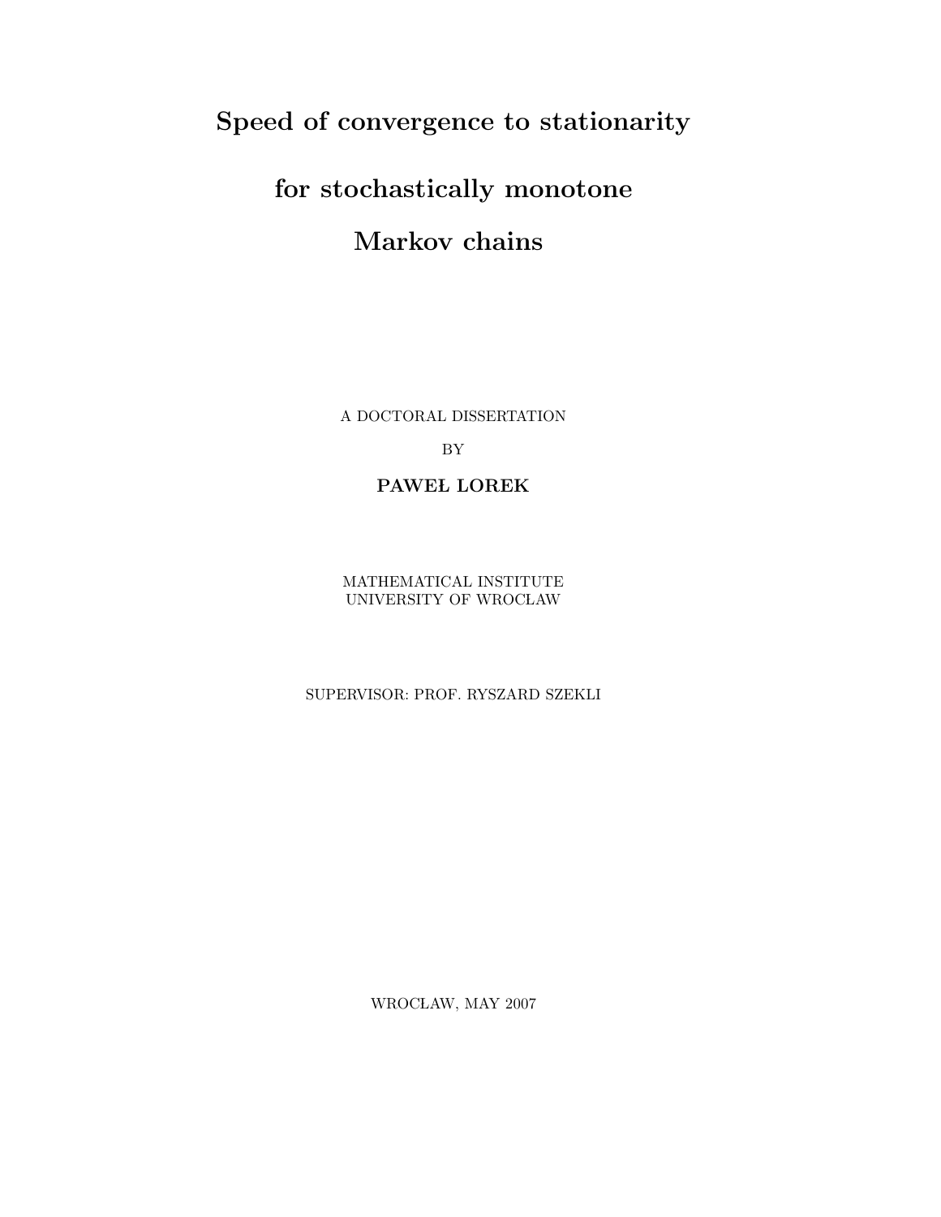# Speed of convergence to stationarity for stochastically monotone Markov chains

A DOCTORAL DISSERTATION

BY

**PAWEŁ LOREK**

MATHEMATICAL INSTITUTE
UNIVERSITY OF WROCŁAW

SUPERVISOR: PROF. RYSZARD SZEKLI

WROCŁAW, MAY 2007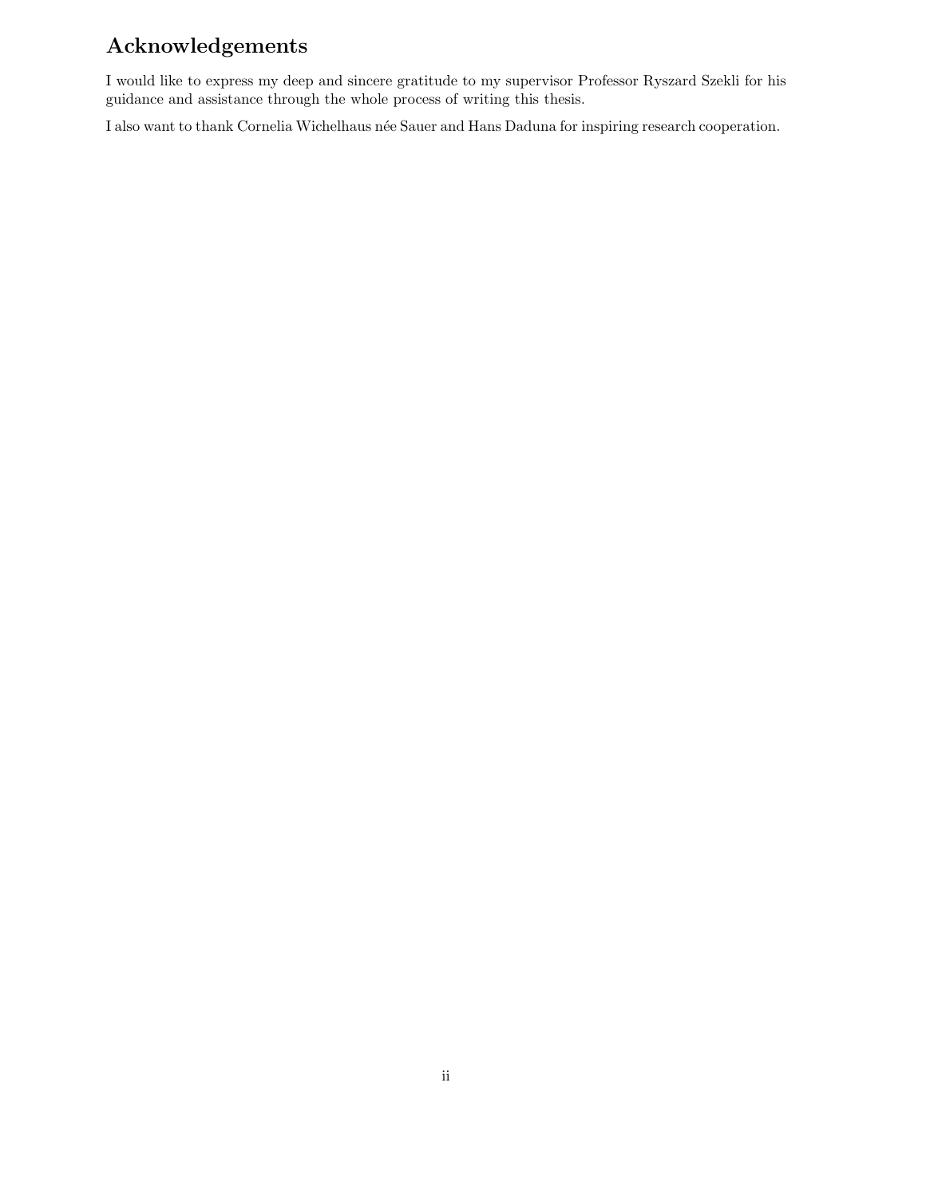## Acknowledgements

I would like to express my deep and sincere gratitude to my supervisor Professor Ryszard Szekli for his guidance and assistance through the whole process of writing this thesis.

I also want to thank Cornelia Wichelhaus née Sauer and Hans Daduna for inspiring research cooperation.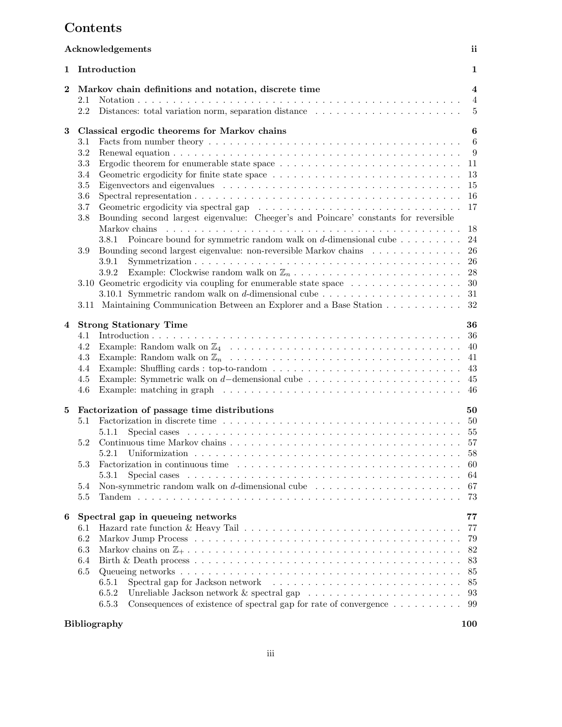# Contents

**Acknowledgements** ii

**1 Introduction** 1

**2 Markov chain definitions and notation, discrete time** 4
- 2.1 Notation 4
- 2.2 Distances: total variation norm, separation distance 5

**3 Classical ergodic theorems for Markov chains** 6
- 3.1 Facts from number theory 6
- 3.2 Renewal equation 9
- 3.3 Ergodic theorem for enumerable state space 11
- 3.4 Geometric ergodicity for finite state space 13
- 3.5 Eigenvectors and eigenvalues 15
- 3.6 Spectral representation 16
- 3.7 Geometric ergodicity via spectral gap 17
- 3.8 Bounding second largest eigenvalue: Cheeger's and Poincare' constants for reversible Markov chains 18
  - 3.8.1 Poincare bound for symmetric random walk on $d$-dimensional cube 24
- 3.9 Bounding second largest eigenvalue: non-reversible Markov chains 26
  - 3.9.1 Symmetrization 26
  - 3.9.2 Example: Clockwise random walk on $\mathbb{Z}_n$ 28
- 3.10 Geometric ergodicity via coupling for enumerable state space 30
  - 3.10.1 Symmetric random walk on $d$-dimensional cube 31
- 3.11 Maintaining Communication Between an Explorer and a Base Station 32

**4 Strong Stationary Time** 36
- 4.1 Introduction 36
- 4.2 Example: Random walk on $\mathbb{Z}_4$ 40
- 4.3 Example: Random walk on $\mathbb{Z}_n$ 41
- 4.4 Example: Shuffling cards : top-to-random 43
- 4.5 Example: Symmetric walk on $d-$demensional cube 45
- 4.6 Example: matching in graph 46

**5 Factorization of passage time distributions** 50
- 5.1 Factorization in discrete time 50
  - 5.1.1 Special cases 55
- 5.2 Continuous time Markov chains 57
  - 5.2.1 Uniformization 58
- 5.3 Factorization in continuous time 60
  - 5.3.1 Special cases 64
- 5.4 Non-symmetric random walk on $d$-dimensional cube 67
- 5.5 Tandem 73

**6 Spectral gap in queueing networks** 77
- 6.1 Hazard rate function & Heavy Tail 77
- 6.2 Markov Jump Process 79
- 6.3 Markov chains on $\mathbb{Z}_+$ 82
- 6.4 Birth & Death process 83
- 6.5 Queueing networks 85
  - 6.5.1 Spectral gap for Jackson network 85
  - 6.5.2 Unreliable Jackson network & spectral gap 93
  - 6.5.3 Consequences of existence of spectral gap for rate of convergence 99

**Bibliography** 100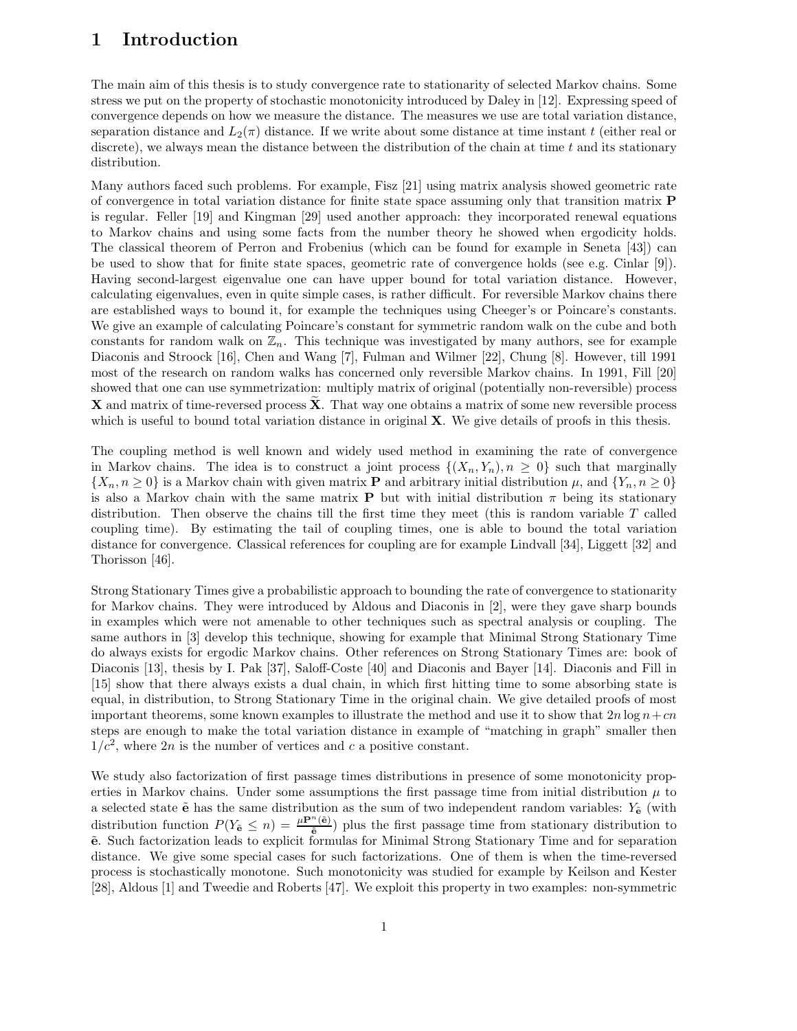# 1 Introduction

The main aim of this thesis is to study convergence rate to stationarity of selected Markov chains. Some stress we put on the property of stochastic monotonicity introduced by Daley in [12]. Expressing speed of convergence depends on how we measure the distance. The measures we use are total variation distance, separation distance and $L_2(\pi)$ distance. If we write about some distance at time instant $t$ (either real or discrete), we always mean the distance between the distribution of the chain at time $t$ and its stationary distribution.

Many authors faced such problems. For example, Fisz [21] using matrix analysis showed geometric rate of convergence in total variation distance for finite state space assuming only that transition matrix $\mathbf{P}$ is regular. Feller [19] and Kingman [29] used another approach: they incorporated renewal equations to Markov chains and using some facts from the number theory he showed when ergodicity holds. The classical theorem of Perron and Frobenius (which can be found for example in Seneta [43]) can be used to show that for finite state spaces, geometric rate of convergence holds (see e.g. Cinlar [9]). Having second-largest eigenvalue one can have upper bound for total variation distance. However, calculating eigenvalues, even in quite simple cases, is rather difficult. For reversible Markov chains there are established ways to bound it, for example the techniques using Cheeger's or Poincare's constants. We give an example of calculating Poincare's constant for symmetric random walk on the cube and both constants for random walk on $\mathbb{Z}_n$. This technique was investigated by many authors, see for example Diaconis and Stroock [16], Chen and Wang [7], Fulman and Wilmer [22], Chung [8]. However, till 1991 most of the research on random walks has concerned only reversible Markov chains. In 1991, Fill [20] showed that one can use symmetrization: multiply matrix of original (potentially non-reversible) process $\mathbf{X}$ and matrix of time-reversed process $\widetilde{\mathbf{X}}$. That way one obtains a matrix of some new reversible process which is useful to bound total variation distance in original $\mathbf{X}$. We give details of proofs in this thesis.

The coupling method is well known and widely used method in examining the rate of convergence in Markov chains. The idea is to construct a joint process $\{(X_n, Y_n), n \geq 0\}$ such that marginally $\{X_n, n \geq 0\}$ is a Markov chain with given matrix $\mathbf{P}$ and arbitrary initial distribution $\mu$, and $\{Y_n, n \geq 0\}$ is also a Markov chain with the same matrix $\mathbf{P}$ but with initial distribution $\pi$ being its stationary distribution. Then observe the chains till the first time they meet (this is random variable $T$ called coupling time). By estimating the tail of coupling times, one is able to bound the total variation distance for convergence. Classical references for coupling are for example Lindvall [34], Liggett [32] and Thorisson [46].

Strong Stationary Times give a probabilistic approach to bounding the rate of convergence to stationarity for Markov chains. They were introduced by Aldous and Diaconis in [2], were they gave sharp bounds in examples which were not amenable to other techniques such as spectral analysis or coupling. The same authors in [3] develop this technique, showing for example that Minimal Strong Stationary Time do always exists for ergodic Markov chains. Other references on Strong Stationary Times are: book of Diaconis [13], thesis by I. Pak [37], Saloff-Coste [40] and Diaconis and Bayer [14]. Diaconis and Fill in [15] show that there always exists a dual chain, in which first hitting time to some absorbing state is equal, in distribution, to Strong Stationary Time in the original chain. We give detailed proofs of most important theorems, some known examples to illustrate the method and use it to show that $2n \log n + cn$ steps are enough to make the total variation distance in example of "matching in graph" smaller then $1/c^2$, where $2n$ is the number of vertices and $c$ a positive constant.

We study also factorization of first passage times distributions in presence of some monotonicity properties in Markov chains. Under some assumptions the first passage time from initial distribution $\mu$ to a selected state $\tilde{\mathbf{e}}$ has the same distribution as the sum of two independent random variables: $Y_{\tilde{\mathbf{e}}}$ (with distribution function $P(Y_{\tilde{\mathbf{e}}} \leq n) = \frac{\mu \mathbf{P}^n(\tilde{\mathbf{e}})}{\tilde{\mathbf{e}}}$) plus the first passage time from stationary distribution to $\tilde{\mathbf{e}}$. Such factorization leads to explicit formulas for Minimal Strong Stationary Time and for separation distance. We give some special cases for such factorizations. One of them is when the time-reversed process is stochastically monotone. Such monotonicity was studied for example by Keilson and Kester [28], Aldous [1] and Tweedie and Roberts [47]. We exploit this property in two examples: non-symmetric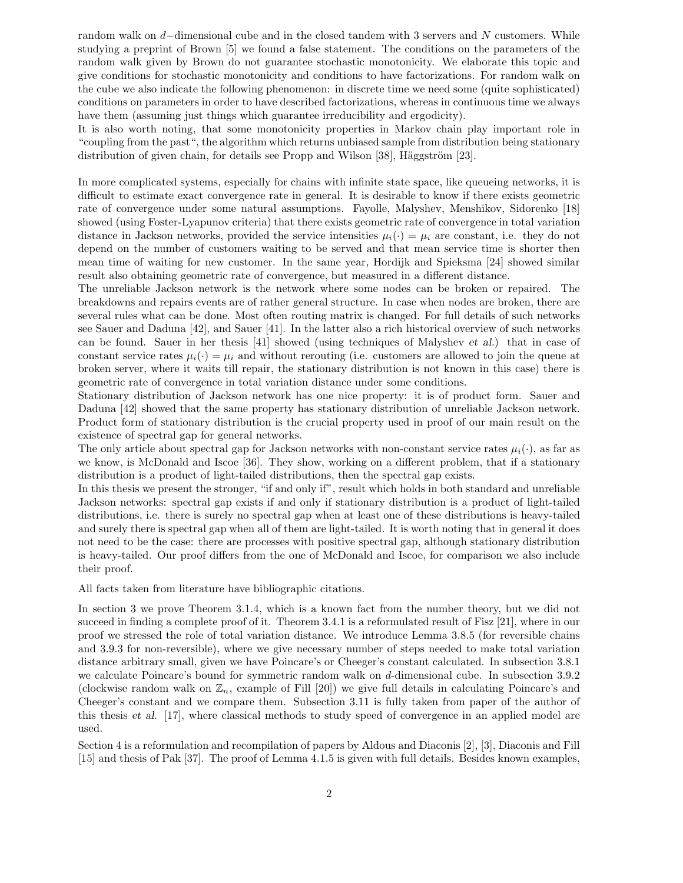random walk on $d-$dimensional cube and in the closed tandem with 3 servers and $N$ customers. While studying a preprint of Brown [5] we found a false statement. The conditions on the parameters of the random walk given by Brown do not guarantee stochastic monotonicity. We elaborate this topic and give conditions for stochastic monotonicity and conditions to have factorizations. For random walk on the cube we also indicate the following phenomenon: in discrete time we need some (quite sophisticated) conditions on parameters in order to have described factorizations, whereas in continuous time we always have them (assuming just things which guarantee irreducibility and ergodicity).

It is also worth noting, that some monotonicity properties in Markov chain play important role in "coupling from the past", the algorithm which returns unbiased sample from distribution being stationary distribution of given chain, for details see Propp and Wilson [38], Häggström [23].

In more complicated systems, especially for chains with infinite state space, like queueing networks, it is difficult to estimate exact convergence rate in general. It is desirable to know if there exists geometric rate of convergence under some natural assumptions. Fayolle, Malyshev, Menshikov, Sidorenko [18] showed (using Foster-Lyapunov criteria) that there exists geometric rate of convergence in total variation distance in Jackson networks, provided the service intensities $\mu_i(\cdot) = \mu_i$ are constant, i.e. they do not depend on the number of customers waiting to be served and that mean service time is shorter then mean time of waiting for new customer. In the same year, Hordijk and Spieksma [24] showed similar result also obtaining geometric rate of convergence, but measured in a different distance.

The unreliable Jackson network is the network where some nodes can be broken or repaired. The breakdowns and repairs events are of rather general structure. In case when nodes are broken, there are several rules what can be done. Most often routing matrix is changed. For full details of such networks see Sauer and Daduna [42], and Sauer [41]. In the latter also a rich historical overview of such networks can be found. Sauer in her thesis [41] showed (using techniques of Malyshev *et al.*) that in case of constant service rates $\mu_i(\cdot) = \mu_i$ and without rerouting (i.e. customers are allowed to join the queue at broken server, where it waits till repair, the stationary distribution is not known in this case) there is geometric rate of convergence in total variation distance under some conditions.

Stationary distribution of Jackson network has one nice property: it is of product form. Sauer and Daduna [42] showed that the same property has stationary distribution of unreliable Jackson network. Product form of stationary distribution is the crucial property used in proof of our main result on the existence of spectral gap for general networks.

The only article about spectral gap for Jackson networks with non-constant service rates $\mu_i(\cdot)$, as far as we know, is McDonald and Iscoe [36]. They show, working on a different problem, that if a stationary distribution is a product of light-tailed distributions, then the spectral gap exists.

In this thesis we present the stronger, "if and only if", result which holds in both standard and unreliable Jackson networks: spectral gap exists if and only if stationary distribution is a product of light-tailed distributions, i.e. there is surely no spectral gap when at least one of these distributions is heavy-tailed and surely there is spectral gap when all of them are light-tailed. It is worth noting that in general it does not need to be the case: there are processes with positive spectral gap, although stationary distribution is heavy-tailed. Our proof differs from the one of McDonald and Iscoe, for comparison we also include their proof.

All facts taken from literature have bibliographic citations.

In section 3 we prove Theorem 3.1.4, which is a known fact from the number theory, but we did not succeed in finding a complete proof of it. Theorem 3.4.1 is a reformulated result of Fisz [21], where in our proof we stressed the role of total variation distance. We introduce Lemma 3.8.5 (for reversible chains and 3.9.3 for non-reversible), where we give necessary number of steps needed to make total variation distance arbitrary small, given we have Poincare's or Cheeger's constant calculated. In subsection 3.8.1 we calculate Poincare's bound for symmetric random walk on $d$-dimensional cube. In subsection 3.9.2 (clockwise random walk on $\mathbb{Z}_n$, example of Fill [20]) we give full details in calculating Poincare's and Cheeger's constant and we compare them. Subsection 3.11 is fully taken from paper of the author of this thesis *et al.* [17], where classical methods to study speed of convergence in an applied model are used.

Section 4 is a reformulation and recompilation of papers by Aldous and Diaconis [2], [3], Diaconis and Fill [15] and thesis of Pak [37]. The proof of Lemma 4.1.5 is given with full details. Besides known examples,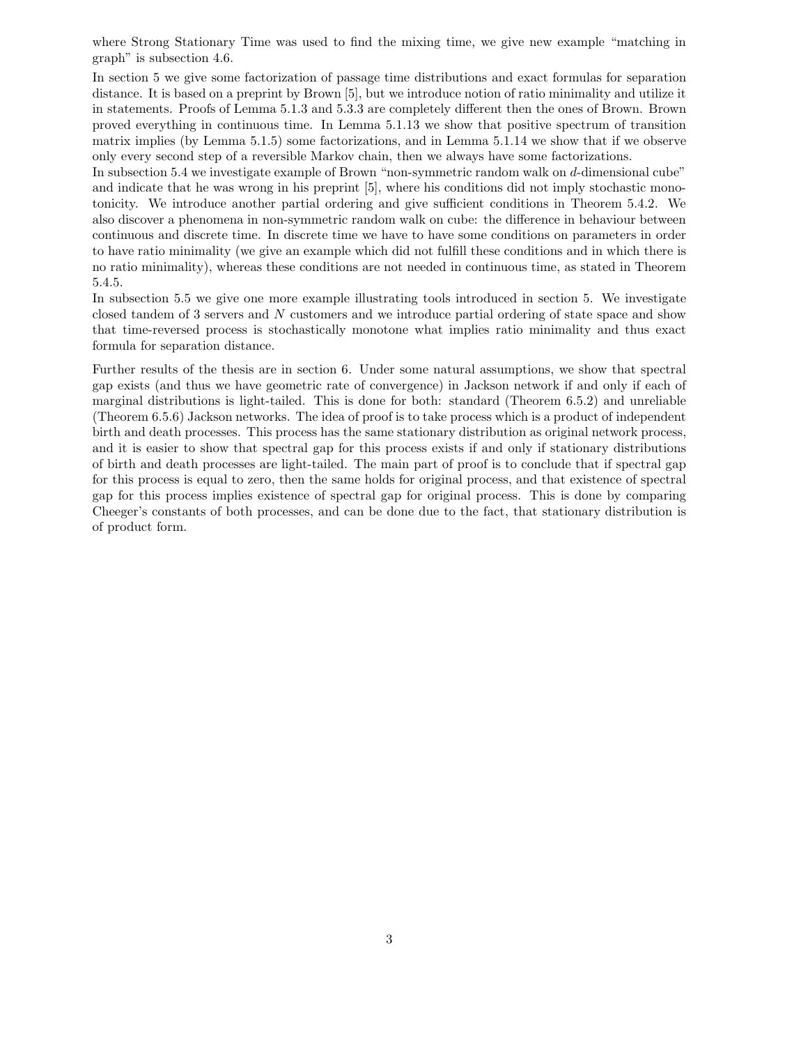where Strong Stationary Time was used to find the mixing time, we give new example "matching in graph" is subsection 4.6.

In section 5 we give some factorization of passage time distributions and exact formulas for separation distance. It is based on a preprint by Brown [5], but we introduce notion of ratio minimality and utilize it in statements. Proofs of Lemma 5.1.3 and 5.3.3 are completely different then the ones of Brown. Brown proved everything in continuous time. In Lemma 5.1.13 we show that positive spectrum of transition matrix implies (by Lemma 5.1.5) some factorizations, and in Lemma 5.1.14 we show that if we observe only every second step of a reversible Markov chain, then we always have some factorizations.
In subsection 5.4 we investigate example of Brown "non-symmetric random walk on $d$-dimensional cube" and indicate that he was wrong in his preprint [5], where his conditions did not imply stochastic monotonicity. We introduce another partial ordering and give sufficient conditions in Theorem 5.4.2. We also discover a phenomena in non-symmetric random walk on cube: the difference in behaviour between continuous and discrete time. In discrete time we have to have some conditions on parameters in order to have ratio minimality (we give an example which did not fulfill these conditions and in which there is no ratio minimality), whereas these conditions are not needed in continuous time, as stated in Theorem 5.4.5.
In subsection 5.5 we give one more example illustrating tools introduced in section 5. We investigate closed tandem of 3 servers and $N$ customers and we introduce partial ordering of state space and show that time-reversed process is stochastically monotone what implies ratio minimality and thus exact formula for separation distance.

Further results of the thesis are in section 6. Under some natural assumptions, we show that spectral gap exists (and thus we have geometric rate of convergence) in Jackson network if and only if each of marginal distributions is light-tailed. This is done for both: standard (Theorem 6.5.2) and unreliable (Theorem 6.5.6) Jackson networks. The idea of proof is to take process which is a product of independent birth and death processes. This process has the same stationary distribution as original network process, and it is easier to show that spectral gap for this process exists if and only if stationary distributions of birth and death processes are light-tailed. The main part of proof is to conclude that if spectral gap for this process is equal to zero, then the same holds for original process, and that existence of spectral gap for this process implies existence of spectral gap for original process. This is done by comparing Cheeger's constants of both processes, and can be done due to the fact, that stationary distribution is of product form.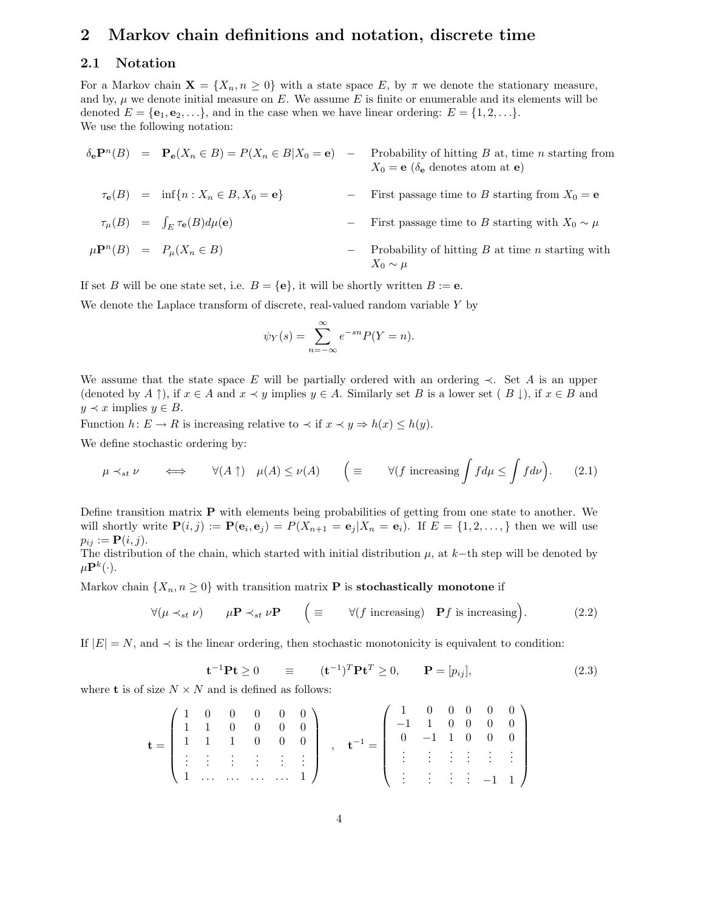## 2 Markov chain definitions and notation, discrete time

### 2.1 Notation

For a Markov chain $\mathbf{X} = \{X_n, n \geq 0\}$ with a state space $E$, by $\pi$ we denote the stationary measure, and by, $\mu$ we denote initial measure on $E$. We assume $E$ is finite or enumerable and its elements will be denoted $E = \{\mathbf{e}_1, \mathbf{e}_2, \ldots\}$, and in the case when we have linear ordering: $E = \{1, 2, \ldots\}$.
We use the following notation:

$$\delta_{\mathbf{e}}\mathbf{P}^n(B) = \mathbf{P}_{\mathbf{e}}(X_n \in B) = P(X_n \in B | X_0 = \mathbf{e})$$
– Probability of hitting $B$ at, time $n$ starting from $X_0 = \mathbf{e}$ ($\delta_{\mathbf{e}}$ denotes atom at $\mathbf{e}$)

$$\tau_{\mathbf{e}}(B) = \inf\{n : X_n \in B, X_0 = \mathbf{e}\}$$
– First passage time to $B$ starting from $X_0 = \mathbf{e}$

$$\tau_{\mu}(B) = \int_E \tau_{\mathbf{e}}(B) d\mu(\mathbf{e})$$
– First passage time to $B$ starting with $X_0 \sim \mu$

$$\mu\mathbf{P}^n(B) = P_{\mu}(X_n \in B)$$
– Probability of hitting $B$ at time $n$ starting with $X_0 \sim \mu$

If set $B$ will be one state set, i.e. $B = \{\mathbf{e}\}$, it will be shortly written $B := \mathbf{e}$.

We denote the Laplace transform of discrete, real-valued random variable $Y$ by

$$\psi_Y(s) = \sum_{n=-\infty}^{\infty} e^{-sn} P(Y = n).$$

We assume that the state space $E$ will be partially ordered with an ordering $\prec$. Set $A$ is an upper (denoted by $A\uparrow$), if $x \in A$ and $x \prec y$ implies $y \in A$. Similarly set $B$ is a lower set ( $B\downarrow$), if $x \in B$ and $y \prec x$ implies $y \in B$.
Function $h \colon E \to R$ is increasing relative to $\prec$ if $x \prec y \Rightarrow h(x) \leq h(y)$.

We define stochastic ordering by:

$$\mu \prec_{st} \nu \qquad \Longleftrightarrow \qquad \forall (A\uparrow) \quad \mu(A) \leq \nu(A) \qquad \Big(\equiv \qquad \forall (f \text{ increasing} \int f d\mu \leq \int f d\nu\Big). \tag{2.1}$$

Define transition matrix $\mathbf{P}$ with elements being probabilities of getting from one state to another. We will shortly write $\mathbf{P}(i,j) := \mathbf{P}(\mathbf{e}_i, \mathbf{e}_j) = P(X_{n+1} = \mathbf{e}_j | X_n = \mathbf{e}_i)$. If $E = \{1, 2, \ldots, \}$ then we will use $p_{ij} := \mathbf{P}(i,j)$.
The distribution of the chain, which started with initial distribution $\mu$, at $k$−th step will be denoted by $\mu\mathbf{P}^k(\cdot)$.

Markov chain $\{X_n, n \geq 0\}$ with transition matrix $\mathbf{P}$ is **stochastically monotone** if

$$\forall (\mu \prec_{st} \nu) \qquad \mu\mathbf{P} \prec_{st} \nu\mathbf{P} \qquad \Big(\equiv \qquad \forall (f \text{ increasing}) \quad \mathbf{P}f \text{ is increasing}\Big). \tag{2.2}$$

If $|E| = N$, and $\prec$ is the linear ordering, then stochastic monotonicity is equivalent to condition:

$$\mathbf{t}^{-1}\mathbf{P}\mathbf{t} \geq 0 \qquad \equiv \qquad (\mathbf{t}^{-1})^T \mathbf{P} \mathbf{t}^T \geq 0, \qquad \mathbf{P} = [p_{ij}], \tag{2.3}$$

where $\mathbf{t}$ is of size $N \times N$ and is defined as follows:

$$\mathbf{t} = \begin{pmatrix} 1 & 0 & 0 & 0 & 0 & 0 \\ 1 & 1 & 0 & 0 & 0 & 0 \\ 1 & 1 & 1 & 0 & 0 & 0 \\ \vdots & \vdots & \vdots & \vdots & \vdots & \vdots \\ 1 & \ldots & \ldots & \ldots & \ldots & 1 \end{pmatrix}, \quad \mathbf{t}^{-1} = \begin{pmatrix} 1 & 0 & 0 & 0 & 0 & 0 \\ -1 & 1 & 0 & 0 & 0 & 0 \\ 0 & -1 & 1 & 0 & 0 & 0 \\ \vdots & \vdots & \vdots & \vdots & \vdots & \vdots \\ \vdots & \vdots & \vdots & \vdots & -1 & 1 \end{pmatrix}$$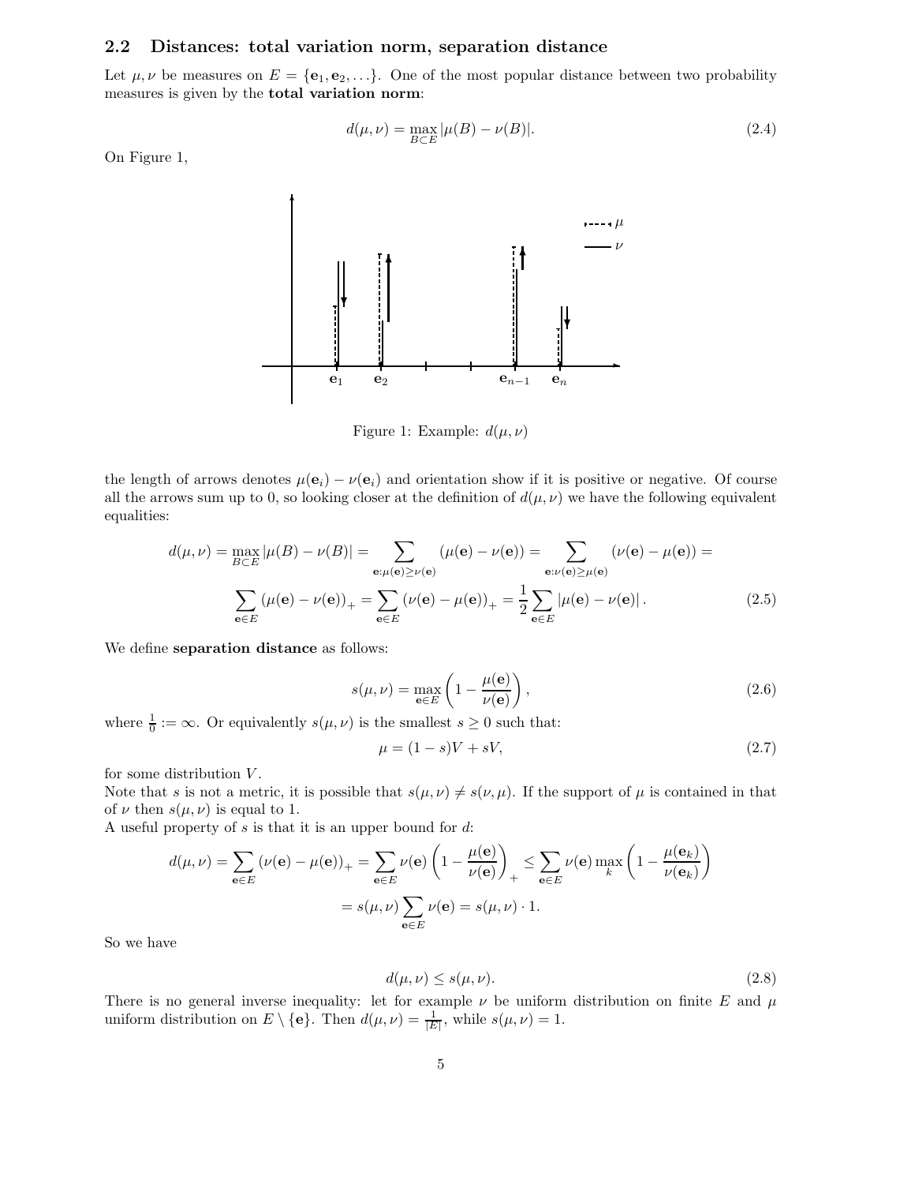## 2.2 Distances: total variation norm, separation distance

Let $\mu, \nu$ be measures on $E = \{\mathbf{e}_1, \mathbf{e}_2, \ldots\}$. One of the most popular distance between two probability measures is given by the **total variation norm**:

$$d(\mu, \nu) = \max_{B \subset E} |\mu(B) - \nu(B)|. \tag{2.4}$$

On Figure 1,

Figure 1: Example: $d(\mu, \nu)$

the length of arrows denotes $\mu(\mathbf{e}_i) - \nu(\mathbf{e}_i)$ and orientation show if it is positive or negative. Of course all the arrows sum up to 0, so looking closer at the definition of $d(\mu, \nu)$ we have the following equivalent equalities:

$$d(\mu, \nu) = \max_{B \subset E} |\mu(B) - \nu(B)| = \sum_{\mathbf{e}:\mu(\mathbf{e}) \geq \nu(\mathbf{e})} (\mu(\mathbf{e}) - \nu(\mathbf{e})) = \sum_{\mathbf{e}:\nu(\mathbf{e}) \geq \mu(\mathbf{e})} (\nu(\mathbf{e}) - \mu(\mathbf{e})) =$$

$$\sum_{\mathbf{e} \in E} (\mu(\mathbf{e}) - \nu(\mathbf{e}))_+ = \sum_{\mathbf{e} \in E} (\nu(\mathbf{e}) - \mu(\mathbf{e}))_+ = \frac{1}{2} \sum_{\mathbf{e} \in E} |\mu(\mathbf{e}) - \nu(\mathbf{e})|. \tag{2.5}$$

We define **separation distance** as follows:

$$s(\mu, \nu) = \max_{\mathbf{e} \in E} \left(1 - \frac{\mu(\mathbf{e})}{\nu(\mathbf{e})}\right), \tag{2.6}$$

where $\frac{1}{0} := \infty$. Or equivalently $s(\mu, \nu)$ is the smallest $s \geq 0$ such that:

$$\mu = (1 - s)V + sV, \tag{2.7}$$

for some distribution $V$.
Note that $s$ is not a metric, it is possible that $s(\mu, \nu) \neq s(\nu, \mu)$. If the support of $\mu$ is contained in that of $\nu$ then $s(\mu, \nu)$ is equal to 1.
A useful property of $s$ is that it is an upper bound for $d$:

$$d(\mu, \nu) = \sum_{\mathbf{e} \in E} (\nu(\mathbf{e}) - \mu(\mathbf{e}))_+ = \sum_{\mathbf{e} \in E} \nu(\mathbf{e}) \left(1 - \frac{\mu(\mathbf{e})}{\nu(\mathbf{e})}\right)_+ \leq \sum_{\mathbf{e} \in E} \nu(\mathbf{e}) \max_k \left(1 - \frac{\mu(\mathbf{e}_k)}{\nu(\mathbf{e}_k)}\right)$$

$$= s(\mu, \nu) \sum_{\mathbf{e} \in E} \nu(\mathbf{e}) = s(\mu, \nu) \cdot 1.$$

So we have

$$d(\mu, \nu) \leq s(\mu, \nu). \tag{2.8}$$

There is no general inverse inequality: let for example $\nu$ be uniform distribution on finite $E$ and $\mu$ uniform distribution on $E \setminus \{\mathbf{e}\}$. Then $d(\mu, \nu) = \frac{1}{|E|}$, while $s(\mu, \nu) = 1$.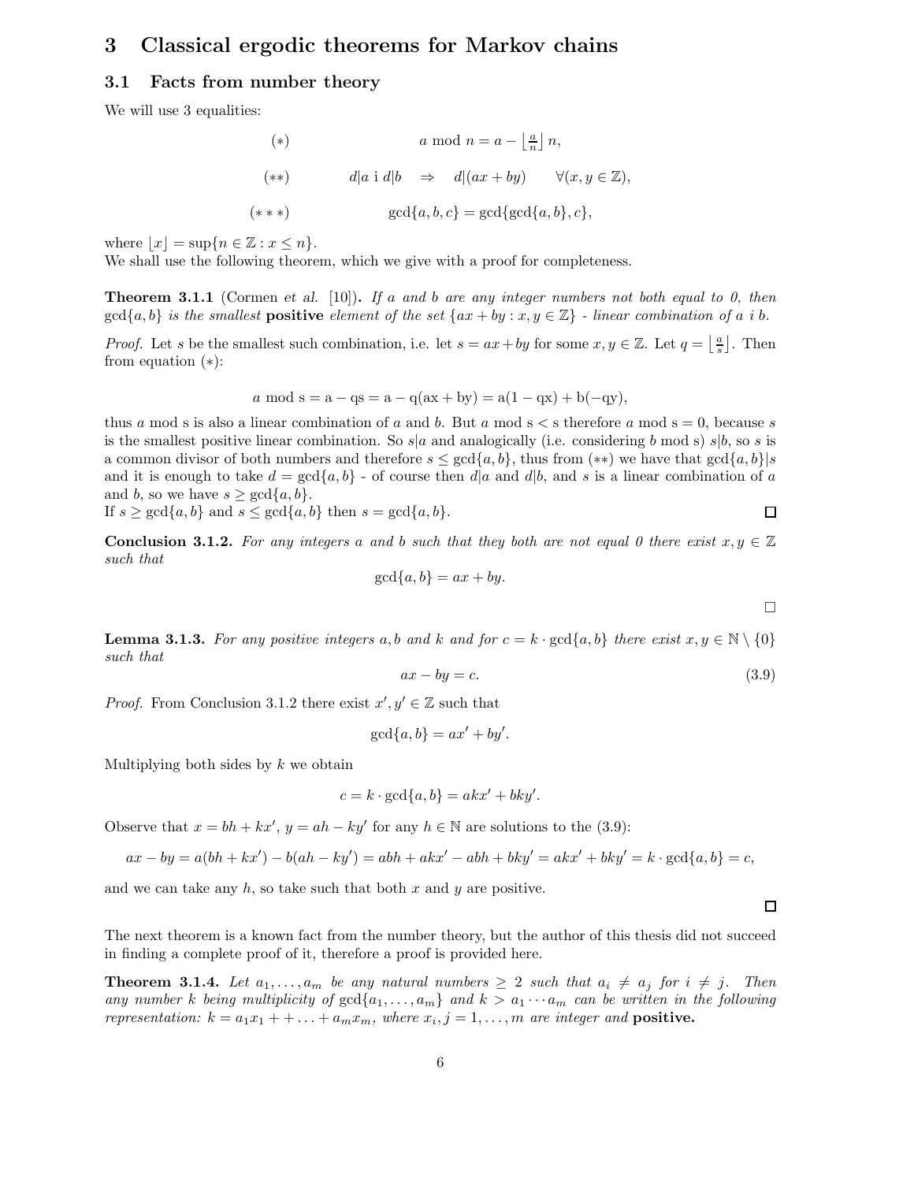# 3 Classical ergodic theorems for Markov chains

## 3.1 Facts from number theory

We will use 3 equalities:

$$(*) \qquad a \bmod n = a - \left\lfloor \frac{a}{n} \right\rfloor n,$$

$$(**) \qquad d|a \text{ i } d|b \quad \Rightarrow \quad d|(ax+by) \qquad \forall (x,y \in \mathbb{Z}),$$

$$(***) \qquad \gcd\{a,b,c\} = \gcd\{\gcd\{a,b\},c\},$$

where $\lfloor x \rfloor = \sup\{n \in \mathbb{Z} : x \leq n\}$.
We shall use the following theorem, which we give with a proof for completeness.

**Theorem 3.1.1** (Cormen *et al.* [10]). *If $a$ and $b$ are any integer numbers not both equal to 0, then $\gcd\{a,b\}$ is the smallest* **positive** *element of the set $\{ax+by : x,y \in \mathbb{Z}\}$ - linear combination of $a$ i $b$.*

*Proof.* Let $s$ be the smallest such combination, i.e. let $s = ax+by$ for some $x,y \in \mathbb{Z}$. Let $q = \left\lfloor \frac{a}{s} \right\rfloor$. Then from equation $(*)$:

$$a \bmod s = a - qs = a - q(ax+by) = a(1-qx) + b(-qy),$$

thus $a \bmod s$ is also a linear combination of $a$ and $b$. But $a \bmod s < s$ therefore $a \bmod s = 0$, because $s$ is the smallest positive linear combination. So $s|a$ and analogically (i.e. considering $b \bmod s$) $s|b$, so $s$ is a common divisor of both numbers and therefore $s \leq \gcd\{a,b\}$, thus from $(**)$ we have that $\gcd\{a,b\}|s$ and it is enough to take $d = \gcd\{a,b\}$ - of course then $d|a$ and $d|b$, and $s$ is a linear combination of $a$ and $b$, so we have $s \geq \gcd\{a,b\}$.
If $s \geq \gcd\{a,b\}$ and $s \leq \gcd\{a,b\}$ then $s = \gcd\{a,b\}$. □

**Conclusion 3.1.2.** *For any integers $a$ and $b$ such that they both are not equal 0 there exist $x,y \in \mathbb{Z}$ such that*

$$\gcd\{a,b\} = ax+by.$$

□

**Lemma 3.1.3.** *For any positive integers $a$, $b$ and $k$ and for $c = k \cdot \gcd\{a,b\}$ there exist $x,y \in \mathbb{N} \setminus \{0\}$ such that*

$$ax - by = c. \tag{3.9}$$

*Proof.* From Conclusion 3.1.2 there exist $x', y' \in \mathbb{Z}$ such that

$$\gcd\{a,b\} = ax' + by'.$$

Multiplying both sides by $k$ we obtain

$$c = k \cdot \gcd\{a,b\} = akx' + bky'.$$

Observe that $x = bh + kx'$, $y = ah - ky'$ for any $h \in \mathbb{N}$ are solutions to the (3.9):

$$ax - by = a(bh+kx') - b(ah-ky') = abh + akx' - abh + bky' = akx' + bky' = k \cdot \gcd\{a,b\} = c,$$

and we can take any $h$, so take such that both $x$ and $y$ are positive.

□

The next theorem is a known fact from the number theory, but the author of this thesis did not succeed in finding a complete proof of it, therefore a proof is provided here.

**Theorem 3.1.4.** *Let $a_1, \ldots, a_m$ be any natural numbers $\geq 2$ such that $a_i \neq a_j$ for $i \neq j$. Then any number $k$ being multiplicity of $\gcd\{a_1, \ldots, a_m\}$ and $k > a_1 \cdots a_m$ can be written in the following representation: $k = a_1x_1 + + \ldots + a_mx_m$, where $x_i, j = 1, \ldots, m$ are integer and* **positive.**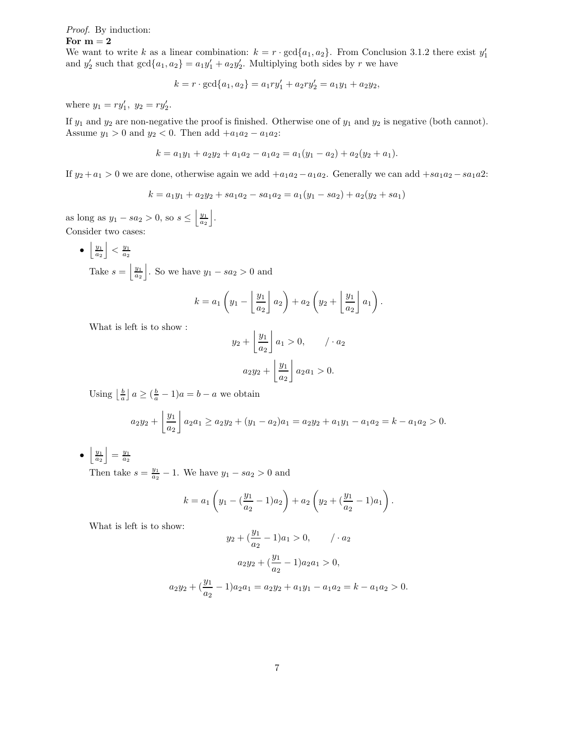*Proof.* By induction:

**For m = 2**

We want to write $k$ as a linear combination: $k = r \cdot \gcd\{a_1, a_2\}$. From Conclusion 3.1.2 there exist $y_1'$ and $y_2'$ such that $\gcd\{a_1, a_2\} = a_1 y_1' + a_2 y_2'$. Multiplying both sides by $r$ we have

$$k = r \cdot \gcd\{a_1, a_2\} = a_1 r y_1' + a_2 r y_2' = a_1 y_1 + a_2 y_2,$$

where $y_1 = r y_1',\ y_2 = r y_2'$.

If $y_1$ and $y_2$ are non-negative the proof is finished. Otherwise one of $y_1$ and $y_2$ is negative (both cannot). Assume $y_1 > 0$ and $y_2 < 0$. Then add $+a_1 a_2 - a_1 a_2$:

$$k = a_1 y_1 + a_2 y_2 + a_1 a_2 - a_1 a_2 = a_1(y_1 - a_2) + a_2(y_2 + a_1).$$

If $y_2 + a_1 > 0$ we are done, otherwise again we add $+a_1 a_2 - a_1 a_2$. Generally we can add $+s a_1 a_2 - s a_1 a 2$:

$$k = a_1 y_1 + a_2 y_2 + s a_1 a_2 - s a_1 a_2 = a_1(y_1 - s a_2) + a_2(y_2 + s a_1)$$

as long as $y_1 - s a_2 > 0$, so $s \leq \left\lfloor \frac{y_1}{a_2} \right\rfloor$.

Consider two cases:

- $\left\lfloor \frac{y_1}{a_2} \right\rfloor < \frac{y_1}{a_2}$

  Take $s = \left\lfloor \frac{y_1}{a_2} \right\rfloor$. So we have $y_1 - s a_2 > 0$ and

  $$k = a_1 \left( y_1 - \left\lfloor \frac{y_1}{a_2} \right\rfloor a_2 \right) + a_2 \left( y_2 + \left\lfloor \frac{y_1}{a_2} \right\rfloor a_1 \right).$$

  What is left is to show :

  $$y_2 + \left\lfloor \frac{y_1}{a_2} \right\rfloor a_1 > 0, \qquad / \cdot a_2$$

  $$a_2 y_2 + \left\lfloor \frac{y_1}{a_2} \right\rfloor a_2 a_1 > 0.$$

  Using $\left\lfloor \frac{b}{a} \right\rfloor a \geq (\frac{b}{a} - 1)a = b - a$ we obtain

  $$a_2 y_2 + \left\lfloor \frac{y_1}{a_2} \right\rfloor a_2 a_1 \geq a_2 y_2 + (y_1 - a_2)a_1 = a_2 y_2 + a_1 y_1 - a_1 a_2 = k - a_1 a_2 > 0.$$

- $\left\lfloor \frac{y_1}{a_2} \right\rfloor = \frac{y_1}{a_2}$

  Then take $s = \frac{y_1}{a_2} - 1$. We have $y_1 - s a_2 > 0$ and

  $$k = a_1 \left( y_1 - (\frac{y_1}{a_2} - 1) a_2 \right) + a_2 \left( y_2 + (\frac{y_1}{a_2} - 1) a_1 \right).$$

  What is left is to show:

  $$y_2 + (\frac{y_1}{a_2} - 1) a_1 > 0, \qquad / \cdot a_2$$

  $$a_2 y_2 + (\frac{y_1}{a_2} - 1) a_2 a_1 > 0,$$

  $$a_2 y_2 + (\frac{y_1}{a_2} - 1) a_2 a_1 = a_2 y_2 + a_1 y_1 - a_1 a_2 = k - a_1 a_2 > 0.$$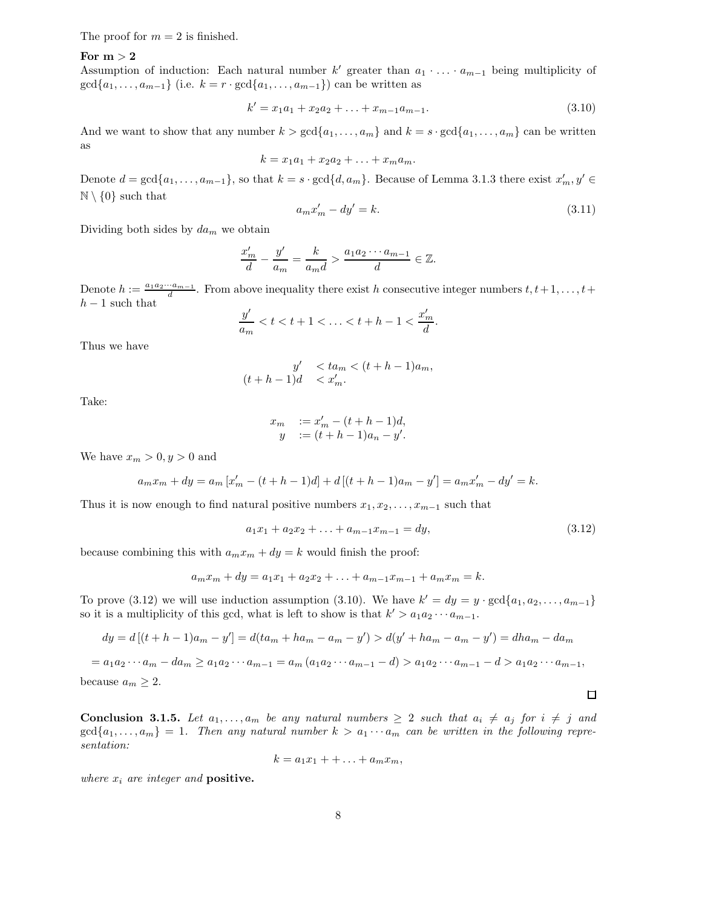The proof for $m = 2$ is finished.

**For m > 2**

Assumption of induction: Each natural number $k'$ greater than $a_1 \cdot \ldots \cdot a_{m-1}$ being multiplicity of $\gcd\{a_1, \ldots, a_{m-1}\}$ (i.e. $k = r \cdot \gcd\{a_1, \ldots, a_{m-1}\}$) can be written as

$$k' = x_1 a_1 + x_2 a_2 + \ldots + x_{m-1} a_{m-1}. \tag{3.10}$$

And we want to show that any number $k > \gcd\{a_1, \ldots, a_m\}$ and $k = s \cdot \gcd\{a_1, \ldots, a_m\}$ can be written as

$$k = x_1 a_1 + x_2 a_2 + \ldots + x_m a_m.$$

Denote $d = \gcd\{a_1, \ldots, a_{m-1}\}$, so that $k = s \cdot \gcd\{d, a_m\}$. Because of Lemma 3.1.3 there exist $x'_m, y' \in \mathbb{N} \setminus \{0\}$ such that

$$a_m x'_m - d y' = k. \tag{3.11}$$

Dividing both sides by $d a_m$ we obtain

$$\frac{x'_m}{d} - \frac{y'}{a_m} = \frac{k}{a_m d} > \frac{a_1 a_2 \cdots a_{m-1}}{d} \in \mathbb{Z}.$$

Denote $h := \frac{a_1 a_2 \cdots a_{m-1}}{d}$. From above inequality there exist $h$ consecutive integer numbers $t, t+1, \ldots, t+h-1$ such that

$$\frac{y'}{a_m} < t < t+1 < \ldots < t+h-1 < \frac{x'_m}{d}.$$

Thus we have

$$\begin{aligned} y' &< t a_m < (t+h-1) a_m, \\ (t+h-1) d &< x'_m. \end{aligned}$$

Take:

$$\begin{aligned} x_m &:= x'_m - (t+h-1) d, \\ y &:= (t+h-1) a_n - y'. \end{aligned}$$

We have $x_m > 0, y > 0$ and

$$a_m x_m + d y = a_m \left[x'_m - (t+h-1) d\right] + d \left[(t+h-1) a_m - y'\right] = a_m x'_m - d y' = k.$$

Thus it is now enough to find natural positive numbers $x_1, x_2, \ldots, x_{m-1}$ such that

$$a_1 x_1 + a_2 x_2 + \ldots + a_{m-1} x_{m-1} = d y, \tag{3.12}$$

because combining this with $a_m x_m + d y = k$ would finish the proof:

$$a_m x_m + d y = a_1 x_1 + a_2 x_2 + \ldots + a_{m-1} x_{m-1} + a_m x_m = k.$$

To prove (3.12) we will use induction assumption (3.10). We have $k' = dy = y \cdot \gcd\{a_1, a_2, \ldots, a_{m-1}\}$ so it is a multiplicity of this gcd, what is left to show is that $k' > a_1 a_2 \cdots a_{m-1}$.

$$d y = d\left[(t+h-1) a_m - y'\right] = d(t a_m + h a_m - a_m - y') > d(y' + h a_m - a_m - y') = d h a_m - d a_m$$

$$= a_1 a_2 \cdots a_m - d a_m \geq a_1 a_2 \cdots a_{m-1} = a_m \left(a_1 a_2 \cdots a_{m-1} - d\right) > a_1 a_2 \cdots a_{m-1} - d > a_1 a_2 \cdots a_{m-1},$$

because $a_m \geq 2$.

□

**Conclusion 3.1.5.** *Let $a_1, \ldots, a_m$ be any natural numbers $\geq 2$ such that $a_i \neq a_j$ for $i \neq j$ and $\gcd\{a_1, \ldots, a_m\} = 1$. Then any natural number $k > a_1 \cdots a_m$ can be written in the following representation:*

$$k = a_1 x_1 + + \ldots + a_m x_m,$$

*where $x_i$ are integer and* **positive.**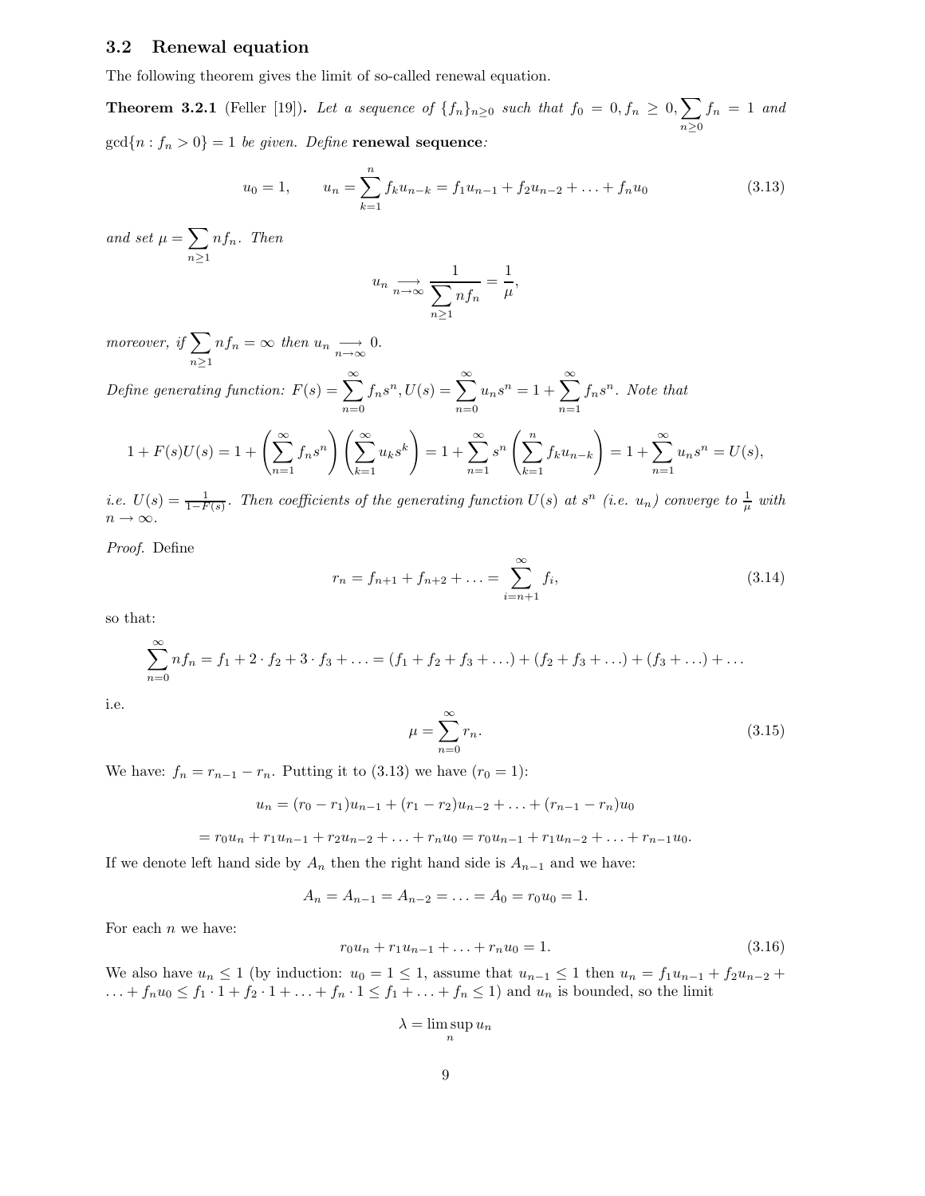## 3.2 Renewal equation

The following theorem gives the limit of so-called renewal equation.

**Theorem 3.2.1** (Feller [19])**.** *Let a sequence of $\{f_n\}_{n\geq 0}$ such that $f_0 = 0, f_n \geq 0, \sum_{n\geq 0} f_n = 1$ and $\gcd\{n : f_n > 0\} = 1$ be given. Define* **renewal sequence***:*

$$u_0 = 1, \qquad u_n = \sum_{k=1}^{n} f_k u_{n-k} = f_1 u_{n-1} + f_2 u_{n-2} + \ldots + f_n u_0 \tag{3.13}$$

*and set $\mu = \sum_{n\geq 1} n f_n$. Then*

$$u_n \underset{n\to\infty}{\longrightarrow} \frac{1}{\sum_{n\geq 1} n f_n} = \frac{1}{\mu},$$

*moreover, if $\sum_{n\geq 1} n f_n = \infty$ then $u_n \underset{n\to\infty}{\longrightarrow} 0$.*

*Define generating function: $F(s) = \sum_{n=0}^{\infty} f_n s^n, U(s) = \sum_{n=0}^{\infty} u_n s^n = 1 + \sum_{n=1}^{\infty} f_n s^n$. Note that*

$$1 + F(s)U(s) = 1 + \left(\sum_{n=1}^{\infty} f_n s^n\right)\left(\sum_{k=1}^{\infty} u_k s^k\right) = 1 + \sum_{n=1}^{\infty} s^n \left(\sum_{k=1}^{n} f_k u_{n-k}\right) = 1 + \sum_{n=1}^{\infty} u_n s^n = U(s),$$

*i.e. $U(s) = \frac{1}{1-F(s)}$. Then coefficients of the generating function $U(s)$ at $s^n$ (i.e. $u_n$) converge to $\frac{1}{\mu}$ with $n \to \infty$.*

*Proof.* Define

$$r_n = f_{n+1} + f_{n+2} + \ldots = \sum_{i=n+1}^{\infty} f_i, \tag{3.14}$$

so that:

$$\sum_{n=0}^{\infty} n f_n = f_1 + 2\cdot f_2 + 3\cdot f_3 + \ldots = (f_1 + f_2 + f_3 + \ldots) + (f_2 + f_3 + \ldots) + (f_3 + \ldots) + \ldots$$

i.e.

$$\mu = \sum_{n=0}^{\infty} r_n. \tag{3.15}$$

We have: $f_n = r_{n-1} - r_n$. Putting it to (3.13) we have ($r_0 = 1$):

$$u_n = (r_0 - r_1)u_{n-1} + (r_1 - r_2)u_{n-2} + \ldots + (r_{n-1} - r_n)u_0$$

$$= r_0 u_n + r_1 u_{n-1} + r_2 u_{n-2} + \ldots + r_n u_0 = r_0 u_{n-1} + r_1 u_{n-2} + \ldots + r_{n-1} u_0.$$

If we denote left hand side by $A_n$ then the right hand side is $A_{n-1}$ and we have:

$$A_n = A_{n-1} = A_{n-2} = \ldots = A_0 = r_0 u_0 = 1.$$

For each $n$ we have:

$$r_0 u_n + r_1 u_{n-1} + \ldots + r_n u_0 = 1. \tag{3.16}$$

We also have $u_n \leq 1$ (by induction: $u_0 = 1 \leq 1$, assume that $u_{n-1} \leq 1$ then $u_n = f_1 u_{n-1} + f_2 u_{n-2} + \ldots + f_n u_0 \leq f_1 \cdot 1 + f_2 \cdot 1 + \ldots + f_n \cdot 1 \leq f_1 + \ldots + f_n \leq 1$) and $u_n$ is bounded, so the limit

$$\lambda = \limsup_n u_n$$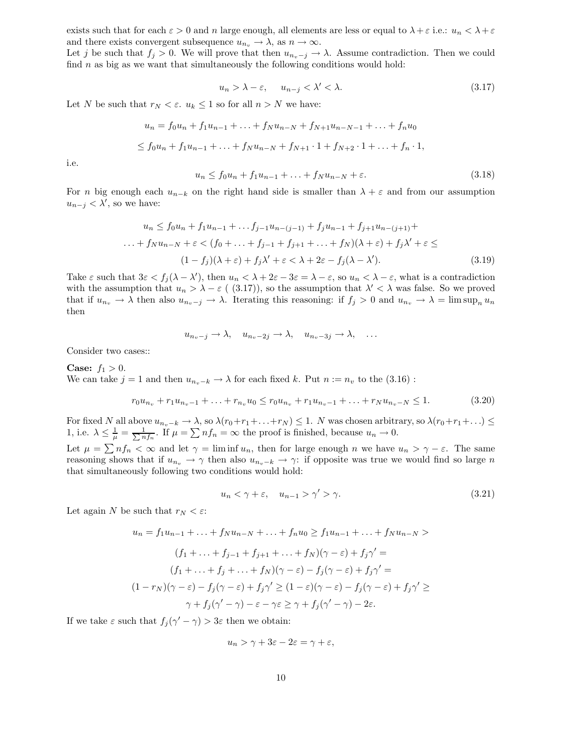exists such that for each $\varepsilon > 0$ and $n$ large enough, all elements are less or equal to $\lambda + \varepsilon$ i.e.: $u_n < \lambda + \varepsilon$ and there exists convergent subsequence $u_{n_v} \to \lambda$, as $n \to \infty$.

Let $j$ be such that $f_j > 0$. We will prove that then $u_{n_v - j} \to \lambda$. Assume contradiction. Then we could find $n$ as big as we want that simultaneously the following conditions would hold:

$$u_n > \lambda - \varepsilon, \quad u_{n-j} < \lambda' < \lambda. \tag{3.17}$$

Let $N$ be such that $r_N < \varepsilon$. $u_k \leq 1$ so for all $n > N$ we have:

$$u_n = f_0 u_n + f_1 u_{n-1} + \ldots + f_N u_{n-N} + f_{N+1} u_{n-N-1} + \ldots + f_n u_0$$

$$\leq f_0 u_n + f_1 u_{n-1} + \ldots + f_N u_{n-N} + f_{N+1} \cdot 1 + f_{N+2} \cdot 1 + \ldots + f_n \cdot 1,$$

i.e.

$$u_n \leq f_0 u_n + f_1 u_{n-1} + \ldots + f_N u_{n-N} + \varepsilon. \tag{3.18}$$

For $n$ big enough each $u_{n-k}$ on the right hand side is smaller than $\lambda + \varepsilon$ and from our assumption $u_{n-j} < \lambda'$, so we have:

$$u_n \leq f_0 u_n + f_1 u_{n-1} + \ldots f_{j-1} u_{n-(j-1)} + f_j u_{n-1} + f_{j+1} u_{n-(j+1)} +$$

$$\ldots + f_N u_{n-N} + \varepsilon < (f_0 + \ldots + f_{j-1} + f_{j+1} + \ldots + f_N)(\lambda + \varepsilon) + f_j \lambda' + \varepsilon \leq$$

$$(1 - f_j)(\lambda + \varepsilon) + f_j \lambda' + \varepsilon < \lambda + 2\varepsilon - f_j(\lambda - \lambda'). \tag{3.19}$$

Take $\varepsilon$ such that $3\varepsilon < f_j(\lambda - \lambda')$, then $u_n < \lambda + 2\varepsilon - 3\varepsilon = \lambda - \varepsilon$, so $u_n < \lambda - \varepsilon$, what is a contradiction with the assumption that $u_n > \lambda - \varepsilon$ ( (3.17)), so the assumption that $\lambda' < \lambda$ was false. So we proved that if $u_{n_v} \to \lambda$ then also $u_{n_v - j} \to \lambda$. Iterating this reasoning: if $f_j > 0$ and $u_{n_v} \to \lambda = \limsup_n u_n$ then

$$u_{n_v - j} \to \lambda, \quad u_{n_v - 2j} \to \lambda, \quad u_{n_v - 3j} \to \lambda, \quad \ldots$$

Consider two cases::

**Case:** $f_1 > 0$.

We can take $j = 1$ and then $u_{n_v - k} \to \lambda$ for each fixed $k$. Put $n := n_v$ to the (3.16) :

$$r_0 u_{n_v} + r_1 u_{n_v - 1} + \ldots + r_{n_v} u_0 \leq r_0 u_{n_v} + r_1 u_{n_v - 1} + \ldots + r_N u_{n_v - N} \leq 1. \tag{3.20}$$

For fixed $N$ all above $u_{n_v - k} \to \lambda$, so $\lambda(r_0 + r_1 + \ldots + r_N) \leq 1$. $N$ was chosen arbitrary, so $\lambda(r_0 + r_1 + \ldots) \leq 1$, i.e. $\lambda \leq \frac{1}{\mu} = \frac{1}{\sum n f_n}$. If $\mu = \sum n f_n = \infty$ the proof is finished, because $u_n \to 0$.

Let $\mu = \sum n f_n < \infty$ and let $\gamma = \liminf u_n$, then for large enough $n$ we have $u_n > \gamma - \varepsilon$. The same reasoning shows that if $u_{n_v} \to \gamma$ then also $u_{n_v - k} \to \gamma$: if opposite was true we would find so large $n$ that simultaneously following two conditions would hold:

$$u_n < \gamma + \varepsilon, \quad u_{n-1} > \gamma' > \gamma. \tag{3.21}$$

Let again $N$ be such that $r_N < \varepsilon$:

$$u_n = f_1 u_{n-1} + \ldots + f_N u_{n-N} + \ldots + f_n u_0 \geq f_1 u_{n-1} + \ldots + f_N u_{n-N} >$$

$$(f_1 + \ldots + f_{j-1} + f_{j+1} + \ldots + f_N)(\gamma - \varepsilon) + f_j \gamma' =$$

$$(f_1 + \ldots + f_j + \ldots + f_N)(\gamma - \varepsilon) - f_j(\gamma - \varepsilon) + f_j \gamma' =$$

$$(1 - r_N)(\gamma - \varepsilon) - f_j(\gamma - \varepsilon) + f_j \gamma' \geq (1 - \varepsilon)(\gamma - \varepsilon) - f_j(\gamma - \varepsilon) + f_j \gamma' \geq$$

$$\gamma + f_j(\gamma' - \gamma) - \varepsilon - \gamma\varepsilon \geq \gamma + f_j(\gamma' - \gamma) - 2\varepsilon.$$

If we take $\varepsilon$ such that $f_j(\gamma' - \gamma) > 3\varepsilon$ then we obtain:

$$u_n > \gamma + 3\varepsilon - 2\varepsilon = \gamma + \varepsilon,$$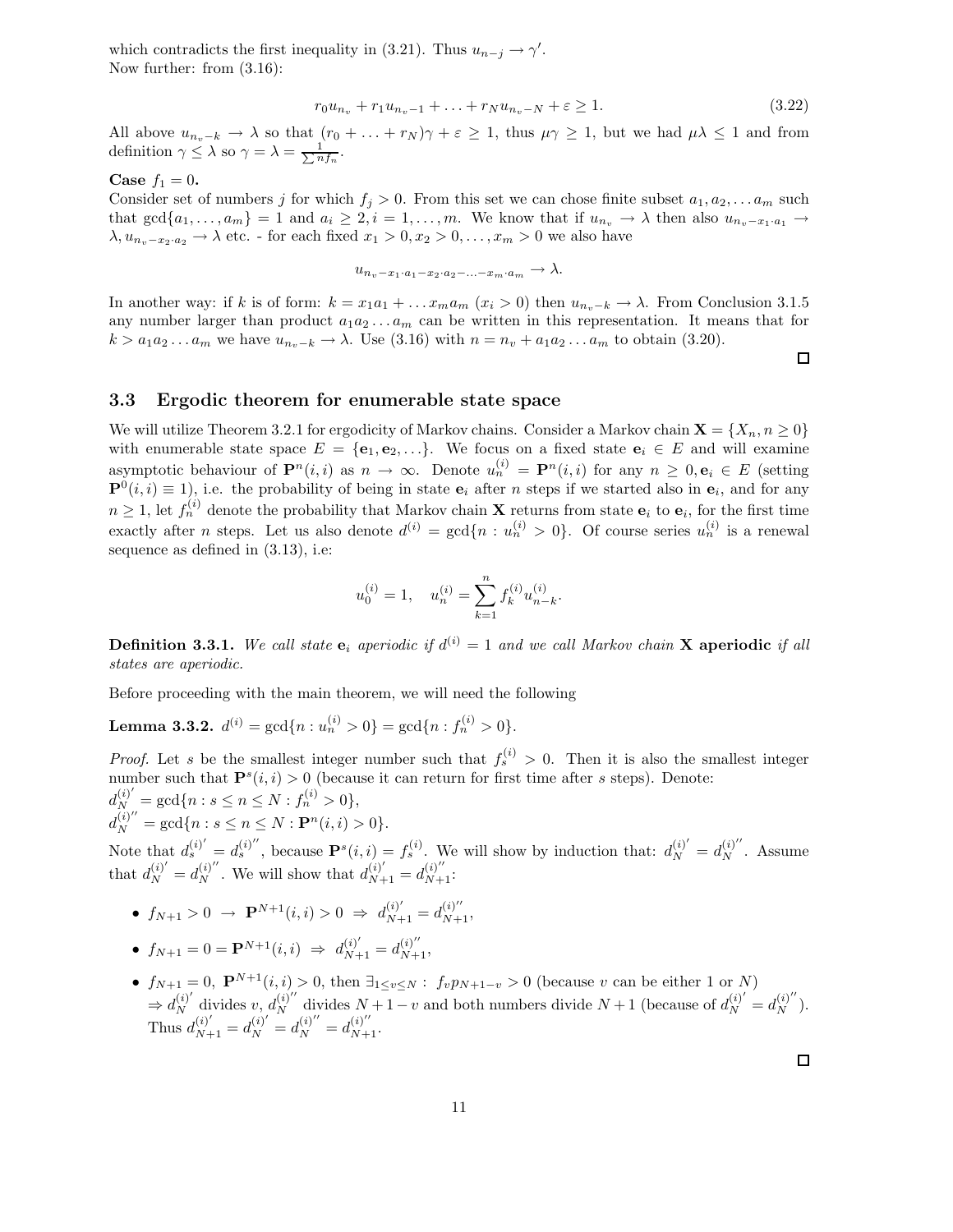which contradicts the first inequality in (3.21). Thus $u_{n-j} \to \gamma'$.
Now further: from (3.16):

$$r_0 u_{n_v} + r_1 u_{n_v - 1} + \ldots + r_N u_{n_v - N} + \varepsilon \geq 1. \tag{3.22}$$

All above $u_{n_v - k} \to \lambda$ so that $(r_0 + \ldots + r_N)\gamma + \varepsilon \geq 1$, thus $\mu\gamma \geq 1$, but we had $\mu\lambda \leq 1$ and from definition $\gamma \leq \lambda$ so $\gamma = \lambda = \frac{1}{\sum n f_n}$.

**Case $f_1 = 0$.**
Consider set of numbers $j$ for which $f_j > 0$. From this set we can chose finite subset $a_1, a_2, \ldots a_m$ such that $\gcd\{a_1, \ldots, a_m\} = 1$ and $a_i \geq 2, i = 1, \ldots, m$. We know that if $u_{n_v} \to \lambda$ then also $u_{n_v - x_1 \cdot a_1} \to \lambda, u_{n_v - x_2 \cdot a_2} \to \lambda$ etc. - for each fixed $x_1 > 0, x_2 > 0, \ldots, x_m > 0$ we also have

$$u_{n_v - x_1 \cdot a_1 - x_2 \cdot a_2 - \ldots - x_m \cdot a_m} \to \lambda.$$

In another way: if $k$ is of form: $k = x_1 a_1 + \ldots x_m a_m$ $(x_i > 0)$ then $u_{n_v - k} \to \lambda$. From Conclusion 3.1.5 any number larger than product $a_1 a_2 \ldots a_m$ can be written in this representation. It means that for $k > a_1 a_2 \ldots a_m$ we have $u_{n_v - k} \to \lambda$. Use (3.16) with $n = n_v + a_1 a_2 \ldots a_m$ to obtain (3.20).

□

## 3.3 Ergodic theorem for enumerable state space

We will utilize Theorem 3.2.1 for ergodicity of Markov chains. Consider a Markov chain $\mathbf{X} = \{X_n, n \geq 0\}$ with enumerable state space $E = \{\mathbf{e}_1, \mathbf{e}_2, \ldots\}$. We focus on a fixed state $\mathbf{e}_i \in E$ and will examine asymptotic behaviour of $\mathbf{P}^n(i,i)$ as $n \to \infty$. Denote $u_n^{(i)} = \mathbf{P}^n(i,i)$ for any $n \geq 0, \mathbf{e}_i \in E$ (setting $\mathbf{P}^0(i,i) \equiv 1$), i.e. the probability of being in state $\mathbf{e}_i$ after $n$ steps if we started also in $\mathbf{e}_i$, and for any $n \geq 1$, let $f_n^{(i)}$ denote the probability that Markov chain $\mathbf{X}$ returns from state $\mathbf{e}_i$ to $\mathbf{e}_i$, for the first time exactly after $n$ steps. Let us also denote $d^{(i)} = \gcd\{n : u_n^{(i)} > 0\}$. Of course series $u_n^{(i)}$ is a renewal sequence as defined in (3.13), i.e:

$$u_0^{(i)} = 1, \quad u_n^{(i)} = \sum_{k=1}^{n} f_k^{(i)} u_{n-k}^{(i)}.$$

**Definition 3.3.1.** *We call state $\mathbf{e}_i$ aperiodic if $d^{(i)} = 1$ and we call Markov chain $\mathbf{X}$* **aperiodic** *if all states are aperiodic.*

Before proceeding with the main theorem, we will need the following

**Lemma 3.3.2.** $d^{(i)} = \gcd\{n : u_n^{(i)} > 0\} = \gcd\{n : f_n^{(i)} > 0\}$.

*Proof.* Let $s$ be the smallest integer number such that $f_s^{(i)} > 0$. Then it is also the smallest integer number such that $\mathbf{P}^s(i,i) > 0$ (because it can return for first time after $s$ steps). Denote:
$d_N^{(i)'} = \gcd\{n : s \leq n \leq N : f_n^{(i)} > 0\}$,
$d_N^{(i)''} = \gcd\{n : s \leq n \leq N : \mathbf{P}^n(i,i) > 0\}$.
Note that $d_s^{(i)'} = d_s^{(i)''}$, because $\mathbf{P}^s(i,i) = f_s^{(i)}$. We will show by induction that: $d_N^{(i)'} = d_N^{(i)''}$. Assume that $d_N^{(i)'} = d_N^{(i)''}$. We will show that $d_{N+1}^{(i)'} = d_{N+1}^{(i)''}$:

- $f_{N+1} > 0 \ \to \ \mathbf{P}^{N+1}(i,i) > 0 \ \Rightarrow \ d_{N+1}^{(i)'} = d_{N+1}^{(i)''}$,
- $f_{N+1} = 0 = \mathbf{P}^{N+1}(i,i) \ \Rightarrow \ d_{N+1}^{(i)'} = d_{N+1}^{(i)''}$,
- $f_{N+1} = 0, \ \mathbf{P}^{N+1}(i,i) > 0$, then $\exists_{1 \leq v \leq N} : \ f_v p_{N+1-v} > 0$ (because $v$ can be either 1 or $N$) $\Rightarrow d_N^{(i)'}$ divides $v$, $d_N^{(i)''}$ divides $N+1-v$ and both numbers divide $N+1$ (because of $d_N^{(i)'} = d_N^{(i)''}$). Thus $d_{N+1}^{(i)'} = d_N^{(i)'} = d_N^{(i)''} = d_{N+1}^{(i)''}$.

□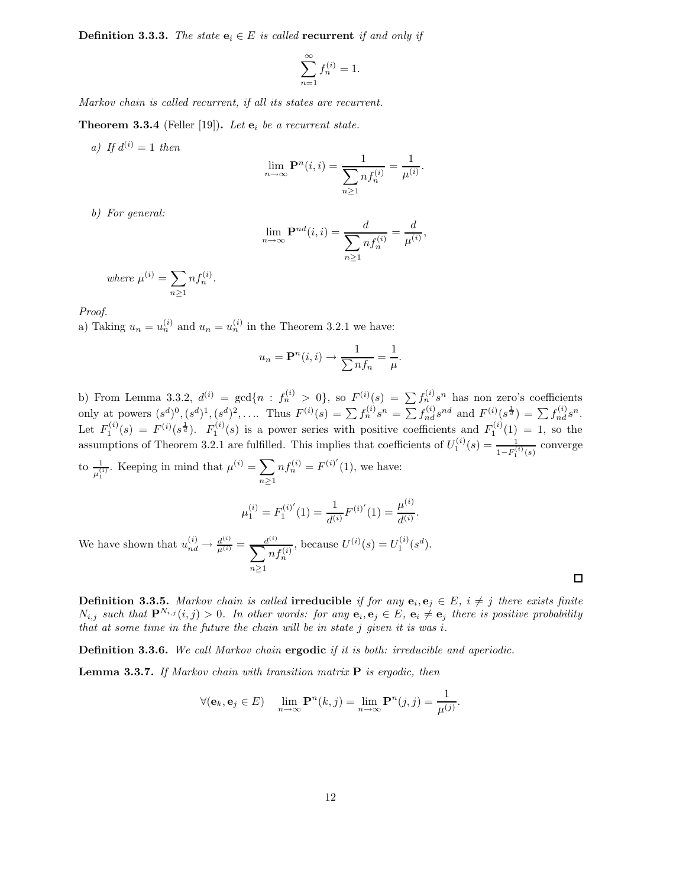**Definition 3.3.3.** *The state* $\mathbf{e}_i \in E$ *is called* **recurrent** *if and only if*

$$\sum_{n=1}^{\infty} f_n^{(i)} = 1.$$

*Markov chain is called recurrent, if all its states are recurrent.*

**Theorem 3.3.4** (Feller [19])**.** *Let* $\mathbf{e}_i$ *be a recurrent state.*

*a) If* $d^{(i)} = 1$ *then*

$$\lim_{n\to\infty} \mathbf{P}^n(i,i) = \frac{1}{\sum\limits_{n\geq 1} n f_n^{(i)}} = \frac{1}{\mu^{(i)}}.$$

*b) For general:*

$$\lim_{n\to\infty} \mathbf{P}^{nd}(i,i) = \frac{d}{\sum\limits_{n\geq 1} n f_n^{(i)}} = \frac{d}{\mu^{(i)}},$$

*where* $\mu^{(i)} = \sum\limits_{n\geq 1} n f_n^{(i)}$.

*Proof.*
a) Taking $u_n = u_n^{(i)}$ and $u_n = u_n^{(i)}$ in the Theorem 3.2.1 we have:

$$u_n = \mathbf{P}^n(i,i) \to \frac{1}{\sum n f_n} = \frac{1}{\mu}.$$

b) From Lemma 3.3.2, $d^{(i)} = \gcd\{n : f_n^{(i)} > 0\}$, so $F^{(i)}(s) = \sum f_n^{(i)} s^n$ has non zero's coefficients only at powers $(s^d)^0, (s^d)^1, (s^d)^2, \ldots$. Thus $F^{(i)}(s) = \sum f_n^{(i)} s^n = \sum f_{nd}^{(i)} s^{nd}$ and $F^{(i)}(s^{\frac{1}{d}}) = \sum f_{nd}^{(i)} s^n$. Let $F_1^{(i)}(s) = F^{(i)}(s^{\frac{1}{d}})$. $F_1^{(i)}(s)$ is a power series with positive coefficients and $F_1^{(i)}(1) = 1$, so the assumptions of Theorem 3.2.1 are fulfilled. This implies that coefficients of $U_1^{(i)}(s) = \frac{1}{1-F_1^{(i)}(s)}$ converge to $\frac{1}{\mu_1^{(i)}}$. Keeping in mind that $\mu^{(i)} = \sum\limits_{n\geq 1} n f_n^{(i)} = F^{(i)'}(1)$, we have:

$$\mu_1^{(i)} = F_1^{(i)'}(1) = \frac{1}{d^{(i)}} F^{(i)'}(1) = \frac{\mu^{(i)}}{d^{(i)}}.$$

We have shown that $u_{nd}^{(i)} \to \frac{d^{(i)}}{\mu^{(i)}} = \frac{d^{(i)}}{\sum\limits_{n\geq 1} n f_n^{(i)}}$, because $U^{(i)}(s) = U_1^{(i)}(s^d)$.

□

**Definition 3.3.5.** *Markov chain is called* **irreducible** *if for any* $\mathbf{e}_i, \mathbf{e}_j \in E$, $i \neq j$ *there exists finite* $N_{i,j}$ *such that* $\mathbf{P}^{N_{i,j}}(i,j) > 0$. *In other words: for any* $\mathbf{e}_i, \mathbf{e}_j \in E$, $\mathbf{e}_i \neq \mathbf{e}_j$ *there is positive probability that at some time in the future the chain will be in state* $j$ *given it is was* $i$.

**Definition 3.3.6.** *We call Markov chain* **ergodic** *if it is both: irreducible and aperiodic.*

**Lemma 3.3.7.** *If Markov chain with transition matrix* $\mathbf{P}$ *is ergodic, then*

$$\forall (\mathbf{e}_k, \mathbf{e}_j \in E) \quad \lim_{n\to\infty} \mathbf{P}^n(k,j) = \lim_{n\to\infty} \mathbf{P}^n(j,j) = \frac{1}{\mu^{(j)}}.$$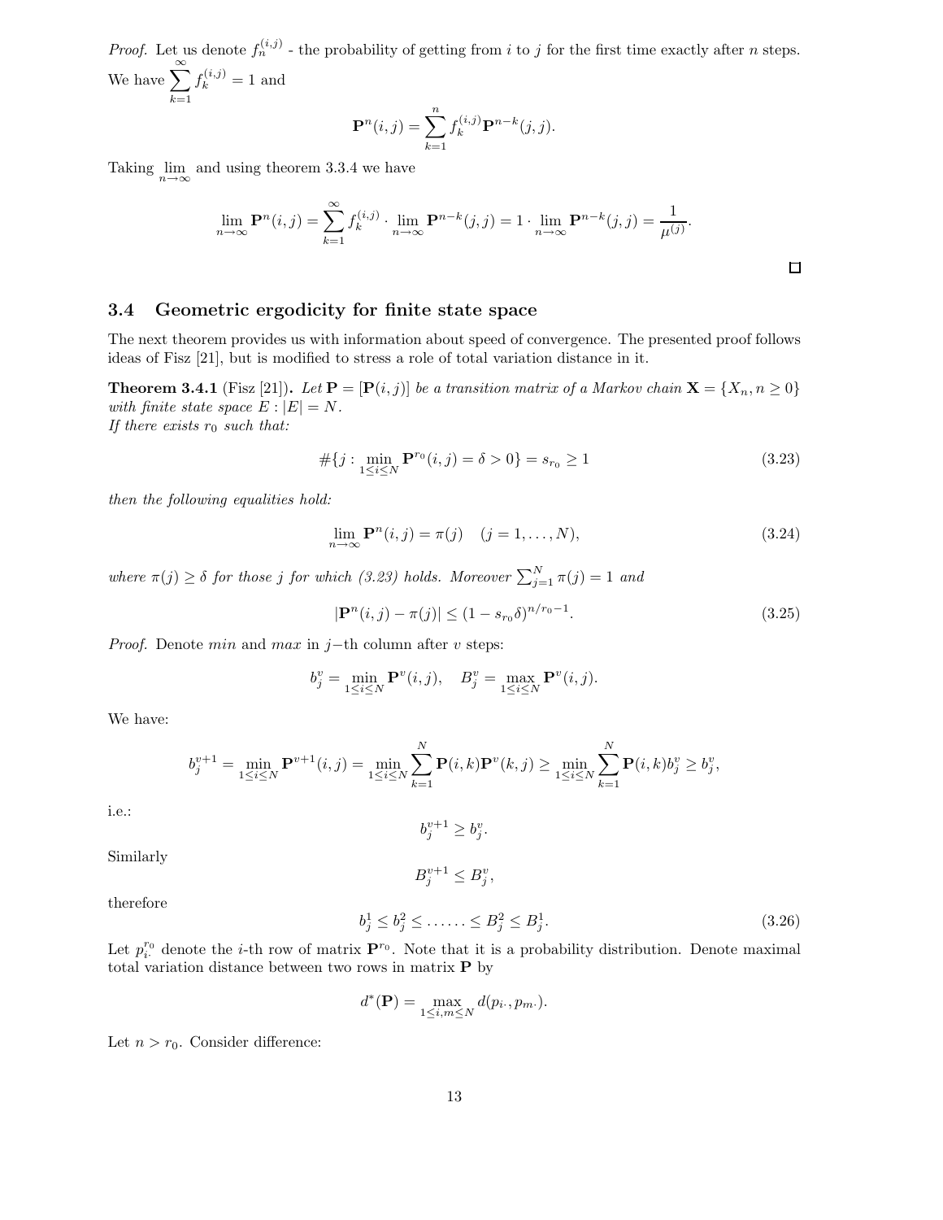*Proof.* Let us denote $f_n^{(i,j)}$ - the probability of getting from $i$ to $j$ for the first time exactly after $n$ steps. We have $\sum_{k=1}^{\infty} f_k^{(i,j)} = 1$ and

$$\mathbf{P}^n(i,j) = \sum_{k=1}^{n} f_k^{(i,j)} \mathbf{P}^{n-k}(j,j).$$

Taking $\lim_{n\to\infty}$ and using theorem 3.3.4 we have

$$\lim_{n\to\infty} \mathbf{P}^n(i,j) = \sum_{k=1}^{\infty} f_k^{(i,j)} \cdot \lim_{n\to\infty} \mathbf{P}^{n-k}(j,j) = 1 \cdot \lim_{n\to\infty} \mathbf{P}^{n-k}(j,j) = \frac{1}{\mu^{(j)}}.$$

□

### 3.4 Geometric ergodicity for finite state space

The next theorem provides us with information about speed of convergence. The presented proof follows ideas of Fisz [21], but is modified to stress a role of total variation distance in it.

**Theorem 3.4.1** (Fisz [21])**.** *Let $\mathbf{P} = [\mathbf{P}(i,j)]$ be a transition matrix of a Markov chain $\mathbf{X} = \{X_n, n \geq 0\}$ with finite state space $E : |E| = N$.*
*If there exists $r_0$ such that:*

$$\#\{j : \min_{1\leq i\leq N} \mathbf{P}^{r_0}(i,j) = \delta > 0\} = s_{r_0} \geq 1 \tag{3.23}$$

*then the following equalities hold:*

$$\lim_{n\to\infty} \mathbf{P}^n(i,j) = \pi(j) \quad (j = 1, \ldots, N), \tag{3.24}$$

*where $\pi(j) \geq \delta$ for those $j$ for which (3.23) holds. Moreover $\sum_{j=1}^{N} \pi(j) = 1$ and*

$$|\mathbf{P}^n(i,j) - \pi(j)| \leq (1 - s_{r_0}\delta)^{n/r_0 - 1}. \tag{3.25}$$

*Proof.* Denote $min$ and $max$ in $j-$th column after $v$ steps:

$$b_j^v = \min_{1\leq i\leq N} \mathbf{P}^v(i,j), \quad B_j^v = \max_{1\leq i\leq N} \mathbf{P}^v(i,j).$$

We have:

$$b_j^{v+1} = \min_{1\leq i\leq N} \mathbf{P}^{v+1}(i,j) = \min_{1\leq i\leq N} \sum_{k=1}^{N} \mathbf{P}(i,k)\mathbf{P}^v(k,j) \geq \min_{1\leq i\leq N} \sum_{k=1}^{N} \mathbf{P}(i,k) b_j^v \geq b_j^v,$$

i.e.:

$$b_j^{v+1} \geq b_j^v.$$

Similarly

$$B_j^{v+1} \leq B_j^v,$$

therefore

$$b_j^1 \leq b_j^2 \leq \ldots\ldots \leq B_j^2 \leq B_j^1. \tag{3.26}$$

Let $p_{i\cdot}^{r_0}$ denote the $i$-th row of matrix $\mathbf{P}^{r_0}$. Note that it is a probability distribution. Denote maximal total variation distance between two rows in matrix $\mathbf{P}$ by

$$d^*(\mathbf{P}) = \max_{1\leq i,m\leq N} d(p_{i\cdot}, p_{m\cdot}).$$

Let $n > r_0$. Consider difference: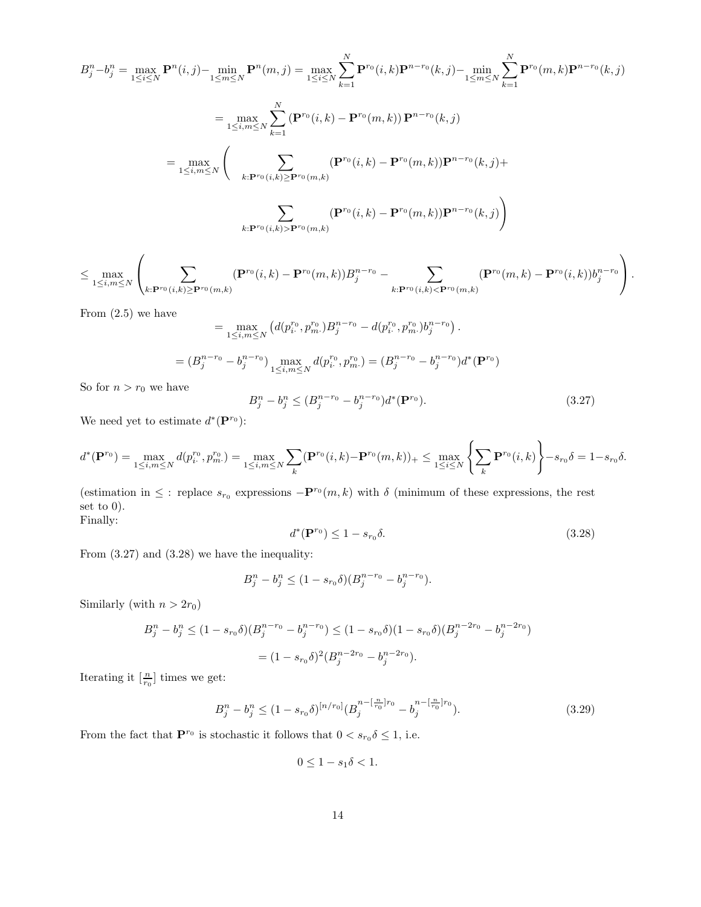$$B_j^n - b_j^n = \max_{1\le i\le N} \mathbf{P}^n(i,j) - \min_{1\le m\le N} \mathbf{P}^n(m,j) = \max_{1\le i\le N} \sum_{k=1}^N \mathbf{P}^{r_0}(i,k)\mathbf{P}^{n-r_0}(k,j) - \min_{1\le m\le N} \sum_{k=1}^N \mathbf{P}^{r_0}(m,k)\mathbf{P}^{n-r_0}(k,j)$$

$$= \max_{1\le i,m\le N} \sum_{k=1}^N \left(\mathbf{P}^{r_0}(i,k) - \mathbf{P}^{r_0}(m,k)\right)\mathbf{P}^{n-r_0}(k,j)$$

$$= \max_{1\le i,m\le N} \Bigg( \sum_{k:\mathbf{P}^{r_0}(i,k)\ge \mathbf{P}^{r_0}(m,k)} (\mathbf{P}^{r_0}(i,k) - \mathbf{P}^{r_0}(m,k))\mathbf{P}^{n-r_0}(k,j) +$$

$$\sum_{k:\mathbf{P}^{r_0}(i,k)> \mathbf{P}^{r_0}(m,k)} (\mathbf{P}^{r_0}(i,k) - \mathbf{P}^{r_0}(m,k))\mathbf{P}^{n-r_0}(k,j)\Bigg)$$

$$\le \max_{1\le i,m\le N} \left( \sum_{k:\mathbf{P}^{r_0}(i,k)\ge \mathbf{P}^{r_0}(m,k)} (\mathbf{P}^{r_0}(i,k) - \mathbf{P}^{r_0}(m,k))B_j^{n-r_0} - \sum_{k:\mathbf{P}^{r_0}(i,k)< \mathbf{P}^{r_0}(m,k)} (\mathbf{P}^{r_0}(m,k) - \mathbf{P}^{r_0}(i,k))b_j^{n-r_0} \right).$$

From (2.5) we have

$$= \max_{1\le i,m\le N} \left( d(p_{i\cdot}^{r_0}, p_{m\cdot}^{r_0})B_j^{n-r_0} - d(p_{i\cdot}^{r_0}, p_{m\cdot}^{r_0})b_j^{n-r_0} \right).$$

$$= (B_j^{n-r_0} - b_j^{n-r_0}) \max_{1\le i,m\le N} d(p_{i\cdot}^{r_0}, p_{m\cdot}^{r_0}) = (B_j^{n-r_0} - b_j^{n-r_0}) d^*(\mathbf{P}^{r_0})$$

So for $n > r_0$ we have

$$B_j^n - b_j^n \le (B_j^{n-r_0} - b_j^{n-r_0}) d^*(\mathbf{P}^{r_0}). \tag{3.27}$$

We need yet to estimate $d^*(\mathbf{P}^{r_0})$:

$$d^*(\mathbf{P}^{r_0}) = \max_{1\le i,m\le N} d(p_{i\cdot}^{r_0}, p_{m\cdot}^{r_0}) = \max_{1\le i,m\le N} \sum_k (\mathbf{P}^{r_0}(i,k) - \mathbf{P}^{r_0}(m,k))_+ \le \max_{1\le i\le N} \left\{ \sum_k \mathbf{P}^{r_0}(i,k) \right\} - s_{r_0}\delta = 1 - s_{r_0}\delta.$$

(estimation in $\le$ : replace $s_{r_0}$ expressions $-\mathbf{P}^{r_0}(m,k)$ with $\delta$ (minimum of these expressions, the rest set to 0).
Finally:

$$d^*(\mathbf{P}^{r_0}) \le 1 - s_{r_0}\delta. \tag{3.28}$$

From (3.27) and (3.28) we have the inequality:

$$B_j^n - b_j^n \le (1 - s_{r_0}\delta)(B_j^{n-r_0} - b_j^{n-r_0}).$$

Similarly (with $n > 2r_0$)

$$B_j^n - b_j^n \le (1 - s_{r_0}\delta)(B_j^{n-r_0} - b_j^{n-r_0}) \le (1 - s_{r_0}\delta)(1 - s_{r_0}\delta)(B_j^{n-2r_0} - b_j^{n-2r_0})$$

$$= (1 - s_{r_0}\delta)^2 (B_j^{n-2r_0} - b_j^{n-2r_0}).$$

Iterating it $[\frac{n}{r_0}]$ times we get:

$$B_j^n - b_j^n \le (1 - s_{r_0}\delta)^{[n/r_0]} (B_j^{n-[\frac{n}{r_0}]r_0} - b_j^{n-[\frac{n}{r_0}]r_0}). \tag{3.29}$$

From the fact that $\mathbf{P}^{r_0}$ is stochastic it follows that $0 < s_{r_0}\delta \le 1$, i.e.

$$0 \le 1 - s_1\delta < 1.$$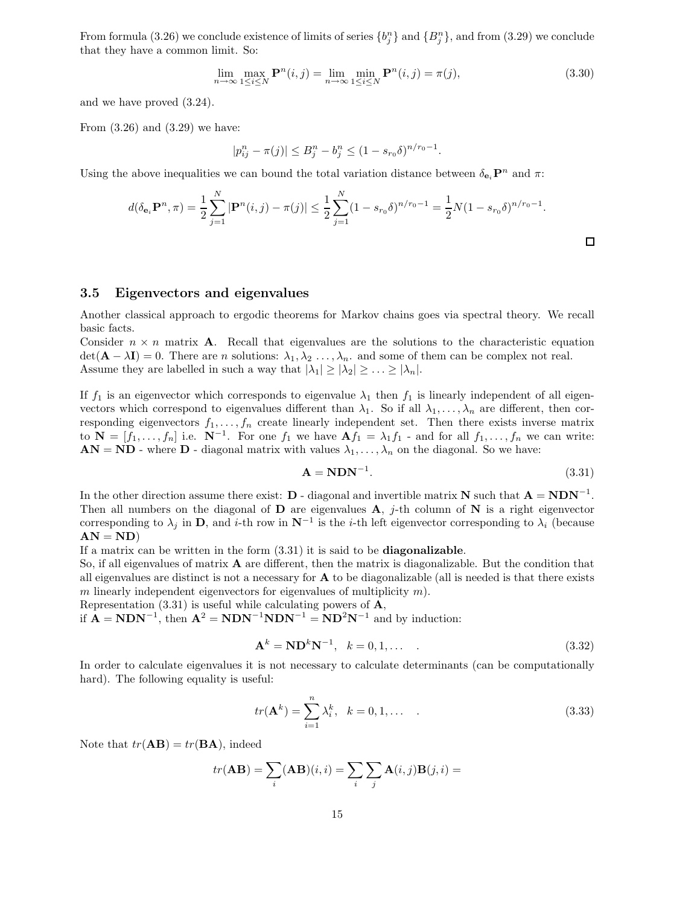From formula (3.26) we conclude existence of limits of series $\{b_j^n\}$ and $\{B_j^n\}$, and from (3.29) we conclude that they have a common limit. So:

$$\lim_{n\to\infty} \max_{1\le i\le N} \mathbf{P}^n(i,j) = \lim_{n\to\infty} \min_{1\le i\le N} \mathbf{P}^n(i,j) = \pi(j), \tag{3.30}$$

and we have proved (3.24).

From (3.26) and (3.29) we have:

$$|p_{ij}^n - \pi(j)| \le B_j^n - b_j^n \le (1 - s_{r_0}\delta)^{n/r_0 - 1}.$$

Using the above inequalities we can bound the total variation distance between $\delta_{\mathbf{e}_i}\mathbf{P}^n$ and $\pi$:

$$d(\delta_{\mathbf{e}_i}\mathbf{P}^n, \pi) = \frac{1}{2}\sum_{j=1}^{N} |\mathbf{P}^n(i,j) - \pi(j)| \le \frac{1}{2}\sum_{j=1}^{N} (1 - s_{r_0}\delta)^{n/r_0 - 1} = \frac{1}{2}N(1 - s_{r_0}\delta)^{n/r_0 - 1}.$$

□

### 3.5 Eigenvectors and eigenvalues

Another classical approach to ergodic theorems for Markov chains goes via spectral theory. We recall basic facts.

Consider $n \times n$ matrix $\mathbf{A}$. Recall that eigenvalues are the solutions to the characteristic equation $\det(\mathbf{A} - \lambda\mathbf{I}) = 0$. There are $n$ solutions: $\lambda_1, \lambda_2 \ldots, \lambda_n$. and some of them can be complex not real. Assume they are labelled in such a way that $|\lambda_1| \ge |\lambda_2| \ge \ldots \ge |\lambda_n|$.

If $f_1$ is an eigenvector which corresponds to eigenvalue $\lambda_1$ then $f_1$ is linearly independent of all eigenvectors which correspond to eigenvalues different than $\lambda_1$. So if all $\lambda_1, \ldots, \lambda_n$ are different, then corresponding eigenvectors $f_1, \ldots, f_n$ create linearly independent set. Then there exists inverse matrix to $\mathbf{N} = [f_1, \ldots, f_n]$ i.e. $\mathbf{N}^{-1}$. For one $f_1$ we have $\mathbf{A}f_1 = \lambda_1 f_1$ - and for all $f_1, \ldots, f_n$ we can write: $\mathbf{AN} = \mathbf{ND}$ - where $\mathbf{D}$ - diagonal matrix with values $\lambda_1, \ldots, \lambda_n$ on the diagonal. So we have:

$$\mathbf{A} = \mathbf{NDN}^{-1}. \tag{3.31}$$

In the other direction assume there exist: $\mathbf{D}$ - diagonal and invertible matrix $\mathbf{N}$ such that $\mathbf{A} = \mathbf{NDN}^{-1}$. Then all numbers on the diagonal of $\mathbf{D}$ are eigenvalues $\mathbf{A}$, $j$-th column of $\mathbf{N}$ is a right eigenvector corresponding to $\lambda_j$ in $\mathbf{D}$, and $i$-th row in $\mathbf{N}^{-1}$ is the $i$-th left eigenvector corresponding to $\lambda_i$ (because $\mathbf{AN} = \mathbf{ND}$)

If a matrix can be written in the form (3.31) it is said to be **diagonalizable**.

So, if all eigenvalues of matrix $\mathbf{A}$ are different, then the matrix is diagonalizable. But the condition that all eigenvalues are distinct is not a necessary for $\mathbf{A}$ to be diagonalizable (all is needed is that there exists $m$ linearly independent eigenvectors for eigenvalues of multiplicity $m$).

Representation (3.31) is useful while calculating powers of $\mathbf{A}$,
if $\mathbf{A} = \mathbf{NDN}^{-1}$, then $\mathbf{A}^2 = \mathbf{NDN}^{-1}\mathbf{NDN}^{-1} = \mathbf{ND}^2\mathbf{N}^{-1}$ and by induction:

$$\mathbf{A}^k = \mathbf{ND}^k\mathbf{N}^{-1}, \quad k = 0, 1, \ldots \quad . \tag{3.32}$$

In order to calculate eigenvalues it is not necessary to calculate determinants (can be computationally hard). The following equality is useful:

$$tr(\mathbf{A}^k) = \sum_{i=1}^{n} \lambda_i^k, \quad k = 0, 1, \ldots \quad . \tag{3.33}$$

Note that $tr(\mathbf{AB}) = tr(\mathbf{BA})$, indeed

$$tr(\mathbf{AB}) = \sum_i (\mathbf{AB})(i,i) = \sum_i \sum_j \mathbf{A}(i,j)\mathbf{B}(j,i) =$$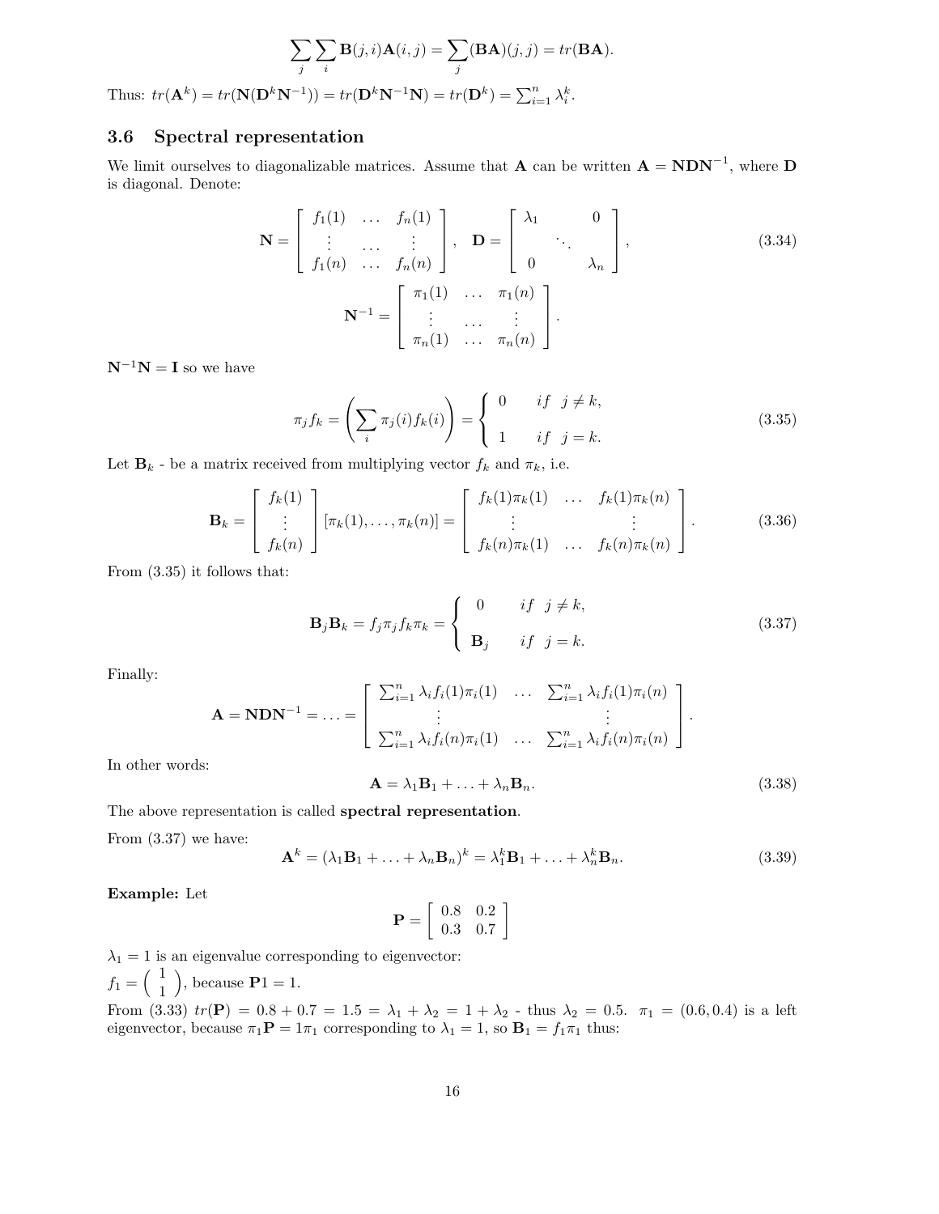$$\sum_j \sum_i \mathbf{B}(j,i)\mathbf{A}(i,j) = \sum_j (\mathbf{BA})(j,j) = tr(\mathbf{BA}).$$

Thus: $tr(\mathbf{A}^k) = tr(\mathbf{N}(\mathbf{D}^k\mathbf{N}^{-1})) = tr(\mathbf{D}^k\mathbf{N}^{-1}\mathbf{N}) = tr(\mathbf{D}^k) = \sum_{i=1}^n \lambda_i^k$.

### 3.6 Spectral representation

We limit ourselves to diagonalizable matrices. Assume that $\mathbf{A}$ can be written $\mathbf{A} = \mathbf{NDN}^{-1}$, where $\mathbf{D}$ is diagonal. Denote:

$$\mathbf{N} = \begin{bmatrix} f_1(1) & \ldots & f_n(1) \\ \vdots & \ldots & \vdots \\ f_1(n) & \ldots & f_n(n) \end{bmatrix}, \quad \mathbf{D} = \begin{bmatrix} \lambda_1 & & 0 \\ & \ddots & \\ 0 & & \lambda_n \end{bmatrix}, \tag{3.34}$$

$$\mathbf{N}^{-1} = \begin{bmatrix} \pi_1(1) & \ldots & \pi_1(n) \\ \vdots & \ldots & \vdots \\ \pi_n(1) & \ldots & \pi_n(n) \end{bmatrix}.$$

$\mathbf{N}^{-1}\mathbf{N} = \mathbf{I}$ so we have

$$\pi_j f_k = \left( \sum_i \pi_j(i) f_k(i) \right) = \begin{cases} 0 & if \;\; j \neq k, \\ 1 & if \;\; j = k. \end{cases} \tag{3.35}$$

Let $\mathbf{B}_k$ - be a matrix received from multiplying vector $f_k$ and $\pi_k$, i.e.

$$\mathbf{B}_k = \begin{bmatrix} f_k(1) \\ \vdots \\ f_k(n) \end{bmatrix} [\pi_k(1), \ldots, \pi_k(n)] = \begin{bmatrix} f_k(1)\pi_k(1) & \ldots & f_k(1)\pi_k(n) \\ \vdots & & \vdots \\ f_k(n)\pi_k(1) & \ldots & f_k(n)\pi_k(n) \end{bmatrix}. \tag{3.36}$$

From (3.35) it follows that:

$$\mathbf{B}_j\mathbf{B}_k = f_j\pi_j f_k\pi_k = \begin{cases} 0 & if \;\; j \neq k, \\ \mathbf{B}_j & if \;\; j = k. \end{cases} \tag{3.37}$$

Finally:

$$\mathbf{A} = \mathbf{NDN}^{-1} = \ldots = \begin{bmatrix} \sum_{i=1}^n \lambda_i f_i(1)\pi_i(1) & \ldots & \sum_{i=1}^n \lambda_i f_i(1)\pi_i(n) \\ \vdots & & \vdots \\ \sum_{i=1}^n \lambda_i f_i(n)\pi_i(1) & \ldots & \sum_{i=1}^n \lambda_i f_i(n)\pi_i(n) \end{bmatrix}.$$

In other words:

$$\mathbf{A} = \lambda_1\mathbf{B}_1 + \ldots + \lambda_n\mathbf{B}_n. \tag{3.38}$$

The above representation is called **spectral representation**.

From (3.37) we have:

$$\mathbf{A}^k = (\lambda_1\mathbf{B}_1 + \ldots + \lambda_n\mathbf{B}_n)^k = \lambda_1^k\mathbf{B}_1 + \ldots + \lambda_n^k\mathbf{B}_n. \tag{3.39}$$

**Example:** Let

$$\mathbf{P} = \begin{bmatrix} 0.8 & 0.2 \\ 0.3 & 0.7 \end{bmatrix}$$

$\lambda_1 = 1$ is an eigenvalue corresponding to eigenvector:

$f_1 = \begin{pmatrix} 1 \\ 1 \end{pmatrix}$, because $\mathbf{P}1 = 1$.

From (3.33) $tr(\mathbf{P}) = 0.8 + 0.7 = 1.5 = \lambda_1 + \lambda_2 = 1 + \lambda_2$ - thus $\lambda_2 = 0.5$. $\pi_1 = (0.6, 0.4)$ is a left eigenvector, because $\pi_1\mathbf{P} = 1\pi_1$ corresponding to $\lambda_1 = 1$, so $\mathbf{B}_1 = f_1\pi_1$ thus: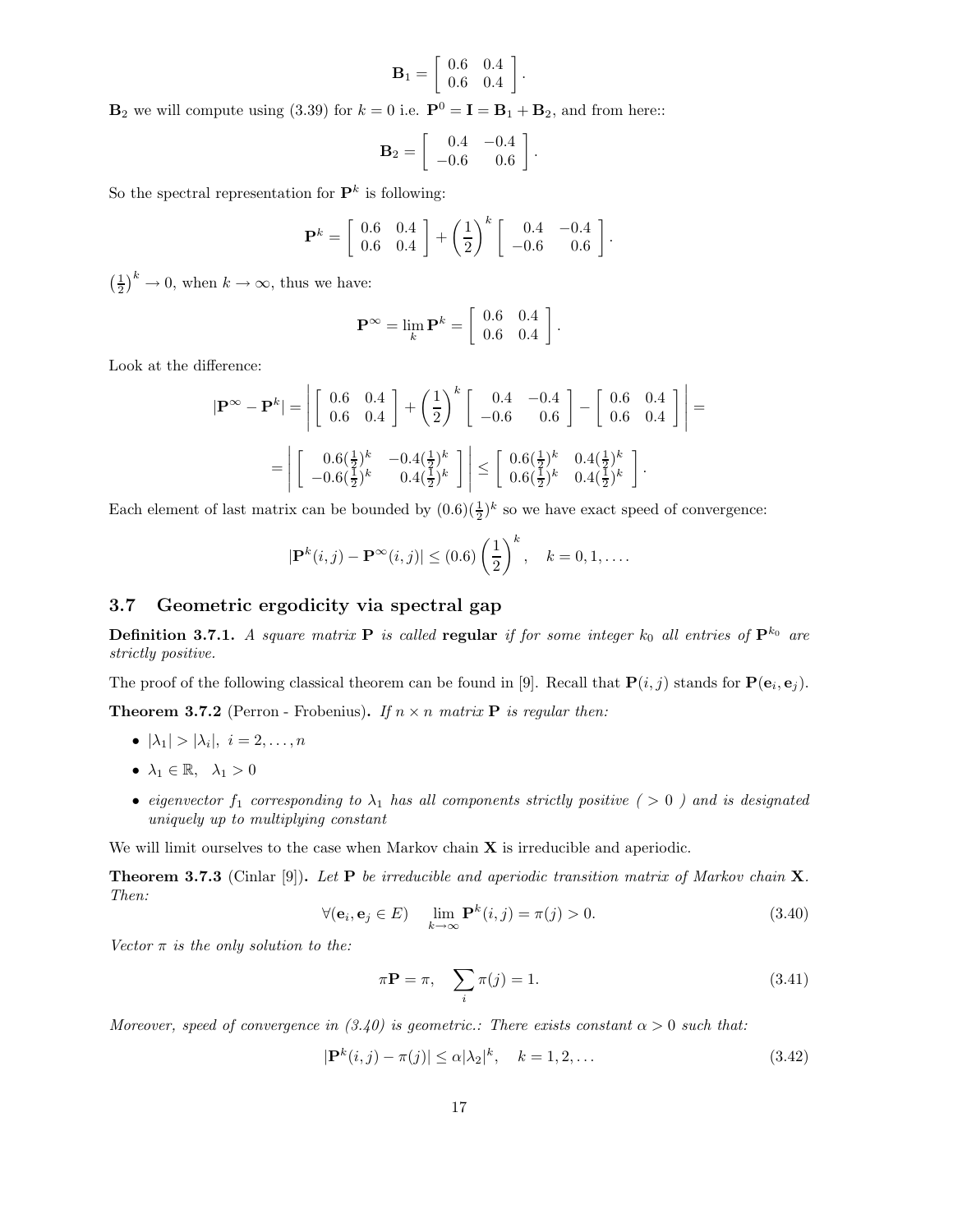$$\mathbf{B}_1 = \begin{bmatrix} 0.6 & 0.4 \\ 0.6 & 0.4 \end{bmatrix}.$$

$\mathbf{B}_2$ we will compute using (3.39) for $k = 0$ i.e. $\mathbf{P}^0 = \mathbf{I} = \mathbf{B}_1 + \mathbf{B}_2$, and from here::

$$\mathbf{B}_2 = \begin{bmatrix} 0.4 & -0.4 \\ -0.6 & 0.6 \end{bmatrix}.$$

So the spectral representation for $\mathbf{P}^k$ is following:

$$\mathbf{P}^k = \begin{bmatrix} 0.6 & 0.4 \\ 0.6 & 0.4 \end{bmatrix} + \left(\frac{1}{2}\right)^k \begin{bmatrix} 0.4 & -0.4 \\ -0.6 & 0.6 \end{bmatrix}.$$

$\left(\frac{1}{2}\right)^k \to 0$, when $k \to \infty$, thus we have:

$$\mathbf{P}^\infty = \lim_k \mathbf{P}^k = \begin{bmatrix} 0.6 & 0.4 \\ 0.6 & 0.4 \end{bmatrix}.$$

Look at the difference:

$$|\mathbf{P}^\infty - \mathbf{P}^k| = \left| \begin{bmatrix} 0.6 & 0.4 \\ 0.6 & 0.4 \end{bmatrix} + \left(\frac{1}{2}\right)^k \begin{bmatrix} 0.4 & -0.4 \\ -0.6 & 0.6 \end{bmatrix} - \begin{bmatrix} 0.6 & 0.4 \\ 0.6 & 0.4 \end{bmatrix} \right| =$$

$$= \left| \begin{bmatrix} 0.6(\frac{1}{2})^k & -0.4(\frac{1}{2})^k \\ -0.6(\frac{1}{2})^k & 0.4(\frac{1}{2})^k \end{bmatrix} \right| \leq \begin{bmatrix} 0.6(\frac{1}{2})^k & 0.4(\frac{1}{2})^k \\ 0.6(\frac{1}{2})^k & 0.4(\frac{1}{2})^k \end{bmatrix}.$$

Each element of last matrix can be bounded by $(0.6)(\frac{1}{2})^k$ so we have exact speed of convergence:

$$|\mathbf{P}^k(i,j) - \mathbf{P}^\infty(i,j)| \leq (0.6)\left(\frac{1}{2}\right)^k, \quad k = 0, 1, \ldots.$$

### 3.7 Geometric ergodicity via spectral gap

**Definition 3.7.1.** *A square matrix $\mathbf{P}$ is called* **regular** *if for some integer $k_0$ all entries of $\mathbf{P}^{k_0}$ are strictly positive.*

The proof of the following classical theorem can be found in [9]. Recall that $\mathbf{P}(i,j)$ stands for $\mathbf{P}(\mathbf{e}_i, \mathbf{e}_j)$.

**Theorem 3.7.2** (Perron - Frobenius)**.** *If $n \times n$ matrix $\mathbf{P}$ is regular then:*

- $|\lambda_1| > |\lambda_i|, \ i = 2, \ldots, n$
- $\lambda_1 \in \mathbb{R}, \quad \lambda_1 > 0$
- *eigenvector $f_1$ corresponding to $\lambda_1$ has all components strictly positive ( $> 0$ ) and is designated uniquely up to multiplying constant*

We will limit ourselves to the case when Markov chain $\mathbf{X}$ is irreducible and aperiodic.

**Theorem 3.7.3** (Cinlar [9])**.** *Let $\mathbf{P}$ be irreducible and aperiodic transition matrix of Markov chain $\mathbf{X}$. Then:*

$$\forall (\mathbf{e}_i, \mathbf{e}_j \in E) \quad \lim_{k \to \infty} \mathbf{P}^k(i,j) = \pi(j) > 0. \tag{3.40}$$

*Vector $\pi$ is the only solution to the:*

$$\pi \mathbf{P} = \pi, \quad \sum_i \pi(j) = 1. \tag{3.41}$$

*Moreover, speed of convergence in (3.40) is geometric.: There exists constant $\alpha > 0$ such that:*

$$|\mathbf{P}^k(i,j) - \pi(j)| \leq \alpha |\lambda_2|^k, \quad k = 1, 2, \ldots \tag{3.42}$$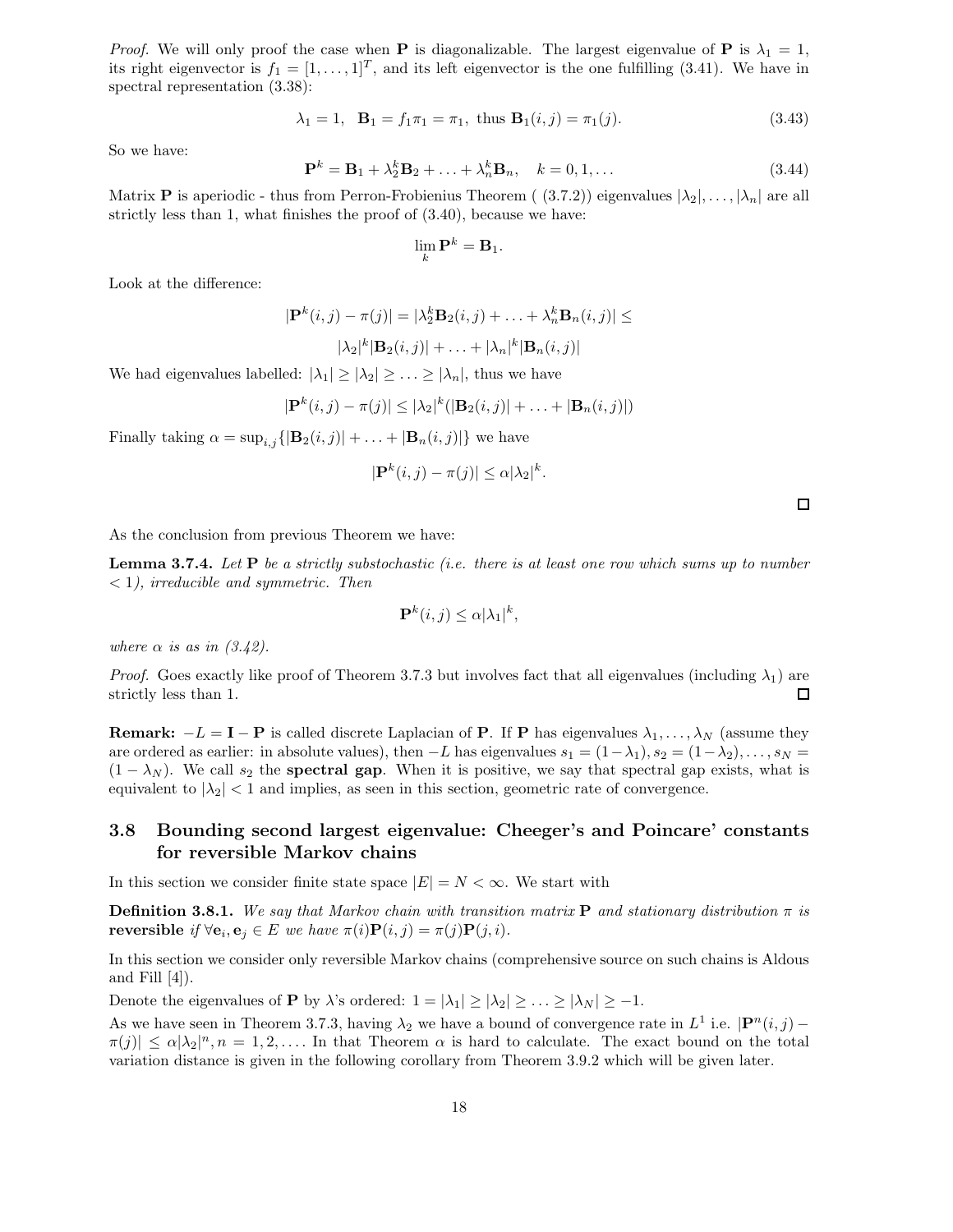*Proof.* We will only proof the case when $\mathbf{P}$ is diagonalizable. The largest eigenvalue of $\mathbf{P}$ is $\lambda_1 = 1$, its right eigenvector is $f_1 = [1, \ldots, 1]^T$, and its left eigenvector is the one fulfilling (3.41). We have in spectral representation (3.38):

$$\lambda_1 = 1, \quad \mathbf{B}_1 = f_1 \pi_1 = \pi_1, \text{ thus } \mathbf{B}_1(i,j) = \pi_1(j). \tag{3.43}$$

So we have:

$$\mathbf{P}^k = \mathbf{B}_1 + \lambda_2^k \mathbf{B}_2 + \ldots + \lambda_n^k \mathbf{B}_n, \quad k = 0, 1, \ldots \tag{3.44}$$

Matrix $\mathbf{P}$ is aperiodic - thus from Perron-Frobienius Theorem ( (3.7.2)) eigenvalues $|\lambda_2|, \ldots, |\lambda_n|$ are all strictly less than 1, what finishes the proof of (3.40), because we have:

$$\lim_k \mathbf{P}^k = \mathbf{B}_1.$$

Look at the difference:

$$|\mathbf{P}^k(i,j) - \pi(j)| = |\lambda_2^k \mathbf{B}_2(i,j) + \ldots + \lambda_n^k \mathbf{B}_n(i,j)| \leq$$

$$|\lambda_2|^k |\mathbf{B}_2(i,j)| + \ldots + |\lambda_n|^k |\mathbf{B}_n(i,j)|$$

We had eigenvalues labelled: $|\lambda_1| \geq |\lambda_2| \geq \ldots \geq |\lambda_n|$, thus we have

$$|\mathbf{P}^k(i,j) - \pi(j)| \leq |\lambda_2|^k (|\mathbf{B}_2(i,j)| + \ldots + |\mathbf{B}_n(i,j)|)$$

Finally taking $\alpha = \sup_{i,j}\{|\mathbf{B}_2(i,j)| + \ldots + |\mathbf{B}_n(i,j)|\}$ we have

$$|\mathbf{P}^k(i,j) - \pi(j)| \leq \alpha |\lambda_2|^k.$$

□

As the conclusion from previous Theorem we have:

**Lemma 3.7.4.** *Let $\mathbf{P}$ be a strictly substochastic (i.e. there is at least one row which sums up to number $< 1$), irreducible and symmetric. Then*

$$\mathbf{P}^k(i,j) \leq \alpha |\lambda_1|^k,$$

*where $\alpha$ is as in (3.42).*

*Proof.* Goes exactly like proof of Theorem 3.7.3 but involves fact that all eigenvalues (including $\lambda_1$) are strictly less than 1. □

**Remark:** $-L = \mathbf{I} - \mathbf{P}$ is called discrete Laplacian of $\mathbf{P}$. If $\mathbf{P}$ has eigenvalues $\lambda_1, \ldots, \lambda_N$ (assume they are ordered as earlier: in absolute values), then $-L$ has eigenvalues $s_1 = (1 - \lambda_1), s_2 = (1 - \lambda_2), \ldots, s_N = (1 - \lambda_N)$. We call $s_2$ the **spectral gap**. When it is positive, we say that spectral gap exists, what is equivalent to $|\lambda_2| < 1$ and implies, as seen in this section, geometric rate of convergence.

## 3.8 Bounding second largest eigenvalue: Cheeger's and Poincare' constants for reversible Markov chains

In this section we consider finite state space $|E| = N < \infty$. We start with

**Definition 3.8.1.** *We say that Markov chain with transition matrix $\mathbf{P}$ and stationary distribution $\pi$ is* **reversible** *if $\forall \mathbf{e}_i, \mathbf{e}_j \in E$ we have $\pi(i)\mathbf{P}(i,j) = \pi(j)\mathbf{P}(j,i)$.*

In this section we consider only reversible Markov chains (comprehensive source on such chains is Aldous and Fill [4]).

Denote the eigenvalues of $\mathbf{P}$ by $\lambda$'s ordered: $1 = |\lambda_1| \geq |\lambda_2| \geq \ldots \geq |\lambda_N| \geq -1$.

As we have seen in Theorem 3.7.3, having $\lambda_2$ we have a bound of convergence rate in $L^1$ i.e. $|\mathbf{P}^n(i,j) - \pi(j)| \leq \alpha |\lambda_2|^n, n = 1, 2, \ldots$. In that Theorem $\alpha$ is hard to calculate. The exact bound on the total variation distance is given in the following corollary from Theorem 3.9.2 which will be given later.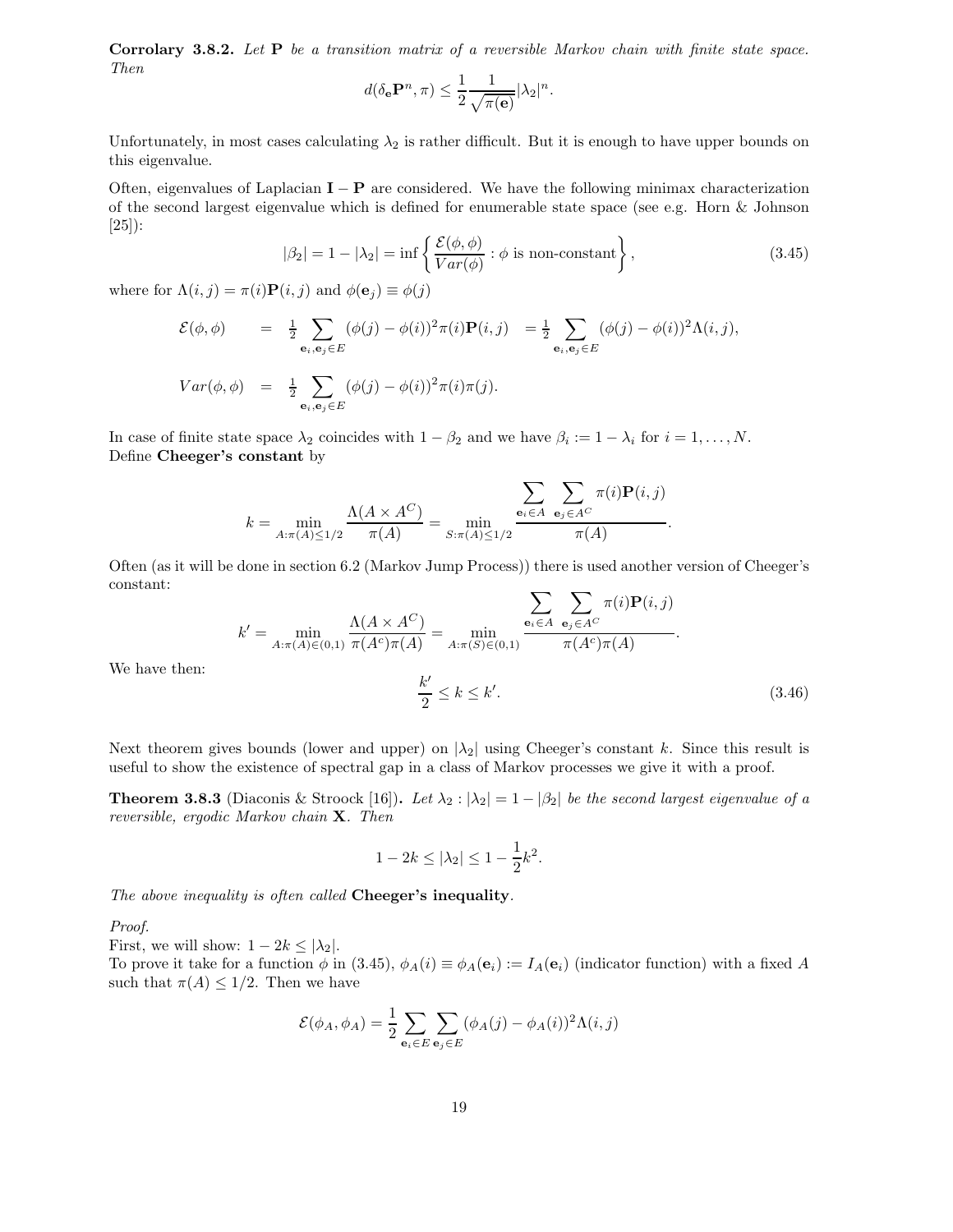**Corrolary 3.8.2.** *Let* $\mathbf{P}$ *be a transition matrix of a reversible Markov chain with finite state space. Then*

$$d(\delta_{\mathbf{e}}\mathbf{P}^n, \pi) \leq \frac{1}{2}\frac{1}{\sqrt{\pi(\mathbf{e})}}|\lambda_2|^n.$$

Unfortunately, in most cases calculating $\lambda_2$ is rather difficult. But it is enough to have upper bounds on this eigenvalue.

Often, eigenvalues of Laplacian $\mathbf{I} - \mathbf{P}$ are considered. We have the following minimax characterization of the second largest eigenvalue which is defined for enumerable state space (see e.g. Horn & Johnson [25]):

$$|\beta_2| = 1 - |\lambda_2| = \inf\left\{\frac{\mathcal{E}(\phi, \phi)}{Var(\phi)} : \phi \text{ is non-constant}\right\}, \tag{3.45}$$

where for $\Lambda(i,j) = \pi(i)\mathbf{P}(i,j)$ and $\phi(\mathbf{e}_j) \equiv \phi(j)$

$$\mathcal{E}(\phi, \phi) = \tfrac{1}{2}\sum_{\mathbf{e}_i, \mathbf{e}_j \in E}(\phi(j) - \phi(i))^2 \pi(i)\mathbf{P}(i,j) = \tfrac{1}{2}\sum_{\mathbf{e}_i, \mathbf{e}_j \in E}(\phi(j) - \phi(i))^2 \Lambda(i,j),$$

$$Var(\phi, \phi) = \tfrac{1}{2}\sum_{\mathbf{e}_i, \mathbf{e}_j \in E}(\phi(j) - \phi(i))^2 \pi(i)\pi(j).$$

In case of finite state space $\lambda_2$ coincides with $1 - \beta_2$ and we have $\beta_i := 1 - \lambda_i$ for $i = 1, \ldots, N$.
Define **Cheeger's constant** by

$$k = \min_{A:\pi(A)\leq 1/2} \frac{\Lambda(A \times A^C)}{\pi(A)} = \min_{S:\pi(A)\leq 1/2} \frac{\displaystyle\sum_{\mathbf{e}_i \in A}\sum_{\mathbf{e}_j \in A^C} \pi(i)\mathbf{P}(i,j)}{\pi(A)}.$$

Often (as it will be done in section 6.2 (Markov Jump Process)) there is used another version of Cheeger's constant:

$$k' = \min_{A:\pi(A)\in(0,1)} \frac{\Lambda(A \times A^C)}{\pi(A^c)\pi(A)} = \min_{A:\pi(S)\in(0,1)} \frac{\displaystyle\sum_{\mathbf{e}_i \in A}\sum_{\mathbf{e}_j \in A^C} \pi(i)\mathbf{P}(i,j)}{\pi(A^c)\pi(A)}.$$

We have then:

$$\frac{k'}{2} \leq k \leq k'. \tag{3.46}$$

Next theorem gives bounds (lower and upper) on $|\lambda_2|$ using Cheeger's constant $k$. Since this result is useful to show the existence of spectral gap in a class of Markov processes we give it with a proof.

**Theorem 3.8.3** (Diaconis & Stroock [16])**.** *Let* $\lambda_2 : |\lambda_2| = 1 - |\beta_2|$ *be the second largest eigenvalue of a reversible, ergodic Markov chain* $\mathbf{X}$*. Then*

$$1 - 2k \leq |\lambda_2| \leq 1 - \frac{1}{2}k^2.$$

*The above inequality is often called* **Cheeger's inequality**.

*Proof.*
First, we will show: $1 - 2k \leq |\lambda_2|$.
To prove it take for a function $\phi$ in (3.45), $\phi_A(i) \equiv \phi_A(\mathbf{e}_i) := I_A(\mathbf{e}_i)$ (indicator function) with a fixed $A$ such that $\pi(A) \leq 1/2$. Then we have

$$\mathcal{E}(\phi_A, \phi_A) = \frac{1}{2}\sum_{\mathbf{e}_i \in E}\sum_{\mathbf{e}_j \in E}(\phi_A(j) - \phi_A(i))^2 \Lambda(i,j)$$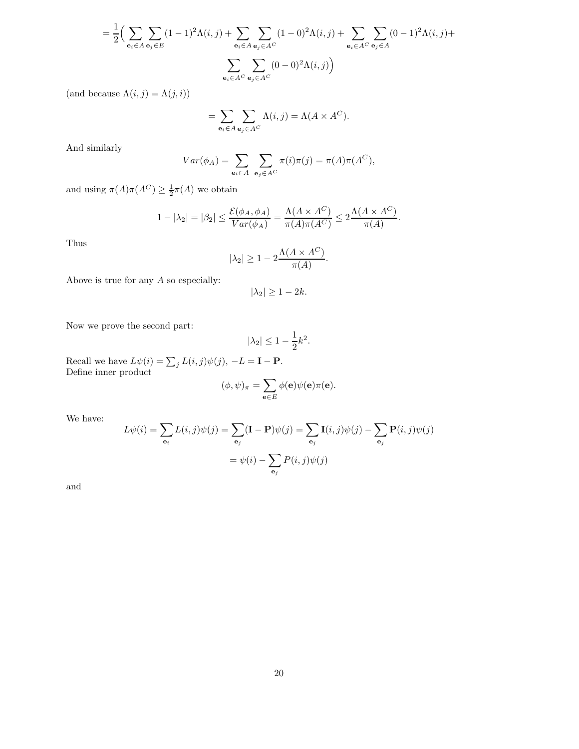$$= \frac{1}{2}\Big( \sum_{\mathbf{e}_i \in A} \sum_{\mathbf{e}_j \in E} (1-1)^2 \Lambda(i,j) + \sum_{\mathbf{e}_i \in A} \sum_{\mathbf{e}_j \in A^C} (1-0)^2 \Lambda(i,j) + \sum_{\mathbf{e}_i \in A^C} \sum_{\mathbf{e}_j \in A} (0-1)^2 \Lambda(i,j) +$$

$$\sum_{\mathbf{e}_i \in A^C} \sum_{\mathbf{e}_j \in A^C} (0-0)^2 \Lambda(i,j) \Big)$$

(and because $\Lambda(i,j) = \Lambda(j,i)$)

$$= \sum_{\mathbf{e}_i \in A} \sum_{\mathbf{e}_j \in A^C} \Lambda(i,j) = \Lambda(A \times A^C).$$

And similarly

$$Var(\phi_A) = \sum_{\mathbf{e}_i \in A} \sum_{\mathbf{e}_j \in A^C} \pi(i)\pi(j) = \pi(A)\pi(A^C),$$

and using $\pi(A)\pi(A^C) \geq \frac{1}{2}\pi(A)$ we obtain

$$1 - |\lambda_2| = |\beta_2| \leq \frac{\mathcal{E}(\phi_A, \phi_A)}{Var(\phi_A)} = \frac{\Lambda(A \times A^C)}{\pi(A)\pi(A^C)} \leq 2\frac{\Lambda(A \times A^C)}{\pi(A)}.$$

Thus

$$|\lambda_2| \geq 1 - 2\frac{\Lambda(A \times A^C)}{\pi(A)}.$$

Above is true for any $A$ so especially:

$$|\lambda_2| \geq 1 - 2k.$$

Now we prove the second part:

$$|\lambda_2| \leq 1 - \frac{1}{2}k^2.$$

Recall we have $L\psi(i) = \sum_j L(i,j)\psi(j)$, $-L = \mathbf{I} - \mathbf{P}$.
Define inner product

$$(\phi, \psi)_\pi = \sum_{\mathbf{e} \in E} \phi(\mathbf{e})\psi(\mathbf{e})\pi(\mathbf{e}).$$

We have:

$$L\psi(i) = \sum_{\mathbf{e}_i} L(i,j)\psi(j) = \sum_{\mathbf{e}_j} (\mathbf{I} - \mathbf{P})\psi(j) = \sum_{\mathbf{e}_j} \mathbf{I}(i,j)\psi(j) - \sum_{\mathbf{e}_j} \mathbf{P}(i,j)\psi(j)$$

$$= \psi(i) - \sum_{\mathbf{e}_j} P(i,j)\psi(j)$$

and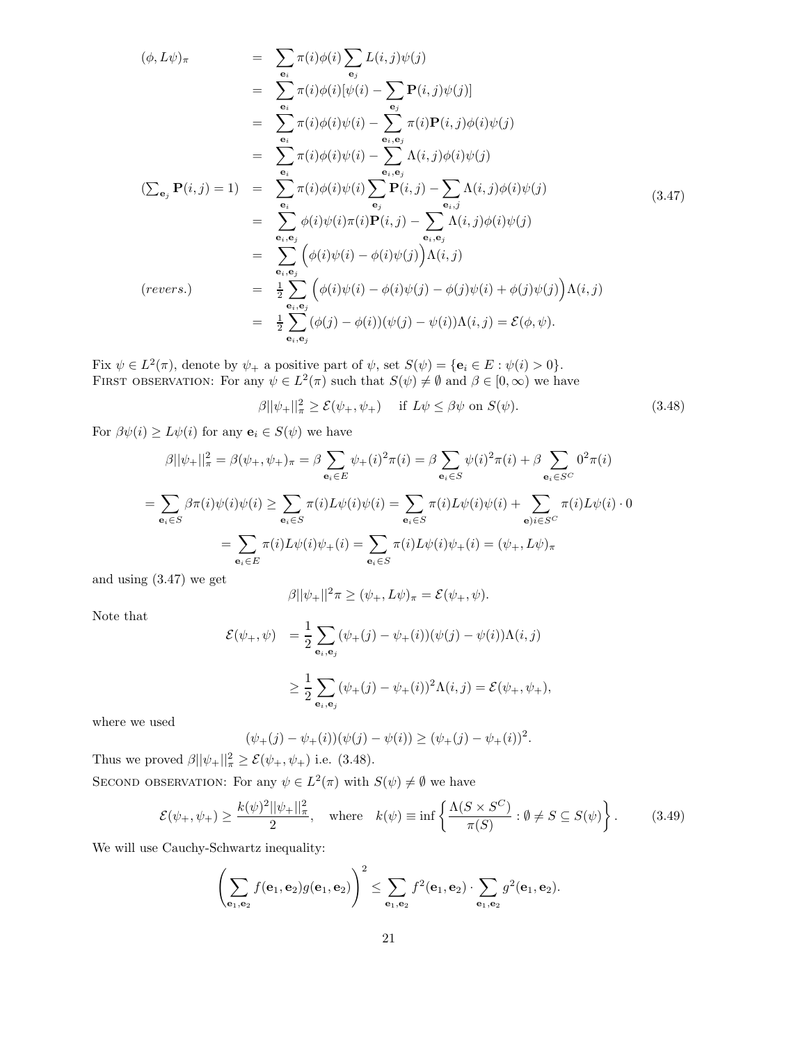$$
\begin{aligned}
(\phi, L\psi)_\pi \quad &= \sum_{\mathbf{e}_i} \pi(i)\phi(i) \sum_{\mathbf{e}_j} L(i,j)\psi(j) \\
&= \sum_{\mathbf{e}_i} \pi(i)\phi(i)[\psi(i) - \sum_{\mathbf{e}_j} \mathbf{P}(i,j)\psi(j)] \\
&= \sum_{\mathbf{e}_i} \pi(i)\phi(i)\psi(i) - \sum_{\mathbf{e}_i,\mathbf{e}_j} \pi(i)\mathbf{P}(i,j)\phi(i)\psi(j) \\
&= \sum_{\mathbf{e}_i} \pi(i)\phi(i)\psi(i) - \sum_{\mathbf{e}_i,\mathbf{e}_j} \Lambda(i,j)\phi(i)\psi(j) \\
(\textstyle\sum_{\mathbf{e}_j} \mathbf{P}(i,j) = 1) \quad &= \sum_{\mathbf{e}_i} \pi(i)\phi(i)\psi(i) \sum_{\mathbf{e}_j} \mathbf{P}(i,j) - \sum_{\mathbf{e}_i,j} \Lambda(i,j)\phi(i)\psi(j) \\
&= \sum_{\mathbf{e}_i,\mathbf{e}_j} \phi(i)\psi(i)\pi(i)\mathbf{P}(i,j) - \sum_{\mathbf{e}_i,\mathbf{e}_j} \Lambda(i,j)\phi(i)\psi(j) \\
&= \sum_{\mathbf{e}_i,\mathbf{e}_j} \Big(\phi(i)\psi(i) - \phi(i)\psi(j)\Big)\Lambda(i,j) \\
(revers.) \quad &= \tfrac{1}{2} \sum_{\mathbf{e}_i,\mathbf{e}_j} \Big(\phi(i)\psi(i) - \phi(i)\psi(j) - \phi(j)\psi(i) + \phi(j)\psi(j)\Big)\Lambda(i,j) \\
&= \tfrac{1}{2} \sum_{\mathbf{e}_i,\mathbf{e}_j} (\phi(j) - \phi(i))(\psi(j) - \psi(i))\Lambda(i,j) = \mathcal{E}(\phi, \psi).
\end{aligned}
\tag{3.47}
$$

Fix $\psi \in L^2(\pi)$, denote by $\psi_+$ a positive part of $\psi$, set $S(\psi) = \{\mathbf{e}_i \in E : \psi(i) > 0\}$.
First observation: For any $\psi \in L^2(\pi)$ such that $S(\psi) \neq \emptyset$ and $\beta \in [0, \infty)$ we have

$$
\beta ||\psi_+||_\pi^2 \geq \mathcal{E}(\psi_+, \psi_+) \quad \text{ if } L\psi \leq \beta\psi \text{ on } S(\psi). \tag{3.48}
$$

For $\beta\psi(i) \geq L\psi(i)$ for any $\mathbf{e}_i \in S(\psi)$ we have

$$
\beta ||\psi_+||_\pi^2 = \beta(\psi_+, \psi_+)_\pi = \beta \sum_{\mathbf{e}_i \in E} \psi_+(i)^2 \pi(i) = \beta \sum_{\mathbf{e}_i \in S} \psi(i)^2 \pi(i) + \beta \sum_{\mathbf{e}_i \in S^C} 0^2 \pi(i)
$$

$$
= \sum_{\mathbf{e}_i \in S} \beta\pi(i)\psi(i)\psi(i) \geq \sum_{\mathbf{e}_i \in S} \pi(i)L\psi(i)\psi(i) = \sum_{\mathbf{e}_i \in S} \pi(i)L\psi(i)\psi(i) + \sum_{\mathbf{e})i \in S^C} \pi(i)L\psi(i) \cdot 0
$$

$$
= \sum_{\mathbf{e}_i \in E} \pi(i)L\psi(i)\psi_+(i) = \sum_{\mathbf{e}_i \in S} \pi(i)L\psi(i)\psi_+(i) = (\psi_+, L\psi)_\pi
$$

and using (3.47) we get

$$
\beta ||\psi_+||^2 \pi \geq (\psi_+, L\psi)_\pi = \mathcal{E}(\psi_+, \psi).
$$

Note that

$$
\begin{aligned}
\mathcal{E}(\psi_+, \psi) \quad &= \frac{1}{2} \sum_{\mathbf{e}_i,\mathbf{e}_j} (\psi_+(j) - \psi_+(i))(\psi(j) - \psi(i))\Lambda(i,j) \\
&\geq \frac{1}{2} \sum_{\mathbf{e}_i,\mathbf{e}_j} (\psi_+(j) - \psi_+(i))^2 \Lambda(i,j) = \mathcal{E}(\psi_+, \psi_+),
\end{aligned}
$$

where we used

$$
(\psi_+(j) - \psi_+(i))(\psi(j) - \psi(i)) \geq (\psi_+(j) - \psi_+(i))^2.
$$

Thus we proved $\beta ||\psi_+||_\pi^2 \geq \mathcal{E}(\psi_+, \psi_+)$ i.e. (3.48).
Second observation: For any $\psi \in L^2(\pi)$ with $S(\psi) \neq \emptyset$ we have

$$
\mathcal{E}(\psi_+, \psi_+) \geq \frac{k(\psi)^2 ||\psi_+||_\pi^2}{2}, \quad \text{where} \quad k(\psi) \equiv \inf \left\{ \frac{\Lambda(S \times S^C)}{\pi(S)} : \emptyset \neq S \subseteq S(\psi) \right\}. \tag{3.49}
$$

We will use Cauchy-Schwartz inequality:

$$
\left( \sum_{\mathbf{e}_1,\mathbf{e}_2} f(\mathbf{e}_1, \mathbf{e}_2) g(\mathbf{e}_1, \mathbf{e}_2) \right)^2 \leq \sum_{\mathbf{e}_1,\mathbf{e}_2} f^2(\mathbf{e}_1, \mathbf{e}_2) \cdot \sum_{\mathbf{e}_1,\mathbf{e}_2} g^2(\mathbf{e}_1, \mathbf{e}_2).
$$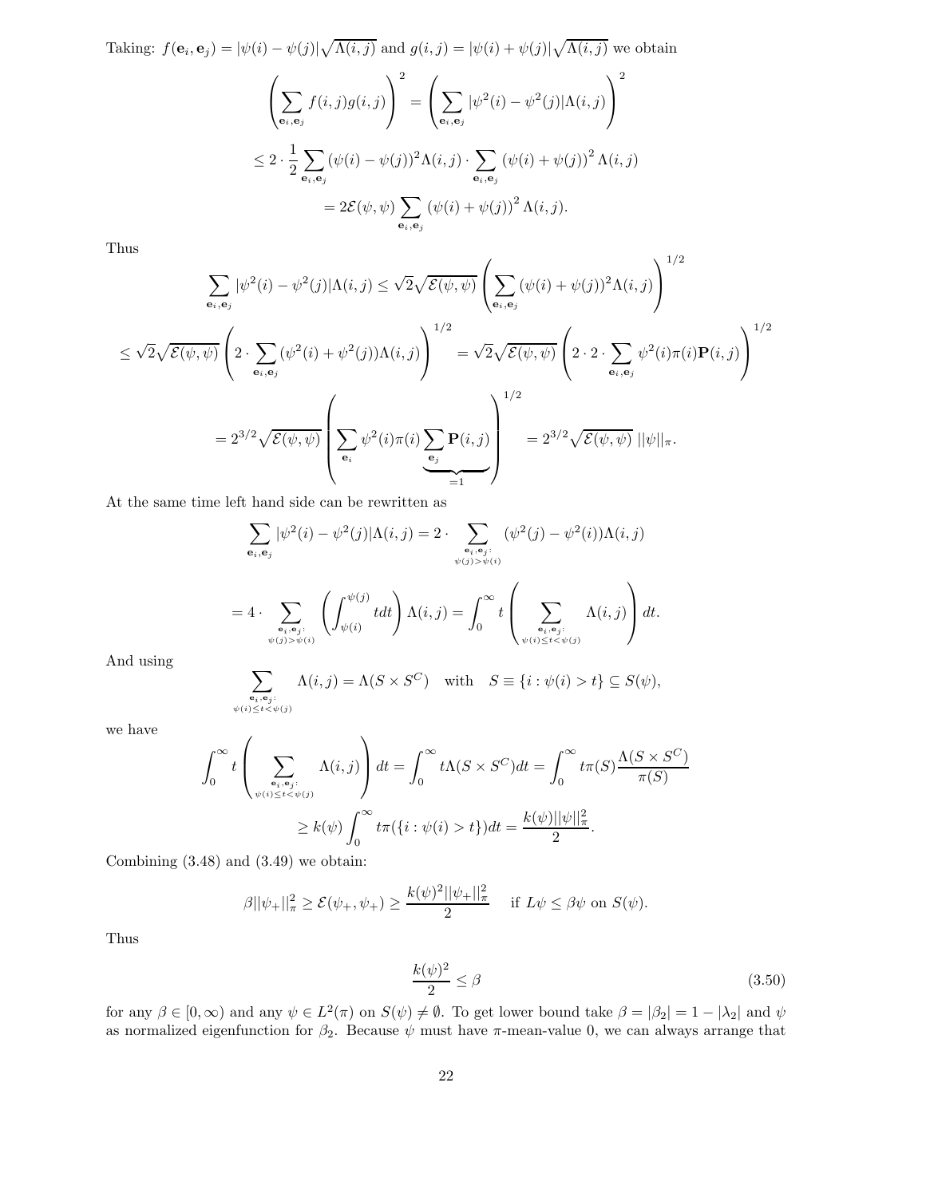Taking: $f(\mathbf{e}_i, \mathbf{e}_j) = |\psi(i) - \psi(j)|\sqrt{\Lambda(i,j)}$ and $g(i,j) = |\psi(i) + \psi(j)|\sqrt{\Lambda(i,j)}$ we obtain

$$\left(\sum_{\mathbf{e}_i,\mathbf{e}_j} f(i,j)g(i,j)\right)^2 = \left(\sum_{\mathbf{e}_i,\mathbf{e}_j} |\psi^2(i) - \psi^2(j)|\Lambda(i,j)\right)^2$$

$$\leq 2 \cdot \frac{1}{2}\sum_{\mathbf{e}_i,\mathbf{e}_j} (\psi(i) - \psi(j))^2 \Lambda(i,j) \cdot \sum_{\mathbf{e}_i,\mathbf{e}_j} (\psi(i) + \psi(j))^2 \Lambda(i,j)$$

$$= 2\mathcal{E}(\psi,\psi) \sum_{\mathbf{e}_i,\mathbf{e}_j} (\psi(i) + \psi(j))^2 \Lambda(i,j).$$

Thus

$$\sum_{\mathbf{e}_i,\mathbf{e}_j} |\psi^2(i) - \psi^2(j)|\Lambda(i,j) \leq \sqrt{2}\sqrt{\mathcal{E}(\psi,\psi)} \left(\sum_{\mathbf{e}_i,\mathbf{e}_j} (\psi(i) + \psi(j))^2 \Lambda(i,j)\right)^{1/2}$$

$$\leq \sqrt{2}\sqrt{\mathcal{E}(\psi,\psi)} \left(2 \cdot \sum_{\mathbf{e}_i,\mathbf{e}_j} (\psi^2(i) + \psi^2(j))\Lambda(i,j)\right)^{1/2} = \sqrt{2}\sqrt{\mathcal{E}(\psi,\psi)} \left(2 \cdot 2 \cdot \sum_{\mathbf{e}_i,\mathbf{e}_j} \psi^2(i)\pi(i)\mathbf{P}(i,j)\right)^{1/2}$$

$$= 2^{3/2}\sqrt{\mathcal{E}(\psi,\psi)} \left(\sum_{\mathbf{e}_i} \psi^2(i)\pi(i) \underbrace{\sum_{\mathbf{e}_j} \mathbf{P}(i,j)}_{=1}\right)^{1/2} = 2^{3/2}\sqrt{\mathcal{E}(\psi,\psi)}\ ||\psi||_\pi.$$

At the same time left hand side can be rewritten as

$$\sum_{\mathbf{e}_i,\mathbf{e}_j} |\psi^2(i) - \psi^2(j)|\Lambda(i,j) = 2 \cdot \sum_{\substack{\mathbf{e}_i,\mathbf{e}_j: \\ \psi(j) > \psi(i)}} (\psi^2(j) - \psi^2(i))\Lambda(i,j)$$

$$= 4 \cdot \sum_{\substack{\mathbf{e}_i,\mathbf{e}_j: \\ \psi(j) > \psi(i)}} \left(\int_{\psi(i)}^{\psi(j)} t dt\right) \Lambda(i,j) = \int_0^\infty t \left(\sum_{\substack{\mathbf{e}_i,\mathbf{e}_j: \\ \psi(i) \leq t < \psi(j)}} \Lambda(i,j)\right) dt.$$

And using

$$\sum_{\substack{\mathbf{e}_i,\mathbf{e}_j: \\ \psi(i) \leq t < \psi(j)}} \Lambda(i,j) = \Lambda(S \times S^C) \quad \text{with} \quad S \equiv \{i : \psi(i) > t\} \subseteq S(\psi),$$

we have

$$\int_0^\infty t \left(\sum_{\substack{\mathbf{e}_i,\mathbf{e}_j: \\ \psi(i) \leq t < \psi(j)}} \Lambda(i,j)\right) dt = \int_0^\infty t\Lambda(S \times S^C) dt = \int_0^\infty t\pi(S)\frac{\Lambda(S \times S^C)}{\pi(S)}$$

$$\geq k(\psi)\int_0^\infty t\pi(\{i : \psi(i) > t\})dt = \frac{k(\psi)||\psi||_\pi^2}{2}.$$

Combining (3.48) and (3.49) we obtain:

$$\beta||\psi_+||_\pi^2 \geq \mathcal{E}(\psi_+,\psi_+) \geq \frac{k(\psi)^2||\psi_+||_\pi^2}{2} \quad \text{if } L\psi \leq \beta\psi \text{ on } S(\psi).$$

Thus

$$\frac{k(\psi)^2}{2} \leq \beta \tag{3.50}$$

for any $\beta \in [0, \infty)$ and any $\psi \in L^2(\pi)$ on $S(\psi) \neq \emptyset$. To get lower bound take $\beta = |\beta_2| = 1 - |\lambda_2|$ and $\psi$ as normalized eigenfunction for $\beta_2$. Because $\psi$ must have $\pi$-mean-value 0, we can always arrange that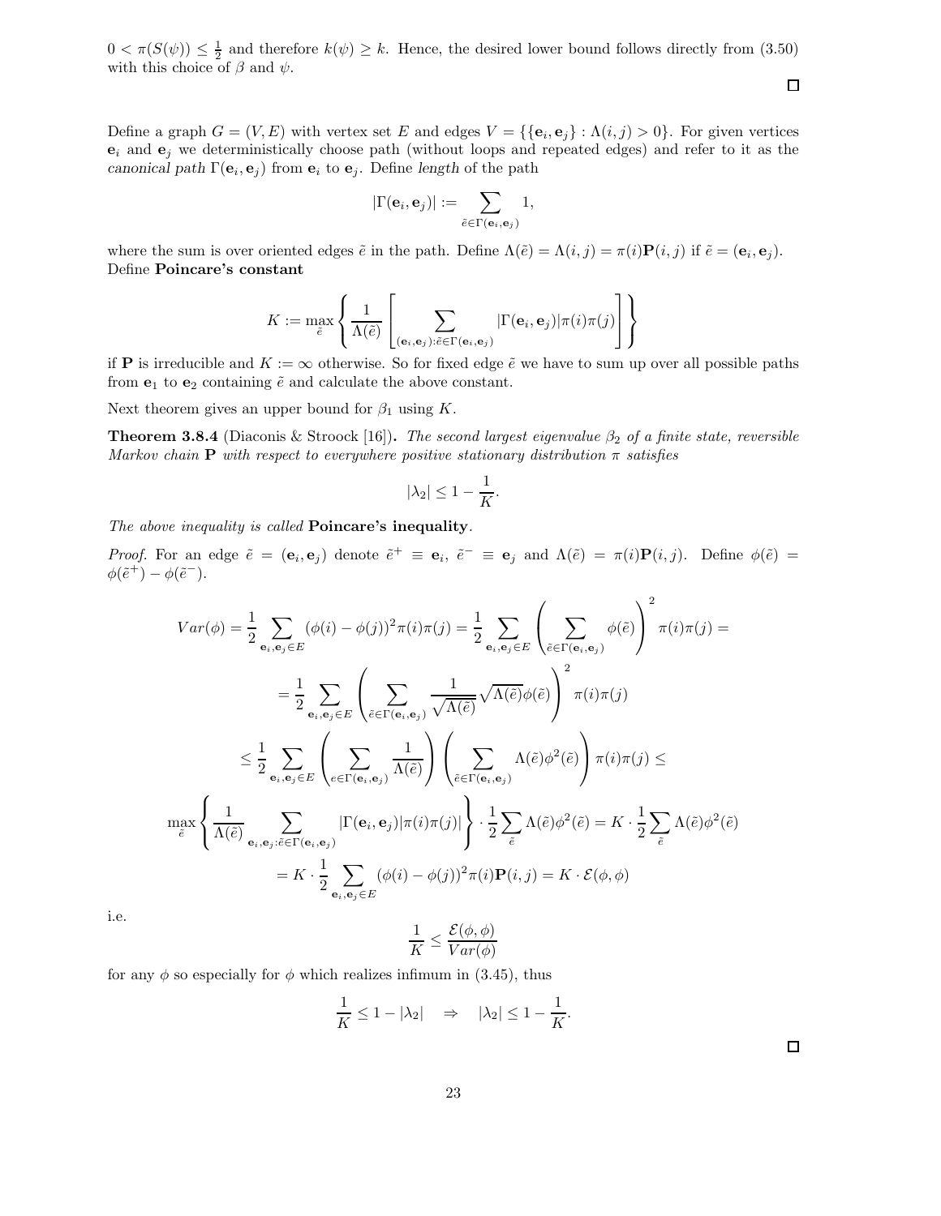$0 < \pi(S(\psi)) \leq \frac{1}{2}$ and therefore $k(\psi) \geq k$. Hence, the desired lower bound follows directly from (3.50) with this choice of $\beta$ and $\psi$.

□

Define a graph $G = (V, E)$ with vertex set $E$ and edges $V = \{\{\mathbf{e}_i, \mathbf{e}_j\} : \Lambda(i,j) > 0\}$. For given vertices $\mathbf{e}_i$ and $\mathbf{e}_j$ we deterministically choose path (without loops and repeated edges) and refer to it as the *canonical path* $\Gamma(\mathbf{e}_i, \mathbf{e}_j)$ from $\mathbf{e}_i$ to $\mathbf{e}_j$. Define *length* of the path

$$|\Gamma(\mathbf{e}_i, \mathbf{e}_j)| := \sum_{\tilde{e} \in \Gamma(\mathbf{e}_i, \mathbf{e}_j)} 1,$$

where the sum is over oriented edges $\tilde{e}$ in the path. Define $\Lambda(\tilde{e}) = \Lambda(i,j) = \pi(i)\mathbf{P}(i,j)$ if $\tilde{e} = (\mathbf{e}_i, \mathbf{e}_j)$. Define **Poincare's constant**

$$K := \max_{\tilde{e}} \left\{ \frac{1}{\Lambda(\tilde{e})} \left[ \sum_{(\mathbf{e}_i, \mathbf{e}_j) : \tilde{e} \in \Gamma(\mathbf{e}_i, \mathbf{e}_j)} |\Gamma(\mathbf{e}_i, \mathbf{e}_j)| \pi(i)\pi(j) \right] \right\}$$

if $\mathbf{P}$ is irreducible and $K := \infty$ otherwise. So for fixed edge $\tilde{e}$ we have to sum up over all possible paths from $\mathbf{e}_1$ to $\mathbf{e}_2$ containing $\tilde{e}$ and calculate the above constant.

Next theorem gives an upper bound for $\beta_1$ using $K$.

**Theorem 3.8.4** (Diaconis & Stroock [16]). *The second largest eigenvalue $\beta_2$ of a finite state, reversible Markov chain $\mathbf{P}$ with respect to everywhere positive stationary distribution $\pi$ satisfies*

$$|\lambda_2| \leq 1 - \frac{1}{K}.$$

*The above inequality is called* **Poincare's inequality**.

*Proof.* For an edge $\tilde{e} = (\mathbf{e}_i, \mathbf{e}_j)$ denote $\tilde{e}^+ \equiv \mathbf{e}_i$, $\tilde{e}^- \equiv \mathbf{e}_j$ and $\Lambda(\tilde{e}) = \pi(i)\mathbf{P}(i,j)$. Define $\phi(\tilde{e}) = \phi(\tilde{e}^+) - \phi(\tilde{e}^-)$.

$$Var(\phi) = \frac{1}{2} \sum_{\mathbf{e}_i, \mathbf{e}_j \in E} (\phi(i) - \phi(j))^2 \pi(i)\pi(j) = \frac{1}{2} \sum_{\mathbf{e}_i, \mathbf{e}_j \in E} \left( \sum_{\tilde{e} \in \Gamma(\mathbf{e}_i, \mathbf{e}_j)} \phi(\tilde{e}) \right)^2 \pi(i)\pi(j) =$$

$$= \frac{1}{2} \sum_{\mathbf{e}_i, \mathbf{e}_j \in E} \left( \sum_{\tilde{e} \in \Gamma(\mathbf{e}_i, \mathbf{e}_j)} \frac{1}{\sqrt{\Lambda(\tilde{e})}} \sqrt{\Lambda(\tilde{e})} \phi(\tilde{e}) \right)^2 \pi(i)\pi(j)$$

$$\leq \frac{1}{2} \sum_{\mathbf{e}_i, \mathbf{e}_j \in E} \left( \sum_{e \in \Gamma(\mathbf{e}_i, \mathbf{e}_j)} \frac{1}{\Lambda(\tilde{e})} \right) \left( \sum_{\tilde{e} \in \Gamma(\mathbf{e}_i, \mathbf{e}_j)} \Lambda(\tilde{e}) \phi^2(\tilde{e}) \right) \pi(i)\pi(j) \leq$$

$$\max_{\tilde{e}} \left\{ \frac{1}{\Lambda(\tilde{e})} \sum_{\mathbf{e}_i, \mathbf{e}_j : \tilde{e} \in \Gamma(\mathbf{e}_i, \mathbf{e}_j)} |\Gamma(\mathbf{e}_i, \mathbf{e}_j)| \pi(i)\pi(j)| \right\} \cdot \frac{1}{2} \sum_{\tilde{e}} \Lambda(\tilde{e}) \phi^2(\tilde{e}) = K \cdot \frac{1}{2} \sum_{\tilde{e}} \Lambda(\tilde{e}) \phi^2(\tilde{e})$$

$$= K \cdot \frac{1}{2} \sum_{\mathbf{e}_i, \mathbf{e}_j \in E} (\phi(i) - \phi(j))^2 \pi(i)\mathbf{P}(i,j) = K \cdot \mathcal{E}(\phi, \phi)$$

i.e.

$$\frac{1}{K} \leq \frac{\mathcal{E}(\phi, \phi)}{Var(\phi)}$$

for any $\phi$ so especially for $\phi$ which realizes infimum in (3.45), thus

$$\frac{1}{K} \leq 1 - |\lambda_2| \quad \Rightarrow \quad |\lambda_2| \leq 1 - \frac{1}{K}.$$

□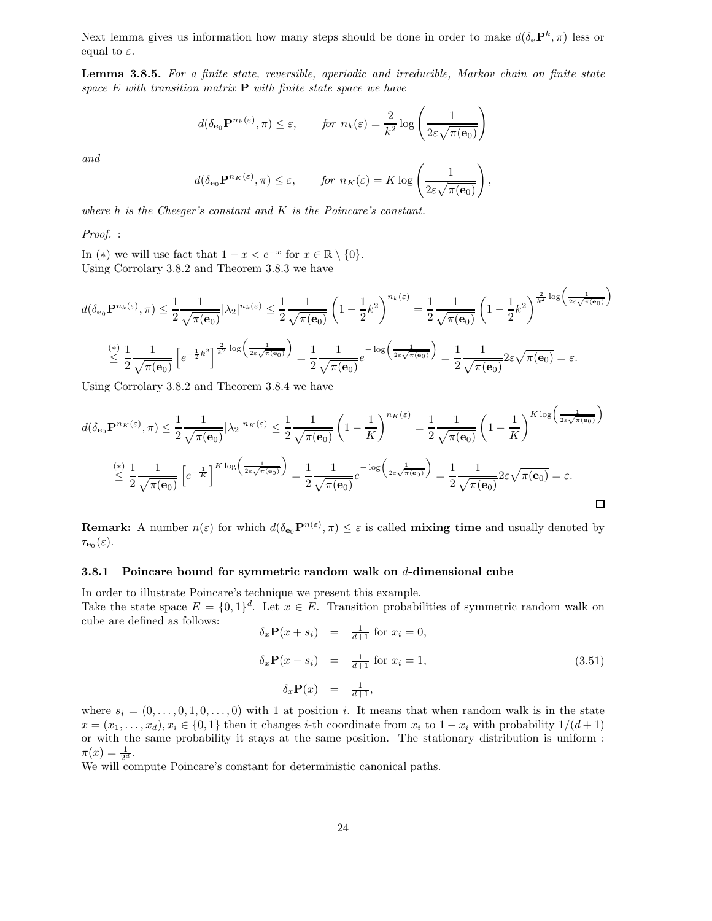Next lemma gives us information how many steps should be done in order to make $d(\delta_{\mathbf{e}}\mathbf{P}^k, \pi)$ less or equal to $\varepsilon$.

**Lemma 3.8.5.** *For a finite state, reversible, aperiodic and irreducible, Markov chain on finite state space $E$ with transition matrix $\mathbf{P}$ with finite state space we have*

$$d(\delta_{\mathbf{e}_0}\mathbf{P}^{n_k(\varepsilon)}, \pi) \leq \varepsilon, \qquad \textit{for } n_k(\varepsilon) = \frac{2}{k^2}\log\left(\frac{1}{2\varepsilon\sqrt{\pi(\mathbf{e}_0)}}\right)$$

*and*

$$d(\delta_{\mathbf{e}_0}\mathbf{P}^{n_K(\varepsilon)}, \pi) \leq \varepsilon, \qquad \textit{for } n_K(\varepsilon) = K\log\left(\frac{1}{2\varepsilon\sqrt{\pi(\mathbf{e}_0)}}\right),$$

*where $h$ is the Cheeger's constant and $K$ is the Poincare's constant.*

*Proof.* :

In $(*)$ we will use fact that $1 - x < e^{-x}$ for $x \in \mathbb{R}\setminus\{0\}$.
Using Corrolary 3.8.2 and Theorem 3.8.3 we have

$$d(\delta_{\mathbf{e}_0}\mathbf{P}^{n_k(\varepsilon)}, \pi) \leq \frac{1}{2}\frac{1}{\sqrt{\pi(\mathbf{e}_0)}}|\lambda_2|^{n_k(\varepsilon)} \leq \frac{1}{2}\frac{1}{\sqrt{\pi(\mathbf{e}_0)}}\left(1 - \frac{1}{2}k^2\right)^{n_k(\varepsilon)} = \frac{1}{2}\frac{1}{\sqrt{\pi(\mathbf{e}_0)}}\left(1 - \frac{1}{2}k^2\right)^{\frac{2}{k^2}\log\left(\frac{1}{2\varepsilon\sqrt{\pi(\mathbf{e}_0)}}\right)}$$

$$\stackrel{(*)}{\leq} \frac{1}{2}\frac{1}{\sqrt{\pi(\mathbf{e}_0)}}\left[e^{-\frac{1}{2}k^2}\right]^{\frac{2}{k^2}\log\left(\frac{1}{2\varepsilon\sqrt{\pi(\mathbf{e}_0)}}\right)} = \frac{1}{2}\frac{1}{\sqrt{\pi(\mathbf{e}_0)}}e^{-\log\left(\frac{1}{2\varepsilon\sqrt{\pi(\mathbf{e}_0)}}\right)} = \frac{1}{2}\frac{1}{\sqrt{\pi(\mathbf{e}_0)}}2\varepsilon\sqrt{\pi(\mathbf{e}_0)} = \varepsilon.$$

Using Corrolary 3.8.2 and Theorem 3.8.4 we have

$$d(\delta_{\mathbf{e}_0}\mathbf{P}^{n_K(\varepsilon)}, \pi) \leq \frac{1}{2}\frac{1}{\sqrt{\pi(\mathbf{e}_0)}}|\lambda_2|^{n_K(\varepsilon)} \leq \frac{1}{2}\frac{1}{\sqrt{\pi(\mathbf{e}_0)}}\left(1 - \frac{1}{K}\right)^{n_K(\varepsilon)} = \frac{1}{2}\frac{1}{\sqrt{\pi(\mathbf{e}_0)}}\left(1 - \frac{1}{K}\right)^{K\log\left(\frac{1}{2\varepsilon\sqrt{\pi(\mathbf{e}_0)}}\right)}$$

$$\stackrel{(*)}{\leq} \frac{1}{2}\frac{1}{\sqrt{\pi(\mathbf{e}_0)}}\left[e^{-\frac{1}{K}}\right]^{K\log\left(\frac{1}{2\varepsilon\sqrt{\pi(\mathbf{e}_0)}}\right)} = \frac{1}{2}\frac{1}{\sqrt{\pi(\mathbf{e}_0)}}e^{-\log\left(\frac{1}{2\varepsilon\sqrt{\pi(\mathbf{e}_0)}}\right)} = \frac{1}{2}\frac{1}{\sqrt{\pi(\mathbf{e}_0)}}2\varepsilon\sqrt{\pi(\mathbf{e}_0)} = \varepsilon.$$

□

**Remark:** A number $n(\varepsilon)$ for which $d(\delta_{\mathbf{e}_0}\mathbf{P}^{n(\varepsilon)}, \pi) \leq \varepsilon$ is called **mixing time** and usually denoted by $\tau_{\mathbf{e}_0}(\varepsilon)$.

### 3.8.1 Poincare bound for symmetric random walk on $d$-dimensional cube

In order to illustrate Poincare's technique we present this example.
Take the state space $E = \{0,1\}^d$. Let $x \in E$. Transition probabilities of symmetric random walk on cube are defined as follows:

$$\begin{aligned}
\delta_x\mathbf{P}(x + s_i) &= \tfrac{1}{d+1} \text{ for } x_i = 0,\\
\delta_x\mathbf{P}(x - s_i) &= \tfrac{1}{d+1} \text{ for } x_i = 1,\\
\delta_x\mathbf{P}(x) &= \tfrac{1}{d+1},
\end{aligned} \tag{3.51}$$

where $s_i = (0, \ldots, 0, 1, 0, \ldots, 0)$ with 1 at position $i$. It means that when random walk is in the state $x = (x_1, \ldots, x_d), x_i \in \{0,1\}$ then it changes $i$-th coordinate from $x_i$ to $1 - x_i$ with probability $1/(d+1)$ or with the same probability it stays at the same position. The stationary distribution is uniform : $\pi(x) = \frac{1}{2^d}$.
We will compute Poincare's constant for deterministic canonical paths.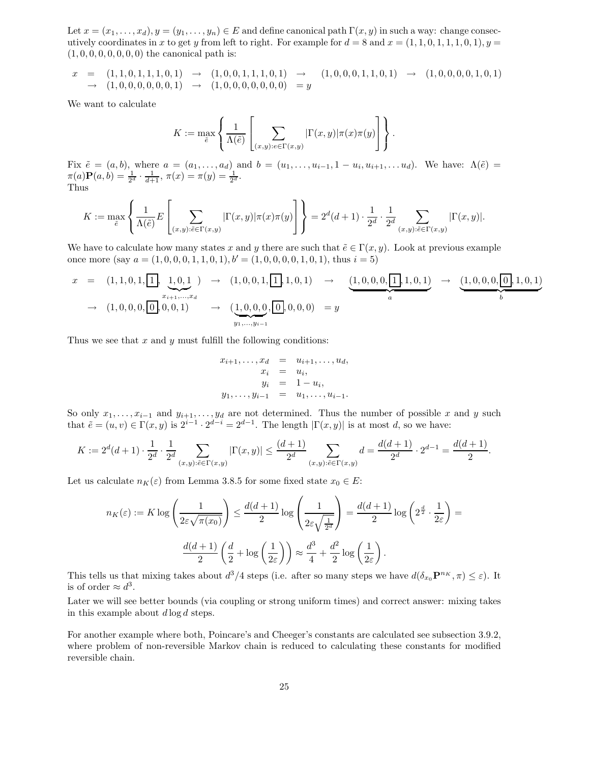Let $x = (x_1, \ldots, x_d), y = (y_1, \ldots, y_n) \in E$ and define canonical path $\Gamma(x, y)$ in such a way: change consecutively coordinates in $x$ to get $y$ from left to right. For example for $d = 8$ and $x = (1, 1, 0, 1, 1, 1, 0, 1), y = (1, 0, 0, 0, 0, 0, 0, 0)$ the canonical path is:

$$
\begin{array}{rcl}
x & = & (1,1,0,1,1,1,0,1) \;\rightarrow\; (1,0,0,1,1,1,0,1) \;\rightarrow\; (1,0,0,0,1,1,0,1) \;\rightarrow\; (1,0,0,0,0,1,0,1) \\
& \rightarrow & (1,0,0,0,0,0,0,1) \;\rightarrow\; (1,0,0,0,0,0,0,0) \;=\; y
\end{array}
$$

We want to calculate

$$
K := \max_{\tilde{e}} \left\{ \frac{1}{\Lambda(\tilde{e})} \left[ \sum_{(x,y): e \in \Gamma(x,y)} |\Gamma(x,y)| \pi(x) \pi(y) \right] \right\}.
$$

Fix $\tilde{e} = (a, b)$, where $a = (a_1, \ldots, a_d)$ and $b = (u_1, \ldots, u_{i-1}, 1 - u_i, u_{i+1}, \ldots u_d)$. We have: $\Lambda(\tilde{e}) = \pi(a)\mathbf{P}(a, b) = \frac{1}{2^d} \cdot \frac{1}{d+1}$, $\pi(x) = \pi(y) = \frac{1}{2^d}$.
Thus

$$
K := \max_{\tilde{e}} \left\{ \frac{1}{\Lambda(\tilde{e})} E \left[ \sum_{(x,y): \tilde{e} \in \Gamma(x,y)} |\Gamma(x,y)| \pi(x) \pi(y) \right] \right\} = 2^d (d+1) \cdot \frac{1}{2^d} \cdot \frac{1}{2^d} \sum_{(x,y): \tilde{e} \in \Gamma(x,y)} |\Gamma(x,y)|.
$$

We have to calculate how many states $x$ and $y$ there are such that $\tilde{e} \in \Gamma(x, y)$. Look at previous example once more (say $a = (1, 0, 0, 0, 1, 1, 0, 1), b' = (1, 0, 0, 0, 0, 1, 0, 1)$, thus $i = 5$)

$$
\begin{array}{rcl}
x & = & (1,1,0,1,\boxed{1}, \underbrace{1,0,1}_{x_{i+1},\ldots,x_d}) \;\rightarrow\; (1,0,0,1,\boxed{1},1,0,1) \;\rightarrow\; \underbrace{(1,0,0,0,\boxed{1},1,0,1)}_{a} \;\rightarrow\; \underbrace{(1,0,0,0,\boxed{0},1,0,1)}_{b} \\
& \rightarrow & (1,0,0,0,\boxed{0},0,0,1) \;\rightarrow\; (\underbrace{1,0,0,0}_{y_1,\ldots,y_{i-1}},\boxed{0},0,0,0) \;=\; y
\end{array}
$$

Thus we see that $x$ and $y$ must fulfill the following conditions:

$$
\begin{array}{rcl}
x_{i+1}, \ldots, x_d & = & u_{i+1}, \ldots, u_d, \\
x_i & = & u_i, \\
y_i & = & 1 - u_i, \\
y_1, \ldots, y_{i-1} & = & u_1, \ldots, u_{i-1}.
\end{array}
$$

So only $x_1, \ldots, x_{i-1}$ and $y_{i+1}, \ldots, y_d$ are not determined. Thus the number of possible $x$ and $y$ such that $\tilde{e} = (u, v) \in \Gamma(x, y)$ is $2^{i-1} \cdot 2^{d-i} = 2^{d-1}$. The length $|\Gamma(x, y)|$ is at most $d$, so we have:

$$
K := 2^d (d+1) \cdot \frac{1}{2^d} \cdot \frac{1}{2^d} \sum_{(x,y): \tilde{e} \in \Gamma(x,y)} |\Gamma(x,y)| \leq \frac{(d+1)}{2^d} \sum_{(x,y): \tilde{e} \in \Gamma(x,y)} d = \frac{d(d+1)}{2^d} \cdot 2^{d-1} = \frac{d(d+1)}{2}.
$$

Let us calculate $n_K(\varepsilon)$ from Lemma 3.8.5 for some fixed state $x_0 \in E$:

$$
n_K(\varepsilon) := K \log \left( \frac{1}{2\varepsilon \sqrt{\pi(x_0)}} \right) \leq \frac{d(d+1)}{2} \log \left( \frac{1}{2\varepsilon \sqrt{\frac{1}{2^d}}} \right) = \frac{d(d+1)}{2} \log \left( 2^{\frac{d}{2}} \cdot \frac{1}{2\varepsilon} \right) =
$$

$$
\frac{d(d+1)}{2} \left( \frac{d}{2} + \log \left( \frac{1}{2\varepsilon} \right) \right) \approx \frac{d^3}{4} + \frac{d^2}{2} \log \left( \frac{1}{2\varepsilon} \right).
$$

This tells us that mixing takes about $d^3/4$ steps (i.e. after so many steps we have $d(\delta_{x_0}\mathbf{P}^{n_K}, \pi) \leq \varepsilon$). It is of order $\approx d^3$.

Later we will see better bounds (via coupling or strong uniform times) and correct answer: mixing takes in this example about $d \log d$ steps.

For another example where both, Poincare's and Cheeger's constants are calculated see subsection 3.9.2, where problem of non-reversible Markov chain is reduced to calculating these constants for modified reversible chain.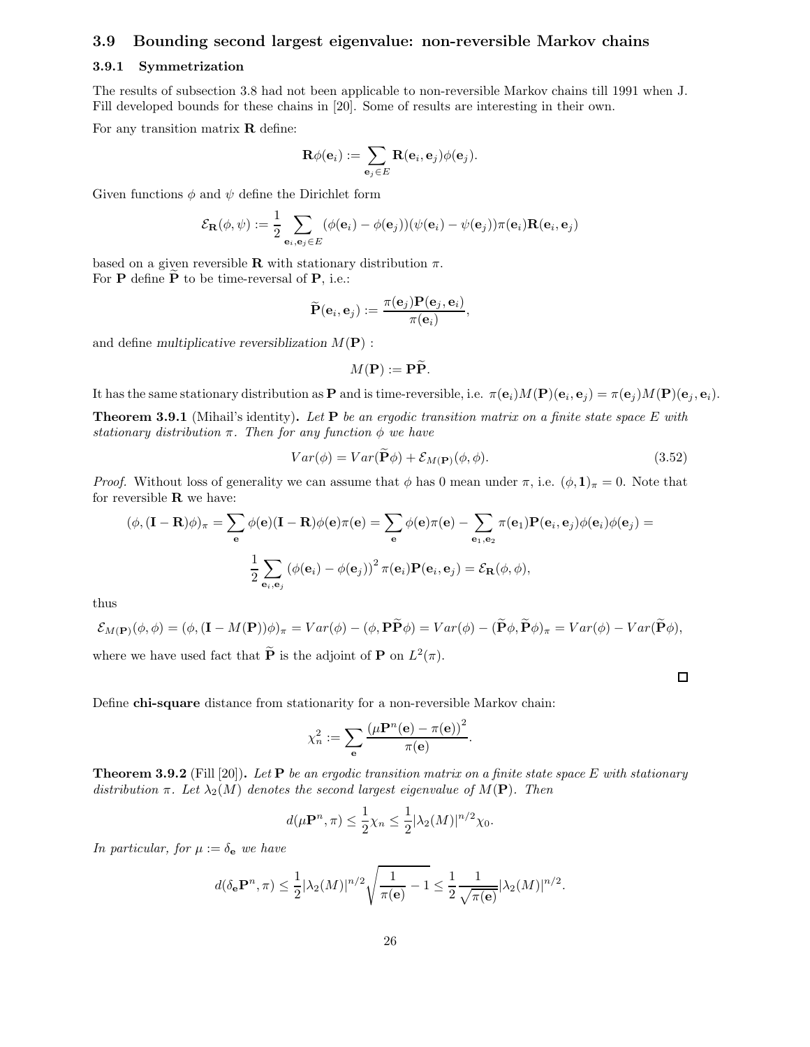### 3.9 Bounding second largest eigenvalue: non-reversible Markov chains

#### 3.9.1 Symmetrization

The results of subsection 3.8 had not been applicable to non-reversible Markov chains till 1991 when J. Fill developed bounds for these chains in [20]. Some of results are interesting in their own.

For any transition matrix $\mathbf{R}$ define:

$$\mathbf{R}\phi(\mathbf{e}_i) := \sum_{\mathbf{e}_j \in E} \mathbf{R}(\mathbf{e}_i, \mathbf{e}_j)\phi(\mathbf{e}_j).$$

Given functions $\phi$ and $\psi$ define the Dirichlet form

$$\mathcal{E}_{\mathbf{R}}(\phi, \psi) := \frac{1}{2} \sum_{\mathbf{e}_i, \mathbf{e}_j \in E} (\phi(\mathbf{e}_i) - \phi(\mathbf{e}_j))(\psi(\mathbf{e}_i) - \psi(\mathbf{e}_j))\pi(\mathbf{e}_i)\mathbf{R}(\mathbf{e}_i, \mathbf{e}_j)$$

based on a given reversible $\mathbf{R}$ with stationary distribution $\pi$.
For $\mathbf{P}$ define $\widetilde{\mathbf{P}}$ to be time-reversal of $\mathbf{P}$, i.e.:

$$\widetilde{\mathbf{P}}(\mathbf{e}_i, \mathbf{e}_j) := \frac{\pi(\mathbf{e}_j)\mathbf{P}(\mathbf{e}_j, \mathbf{e}_i)}{\pi(\mathbf{e}_i)},$$

and define *multiplicative reversiblization* $M(\mathbf{P})$ :

$$M(\mathbf{P}) := \mathbf{P}\widetilde{\mathbf{P}}.$$

It has the same stationary distribution as $\mathbf{P}$ and is time-reversible, i.e. $\pi(\mathbf{e}_i)M(\mathbf{P})(\mathbf{e}_i, \mathbf{e}_j) = \pi(\mathbf{e}_j)M(\mathbf{P})(\mathbf{e}_j, \mathbf{e}_i)$.

**Theorem 3.9.1** (Mihail's identity)**.** *Let $\mathbf{P}$ be an ergodic transition matrix on a finite state space $E$ with stationary distribution $\pi$. Then for any function $\phi$ we have*

$$Var(\phi) = Var(\widetilde{\mathbf{P}}\phi) + \mathcal{E}_{M(\mathbf{P})}(\phi, \phi). \tag{3.52}$$

*Proof.* Without loss of generality we can assume that $\phi$ has 0 mean under $\pi$, i.e. $(\phi, \mathbf{1})_\pi = 0$. Note that for reversible $\mathbf{R}$ we have:

$$(\phi, (\mathbf{I} - \mathbf{R})\phi)_\pi = \sum_{\mathbf{e}} \phi(\mathbf{e})(\mathbf{I} - \mathbf{R})\phi(\mathbf{e})\pi(\mathbf{e}) = \sum_{\mathbf{e}} \phi(\mathbf{e})\pi(\mathbf{e}) - \sum_{\mathbf{e}_1, \mathbf{e}_2} \pi(\mathbf{e}_1)\mathbf{P}(\mathbf{e}_i, \mathbf{e}_j)\phi(\mathbf{e}_i)\phi(\mathbf{e}_j) =$$

$$\frac{1}{2} \sum_{\mathbf{e}_i, \mathbf{e}_j} (\phi(\mathbf{e}_i) - \phi(\mathbf{e}_j))^2 \pi(\mathbf{e}_i)\mathbf{P}(\mathbf{e}_i, \mathbf{e}_j) = \mathcal{E}_{\mathbf{R}}(\phi, \phi),$$

thus

$$\mathcal{E}_{M(\mathbf{P})}(\phi, \phi) = (\phi, (\mathbf{I} - M(\mathbf{P}))\phi)_\pi = Var(\phi) - (\phi, \mathbf{P}\widetilde{\mathbf{P}}\phi) = Var(\phi) - (\widetilde{\mathbf{P}}\phi, \widetilde{\mathbf{P}}\phi)_\pi = Var(\phi) - Var(\widetilde{\mathbf{P}}\phi),$$

where we have used fact that $\widetilde{\mathbf{P}}$ is the adjoint of $\mathbf{P}$ on $L^2(\pi)$.

□

Define **chi-square** distance from stationarity for a non-reversible Markov chain:

$$\chi_n^2 := \sum_{\mathbf{e}} \frac{(\mu\mathbf{P}^n(\mathbf{e}) - \pi(\mathbf{e}))^2}{\pi(\mathbf{e})}.$$

**Theorem 3.9.2** (Fill [20])**.** *Let $\mathbf{P}$ be an ergodic transition matrix on a finite state space $E$ with stationary distribution $\pi$. Let $\lambda_2(M)$ denotes the second largest eigenvalue of $M(\mathbf{P})$. Then*

$$d(\mu\mathbf{P}^n, \pi) \leq \frac{1}{2}\chi_n \leq \frac{1}{2}|\lambda_2(M)|^{n/2}\chi_0.$$

*In particular, for $\mu := \delta_{\mathbf{e}}$ we have*

$$d(\delta_{\mathbf{e}}\mathbf{P}^n, \pi) \leq \frac{1}{2}|\lambda_2(M)|^{n/2}\sqrt{\frac{1}{\pi(\mathbf{e})} - 1} \leq \frac{1}{2}\frac{1}{\sqrt{\pi(\mathbf{e})}}|\lambda_2(M)|^{n/2}.$$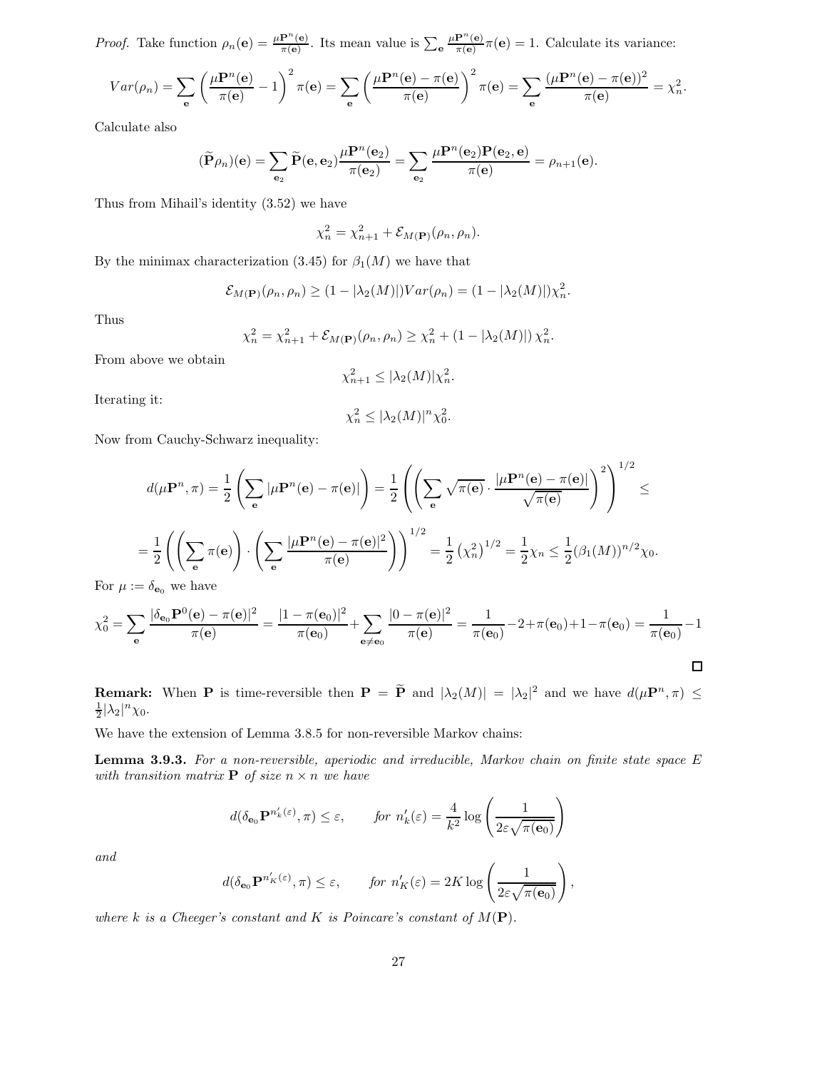*Proof.* Take function $\rho_n(\mathbf{e}) = \frac{\mu\mathbf{P}^n(\mathbf{e})}{\pi(\mathbf{e})}$. Its mean value is $\sum_{\mathbf{e}} \frac{\mu\mathbf{P}^n(\mathbf{e})}{\pi(\mathbf{e})}\pi(\mathbf{e}) = 1$. Calculate its variance:

$$Var(\rho_n) = \sum_{\mathbf{e}} \left(\frac{\mu\mathbf{P}^n(\mathbf{e})}{\pi(\mathbf{e})} - 1\right)^2 \pi(\mathbf{e}) = \sum_{\mathbf{e}} \left(\frac{\mu\mathbf{P}^n(\mathbf{e}) - \pi(\mathbf{e})}{\pi(\mathbf{e})}\right)^2 \pi(\mathbf{e}) = \sum_{\mathbf{e}} \frac{(\mu\mathbf{P}^n(\mathbf{e}) - \pi(\mathbf{e}))^2}{\pi(\mathbf{e})} = \chi_n^2.$$

Calculate also

$$(\widetilde{\mathbf{P}}\rho_n)(\mathbf{e}) = \sum_{\mathbf{e}_2} \widetilde{\mathbf{P}}(\mathbf{e}, \mathbf{e}_2)\frac{\mu\mathbf{P}^n(\mathbf{e}_2)}{\pi(\mathbf{e}_2)} = \sum_{\mathbf{e}_2} \frac{\mu\mathbf{P}^n(\mathbf{e}_2)\mathbf{P}(\mathbf{e}_2, \mathbf{e})}{\pi(\mathbf{e})} = \rho_{n+1}(\mathbf{e}).$$

Thus from Mihail's identity (3.52) we have

$$\chi_n^2 = \chi_{n+1}^2 + \mathcal{E}_{M(\mathbf{P})}(\rho_n, \rho_n).$$

By the minimax characterization (3.45) for $\beta_1(M)$ we have that

$$\mathcal{E}_{M(\mathbf{P})}(\rho_n, \rho_n) \geq (1 - |\lambda_2(M)|)Var(\rho_n) = (1 - |\lambda_2(M)|)\chi_n^2.$$

Thus

$$\chi_n^2 = \chi_{n+1}^2 + \mathcal{E}_{M(\mathbf{P})}(\rho_n, \rho_n) \geq \chi_n^2 + (1 - |\lambda_2(M)|)\,\chi_n^2.$$

From above we obtain

$$\chi_{n+1}^2 \leq |\lambda_2(M)|\chi_n^2.$$

Iterating it:

$$\chi_n^2 \leq |\lambda_2(M)|^n\chi_0^2.$$

Now from Cauchy-Schwarz inequality:

$$d(\mu\mathbf{P}^n, \pi) = \frac{1}{2}\left(\sum_{\mathbf{e}} |\mu\mathbf{P}^n(\mathbf{e}) - \pi(\mathbf{e})|\right) = \frac{1}{2}\left(\left(\sum_{\mathbf{e}} \sqrt{\pi(\mathbf{e})} \cdot \frac{|\mu\mathbf{P}^n(\mathbf{e}) - \pi(\mathbf{e})|}{\sqrt{\pi(\mathbf{e})}}\right)^2\right)^{1/2} \leq$$

$$= \frac{1}{2}\left(\left(\sum_{\mathbf{e}} \pi(\mathbf{e})\right) \cdot \left(\sum_{\mathbf{e}} \frac{|\mu\mathbf{P}^n(\mathbf{e}) - \pi(\mathbf{e})|^2}{\pi(\mathbf{e})}\right)\right)^{1/2} = \frac{1}{2}\left(\chi_n^2\right)^{1/2} = \frac{1}{2}\chi_n \leq \frac{1}{2}(\beta_1(M))^{n/2}\chi_0.$$

For $\mu := \delta_{\mathbf{e}_0}$ we have

$$\chi_0^2 = \sum_{\mathbf{e}} \frac{|\delta_{\mathbf{e}_0}\mathbf{P}^0(\mathbf{e}) - \pi(\mathbf{e})|^2}{\pi(\mathbf{e})} = \frac{|1 - \pi(\mathbf{e}_0)|^2}{\pi(\mathbf{e}_0)} + \sum_{\mathbf{e} \neq \mathbf{e}_0} \frac{|0 - \pi(\mathbf{e})|^2}{\pi(\mathbf{e})} = \frac{1}{\pi(\mathbf{e}_0)} - 2 + \pi(\mathbf{e}_0) + 1 - \pi(\mathbf{e}_0) = \frac{1}{\pi(\mathbf{e}_0)} - 1$$

□

**Remark:** When $\mathbf{P}$ is time-reversible then $\mathbf{P} = \widetilde{\mathbf{P}}$ and $|\lambda_2(M)| = |\lambda_2|^2$ and we have $d(\mu\mathbf{P}^n, \pi) \leq \frac{1}{2}|\lambda_2|^n\chi_0$.

We have the extension of Lemma 3.8.5 for non-reversible Markov chains:

**Lemma 3.9.3.** *For a non-reversible, aperiodic and irreducible, Markov chain on finite state space $E$ with transition matrix $\mathbf{P}$ of size $n \times n$ we have*

$$d(\delta_{\mathbf{e}_0}\mathbf{P}^{n'_k(\varepsilon)}, \pi) \leq \varepsilon, \qquad \textit{for } n'_k(\varepsilon) = \frac{4}{k^2}\log\left(\frac{1}{2\varepsilon\sqrt{\pi(\mathbf{e}_0)}}\right)$$

*and*

$$d(\delta_{\mathbf{e}_0}\mathbf{P}^{n'_K(\varepsilon)}, \pi) \leq \varepsilon, \qquad \textit{for } n'_K(\varepsilon) = 2K\log\left(\frac{1}{2\varepsilon\sqrt{\pi(\mathbf{e}_0)}}\right),$$

*where $k$ is a Cheeger's constant and $K$ is Poincare's constant of $M(\mathbf{P})$.*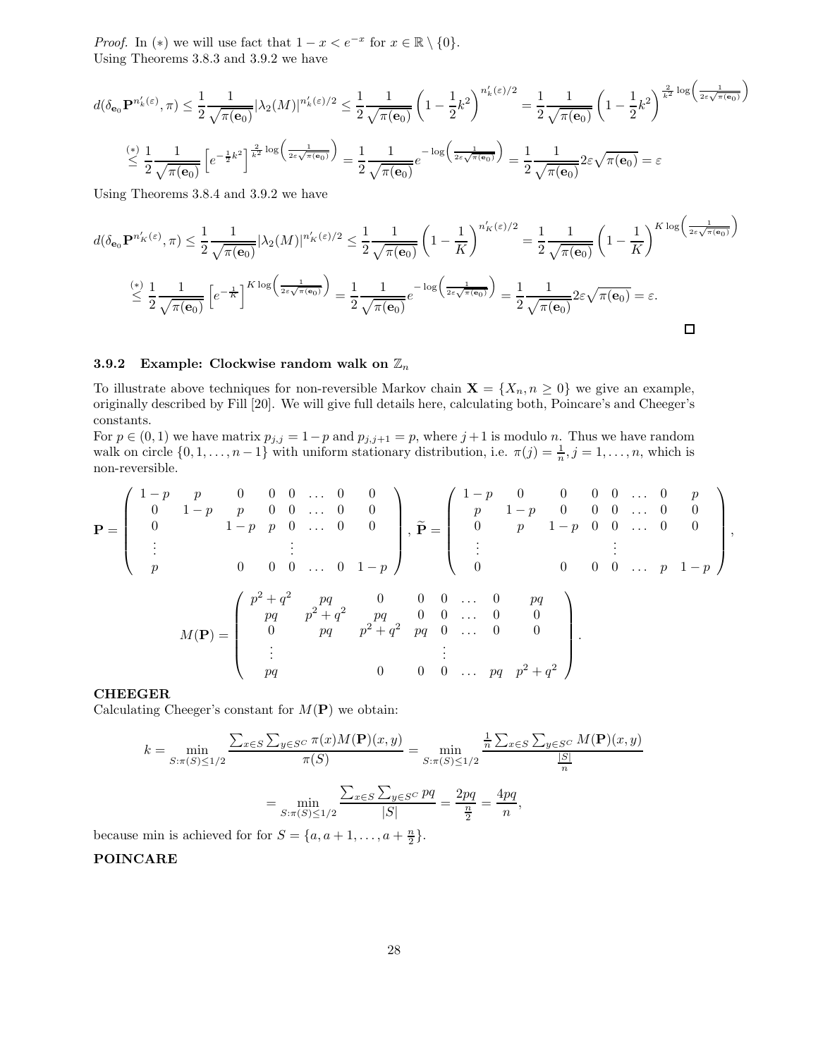*Proof.* In $(*)$ we will use fact that $1 - x < e^{-x}$ for $x \in \mathbb{R} \setminus \{0\}$.
Using Theorems 3.8.3 and 3.9.2 we have

$$d(\delta_{\mathbf{e}_0}\mathbf{P}^{n'_k(\varepsilon)}, \pi) \leq \frac{1}{2}\frac{1}{\sqrt{\pi(\mathbf{e}_0)}}|\lambda_2(M)|^{n'_k(\varepsilon)/2} \leq \frac{1}{2}\frac{1}{\sqrt{\pi(\mathbf{e}_0)}}\left(1 - \frac{1}{2}k^2\right)^{n'_k(\varepsilon)/2} = \frac{1}{2}\frac{1}{\sqrt{\pi(\mathbf{e}_0)}}\left(1 - \frac{1}{2}k^2\right)^{\frac{2}{k^2}\log\left(\frac{1}{2\varepsilon\sqrt{\pi(\mathbf{e}_0)}}\right)}$$

$$\stackrel{(*)}{\leq} \frac{1}{2}\frac{1}{\sqrt{\pi(\mathbf{e}_0)}}\left[e^{-\frac{1}{2}k^2}\right]^{\frac{2}{k^2}\log\left(\frac{1}{2\varepsilon\sqrt{\pi(\mathbf{e}_0)}}\right)} = \frac{1}{2}\frac{1}{\sqrt{\pi(\mathbf{e}_0)}}e^{-\log\left(\frac{1}{2\varepsilon\sqrt{\pi(\mathbf{e}_0)}}\right)} = \frac{1}{2}\frac{1}{\sqrt{\pi(\mathbf{e}_0)}}2\varepsilon\sqrt{\pi(\mathbf{e}_0)} = \varepsilon$$

Using Theorems 3.8.4 and 3.9.2 we have

$$d(\delta_{\mathbf{e}_0}\mathbf{P}^{n'_K(\varepsilon)}, \pi) \leq \frac{1}{2}\frac{1}{\sqrt{\pi(\mathbf{e}_0)}}|\lambda_2(M)|^{n'_K(\varepsilon)/2} \leq \frac{1}{2}\frac{1}{\sqrt{\pi(\mathbf{e}_0)}}\left(1 - \frac{1}{K}\right)^{n'_K(\varepsilon)/2} = \frac{1}{2}\frac{1}{\sqrt{\pi(\mathbf{e}_0)}}\left(1 - \frac{1}{K}\right)^{K\log\left(\frac{1}{2\varepsilon\sqrt{\pi(\mathbf{e}_0)}}\right)}$$

$$\stackrel{(*)}{\leq} \frac{1}{2}\frac{1}{\sqrt{\pi(\mathbf{e}_0)}}\left[e^{-\frac{1}{K}}\right]^{K\log\left(\frac{1}{2\varepsilon\sqrt{\pi(\mathbf{e}_0)}}\right)} = \frac{1}{2}\frac{1}{\sqrt{\pi(\mathbf{e}_0)}}e^{-\log\left(\frac{1}{2\varepsilon\sqrt{\pi(\mathbf{e}_0)}}\right)} = \frac{1}{2}\frac{1}{\sqrt{\pi(\mathbf{e}_0)}}2\varepsilon\sqrt{\pi(\mathbf{e}_0)} = \varepsilon.$$

□

### 3.9.2 Example: Clockwise random walk on $\mathbb{Z}_n$

To illustrate above techniques for non-reversible Markov chain $\mathbf{X} = \{X_n, n \geq 0\}$ we give an example, originally described by Fill [20]. We will give full details here, calculating both, Poincare's and Cheeger's constants.
For $p \in (0,1)$ we have matrix $p_{j,j} = 1-p$ and $p_{j,j+1} = p$, where $j+1$ is modulo $n$. Thus we have random walk on circle $\{0, 1, \ldots, n-1\}$ with uniform stationary distribution, i.e. $\pi(j) = \frac{1}{n}, j = 1, \ldots, n$, which is non-reversible.

$$\mathbf{P} = \begin{pmatrix} 1-p & p & 0 & 0 & 0 & \ldots & 0 & 0 \\ 0 & 1-p & p & 0 & 0 & \ldots & 0 & 0 \\ 0 & & 1-p & p & 0 & \ldots & 0 & 0 \\ \vdots & & & & \vdots & & & \\ p & & 0 & 0 & 0 & \ldots & 0 & 1-p \end{pmatrix}, \ \widetilde{\mathbf{P}} = \begin{pmatrix} 1-p & 0 & 0 & 0 & 0 & \ldots & 0 & p \\ p & 1-p & 0 & 0 & 0 & \ldots & 0 & 0 \\ 0 & p & 1-p & 0 & 0 & \ldots & 0 & 0 \\ \vdots & & & & \vdots & & & \\ 0 & & 0 & 0 & 0 & \ldots & p & 1-p \end{pmatrix},$$

$$M(\mathbf{P}) = \begin{pmatrix} p^2+q^2 & pq & 0 & 0 & 0 & \ldots & 0 & pq \\ pq & p^2+q^2 & pq & 0 & 0 & \ldots & 0 & 0 \\ 0 & pq & p^2+q^2 & pq & 0 & \ldots & 0 & 0 \\ \vdots & & & & \vdots & & & \\ pq & & 0 & 0 & 0 & \ldots & pq & p^2+q^2 \end{pmatrix}.$$

**CHEEGER**
Calculating Cheeger's constant for $M(\mathbf{P})$ we obtain:

$$k = \min_{S:\pi(S)\leq 1/2} \frac{\sum_{x\in S}\sum_{y\in S^C}\pi(x)M(\mathbf{P})(x,y)}{\pi(S)} = \min_{S:\pi(S)\leq 1/2} \frac{\frac{1}{n}\sum_{x\in S}\sum_{y\in S^C}M(\mathbf{P})(x,y)}{\frac{|S|}{n}}$$

$$= \min_{S:\pi(S)\leq 1/2} \frac{\sum_{x\in S}\sum_{y\in S^C}pq}{|S|} = \frac{2pq}{\frac{n}{2}} = \frac{4pq}{n},$$

because min is achieved for for $S = \{a, a+1, \ldots, a+\frac{n}{2}\}$.

**POINCARE**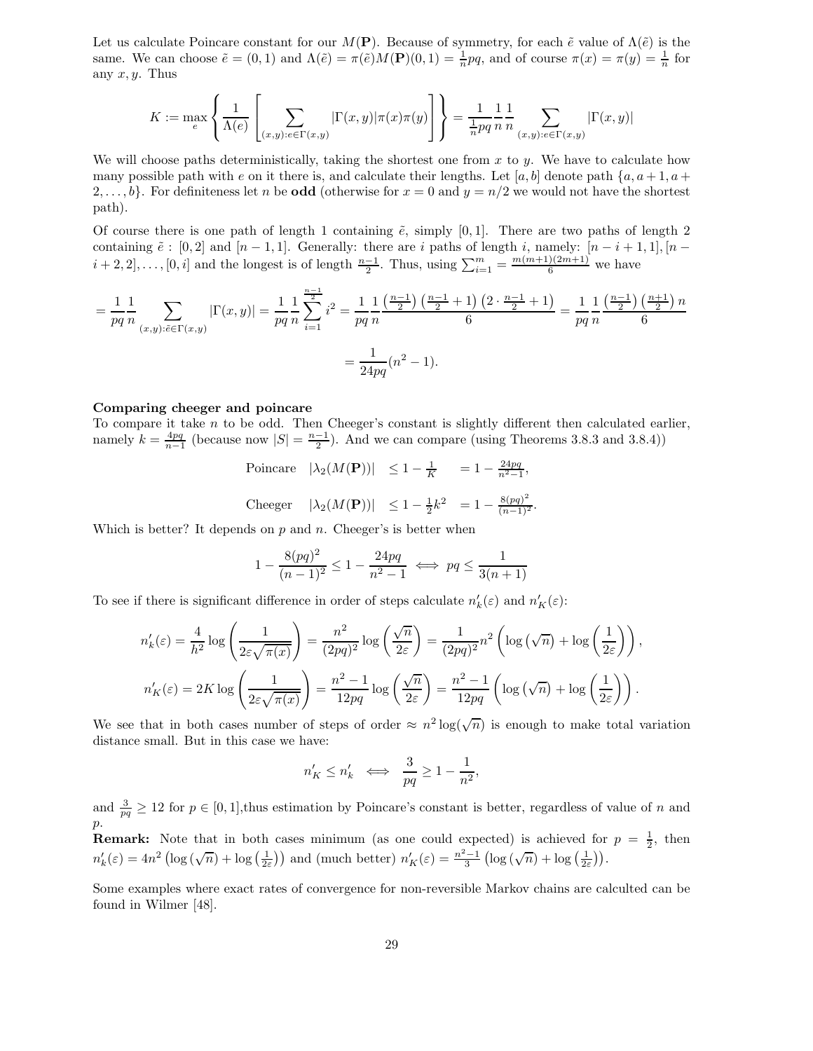Let us calculate Poincare constant for our $M(\mathbf{P})$. Because of symmetry, for each $\tilde{e}$ value of $\Lambda(\tilde{e})$ is the same. We can choose $\tilde{e} = (0,1)$ and $\Lambda(\tilde{e}) = \pi(\tilde{e})M(\mathbf{P})(0,1) = \frac{1}{n}pq$, and of course $\pi(x) = \pi(y) = \frac{1}{n}$ for any $x, y$. Thus

$$K := \max_{e} \left\{ \frac{1}{\Lambda(e)} \left[ \sum_{(x,y):e\in\Gamma(x,y)} |\Gamma(x,y)|\pi(x)\pi(y) \right] \right\} = \frac{1}{\frac{1}{n}pq} \frac{1}{n} \frac{1}{n} \sum_{(x,y):e\in\Gamma(x,y)} |\Gamma(x,y)|$$

We will choose paths deterministically, taking the shortest one from $x$ to $y$. We have to calculate how many possible path with $e$ on it there is, and calculate their lengths. Let $[a,b]$ denote path $\{a, a+1, a+2, \ldots, b\}$. For definiteness let $n$ be **odd** (otherwise for $x = 0$ and $y = n/2$ we would not have the shortest path).

Of course there is one path of length 1 containing $\tilde{e}$, simply $[0,1]$. There are two paths of length 2 containing $\tilde{e}$ : $[0,2]$ and $[n-1,1]$. Generally: there are $i$ paths of length $i$, namely: $[n-i+1,1], [n-i+2,2], \ldots, [0,i]$ and the longest is of length $\frac{n-1}{2}$. Thus, using $\sum_{i=1}^{m} = \frac{m(m+1)(2m+1)}{6}$ we have

$$= \frac{1}{pq}\frac{1}{n} \sum_{(x,y):\tilde{e}\in\Gamma(x,y)} |\Gamma(x,y)| = \frac{1}{pq}\frac{1}{n}\sum_{i=1}^{\frac{n-1}{2}} i^2 = \frac{1}{pq}\frac{1}{n}\frac{\left(\frac{n-1}{2}\right)\left(\frac{n-1}{2}+1\right)\left(2\cdot\frac{n-1}{2}+1\right)}{6} = \frac{1}{pq}\frac{1}{n}\frac{\left(\frac{n-1}{2}\right)\left(\frac{n+1}{2}\right)n}{6}$$

$$= \frac{1}{24pq}(n^2-1).$$

**Comparing cheeger and poincare**
To compare it take $n$ to be odd. Then Cheeger's constant is slightly different then calculated earlier, namely $k = \frac{4pq}{n-1}$ (because now $|S| = \frac{n-1}{2}$). And we can compare (using Theorems 3.8.3 and 3.8.4))

$$\text{Poincare} \quad |\lambda_2(M(\mathbf{P}))| \quad \le 1 - \frac{1}{K} \quad = 1 - \frac{24pq}{n^2-1},$$

$$\text{Cheeger} \quad |\lambda_2(M(\mathbf{P}))| \quad \le 1 - \frac{1}{2}k^2 \quad = 1 - \frac{8(pq)^2}{(n-1)^2}.$$

Which is better? It depends on $p$ and $n$. Cheeger's is better when

$$1 - \frac{8(pq)^2}{(n-1)^2} \le 1 - \frac{24pq}{n^2-1} \iff pq \le \frac{1}{3(n+1)}$$

To see if there is significant difference in order of steps calculate $n'_k(\varepsilon)$ and $n'_K(\varepsilon)$:

$$n'_k(\varepsilon) = \frac{4}{h^2}\log\left(\frac{1}{2\varepsilon\sqrt{\pi(x)}}\right) = \frac{n^2}{(2pq)^2}\log\left(\frac{\sqrt{n}}{2\varepsilon}\right) = \frac{1}{(2pq)^2}n^2\left(\log\left(\sqrt{n}\right) + \log\left(\frac{1}{2\varepsilon}\right)\right),$$

$$n'_K(\varepsilon) = 2K\log\left(\frac{1}{2\varepsilon\sqrt{\pi(x)}}\right) = \frac{n^2-1}{12pq}\log\left(\frac{\sqrt{n}}{2\varepsilon}\right) = \frac{n^2-1}{12pq}\left(\log\left(\sqrt{n}\right) + \log\left(\frac{1}{2\varepsilon}\right)\right).$$

We see that in both cases number of steps of order $\approx n^2\log(\sqrt{n})$ is enough to make total variation distance small. But in this case we have:

$$n'_K \le n'_k \iff \frac{3}{pq} \ge 1 - \frac{1}{n^2},$$

and $\frac{3}{pq} \ge 12$ for $p \in [0,1]$,thus estimation by Poincare's constant is better, regardless of value of $n$ and $p$.

**Remark:** Note that in both cases minimum (as one could expected) is achieved for $p = \frac{1}{2}$, then $n'_k(\varepsilon) = 4n^2\left(\log\left(\sqrt{n}\right) + \log\left(\frac{1}{2\varepsilon}\right)\right)$ and (much better) $n'_K(\varepsilon) = \frac{n^2-1}{3}\left(\log\left(\sqrt{n}\right) + \log\left(\frac{1}{2\varepsilon}\right)\right)$.

Some examples where exact rates of convergence for non-reversible Markov chains are calculted can be found in Wilmer [48].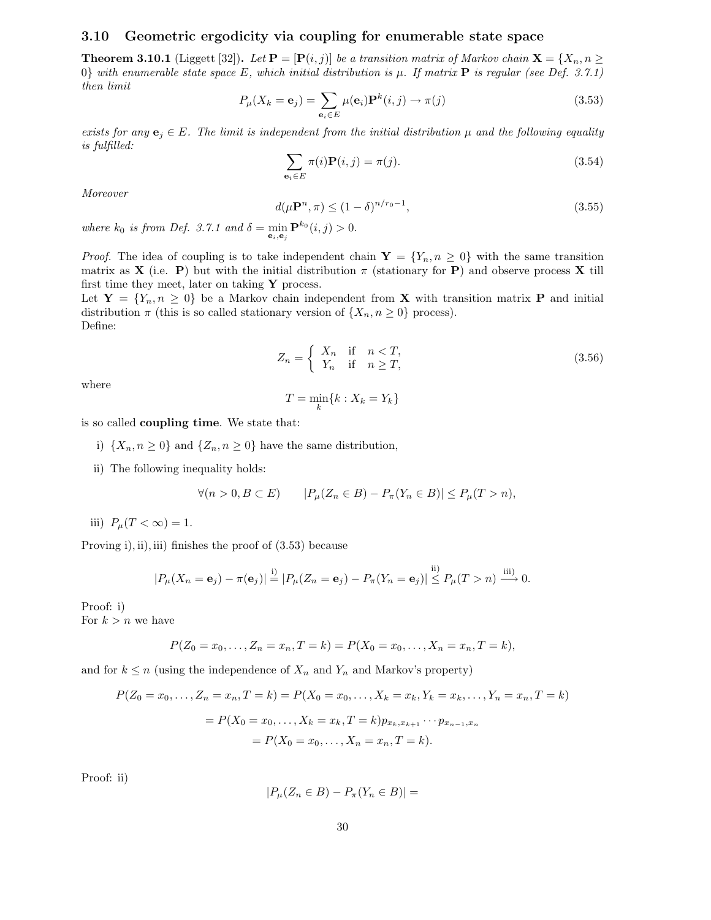### 3.10 Geometric ergodicity via coupling for enumerable state space

**Theorem 3.10.1** (Liggett [32]). *Let $\mathbf{P} = [\mathbf{P}(i,j)]$ be a transition matrix of Markov chain $\mathbf{X} = \{X_n, n \geq 0\}$ with enumerable state space $E$, which initial distribution is $\mu$. If matrix $\mathbf{P}$ is regular (see Def. 3.7.1) then limit*

$$P_\mu(X_k = \mathbf{e}_j) = \sum_{\mathbf{e}_i \in E} \mu(\mathbf{e}_i)\mathbf{P}^k(i,j) \to \pi(j) \tag{3.53}$$

*exists for any $\mathbf{e}_j \in E$. The limit is independent from the initial distribution $\mu$ and the following equality is fulfilled:*

$$\sum_{\mathbf{e}_i \in E} \pi(i)\mathbf{P}(i,j) = \pi(j). \tag{3.54}$$

*Moreover*

$$d(\mu\mathbf{P}^n, \pi) \leq (1-\delta)^{n/r_0 - 1}, \tag{3.55}$$

*where $k_0$ is from Def. 3.7.1 and $\delta = \min_{\mathbf{e}_i, \mathbf{e}_j} \mathbf{P}^{k_0}(i,j) > 0$.*

*Proof.* The idea of coupling is to take independent chain $\mathbf{Y} = \{Y_n, n \geq 0\}$ with the same transition matrix as $\mathbf{X}$ (i.e. $\mathbf{P}$) but with the initial distribution $\pi$ (stationary for $\mathbf{P}$) and observe process $\mathbf{X}$ till first time they meet, later on taking $\mathbf{Y}$ process.

Let $\mathbf{Y} = \{Y_n, n \geq 0\}$ be a Markov chain independent from $\mathbf{X}$ with transition matrix $\mathbf{P}$ and initial distribution $\pi$ (this is so called stationary version of $\{X_n, n \geq 0\}$ process).

Define:

$$Z_n = \begin{cases} X_n & \text{if} \quad n < T, \\ Y_n & \text{if} \quad n \geq T, \end{cases} \tag{3.56}$$

where

$$T = \min_k \{k : X_k = Y_k\}$$

is so called **coupling time**. We state that:

i) $\{X_n, n \geq 0\}$ and $\{Z_n, n \geq 0\}$ have the same distribution,

ii) The following inequality holds:

$$\forall (n > 0, B \subset E) \qquad |P_\mu(Z_n \in B) - P_\pi(Y_n \in B)| \leq P_\mu(T > n),$$

iii) $P_\mu(T < \infty) = 1$.

Proving i), ii), iii) finishes the proof of (3.53) because

$$|P_\mu(X_n = \mathbf{e}_j) - \pi(\mathbf{e}_j)| \stackrel{\text{i)}}{=} |P_\mu(Z_n = \mathbf{e}_j) - P_\pi(Y_n = \mathbf{e}_j)| \stackrel{\text{ii)}}{\leq} P_\mu(T > n) \stackrel{\text{iii)}}{\longrightarrow} 0.$$

Proof: i)

For $k > n$ we have

$$P(Z_0 = x_0, \ldots, Z_n = x_n, T = k) = P(X_0 = x_0, \ldots, X_n = x_n, T = k),$$

and for $k \leq n$ (using the independence of $X_n$ and $Y_n$ and Markov's property)

$$\begin{aligned}
P(Z_0 = x_0, \ldots, Z_n = x_n, T = k) &= P(X_0 = x_0, \ldots, X_k = x_k, Y_k = x_k, \ldots, Y_n = x_n, T = k) \\
&= P(X_0 = x_0, \ldots, X_k = x_k, T = k) p_{x_k, x_{k+1}} \cdots p_{x_{n-1}, x_n} \\
&= P(X_0 = x_0, \ldots, X_n = x_n, T = k).
\end{aligned}$$

Proof: ii)

$$|P_\mu(Z_n \in B) - P_\pi(Y_n \in B)| =$$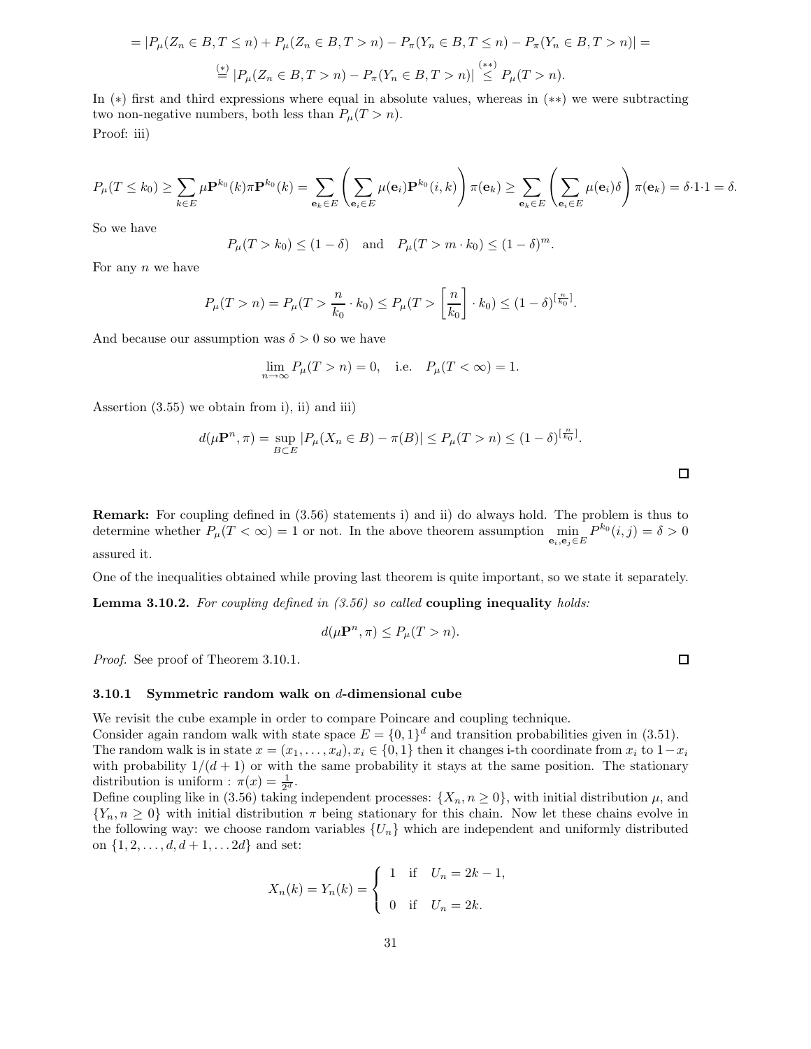$$= |P_\mu(Z_n \in B, T \leq n) + P_\mu(Z_n \in B, T > n) - P_\pi(Y_n \in B, T \leq n) - P_\pi(Y_n \in B, T > n)| =$$

$$\overset{(*)}{=} |P_\mu(Z_n \in B, T > n) - P_\pi(Y_n \in B, T > n)| \overset{(**)}{\leq} P_\mu(T > n).$$

In $(*)$ first and third expressions where equal in absolute values, whereas in $(**)$ we were subtracting two non-negative numbers, both less than $P_\mu(T > n)$.

Proof: iii)

$$P_\mu(T \leq k_0) \geq \sum_{k \in E} \mu \mathbf{P}^{k_0}(k) \pi \mathbf{P}^{k_0}(k) = \sum_{\mathbf{e}_k \in E} \left( \sum_{\mathbf{e}_i \in E} \mu(\mathbf{e}_i) \mathbf{P}^{k_0}(i,k) \right) \pi(\mathbf{e}_k) \geq \sum_{\mathbf{e}_k \in E} \left( \sum_{\mathbf{e}_i \in E} \mu(\mathbf{e}_i) \delta \right) \pi(\mathbf{e}_k) = \delta \cdot 1 \cdot 1 = \delta.$$

So we have

$$P_\mu(T > k_0) \leq (1 - \delta) \quad \text{and} \quad P_\mu(T > m \cdot k_0) \leq (1 - \delta)^m.$$

For any $n$ we have

$$P_\mu(T > n) = P_\mu(T > \frac{n}{k_0} \cdot k_0) \leq P_\mu(T > \left[\frac{n}{k_0}\right] \cdot k_0) \leq (1 - \delta)^{[\frac{n}{k_0}]}.$$

And because our assumption was $\delta > 0$ so we have

$$\lim_{n \to \infty} P_\mu(T > n) = 0, \quad \text{i.e.} \quad P_\mu(T < \infty) = 1.$$

Assertion (3.55) we obtain from i), ii) and iii)

$$d(\mu \mathbf{P}^n, \pi) = \sup_{B \subset E} |P_\mu(X_n \in B) - \pi(B)| \leq P_\mu(T > n) \leq (1 - \delta)^{[\frac{n}{k_0}]}.$$

□

**Remark:** For coupling defined in (3.56) statements i) and ii) do always hold. The problem is thus to determine whether $P_\mu(T < \infty) = 1$ or not. In the above theorem assumption $\min_{\mathbf{e}_i, \mathbf{e}_j \in E} P^{k_0}(i,j) = \delta > 0$ assured it.

One of the inequalities obtained while proving last theorem is quite important, so we state it separately.

**Lemma 3.10.2.** *For coupling defined in (3.56) so called* **coupling inequality** *holds:*

$$d(\mu \mathbf{P}^n, \pi) \leq P_\mu(T > n).$$

*Proof.* See proof of Theorem 3.10.1. □

### 3.10.1 Symmetric random walk on $d$-dimensional cube

We revisit the cube example in order to compare Poincare and coupling technique.

Consider again random walk with state space $E = \{0,1\}^d$ and transition probabilities given in (3.51). The random walk is in state $x = (x_1, \ldots, x_d), x_i \in \{0,1\}$ then it changes i-th coordinate from $x_i$ to $1 - x_i$ with probability $1/(d+1)$ or with the same probability it stays at the same position. The stationary distribution is uniform : $\pi(x) = \frac{1}{2^d}$.

Define coupling like in (3.56) taking independent processes: $\{X_n, n \geq 0\}$, with initial distribution $\mu$, and $\{Y_n, n \geq 0\}$ with initial distribution $\pi$ being stationary for this chain. Now let these chains evolve in the following way: we choose random variables $\{U_n\}$ which are independent and uniformly distributed on $\{1, 2, \ldots, d, d+1, \ldots 2d\}$ and set:

$$X_n(k) = Y_n(k) = \begin{cases} 1 & \text{if} \quad U_n = 2k - 1, \\ 0 & \text{if} \quad U_n = 2k. \end{cases}$$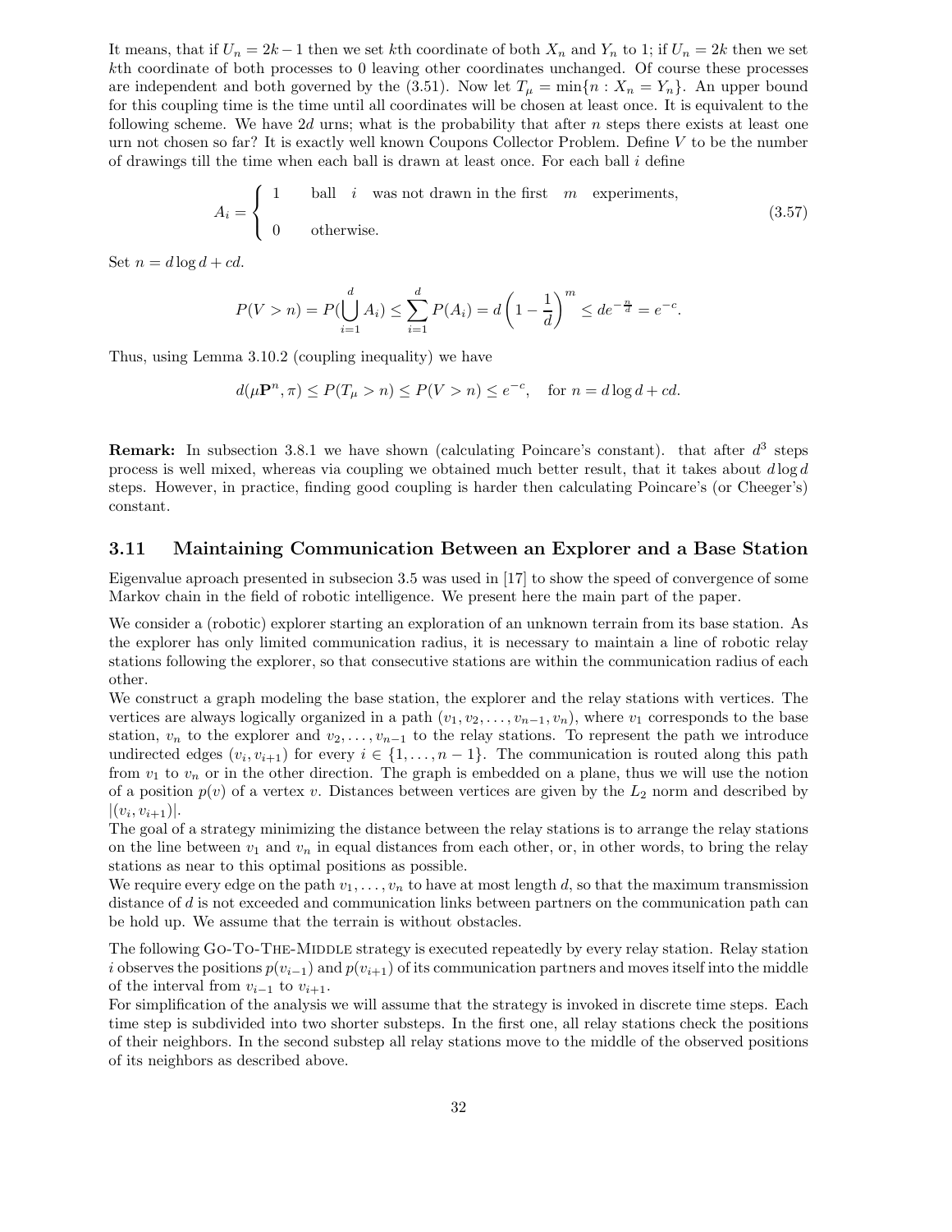It means, that if $U_n = 2k-1$ then we set $k$th coordinate of both $X_n$ and $Y_n$ to 1; if $U_n = 2k$ then we set $k$th coordinate of both processes to 0 leaving other coordinates unchanged. Of course these processes are independent and both governed by the (3.51). Now let $T_\mu = \min\{n : X_n = Y_n\}$. An upper bound for this coupling time is the time until all coordinates will be chosen at least once. It is equivalent to the following scheme. We have $2d$ urns; what is the probability that after $n$ steps there exists at least one urn not chosen so far? It is exactly well known Coupons Collector Problem. Define $V$ to be the number of drawings till the time when each ball is drawn at least once. For each ball $i$ define

$$A_i = \begin{cases} 1 & \text{ball} \quad i \quad \text{was not drawn in the first} \quad m \quad \text{experiments,} \\ 0 & \text{otherwise.} \end{cases} \tag{3.57}$$

Set $n = d \log d + cd$.

$$P(V > n) = P(\bigcup_{i=1}^{d} A_i) \leq \sum_{i=1}^{d} P(A_i) = d\left(1 - \frac{1}{d}\right)^m \leq de^{-\frac{n}{d}} = e^{-c}.$$

Thus, using Lemma 3.10.2 (coupling inequality) we have

$$d(\mu \mathbf{P}^n, \pi) \leq P(T_\mu > n) \leq P(V > n) \leq e^{-c}, \quad \text{for } n = d \log d + cd.$$

**Remark:** In subsection 3.8.1 we have shown (calculating Poincare's constant). that after $d^3$ steps process is well mixed, whereas via coupling we obtained much better result, that it takes about $d \log d$ steps. However, in practice, finding good coupling is harder then calculating Poincare's (or Cheeger's) constant.

### 3.11 Maintaining Communication Between an Explorer and a Base Station

Eigenvalue aproach presented in subsecion 3.5 was used in [17] to show the speed of convergence of some Markov chain in the field of robotic intelligence. We present here the main part of the paper.

We consider a (robotic) explorer starting an exploration of an unknown terrain from its base station. As the explorer has only limited communication radius, it is necessary to maintain a line of robotic relay stations following the explorer, so that consecutive stations are within the communication radius of each other.

We construct a graph modeling the base station, the explorer and the relay stations with vertices. The vertices are always logically organized in a path $(v_1, v_2, \ldots, v_{n-1}, v_n)$, where $v_1$ corresponds to the base station, $v_n$ to the explorer and $v_2, \ldots, v_{n-1}$ to the relay stations. To represent the path we introduce undirected edges $(v_i, v_{i+1})$ for every $i \in \{1, \ldots, n-1\}$. The communication is routed along this path from $v_1$ to $v_n$ or in the other direction. The graph is embedded on a plane, thus we will use the notion of a position $p(v)$ of a vertex $v$. Distances between vertices are given by the $L_2$ norm and described by $|(v_i, v_{i+1})|$.

The goal of a strategy minimizing the distance between the relay stations is to arrange the relay stations on the line between $v_1$ and $v_n$ in equal distances from each other, or, in other words, to bring the relay stations as near to this optimal positions as possible.

We require every edge on the path $v_1, \ldots, v_n$ to have at most length $d$, so that the maximum transmission distance of $d$ is not exceeded and communication links between partners on the communication path can be hold up. We assume that the terrain is without obstacles.

The following Go-To-The-Middle strategy is executed repeatedly by every relay station. Relay station $i$ observes the positions $p(v_{i-1})$ and $p(v_{i+1})$ of its communication partners and moves itself into the middle of the interval from $v_{i-1}$ to $v_{i+1}$.

For simplification of the analysis we will assume that the strategy is invoked in discrete time steps. Each time step is subdivided into two shorter substeps. In the first one, all relay stations check the positions of their neighbors. In the second substep all relay stations move to the middle of the observed positions of its neighbors as described above.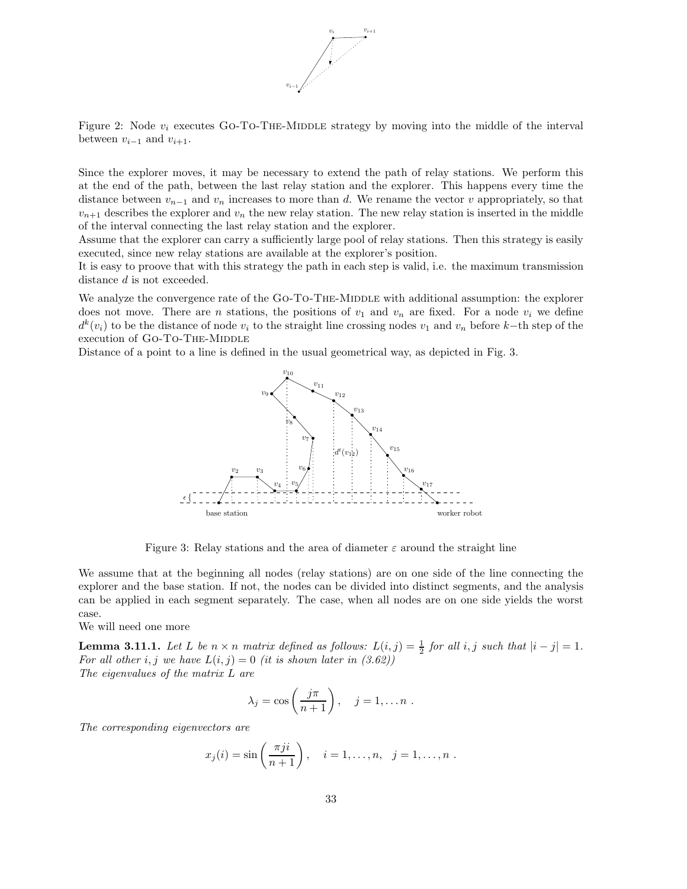Figure 2: Node $v_i$ executes GO-TO-THE-MIDDLE strategy by moving into the middle of the interval between $v_{i-1}$ and $v_{i+1}$.

Since the explorer moves, it may be necessary to extend the path of relay stations. We perform this at the end of the path, between the last relay station and the explorer. This happens every time the distance between $v_{n-1}$ and $v_n$ increases to more than $d$. We rename the vector $v$ appropriately, so that $v_{n+1}$ describes the explorer and $v_n$ the new relay station. The new relay station is inserted in the middle of the interval connecting the last relay station and the explorer.

Assume that the explorer can carry a sufficiently large pool of relay stations. Then this strategy is easily executed, since new relay stations are available at the explorer's position.

It is easy to proove that with this strategy the path in each step is valid, i.e. the maximum transmission distance $d$ is not exceeded.

We analyze the convergence rate of the GO-TO-THE-MIDDLE with additional assumption: the explorer does not move. There are $n$ stations, the positions of $v_1$ and $v_n$ are fixed. For a node $v_i$ we define $d^k(v_i)$ to be the distance of node $v_i$ to the straight line crossing nodes $v_1$ and $v_n$ before $k-$th step of the execution of GO-TO-THE-MIDDLE

Distance of a point to a line is defined in the usual geometrical way, as depicted in Fig. 3.

Figure 3: Relay stations and the area of diameter $\varepsilon$ around the straight line

We assume that at the beginning all nodes (relay stations) are on one side of the line connecting the explorer and the base station. If not, the nodes can be divided into distinct segments, and the analysis can be applied in each segment separately. The case, when all nodes are on one side yields the worst case.

We will need one more

**Lemma 3.11.1.** *Let $L$ be $n \times n$ matrix defined as follows: $L(i,j) = \frac{1}{2}$ for all $i, j$ such that $|i - j| = 1$. For all other $i, j$ we have $L(i,j) = 0$ (it is shown later in (3.62))*

*The eigenvalues of the matrix $L$ are*

$$\lambda_j = \cos\left(\frac{j\pi}{n+1}\right), \quad j = 1, \ldots n \ .$$

*The corresponding eigenvectors are*

$$x_j(i) = \sin\left(\frac{\pi j i}{n+1}\right), \quad i = 1, \ldots, n, \quad j = 1, \ldots, n \ .$$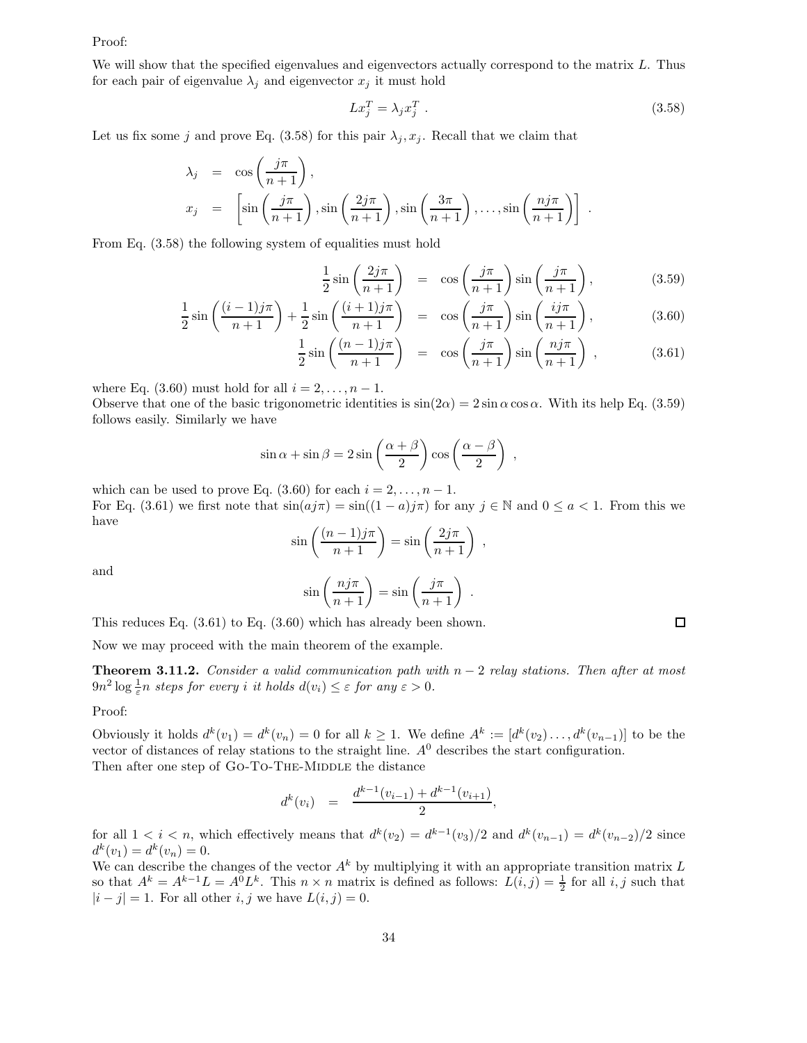Proof:

We will show that the specified eigenvalues and eigenvectors actually correspond to the matrix $L$. Thus for each pair of eigenvalue $\lambda_j$ and eigenvector $x_j$ it must hold

$$Lx_j^T = \lambda_j x_j^T \ . \tag{3.58}$$

Let us fix some $j$ and prove Eq. (3.58) for this pair $\lambda_j, x_j$. Recall that we claim that

$$\begin{aligned}
\lambda_j &= \cos\left(\frac{j\pi}{n+1}\right), \\
x_j &= \left[\sin\left(\frac{j\pi}{n+1}\right), \sin\left(\frac{2j\pi}{n+1}\right), \sin\left(\frac{3\pi}{n+1}\right), \ldots, \sin\left(\frac{nj\pi}{n+1}\right)\right] \ .
\end{aligned}$$

From Eq. (3.58) the following system of equalities must hold

$$\frac{1}{2}\sin\left(\frac{2j\pi}{n+1}\right) = \cos\left(\frac{j\pi}{n+1}\right)\sin\left(\frac{j\pi}{n+1}\right), \tag{3.59}$$

$$\frac{1}{2}\sin\left(\frac{(i-1)j\pi}{n+1}\right) + \frac{1}{2}\sin\left(\frac{(i+1)j\pi}{n+1}\right) = \cos\left(\frac{j\pi}{n+1}\right)\sin\left(\frac{ij\pi}{n+1}\right), \tag{3.60}$$

$$\frac{1}{2}\sin\left(\frac{(n-1)j\pi}{n+1}\right) = \cos\left(\frac{j\pi}{n+1}\right)\sin\left(\frac{nj\pi}{n+1}\right) \ , \tag{3.61}$$

where Eq. (3.60) must hold for all $i = 2, \ldots, n-1$.

Observe that one of the basic trigonometric identities is $\sin(2\alpha) = 2\sin\alpha\cos\alpha$. With its help Eq. (3.59) follows easily. Similarly we have

$$\sin\alpha + \sin\beta = 2\sin\left(\frac{\alpha+\beta}{2}\right)\cos\left(\frac{\alpha-\beta}{2}\right) \ ,$$

which can be used to prove Eq. (3.60) for each $i = 2, \ldots, n-1$.

For Eq. (3.61) we first note that $\sin(aj\pi) = \sin((1-a)j\pi)$ for any $j \in \mathbb{N}$ and $0 \le a < 1$. From this we have

$$\sin\left(\frac{(n-1)j\pi}{n+1}\right) = \sin\left(\frac{2j\pi}{n+1}\right) \ ,$$

and

$$\sin\left(\frac{nj\pi}{n+1}\right) = \sin\left(\frac{j\pi}{n+1}\right) \ .$$

This reduces Eq. (3.61) to Eq. (3.60) which has already been shown. □

Now we may proceed with the main theorem of the example.

**Theorem 3.11.2.** *Consider a valid communication path with $n-2$ relay stations. Then after at most $9n^2 \log \frac{1}{\varepsilon} n$ steps for every $i$ it holds $d(v_i) \le \varepsilon$ for any $\varepsilon > 0$.*

Proof:

Obviously it holds $d^k(v_1) = d^k(v_n) = 0$ for all $k \ge 1$. We define $A^k := [d^k(v_2) \ldots, d^k(v_{n-1})]$ to be the vector of distances of relay stations to the straight line. $A^0$ describes the start configuration.
Then after one step of Go-To-The-Middle the distance

$$d^k(v_i) = \frac{d^{k-1}(v_{i-1}) + d^{k-1}(v_{i+1})}{2},$$

for all $1 < i < n$, which effectively means that $d^k(v_2) = d^{k-1}(v_3)/2$ and $d^k(v_{n-1}) = d^k(v_{n-2})/2$ since $d^k(v_1) = d^k(v_n) = 0$.
We can describe the changes of the vector $A^k$ by multiplying it with an appropriate transition matrix $L$ so that $A^k = A^{k-1}L = A^0 L^k$. This $n \times n$ matrix is defined as follows: $L(i,j) = \frac{1}{2}$ for all $i, j$ such that $|i - j| = 1$. For all other $i, j$ we have $L(i,j) = 0$.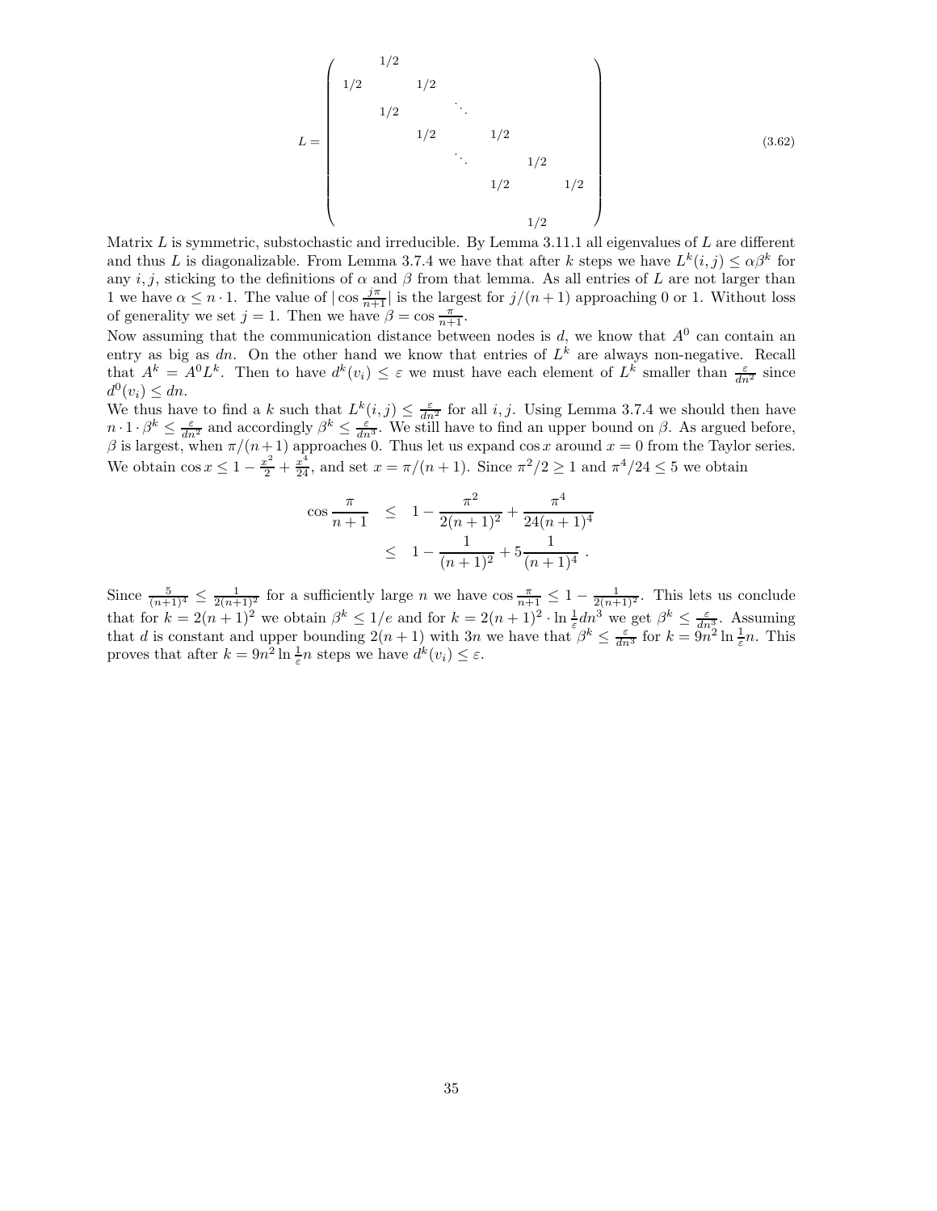$$
L = \begin{pmatrix}
 & 1/2 & & & & & \\
1/2 & & 1/2 & & & & \\
 & 1/2 & & \ddots & & & \\
 & & 1/2 & & 1/2 & & \\
 & & & \ddots & & 1/2 & \\
 & & & & 1/2 & & 1/2 \\
 & & & & & 1/2 &
\end{pmatrix} \tag{3.62}
$$

Matrix $L$ is symmetric, substochastic and irreducible. By Lemma 3.11.1 all eigenvalues of $L$ are different and thus $L$ is diagonalizable. From Lemma 3.7.4 we have that after $k$ steps we have $L^k(i,j) \leq \alpha\beta^k$ for any $i,j$, sticking to the definitions of $\alpha$ and $\beta$ from that lemma. As all entries of $L$ are not larger than 1 we have $\alpha \leq n \cdot 1$. The value of $|\cos \frac{j\pi}{n+1}|$ is the largest for $j/(n+1)$ approaching 0 or 1. Without loss of generality we set $j = 1$. Then we have $\beta = \cos \frac{\pi}{n+1}$.

Now assuming that the communication distance between nodes is $d$, we know that $A^0$ can contain an entry as big as $dn$. On the other hand we know that entries of $L^k$ are always non-negative. Recall that $A^k = A^0 L^k$. Then to have $d^k(v_i) \leq \varepsilon$ we must have each element of $L^k$ smaller than $\frac{\varepsilon}{dn^2}$ since $d^0(v_i) \leq dn$.

We thus have to find a $k$ such that $L^k(i,j) \leq \frac{\varepsilon}{dn^2}$ for all $i,j$. Using Lemma 3.7.4 we should then have $n \cdot 1 \cdot \beta^k \leq \frac{\varepsilon}{dn^2}$ and accordingly $\beta^k \leq \frac{\varepsilon}{dn^3}$. We still have to find an upper bound on $\beta$. As argued before, $\beta$ is largest, when $\pi/(n+1)$ approaches 0. Thus let us expand $\cos x$ around $x = 0$ from the Taylor series. We obtain $\cos x \leq 1 - \frac{x^2}{2} + \frac{x^4}{24}$, and set $x = \pi/(n+1)$. Since $\pi^2/2 \geq 1$ and $\pi^4/24 \leq 5$ we obtain

$$
\begin{aligned}
\cos \frac{\pi}{n+1} &\leq 1 - \frac{\pi^2}{2(n+1)^2} + \frac{\pi^4}{24(n+1)^4} \\
&\leq 1 - \frac{1}{(n+1)^2} + 5\frac{1}{(n+1)^4} \; .
\end{aligned}
$$

Since $\frac{5}{(n+1)^4} \leq \frac{1}{2(n+1)^2}$ for a sufficiently large $n$ we have $\cos \frac{\pi}{n+1} \leq 1 - \frac{1}{2(n+1)^2}$. This lets us conclude that for $k = 2(n+1)^2$ we obtain $\beta^k \leq 1/e$ and for $k = 2(n+1)^2 \cdot \ln \frac{1}{\varepsilon} dn^3$ we get $\beta^k \leq \frac{\varepsilon}{dn^3}$. Assuming that $d$ is constant and upper bounding $2(n+1)$ with $3n$ we have that $\beta^k \leq \frac{\varepsilon}{dn^3}$ for $k = 9n^2 \ln \frac{1}{\varepsilon} n$. This proves that after $k = 9n^2 \ln \frac{1}{\varepsilon} n$ steps we have $d^k(v_i) \leq \varepsilon$.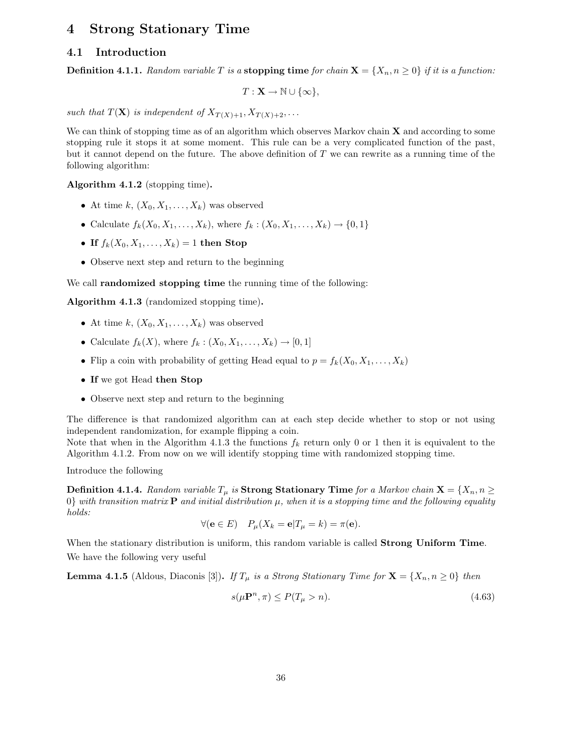# 4 Strong Stationary Time

## 4.1 Introduction

**Definition 4.1.1.** *Random variable $T$ is a* **stopping time** *for chain $\mathbf{X} = \{X_n, n \geq 0\}$ if it is a function:*

$$T : \mathbf{X} \to \mathbb{N} \cup \{\infty\},$$

*such that $T(\mathbf{X})$ is independent of $X_{T(X)+1}, X_{T(X)+2}, \ldots$*

We can think of stopping time as of an algorithm which observes Markov chain $\mathbf{X}$ and according to some stopping rule it stops it at some moment. This rule can be a very complicated function of the past, but it cannot depend on the future. The above definition of $T$ we can rewrite as a running time of the following algorithm:

**Algorithm 4.1.2** (stopping time)**.**

- At time $k$, $(X_0, X_1, \ldots, X_k)$ was observed
- Calculate $f_k(X_0, X_1, \ldots, X_k)$, where $f_k : (X_0, X_1, \ldots, X_k) \to \{0, 1\}$
- **If** $f_k(X_0, X_1, \ldots, X_k) = 1$ **then Stop**
- Observe next step and return to the beginning

We call **randomized stopping time** the running time of the following:

**Algorithm 4.1.3** (randomized stopping time)**.**

- At time $k$, $(X_0, X_1, \ldots, X_k)$ was observed
- Calculate $f_k(X)$, where $f_k : (X_0, X_1, \ldots, X_k) \to [0, 1]$
- Flip a coin with probability of getting Head equal to $p = f_k(X_0, X_1, \ldots, X_k)$
- **If** we got Head **then Stop**
- Observe next step and return to the beginning

The difference is that randomized algorithm can at each step decide whether to stop or not using independent randomization, for example flipping a coin.
Note that when in the Algorithm 4.1.3 the functions $f_k$ return only 0 or 1 then it is equivalent to the Algorithm 4.1.2. From now on we will identify stopping time with randomized stopping time.

Introduce the following

**Definition 4.1.4.** *Random variable $T_\mu$ is* **Strong Stationary Time** *for a Markov chain $\mathbf{X} = \{X_n, n \geq 0\}$ with transition matrix $\mathbf{P}$ and initial distribution $\mu$, when it is a stopping time and the following equality holds:*

$$\forall (\mathbf{e} \in E) \quad P_\mu(X_k = \mathbf{e} | T_\mu = k) = \pi(\mathbf{e}).$$

When the stationary distribution is uniform, this random variable is called **Strong Uniform Time**.

We have the following very useful

**Lemma 4.1.5** (Aldous, Diaconis [3])**.** *If $T_\mu$ is a Strong Stationary Time for $\mathbf{X} = \{X_n, n \geq 0\}$ then*

$$s(\mu \mathbf{P}^n, \pi) \leq P(T_\mu > n). \tag{4.63}$$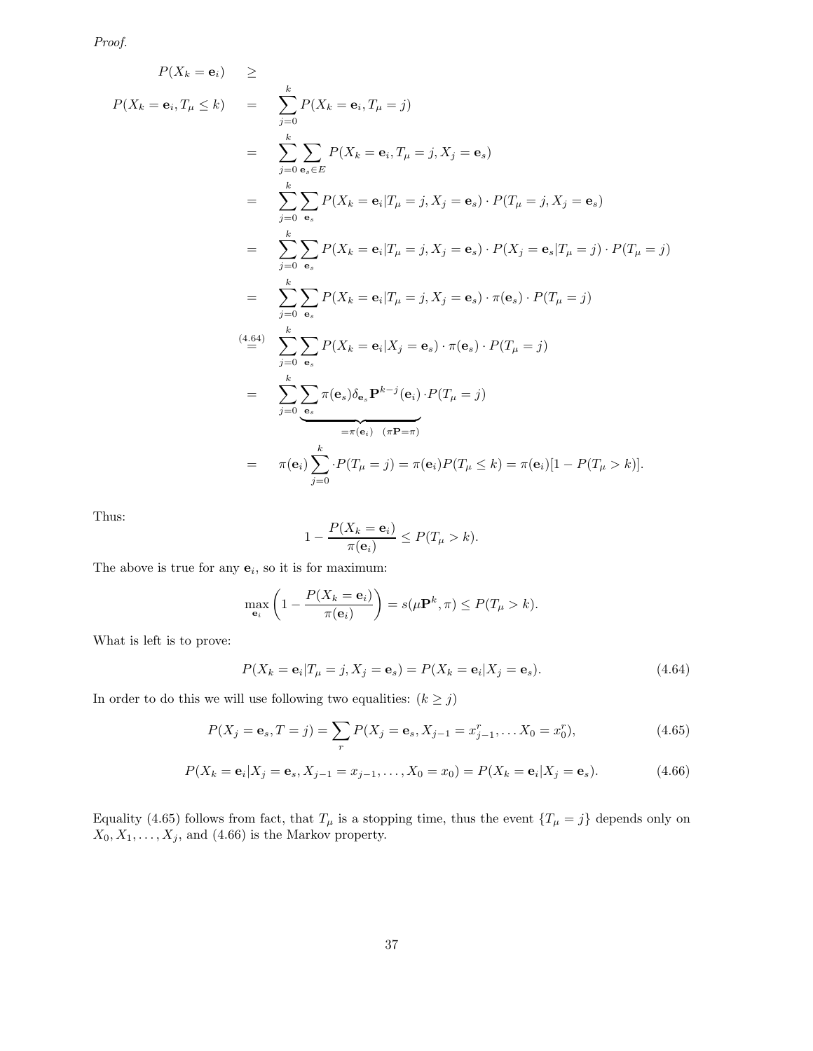*Proof.*

$$
\begin{aligned}
P(X_k = \mathbf{e}_i) \quad &\geq \\
P(X_k = \mathbf{e}_i, T_\mu \leq k) \quad &= \quad \sum_{j=0}^{k} P(X_k = \mathbf{e}_i, T_\mu = j) \\
&= \quad \sum_{j=0}^{k} \sum_{\mathbf{e}_s \in E} P(X_k = \mathbf{e}_i, T_\mu = j, X_j = \mathbf{e}_s) \\
&= \quad \sum_{j=0}^{k} \sum_{\mathbf{e}_s} P(X_k = \mathbf{e}_i | T_\mu = j, X_j = \mathbf{e}_s) \cdot P(T_\mu = j, X_j = \mathbf{e}_s) \\
&= \quad \sum_{j=0}^{k} \sum_{\mathbf{e}_s} P(X_k = \mathbf{e}_i | T_\mu = j, X_j = \mathbf{e}_s) \cdot P(X_j = \mathbf{e}_s | T_\mu = j) \cdot P(T_\mu = j) \\
&= \quad \sum_{j=0}^{k} \sum_{\mathbf{e}_s} P(X_k = \mathbf{e}_i | T_\mu = j, X_j = \mathbf{e}_s) \cdot \pi(\mathbf{e}_s) \cdot P(T_\mu = j) \\
&\overset{(4.64)}{=} \quad \sum_{j=0}^{k} \sum_{\mathbf{e}_s} P(X_k = \mathbf{e}_i | X_j = \mathbf{e}_s) \cdot \pi(\mathbf{e}_s) \cdot P(T_\mu = j) \\
&= \quad \sum_{j=0}^{k} \underbrace{\sum_{\mathbf{e}_s} \pi(\mathbf{e}_s) \delta_{\mathbf{e}_s} \mathbf{P}^{k-j}(\mathbf{e}_i)}_{=\pi(\mathbf{e}_i) \quad (\pi\mathbf{P}=\pi)} \cdot P(T_\mu = j) \\
&= \quad \pi(\mathbf{e}_i) \sum_{j=0}^{k} \cdot P(T_\mu = j) = \pi(\mathbf{e}_i) P(T_\mu \leq k) = \pi(\mathbf{e}_i)[1 - P(T_\mu > k)].
\end{aligned}
$$

Thus:

$$
1 - \frac{P(X_k = \mathbf{e}_i)}{\pi(\mathbf{e}_i)} \leq P(T_\mu > k).
$$

The above is true for any $\mathbf{e}_i$, so it is for maximum:

$$
\max_{\mathbf{e}_i} \left( 1 - \frac{P(X_k = \mathbf{e}_i)}{\pi(\mathbf{e}_i)} \right) = s(\mu \mathbf{P}^k, \pi) \leq P(T_\mu > k).
$$

What is left is to prove:

$$
P(X_k = \mathbf{e}_i | T_\mu = j, X_j = \mathbf{e}_s) = P(X_k = \mathbf{e}_i | X_j = \mathbf{e}_s). \tag{4.64}
$$

In order to do this we will use following two equalities: $(k \geq j)$

$$
P(X_j = \mathbf{e}_s, T = j) = \sum_r P(X_j = \mathbf{e}_s, X_{j-1} = x_{j-1}^r, \dots X_0 = x_0^r), \tag{4.65}
$$

$$
P(X_k = \mathbf{e}_i | X_j = \mathbf{e}_s, X_{j-1} = x_{j-1}, \dots, X_0 = x_0) = P(X_k = \mathbf{e}_i | X_j = \mathbf{e}_s). \tag{4.66}
$$

Equality (4.65) follows from fact, that $T_\mu$ is a stopping time, thus the event $\{T_\mu = j\}$ depends only on $X_0, X_1, \dots, X_j$, and (4.66) is the Markov property.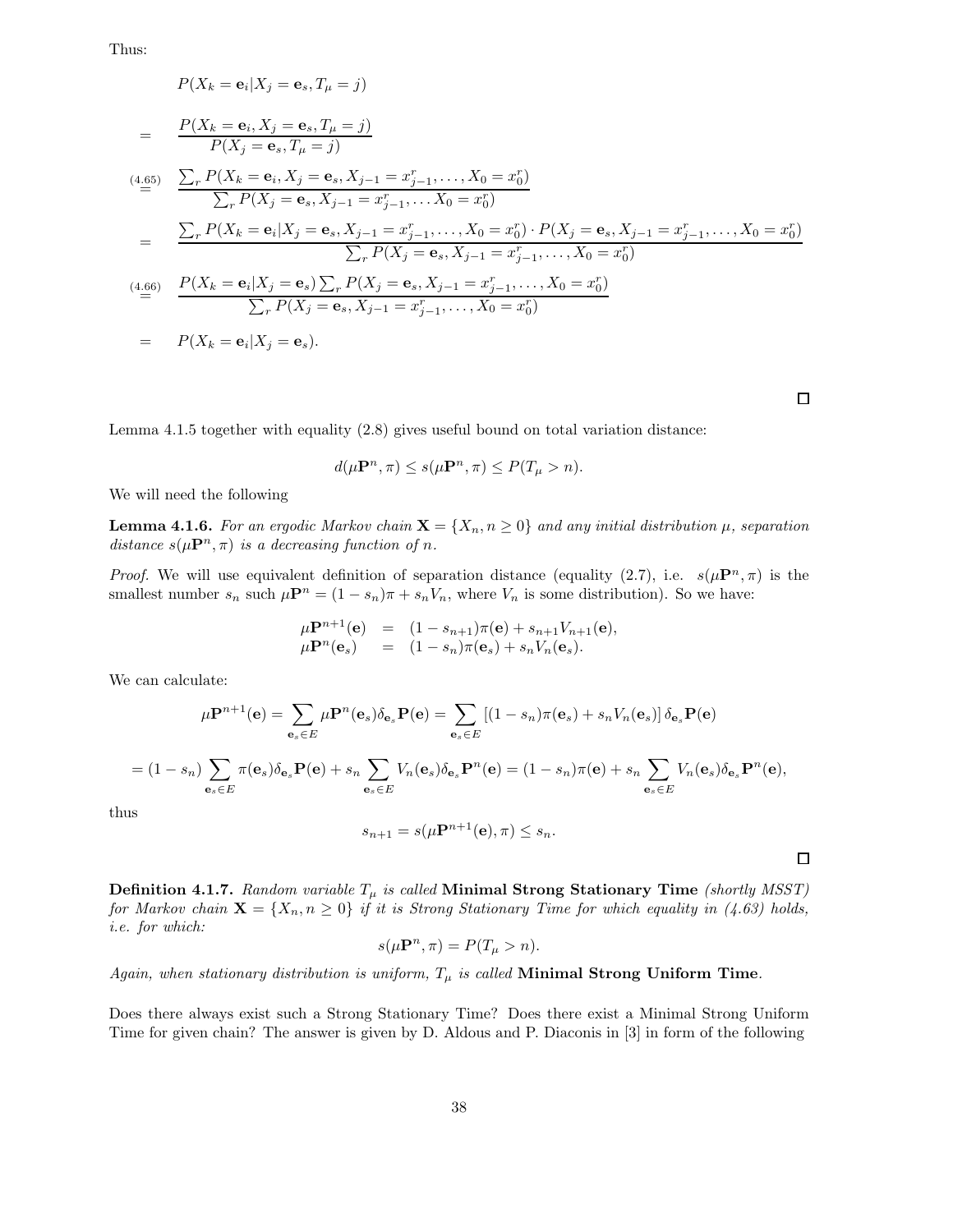Thus:

$$
\begin{aligned}
& P(X_k = \mathbf{e}_i | X_j = \mathbf{e}_s, T_\mu = j) \\
= \quad & \frac{P(X_k = \mathbf{e}_i, X_j = \mathbf{e}_s, T_\mu = j)}{P(X_j = \mathbf{e}_s, T_\mu = j)} \\
\overset{(4.65)}{=} \quad & \frac{\sum_r P(X_k = \mathbf{e}_i, X_j = \mathbf{e}_s, X_{j-1} = x_{j-1}^r, \ldots, X_0 = x_0^r)}{\sum_r P(X_j = \mathbf{e}_s, X_{j-1} = x_{j-1}^r, \ldots X_0 = x_0^r)} \\
= \quad & \frac{\sum_r P(X_k = \mathbf{e}_i | X_j = \mathbf{e}_s, X_{j-1} = x_{j-1}^r, \ldots, X_0 = x_0^r) \cdot P(X_j = \mathbf{e}_s, X_{j-1} = x_{j-1}^r, \ldots, X_0 = x_0^r)}{\sum_r P(X_j = \mathbf{e}_s, X_{j-1} = x_{j-1}^r, \ldots, X_0 = x_0^r)} \\
\overset{(4.66)}{=} \quad & \frac{P(X_k = \mathbf{e}_i | X_j = \mathbf{e}_s) \sum_r P(X_j = \mathbf{e}_s, X_{j-1} = x_{j-1}^r, \ldots, X_0 = x_0^r)}{\sum_r P(X_j = \mathbf{e}_s, X_{j-1} = x_{j-1}^r, \ldots, X_0 = x_0^r)} \\
= \quad & P(X_k = \mathbf{e}_i | X_j = \mathbf{e}_s).
\end{aligned}
$$

□

Lemma 4.1.5 together with equality (2.8) gives useful bound on total variation distance:

$$d(\mu \mathbf{P}^n, \pi) \leq s(\mu \mathbf{P}^n, \pi) \leq P(T_\mu > n).$$

We will need the following

**Lemma 4.1.6.** *For an ergodic Markov chain $\mathbf{X} = \{X_n, n \geq 0\}$ and any initial distribution $\mu$, separation distance $s(\mu \mathbf{P}^n, \pi)$ is a decreasing function of $n$.*

*Proof.* We will use equivalent definition of separation distance (equality (2.7), i.e. $s(\mu \mathbf{P}^n, \pi)$ is the smallest number $s_n$ such $\mu \mathbf{P}^n = (1 - s_n)\pi + s_n V_n$, where $V_n$ is some distribution). So we have:

$$
\begin{aligned}
\mu \mathbf{P}^{n+1}(\mathbf{e}) &= (1 - s_{n+1})\pi(\mathbf{e}) + s_{n+1} V_{n+1}(\mathbf{e}), \\
\mu \mathbf{P}^n(\mathbf{e}_s) &= (1 - s_n)\pi(\mathbf{e}_s) + s_n V_n(\mathbf{e}_s).
\end{aligned}
$$

We can calculate:

$$\mu \mathbf{P}^{n+1}(\mathbf{e}) = \sum_{\mathbf{e}_s \in E} \mu \mathbf{P}^n(\mathbf{e}_s) \delta_{\mathbf{e}_s} \mathbf{P}(\mathbf{e}) = \sum_{\mathbf{e}_s \in E} \left[(1 - s_n)\pi(\mathbf{e}_s) + s_n V_n(\mathbf{e}_s)\right] \delta_{\mathbf{e}_s} \mathbf{P}(\mathbf{e})$$

$$= (1 - s_n) \sum_{\mathbf{e}_s \in E} \pi(\mathbf{e}_s) \delta_{\mathbf{e}_s} \mathbf{P}(\mathbf{e}) + s_n \sum_{\mathbf{e}_s \in E} V_n(\mathbf{e}_s) \delta_{\mathbf{e}_s} \mathbf{P}^n(\mathbf{e}) = (1 - s_n)\pi(\mathbf{e}) + s_n \sum_{\mathbf{e}_s \in E} V_n(\mathbf{e}_s) \delta_{\mathbf{e}_s} \mathbf{P}^n(\mathbf{e}),$$

thus

$$s_{n+1} = s(\mu \mathbf{P}^{n+1}(\mathbf{e}), \pi) \leq s_n.$$

□

**Definition 4.1.7.** *Random variable $T_\mu$ is called* **Minimal Strong Stationary Time** *(shortly MSST) for Markov chain $\mathbf{X} = \{X_n, n \geq 0\}$ if it is Strong Stationary Time for which equality in (4.63) holds, i.e. for which:*

$$s(\mu \mathbf{P}^n, \pi) = P(T_\mu > n).$$

*Again, when stationary distribution is uniform, $T_\mu$ is called* **Minimal Strong Uniform Time**.

Does there always exist such a Strong Stationary Time? Does there exist a Minimal Strong Uniform Time for given chain? The answer is given by D. Aldous and P. Diaconis in [3] in form of the following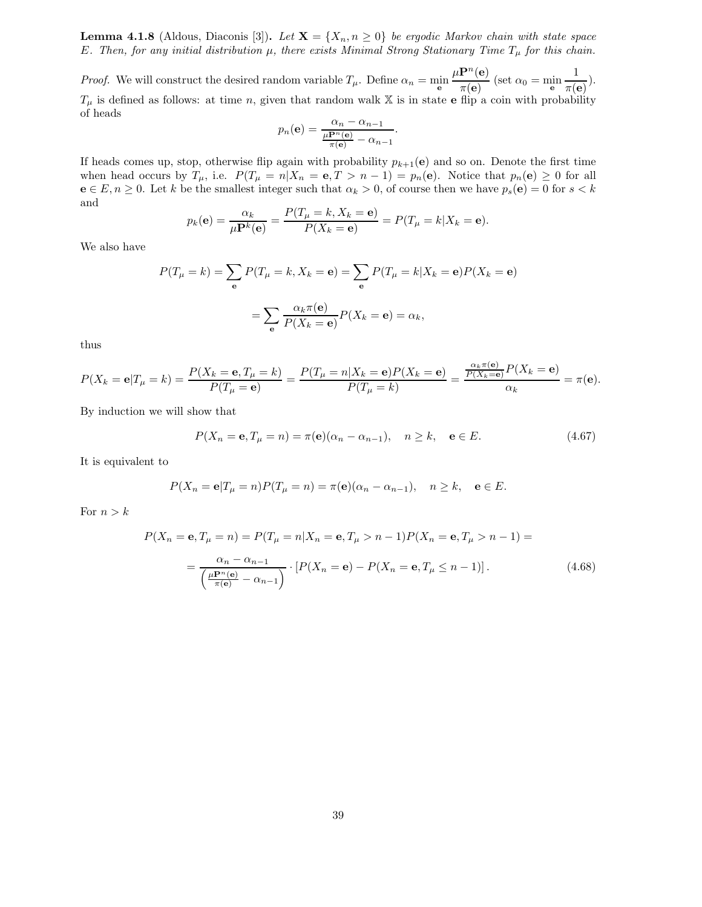**Lemma 4.1.8** (Aldous, Diaconis [3]). *Let $\mathbf{X} = \{X_n, n \geq 0\}$ be ergodic Markov chain with state space $E$. Then, for any initial distribution $\mu$, there exists Minimal Strong Stationary Time $T_\mu$ for this chain.*

*Proof.* We will construct the desired random variable $T_\mu$. Define $\alpha_n = \min_{\mathbf{e}} \dfrac{\mu\mathbf{P}^n(\mathbf{e})}{\pi(\mathbf{e})}$ (set $\alpha_0 = \min_{\mathbf{e}} \dfrac{1}{\pi(\mathbf{e})}$). $T_\mu$ is defined as follows: at time $n$, given that random walk $\mathbb{X}$ is in state $\mathbf{e}$ flip a coin with probability of heads

$$p_n(\mathbf{e}) = \frac{\alpha_n - \alpha_{n-1}}{\frac{\mu\mathbf{P}^n(\mathbf{e})}{\pi(\mathbf{e})} - \alpha_{n-1}}.$$

If heads comes up, stop, otherwise flip again with probability $p_{k+1}(\mathbf{e})$ and so on. Denote the first time when head occurs by $T_\mu$, i.e. $P(T_\mu = n | X_n = \mathbf{e}, T > n-1) = p_n(\mathbf{e})$. Notice that $p_n(\mathbf{e}) \geq 0$ for all $\mathbf{e} \in E, n \geq 0$. Let $k$ be the smallest integer such that $\alpha_k > 0$, of course then we have $p_s(\mathbf{e}) = 0$ for $s < k$ and

$$p_k(\mathbf{e}) = \frac{\alpha_k}{\mu\mathbf{P}^k(\mathbf{e})} = \frac{P(T_\mu = k, X_k = \mathbf{e})}{P(X_k = \mathbf{e})} = P(T_\mu = k | X_k = \mathbf{e}).$$

We also have

$$P(T_\mu = k) = \sum_{\mathbf{e}} P(T_\mu = k, X_k = \mathbf{e}) = \sum_{\mathbf{e}} P(T_\mu = k | X_k = \mathbf{e}) P(X_k = \mathbf{e})$$

$$= \sum_{\mathbf{e}} \frac{\alpha_k \pi(\mathbf{e})}{P(X_k = \mathbf{e})} P(X_k = \mathbf{e}) = \alpha_k,$$

thus

$$P(X_k = \mathbf{e} | T_\mu = k) = \frac{P(X_k = \mathbf{e}, T_\mu = k)}{P(T_\mu = \mathbf{e})} = \frac{P(T_\mu = n | X_k = \mathbf{e}) P(X_k = \mathbf{e})}{P(T_\mu = k)} = \frac{\frac{\alpha_k \pi(\mathbf{e})}{P(X_k = \mathbf{e})} P(X_k = \mathbf{e})}{\alpha_k} = \pi(\mathbf{e}).$$

By induction we will show that

$$P(X_n = \mathbf{e}, T_\mu = n) = \pi(\mathbf{e})(\alpha_n - \alpha_{n-1}), \quad n \geq k, \quad \mathbf{e} \in E. \tag{4.67}$$

It is equivalent to

$$P(X_n = \mathbf{e} | T_\mu = n) P(T_\mu = n) = \pi(\mathbf{e})(\alpha_n - \alpha_{n-1}), \quad n \geq k, \quad \mathbf{e} \in E.$$

For $n > k$

$$P(X_n = \mathbf{e}, T_\mu = n) = P(T_\mu = n | X_n = \mathbf{e}, T_\mu > n-1) P(X_n = \mathbf{e}, T_\mu > n-1) =$$

$$= \frac{\alpha_n - \alpha_{n-1}}{\left(\frac{\mu\mathbf{P}^n(\mathbf{e})}{\pi(\mathbf{e})} - \alpha_{n-1}\right)} \cdot \left[P(X_n = \mathbf{e}) - P(X_n = \mathbf{e}, T_\mu \leq n-1)\right]. \tag{4.68}$$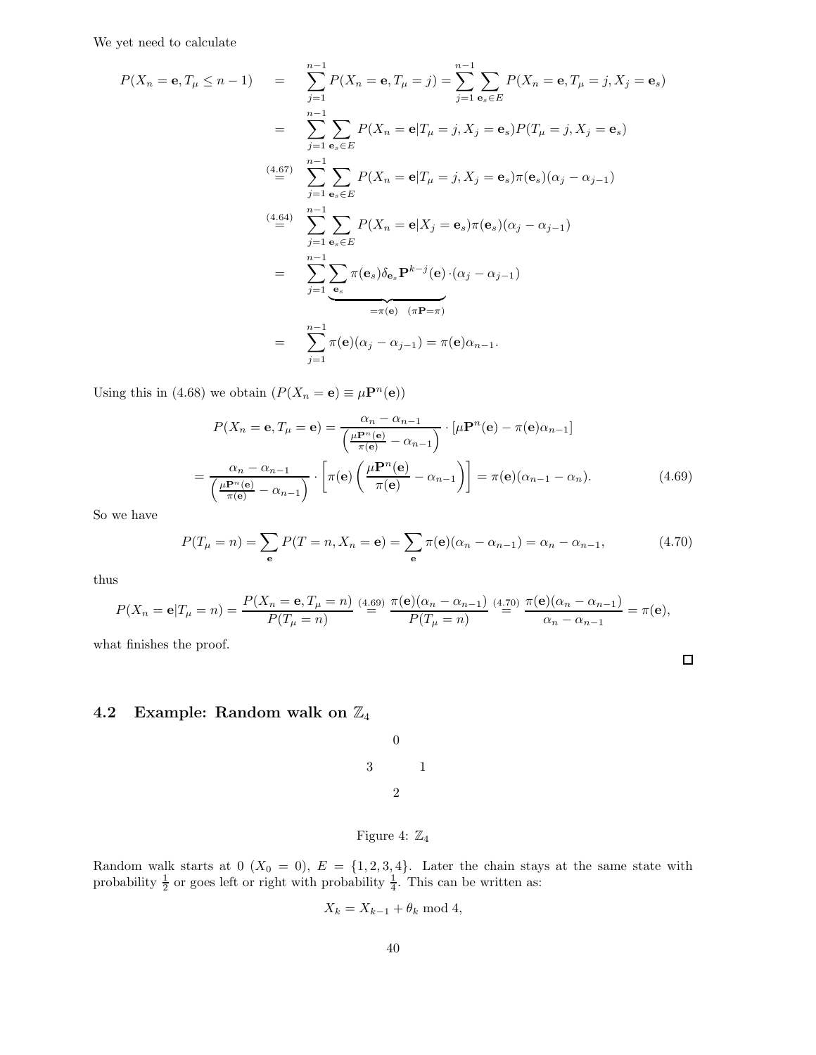We yet need to calculate

$$
\begin{aligned}
P(X_n = \mathbf{e}, T_\mu \le n-1) &= \sum_{j=1}^{n-1} P(X_n = \mathbf{e}, T_\mu = j) = \sum_{j=1}^{n-1} \sum_{\mathbf{e}_s \in E} P(X_n = \mathbf{e}, T_\mu = j, X_j = \mathbf{e}_s) \\
&= \sum_{j=1}^{n-1} \sum_{\mathbf{e}_s \in E} P(X_n = \mathbf{e} | T_\mu = j, X_j = \mathbf{e}_s) P(T_\mu = j, X_j = \mathbf{e}_s) \\
&\overset{(4.67)}{=} \sum_{j=1}^{n-1} \sum_{\mathbf{e}_s \in E} P(X_n = \mathbf{e} | T_\mu = j, X_j = \mathbf{e}_s) \pi(\mathbf{e}_s)(\alpha_j - \alpha_{j-1}) \\
&\overset{(4.64)}{=} \sum_{j=1}^{n-1} \sum_{\mathbf{e}_s \in E} P(X_n = \mathbf{e} | X_j = \mathbf{e}_s) \pi(\mathbf{e}_s)(\alpha_j - \alpha_{j-1}) \\
&= \sum_{j=1}^{n-1} \underbrace{\sum_{\mathbf{e}_s} \pi(\mathbf{e}_s) \delta_{\mathbf{e}_s} \mathbf{P}^{k-j}(\mathbf{e})}_{=\pi(\mathbf{e}) \quad (\pi \mathbf{P} = \pi)} \cdot (\alpha_j - \alpha_{j-1}) \\
&= \sum_{j=1}^{n-1} \pi(\mathbf{e})(\alpha_j - \alpha_{j-1}) = \pi(\mathbf{e}) \alpha_{n-1}.
\end{aligned}
$$

Using this in (4.68) we obtain ($P(X_n = \mathbf{e}) \equiv \mu \mathbf{P}^n(\mathbf{e})$)

$$
P(X_n = \mathbf{e}, T_\mu = \mathbf{e}) = \frac{\alpha_n - \alpha_{n-1}}{\left(\frac{\mu \mathbf{P}^n(\mathbf{e})}{\pi(\mathbf{e})} - \alpha_{n-1}\right)} \cdot \left[\mu \mathbf{P}^n(\mathbf{e}) - \pi(\mathbf{e})\alpha_{n-1}\right]
$$

$$
= \frac{\alpha_n - \alpha_{n-1}}{\left(\frac{\mu \mathbf{P}^n(\mathbf{e})}{\pi(\mathbf{e})} - \alpha_{n-1}\right)} \cdot \left[\pi(\mathbf{e}) \left(\frac{\mu \mathbf{P}^n(\mathbf{e})}{\pi(\mathbf{e})} - \alpha_{n-1}\right)\right] = \pi(\mathbf{e})(\alpha_{n-1} - \alpha_n). \tag{4.69}
$$

So we have

$$
P(T_\mu = n) = \sum_{\mathbf{e}} P(T = n, X_n = \mathbf{e}) = \sum_{\mathbf{e}} \pi(\mathbf{e})(\alpha_n - \alpha_{n-1}) = \alpha_n - \alpha_{n-1}, \tag{4.70}
$$

thus

$$
P(X_n = \mathbf{e} | T_\mu = n) = \frac{P(X_n = \mathbf{e}, T_\mu = n)}{P(T_\mu = n)} \overset{(4.69)}{=} \frac{\pi(\mathbf{e})(\alpha_n - \alpha_{n-1})}{P(T_\mu = n)} \overset{(4.70)}{=} \frac{\pi(\mathbf{e})(\alpha_n - \alpha_{n-1})}{\alpha_n - \alpha_{n-1}} = \pi(\mathbf{e}),
$$

what finishes the proof.

□

## 4.2 Example: Random walk on $\mathbb{Z}_4$

0

3 1

2

Figure 4: $\mathbb{Z}_4$

Random walk starts at 0 ($X_0 = 0$), $E = \{1, 2, 3, 4\}$. Later the chain stays at the same state with probability $\frac{1}{2}$ or goes left or right with probability $\frac{1}{4}$. This can be written as:

$$
X_k = X_{k-1} + \theta_k \bmod 4,
$$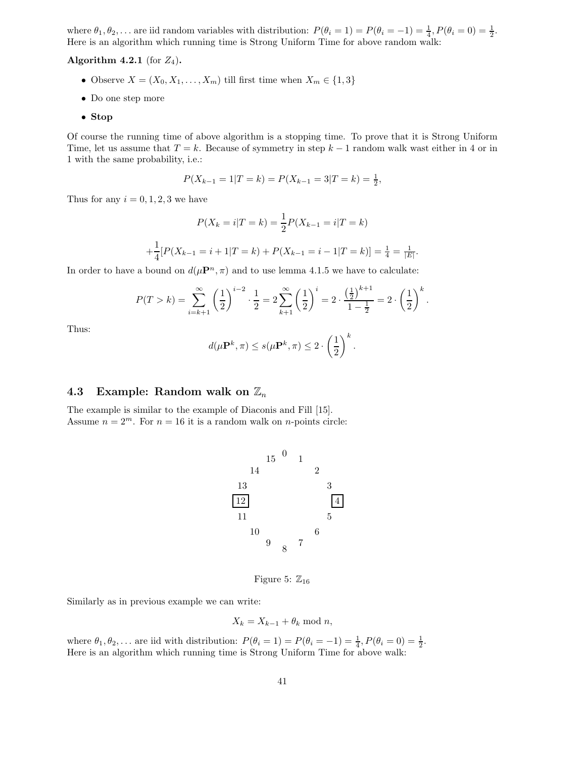where $\theta_1, \theta_2, \ldots$ are iid random variables with distribution: $P(\theta_i = 1) = P(\theta_i = -1) = \frac{1}{4}, P(\theta_i = 0) = \frac{1}{2}$.
Here is an algorithm which running time is Strong Uniform Time for above random walk:

**Algorithm 4.2.1** (for $Z_4$)**.**

- Observe $X = (X_0, X_1, \ldots, X_m)$ till first time when $X_m \in \{1, 3\}$
- Do one step more
- **Stop**

Of course the running time of above algorithm is a stopping time. To prove that it is Strong Uniform Time, let us assume that $T = k$. Because of symmetry in step $k-1$ random walk wast either in 4 or in 1 with the same probability, i.e.:

$$P(X_{k-1} = 1 | T = k) = P(X_{k-1} = 3 | T = k) = \tfrac{1}{2},$$

Thus for any $i = 0, 1, 2, 3$ we have

$$P(X_k = i | T = k) = \frac{1}{2} P(X_{k-1} = i | T = k)$$

$$+ \frac{1}{4}[P(X_{k-1} = i+1 | T = k) + P(X_{k-1} = i-1 | T = k)] = \tfrac{1}{4} = \tfrac{1}{|E|}.$$

In order to have a bound on $d(\mu \mathbf{P}^n, \pi)$ and to use lemma 4.1.5 we have to calculate:

$$P(T > k) = \sum_{i=k+1}^{\infty} \left(\frac{1}{2}\right)^{i-2} \cdot \frac{1}{2} = 2 \sum_{k+1}^{\infty} \left(\frac{1}{2}\right)^{i} = 2 \cdot \frac{\left(\frac{1}{2}\right)^{k+1}}{1 - \frac{1}{2}} = 2 \cdot \left(\frac{1}{2}\right)^{k}.$$

Thus:

$$d(\mu \mathbf{P}^k, \pi) \leq s(\mu \mathbf{P}^k, \pi) \leq 2 \cdot \left(\frac{1}{2}\right)^{k}.$$

## 4.3 Example: Random walk on $\mathbb{Z}_n$

The example is similar to the example of Diaconis and Fill [15].
Assume $n = 2^m$. For $n = 16$ it is a random walk on $n$-points circle:

15 0 1
14 2
13 3
[12] [4]
11 5
10 6
9 8 7

Figure 5: $\mathbb{Z}_{16}$

Similarly as in previous example we can write:

$$X_k = X_{k-1} + \theta_k \bmod n,$$

where $\theta_1, \theta_2, \ldots$ are iid with distribution: $P(\theta_i = 1) = P(\theta_i = -1) = \frac{1}{4}, P(\theta_i = 0) = \frac{1}{2}$.
Here is an algorithm which running time is Strong Uniform Time for above walk: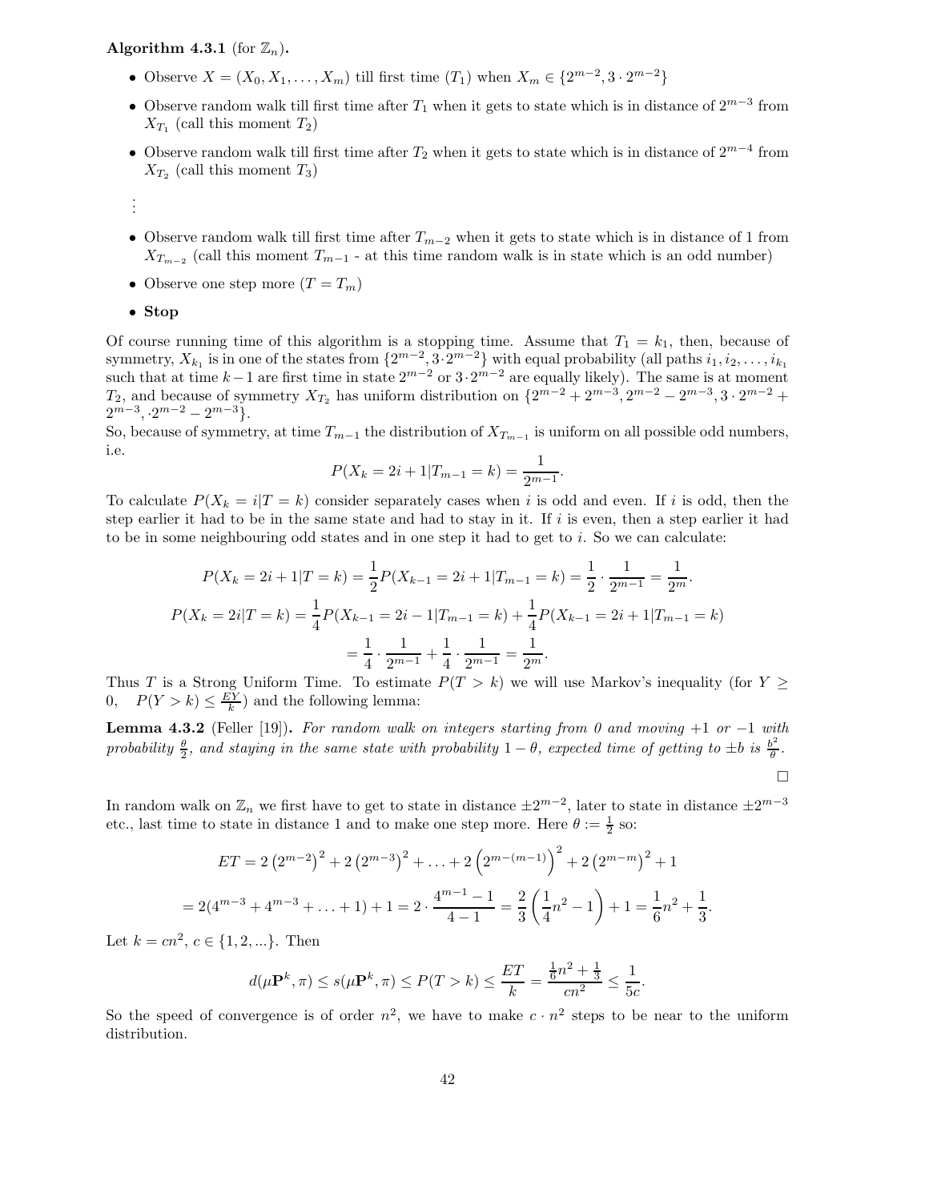**Algorithm 4.3.1** (for $\mathbb{Z}_n$)**.**

- Observe $X = (X_0, X_1, \ldots, X_m)$ till first time ($T_1$) when $X_m \in \{2^{m-2}, 3 \cdot 2^{m-2}\}$
- Observe random walk till first time after $T_1$ when it gets to state which is in distance of $2^{m-3}$ from $X_{T_1}$ (call this moment $T_2$)
- Observe random walk till first time after $T_2$ when it gets to state which is in distance of $2^{m-4}$ from $X_{T_2}$ (call this moment $T_3$)

$\vdots$

- Observe random walk till first time after $T_{m-2}$ when it gets to state which is in distance of 1 from $X_{T_{m-2}}$ (call this moment $T_{m-1}$ - at this time random walk is in state which is an odd number)
- Observe one step more ($T = T_m$)
- **Stop**

Of course running time of this algorithm is a stopping time. Assume that $T_1 = k_1$, then, because of symmetry, $X_{k_1}$ is in one of the states from $\{2^{m-2}, 3 \cdot 2^{m-2}\}$ with equal probability (all paths $i_1, i_2, \ldots, i_{k_1}$ such that at time $k-1$ are first time in state $2^{m-2}$ or $3 \cdot 2^{m-2}$ are equally likely). The same is at moment $T_2$, and because of symmetry $X_{T_2}$ has uniform distribution on $\{2^{m-2} + 2^{m-3}, 2^{m-2} - 2^{m-3}, 3 \cdot 2^{m-2} + 2^{m-3}, \cdot 2^{m-2} - 2^{m-3}\}$.
So, because of symmetry, at time $T_{m-1}$ the distribution of $X_{T_{m-1}}$ is uniform on all possible odd numbers, i.e.

$$P(X_k = 2i + 1 | T_{m-1} = k) = \frac{1}{2^{m-1}}.$$

To calculate $P(X_k = i | T = k)$ consider separately cases when $i$ is odd and even. If $i$ is odd, then the step earlier it had to be in the same state and had to stay in it. If $i$ is even, then a step earlier it had to be in some neighbouring odd states and in one step it had to get to $i$. So we can calculate:

$$P(X_k = 2i+1 | T = k) = \frac{1}{2} P(X_{k-1} = 2i+1 | T_{m-1} = k) = \frac{1}{2} \cdot \frac{1}{2^{m-1}} = \frac{1}{2^m}.$$

$$P(X_k = 2i | T = k) = \frac{1}{4} P(X_{k-1} = 2i-1 | T_{m-1} = k) + \frac{1}{4} P(X_{k-1} = 2i+1 | T_{m-1} = k)$$

$$= \frac{1}{4} \cdot \frac{1}{2^{m-1}} + \frac{1}{4} \cdot \frac{1}{2^{m-1}} = \frac{1}{2^m}.$$

Thus $T$ is a Strong Uniform Time. To estimate $P(T > k)$ we will use Markov's inequality (for $Y \geq 0, \quad P(Y > k) \leq \frac{EY}{k}$) and the following lemma:

**Lemma 4.3.2** (Feller [19])**.** *For random walk on integers starting from 0 and moving +1 or −1 with probability $\frac{\theta}{2}$, and staying in the same state with probability $1 - \theta$, expected time of getting to $\pm b$ is $\frac{b^2}{\theta}$.*

□

In random walk on $\mathbb{Z}_n$ we first have to get to state in distance $\pm 2^{m-2}$, later to state in distance $\pm 2^{m-3}$ etc., last time to state in distance 1 and to make one step more. Here $\theta := \frac{1}{2}$ so:

$$ET = 2\left(2^{m-2}\right)^2 + 2\left(2^{m-3}\right)^2 + \ldots + 2\left(2^{m-(m-1)}\right)^2 + 2\left(2^{m-m}\right)^2 + 1$$

$$= 2(4^{m-3} + 4^{m-3} + \ldots + 1) + 1 = 2 \cdot \frac{4^{m-1} - 1}{4 - 1} = \frac{2}{3}\left(\frac{1}{4}n^2 - 1\right) + 1 = \frac{1}{6}n^2 + \frac{1}{3}.$$

Let $k = cn^2$, $c \in \{1, 2, \ldots\}$. Then

$$d(\mu \mathbf{P}^k, \pi) \leq s(\mu \mathbf{P}^k, \pi) \leq P(T > k) \leq \frac{ET}{k} = \frac{\frac{1}{6}n^2 + \frac{1}{3}}{cn^2} \leq \frac{1}{5c}.$$

So the speed of convergence is of order $n^2$, we have to make $c \cdot n^2$ steps to be near to the uniform distribution.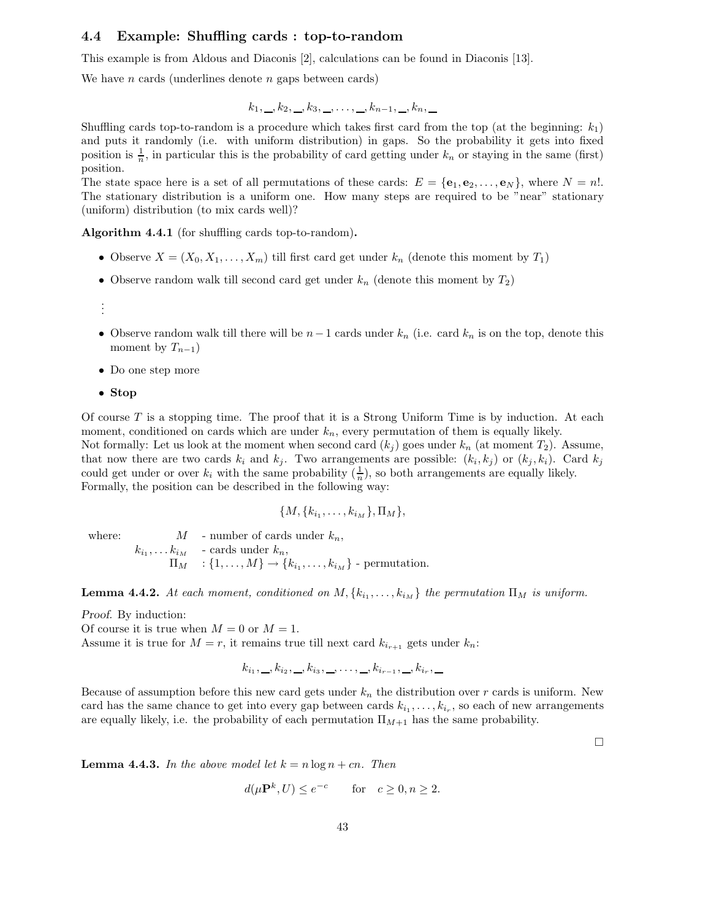### 4.4 Example: Shuffling cards : top-to-random

This example is from Aldous and Diaconis [2], calculations can be found in Diaconis [13].

We have $n$ cards (underlines denote $n$ gaps between cards)

$$k_1, \_, k_2, \_, k_3, \_, \ldots, \_, k_{n-1}, \_, k_n, \_$$

Shuffling cards top-to-random is a procedure which takes first card from the top (at the beginning: $k_1$) and puts it randomly (i.e. with uniform distribution) in gaps. So the probability it gets into fixed position is $\frac{1}{n}$, in particular this is the probability of card getting under $k_n$ or staying in the same (first) position.
The state space here is a set of all permutations of these cards: $E = \{\mathbf{e}_1, \mathbf{e}_2, \ldots, \mathbf{e}_N\}$, where $N = n!$. The stationary distribution is a uniform one. How many steps are required to be "near" stationary (uniform) distribution (to mix cards well)?

**Algorithm 4.4.1** (for shuffling cards top-to-random)**.**

- Observe $X = (X_0, X_1, \ldots, X_m)$ till first card get under $k_n$ (denote this moment by $T_1$)
- Observe random walk till second card get under $k_n$ (denote this moment by $T_2$)

⋮

- Observe random walk till there will be $n-1$ cards under $k_n$ (i.e. card $k_n$ is on the top, denote this moment by $T_{n-1}$)
- Do one step more
- **Stop**

Of course $T$ is a stopping time. The proof that it is a Strong Uniform Time is by induction. At each moment, conditioned on cards which are under $k_n$, every permutation of them is equally likely.
Not formally: Let us look at the moment when second card ($k_j$) goes under $k_n$ (at moment $T_2$). Assume, that now there are two cards $k_i$ and $k_j$. Two arrangements are possible: $(k_i, k_j)$ or $(k_j, k_i)$. Card $k_j$ could get under or over $k_i$ with the same probability ($\frac{1}{n}$), so both arrangements are equally likely.
Formally, the position can be described in the following way:

$$\{M, \{k_{i_1}, \ldots, k_{i_M}\}, \Pi_M\},$$

where:
- $M$ - number of cards under $k_n$,
- $k_{i_1}, \ldots k_{i_M}$ - cards under $k_n$,
- $\Pi_M$ : $\{1, \ldots, M\} \to \{k_{i_1}, \ldots, k_{i_M}\}$ - permutation.

**Lemma 4.4.2.** *At each moment, conditioned on $M, \{k_{i_1}, \ldots, k_{i_M}\}$ the permutation $\Pi_M$ is uniform.*

*Proof.* By induction:
Of course it is true when $M = 0$ or $M = 1$.
Assume it is true for $M = r$, it remains true till next card $k_{i_{r+1}}$ gets under $k_n$:

$$k_{i_1}, \_, k_{i_2}, \_, k_{i_3}, \_, \ldots, \_, k_{i_{r-1}}, \_, k_{i_r}, \_$$

Because of assumption before this new card gets under $k_n$ the distribution over $r$ cards is uniform. New card has the same chance to get into every gap between cards $k_{i_1}, \ldots, k_{i_r}$, so each of new arrangements are equally likely, i.e. the probability of each permutation $\Pi_{M+1}$ has the same probability.

□

**Lemma 4.4.3.** *In the above model let $k = n \log n + cn$. Then*

$$d(\mu \mathbf{P}^k, U) \leq e^{-c} \qquad \text{for} \quad c \geq 0, n \geq 2.$$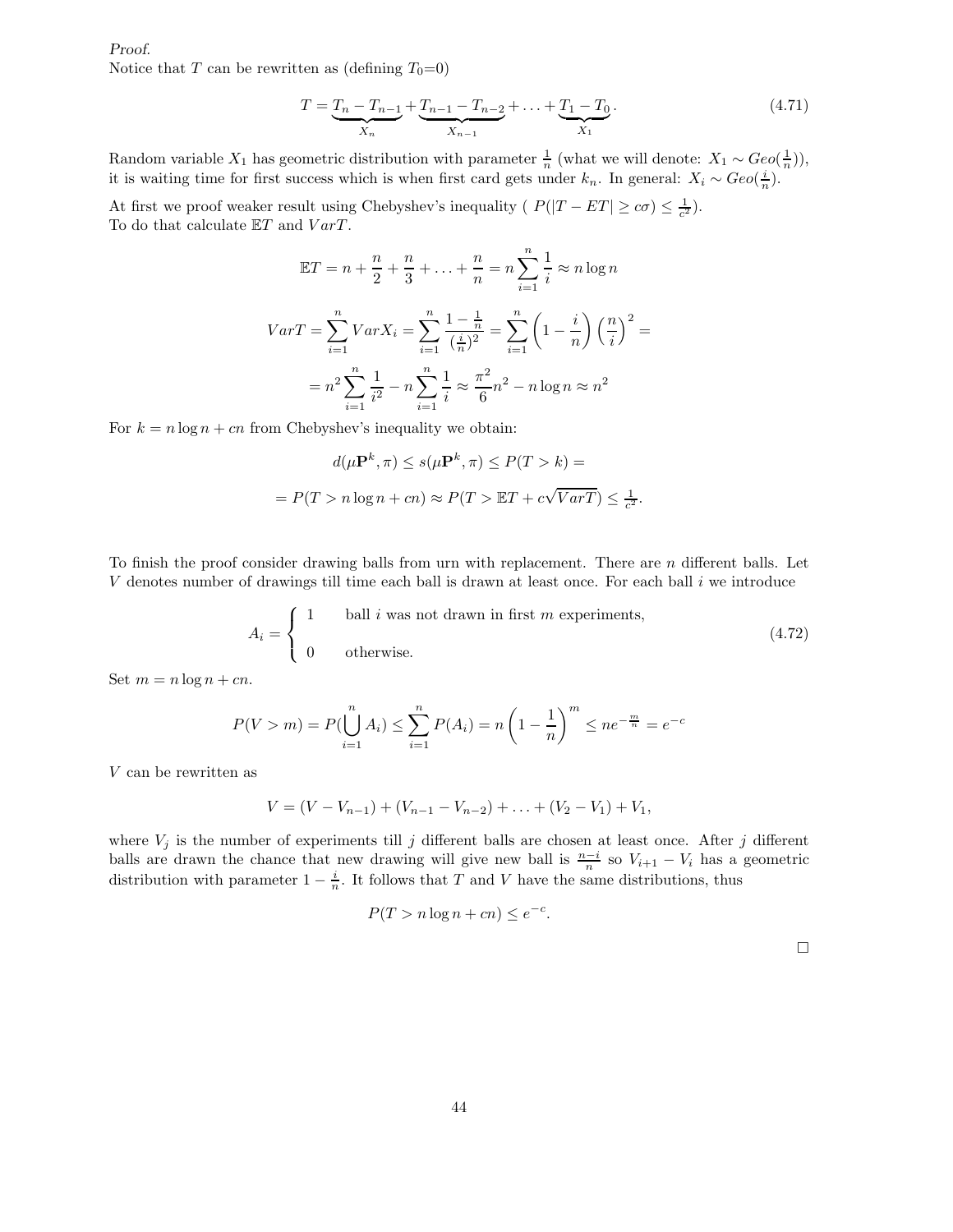*Proof.*
Notice that $T$ can be rewritten as (defining $T_0$=0)

$$T = \underbrace{T_n - T_{n-1}}_{X_n} + \underbrace{T_{n-1} - T_{n-2}}_{X_{n-1}} + \ldots + \underbrace{T_1 - T_0}_{X_1}. \tag{4.71}$$

Random variable $X_1$ has geometric distribution with parameter $\frac{1}{n}$ (what we will denote: $X_1 \sim Geo(\frac{1}{n})$), it is waiting time for first success which is when first card gets under $k_n$. In general: $X_i \sim Geo(\frac{i}{n})$.

At first we proof weaker result using Chebyshev's inequality ( $P(|T - ET| \geq c\sigma) \leq \frac{1}{c^2}$).
To do that calculate $\mathbb{E}T$ and $VarT$.

$$\mathbb{E}T = n + \frac{n}{2} + \frac{n}{3} + \ldots + \frac{n}{n} = n\sum_{i=1}^{n}\frac{1}{i} \approx n\log n$$

$$VarT = \sum_{i=1}^{n} VarX_i = \sum_{i=1}^{n}\frac{1-\frac{1}{n}}{(\frac{i}{n})^2} = \sum_{i=1}^{n}\left(1 - \frac{i}{n}\right)\left(\frac{n}{i}\right)^2 =$$

$$= n^2\sum_{i=1}^{n}\frac{1}{i^2} - n\sum_{i=1}^{n}\frac{1}{i} \approx \frac{\pi^2}{6}n^2 - n\log n \approx n^2$$

For $k = n\log n + cn$ from Chebyshev's inequality we obtain:

$$d(\mu\mathbf{P}^k, \pi) \leq s(\mu\mathbf{P}^k, \pi) \leq P(T > k) =$$

$$= P(T > n\log n + cn) \approx P(T > \mathbb{E}T + c\sqrt{VarT}) \leq \tfrac{1}{c^2}.$$

To finish the proof consider drawing balls from urn with replacement. There are $n$ different balls. Let $V$ denotes number of drawings till time each ball is drawn at least once. For each ball $i$ we introduce

$$A_i = \begin{cases} 1 & \text{ball } i \text{ was not drawn in first } m \text{ experiments,} \\ 0 & \text{otherwise.} \end{cases} \tag{4.72}$$

Set $m = n\log n + cn$.

$$P(V > m) = P\left(\bigcup_{i=1}^{n} A_i\right) \leq \sum_{i=1}^{n} P(A_i) = n\left(1 - \frac{1}{n}\right)^m \leq ne^{-\frac{m}{n}} = e^{-c}$$

$V$ can be rewritten as

$$V = (V - V_{n-1}) + (V_{n-1} - V_{n-2}) + \ldots + (V_2 - V_1) + V_1,$$

where $V_j$ is the number of experiments till $j$ different balls are chosen at least once. After $j$ different balls are drawn the chance that new drawing will give new ball is $\frac{n-i}{n}$ so $V_{i+1} - V_i$ has a geometric distribution with parameter $1 - \frac{i}{n}$. It follows that $T$ and $V$ have the same distributions, thus

$$P(T > n\log n + cn) \leq e^{-c}.$$

□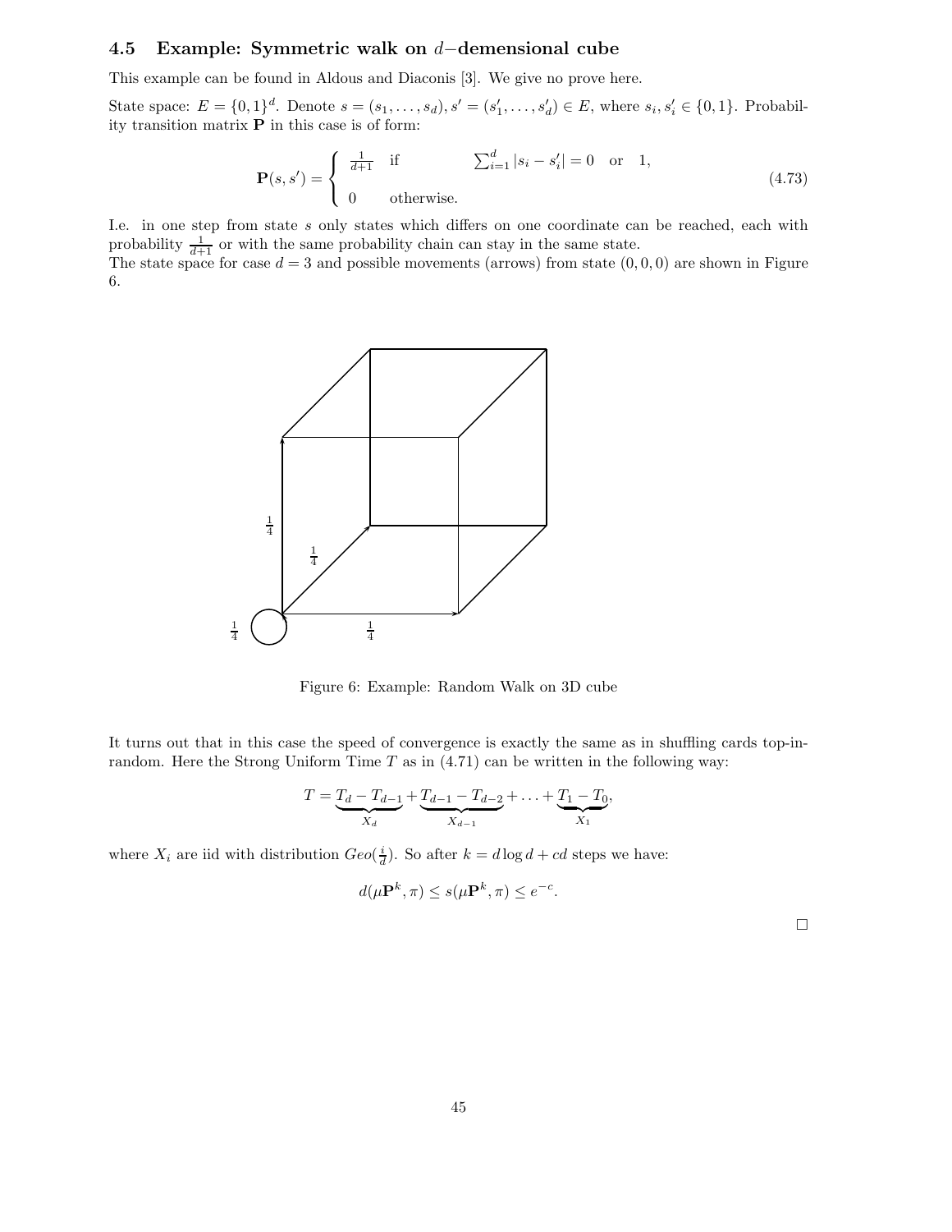### 4.5 Example: Symmetric walk on $d-$demensional cube

This example can be found in Aldous and Diaconis [3]. We give no prove here.

State space: $E = \{0,1\}^d$. Denote $s = (s_1, \ldots, s_d), s' = (s'_1, \ldots, s'_d) \in E$, where $s_i, s'_i \in \{0,1\}$. Probability transition matrix $\mathbf{P}$ in this case is of form:

$$\mathbf{P}(s,s') = \begin{cases} \frac{1}{d+1} & \text{if} \qquad \sum_{i=1}^{d} |s_i - s'_i| = 0 \quad \text{or} \quad 1, \\ \\ 0 & \text{otherwise.} \end{cases} \tag{4.73}$$

I.e. in one step from state $s$ only states which differs on one coordinate can be reached, each with probability $\frac{1}{d+1}$ or with the same probability chain can stay in the same state.
The state space for case $d = 3$ and possible movements (arrows) from state $(0,0,0)$ are shown in Figure 6.

Figure 6: Example: Random Walk on 3D cube

It turns out that in this case the speed of convergence is exactly the same as in shuffling cards top-in-random. Here the Strong Uniform Time $T$ as in (4.71) can be written in the following way:

$$T = \underbrace{T_d - T_{d-1}}_{X_d} + \underbrace{T_{d-1} - T_{d-2}}_{X_{d-1}} + \ldots + \underbrace{T_1 - T_0}_{X_1},$$

where $X_i$ are iid with distribution $Geo(\frac{i}{d})$. So after $k = d \log d + cd$ steps we have:

$$d(\mu \mathbf{P}^k, \pi) \leq s(\mu \mathbf{P}^k, \pi) \leq e^{-c}.$$

□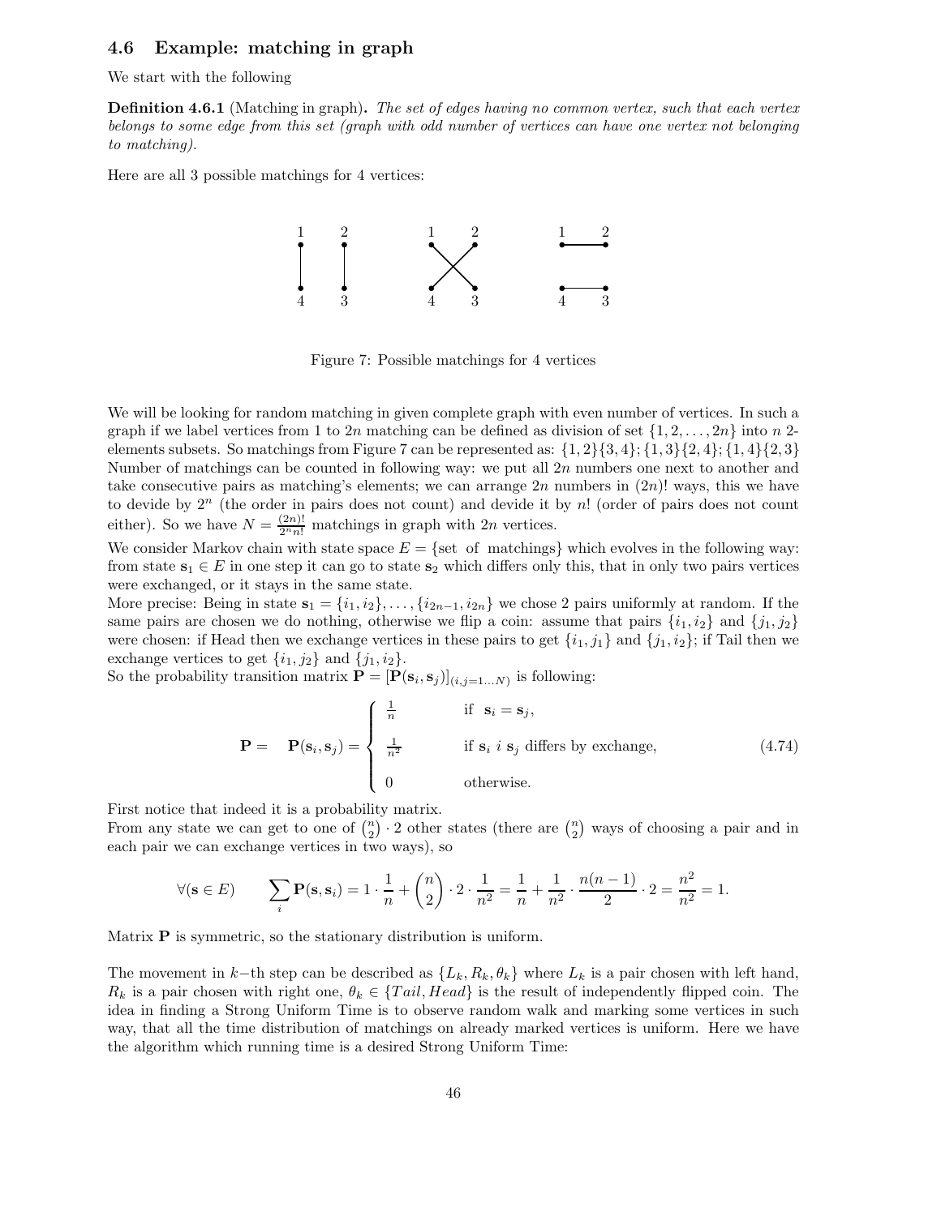### 4.6 Example: matching in graph

We start with the following

**Definition 4.6.1** (Matching in graph)**.** *The set of edges having no common vertex, such that each vertex belongs to some edge from this set (graph with odd number of vertices can have one vertex not belonging to matching).*

Here are all 3 possible matchings for 4 vertices:

Figure 7: Possible matchings for 4 vertices

We will be looking for random matching in given complete graph with even number of vertices. In such a graph if we label vertices from 1 to $2n$ matching can be defined as division of set $\{1, 2, \ldots, 2n\}$ into $n$ 2-elements subsets. So matchings from Figure 7 can be represented as: $\{1,2\}\{3,4\}; \{1,3\}\{2,4\}; \{1,4\}\{2,3\}$ Number of matchings can be counted in following way: we put all $2n$ numbers one next to another and take consecutive pairs as matching's elements; we can arrange $2n$ numbers in $(2n)!$ ways, this we have to devide by $2^n$ (the order in pairs does not count) and devide it by $n!$ (order of pairs does not count either). So we have $N = \frac{(2n)!}{2^n n!}$ matchings in graph with $2n$ vertices.

We consider Markov chain with state space $E = \{\text{set of matchings}\}$ which evolves in the following way: from state $\mathbf{s}_1 \in E$ in one step it can go to state $\mathbf{s}_2$ which differs only this, that in only two pairs vertices were exchanged, or it stays in the same state.

More precise: Being in state $\mathbf{s}_1 = \{i_1, i_2\}, \ldots, \{i_{2n-1}, i_{2n}\}$ we chose 2 pairs uniformly at random. If the same pairs are chosen we do nothing, otherwise we flip a coin: assume that pairs $\{i_1, i_2\}$ and $\{j_1, j_2\}$ were chosen: if Head then we exchange vertices in these pairs to get $\{i_1, j_1\}$ and $\{j_1, i_2\}$; if Tail then we exchange vertices to get $\{i_1, j_2\}$ and $\{j_1, i_2\}$.

So the probability transition matrix $\mathbf{P} = [\mathbf{P}(\mathbf{s}_i, \mathbf{s}_j)]_{(i,j=1\ldots N)}$ is following:

$$\mathbf{P} = \quad \mathbf{P}(\mathbf{s}_i, \mathbf{s}_j) = \begin{cases} \frac{1}{n} & \text{if } \ \mathbf{s}_i = \mathbf{s}_j, \\ \\ \frac{1}{n^2} & \text{if } \mathbf{s}_i \ i \ \mathbf{s}_j \text{ differs by exchange,} \\ \\ 0 & \text{otherwise.} \end{cases} \tag{4.74}$$

First notice that indeed it is a probability matrix.

From any state we can get to one of $\binom{n}{2} \cdot 2$ other states (there are $\binom{n}{2}$ ways of choosing a pair and in each pair we can exchange vertices in two ways), so

$$\forall(\mathbf{s} \in E) \qquad \sum_i \mathbf{P}(\mathbf{s}, \mathbf{s}_i) = 1 \cdot \frac{1}{n} + \binom{n}{2} \cdot 2 \cdot \frac{1}{n^2} = \frac{1}{n} + \frac{1}{n^2} \cdot \frac{n(n-1)}{2} \cdot 2 = \frac{n^2}{n^2} = 1.$$

Matrix $\mathbf{P}$ is symmetric, so the stationary distribution is uniform.

The movement in $k-$th step can be described as $\{L_k, R_k, \theta_k\}$ where $L_k$ is a pair chosen with left hand, $R_k$ is a pair chosen with right one, $\theta_k \in \{Tail, Head\}$ is the result of independently flipped coin. The idea in finding a Strong Uniform Time is to observe random walk and marking some vertices in such way, that all the time distribution of matchings on already marked vertices is uniform. Here we have the algorithm which running time is a desired Strong Uniform Time: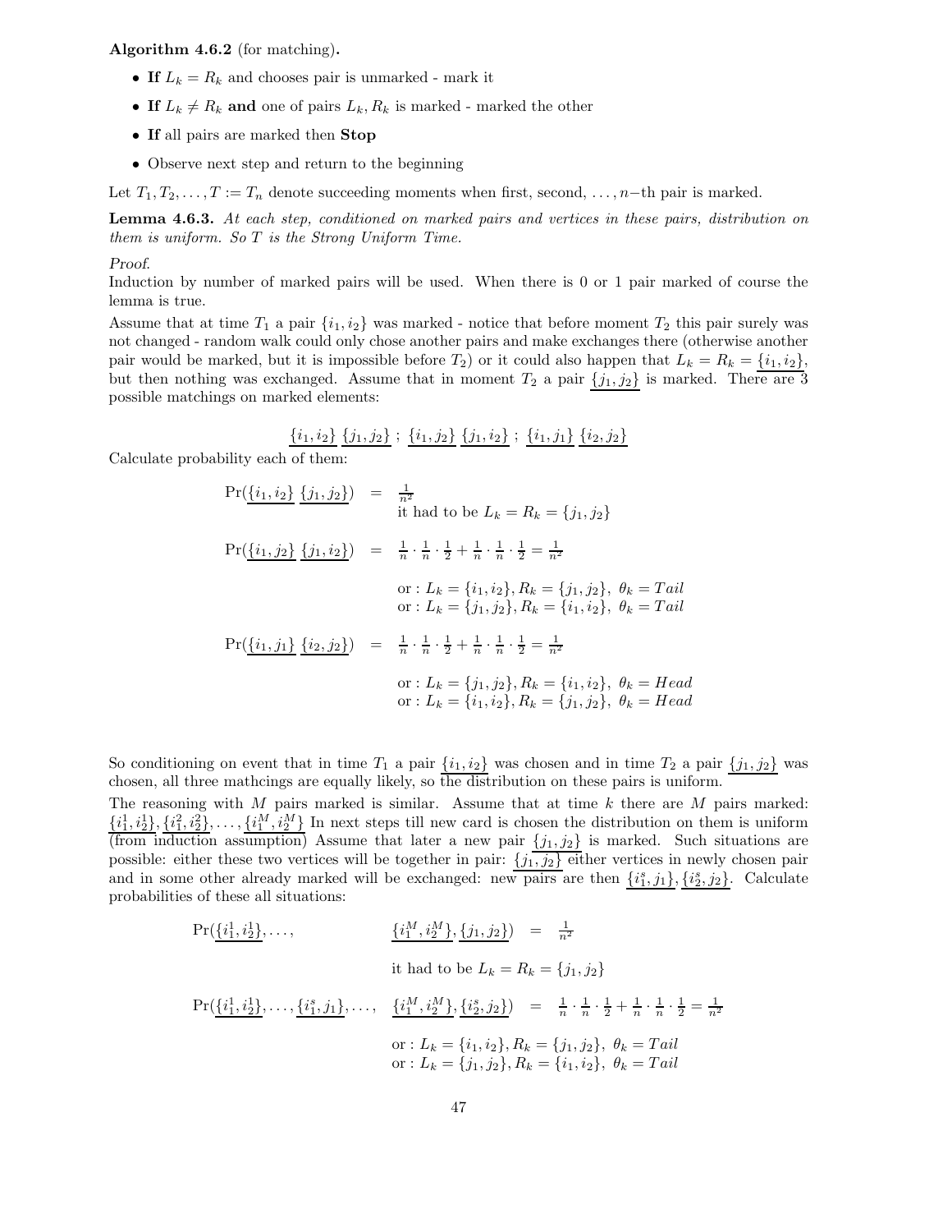**Algorithm 4.6.2** (for matching)**.**

- **If** $L_k = R_k$ and chooses pair is unmarked - mark it
- **If** $L_k \neq R_k$ **and** one of pairs $L_k, R_k$ is marked - marked the other
- **If** all pairs are marked then **Stop**
- Observe next step and return to the beginning

Let $T_1, T_2, \ldots, T := T_n$ denote succeeding moments when first, second, $\ldots$, $n-$th pair is marked.

**Lemma 4.6.3.** *At each step, conditioned on marked pairs and vertices in these pairs, distribution on them is uniform. So T is the Strong Uniform Time.*

*Proof.*
Induction by number of marked pairs will be used. When there is 0 or 1 pair marked of course the lemma is true.
Assume that at time $T_1$ a pair $\{i_1, i_2\}$ was marked - notice that before moment $T_2$ this pair surely was not changed - random walk could only chose another pairs and make exchanges there (otherwise another pair would be marked, but it is impossible before $T_2$) or it could also happen that $L_k = R_k = \underline{\{i_1, i_2\}}$, but then nothing was exchanged. Assume that in moment $T_2$ a pair $\underline{\{j_1, j_2\}}$ is marked. There are 3 possible matchings on marked elements:

$$\underline{\{i_1, i_2\}}\ \underline{\{j_1, j_2\}}\ ;\ \underline{\{i_1, j_2\}}\ \underline{\{j_1, i_2\}}\ ;\ \underline{\{i_1, j_1\}}\ \underline{\{i_2, j_2\}}$$

Calculate probability each of them:

$$\begin{aligned}
\Pr(\underline{\{i_1, i_2\}}\ \underline{\{j_1, j_2\}}) &= \tfrac{1}{n^2} \\
&\quad \text{it had to be } L_k = R_k = \{j_1, j_2\} \\
\Pr(\underline{\{i_1, j_2\}}\ \underline{\{j_1, i_2\}}) &= \tfrac{1}{n}\cdot\tfrac{1}{n}\cdot\tfrac{1}{2} + \tfrac{1}{n}\cdot\tfrac{1}{n}\cdot\tfrac{1}{2} = \tfrac{1}{n^2} \\
&\quad \text{or} : L_k = \{i_1, i_2\}, R_k = \{j_1, j_2\},\ \theta_k = Tail \\
&\quad \text{or} : L_k = \{j_1, j_2\}, R_k = \{i_1, i_2\},\ \theta_k = Tail \\
\Pr(\underline{\{i_1, j_1\}}\ \underline{\{i_2, j_2\}}) &= \tfrac{1}{n}\cdot\tfrac{1}{n}\cdot\tfrac{1}{2} + \tfrac{1}{n}\cdot\tfrac{1}{n}\cdot\tfrac{1}{2} = \tfrac{1}{n^2} \\
&\quad \text{or} : L_k = \{j_1, j_2\}, R_k = \{i_1, i_2\},\ \theta_k = Head \\
&\quad \text{or} : L_k = \{i_1, i_2\}, R_k = \{j_1, j_2\},\ \theta_k = Head
\end{aligned}$$

So conditioning on event that in time $T_1$ a pair $\underline{\{i_1, i_2\}}$ was chosen and in time $T_2$ a pair $\underline{\{j_1, j_2\}}$ was chosen, all three mathcings are equally likely, so the distribution on these pairs is uniform.
The reasoning with $M$ pairs marked is similar. Assume that at time $k$ there are $M$ pairs marked: $\underline{\{i_1^1, i_2^1\}}, \underline{\{i_1^2, i_2^2\}}, \ldots, \underline{\{i_1^M, i_2^M\}}$ In next steps till new card is chosen the distribution on them is uniform (from induction assumption) Assume that later a new pair $\underline{\{j_1, j_2\}}$ is marked. Such situations are possible: either these two vertices will be together in pair: $\underline{\{j_1, j_2\}}$ either vertices in newly chosen pair and in some other already marked will be exchanged: new pairs are then $\underline{\{i_1^s, j_1\}}, \underline{\{i_2^s, j_2\}}$. Calculate probabilities of these all situations:

$$\begin{aligned}
\Pr(\underline{\{i_1^1, i_2^1\}}, \ldots, \quad \underline{\{i_1^M, i_2^M\}}, \underline{\{j_1, j_2\}}) &= \tfrac{1}{n^2} \\
&\quad \text{it had to be } L_k = R_k = \{j_1, j_2\} \\
\Pr(\underline{\{i_1^1, i_2^1\}}, \ldots, \underline{\{i_1^s, j_1\}}, \ldots, \underline{\{i_1^M, i_2^M\}}, \underline{\{i_2^s, j_2\}}) &= \tfrac{1}{n}\cdot\tfrac{1}{n}\cdot\tfrac{1}{2} + \tfrac{1}{n}\cdot\tfrac{1}{n}\cdot\tfrac{1}{2} = \tfrac{1}{n^2} \\
&\quad \text{or} : L_k = \{i_1, i_2\}, R_k = \{j_1, j_2\},\ \theta_k = Tail \\
&\quad \text{or} : L_k = \{j_1, j_2\}, R_k = \{i_1, i_2\},\ \theta_k = Tail
\end{aligned}$$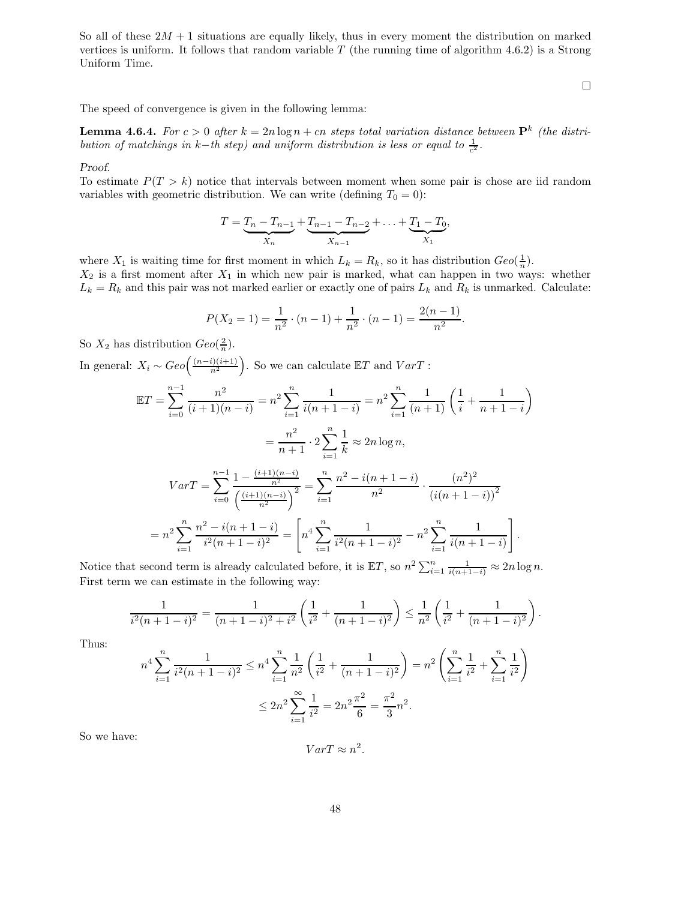So all of these $2M + 1$ situations are equally likely, thus in every moment the distribution on marked vertices is uniform. It follows that random variable $T$ (the running time of algorithm 4.6.2) is a Strong Uniform Time.

□

The speed of convergence is given in the following lemma:

**Lemma 4.6.4.** *For $c > 0$ after $k = 2n \log n + cn$ steps total variation distance between $\mathbf{P}^k$ (the distribution of matchings in $k-$th step) and uniform distribution is less or equal to $\frac{1}{c^2}$.*

*Proof.*
To estimate $P(T > k)$ notice that intervals between moment when some pair is chose are iid random variables with geometric distribution. We can write (defining $T_0 = 0$):

$$T = \underbrace{T_n - T_{n-1}}_{X_n} + \underbrace{T_{n-1} - T_{n-2}}_{X_{n-1}} + \ldots + \underbrace{T_1 - T_0}_{X_1},$$

where $X_1$ is waiting time for first moment in which $L_k = R_k$, so it has distribution $Geo(\frac{1}{n})$.
$X_2$ is a first moment after $X_1$ in which new pair is marked, what can happen in two ways: whether $L_k = R_k$ and this pair was not marked earlier or exactly one of pairs $L_k$ and $R_k$ is unmarked. Calculate:

$$P(X_2 = 1) = \frac{1}{n^2} \cdot (n-1) + \frac{1}{n^2} \cdot (n-1) = \frac{2(n-1)}{n^2}.$$

So $X_2$ has distribution $Geo(\frac{2}{n})$.

In general: $X_i \sim Geo\Big(\frac{(n-i)(i+1)}{n^2}\Big)$. So we can calculate $\mathbb{E}T$ and $VarT$ :

$$\mathbb{E}T = \sum_{i=0}^{n-1} \frac{n^2}{(i+1)(n-i)} = n^2 \sum_{i=1}^{n} \frac{1}{i(n+1-i)} = n^2 \sum_{i=1}^{n} \frac{1}{(n+1)} \left( \frac{1}{i} + \frac{1}{n+1-i} \right)$$

$$= \frac{n^2}{n+1} \cdot 2 \sum_{i=1}^{n} \frac{1}{k} \approx 2n \log n,$$

$$VarT = \sum_{i=0}^{n-1} \frac{1 - \frac{(i+1)(n-i)}{n^2}}{\left(\frac{(i+1)(n-i)}{n^2}\right)^2} = \sum_{i=1}^{n} \frac{n^2 - i(n+1-i)}{n^2} \cdot \frac{(n^2)^2}{(i(n+1-i))^2}$$

$$= n^2 \sum_{i=1}^{n} \frac{n^2 - i(n+1-i)}{i^2(n+1-i)^2} = \left[ n^4 \sum_{i=1}^{n} \frac{1}{i^2(n+1-i)^2} - n^2 \sum_{i=1}^{n} \frac{1}{i(n+1-i)} \right].$$

Notice that second term is already calculated before, it is $\mathbb{E}T$, so $n^2 \sum_{i=1}^{n} \frac{1}{i(n+1-i)} \approx 2n \log n$.
First term we can estimate in the following way:

$$\frac{1}{i^2(n+1-i)^2} = \frac{1}{(n+1-i)^2 + i^2} \left( \frac{1}{i^2} + \frac{1}{(n+1-i)^2} \right) \leq \frac{1}{n^2} \left( \frac{1}{i^2} + \frac{1}{(n+1-i)^2} \right).$$

Thus:

$$n^4 \sum_{i=1}^{n} \frac{1}{i^2(n+1-i)^2} \leq n^4 \sum_{i=1}^{n} \frac{1}{n^2} \left( \frac{1}{i^2} + \frac{1}{(n+1-i)^2} \right) = n^2 \left( \sum_{i=1}^{n} \frac{1}{i^2} + \sum_{i=1}^{n} \frac{1}{i^2} \right)$$

$$\leq 2n^2 \sum_{i=1}^{\infty} \frac{1}{i^2} = 2n^2 \frac{\pi^2}{6} = \frac{\pi^2}{3} n^2.$$

So we have:

$$VarT \approx n^2.$$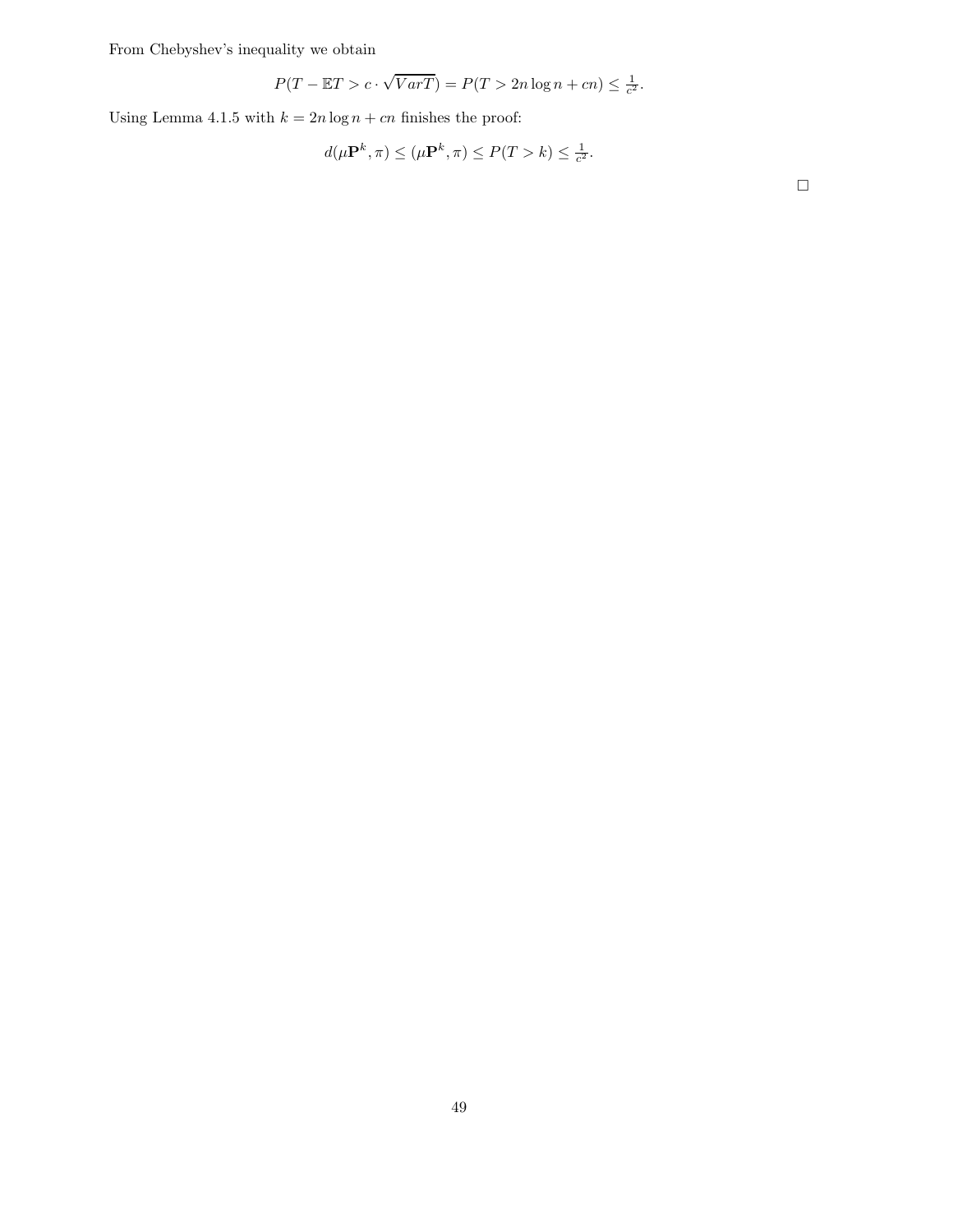From Chebyshev's inequality we obtain

$$P(T - \mathbb{E}T > c \cdot \sqrt{VarT}) = P(T > 2n \log n + cn) \leq \tfrac{1}{c^2}.$$

Using Lemma 4.1.5 with $k = 2n \log n + cn$ finishes the proof:

$$d(\mu \mathbf{P}^k, \pi) \leq (\mu \mathbf{P}^k, \pi) \leq P(T > k) \leq \tfrac{1}{c^2}.$$

□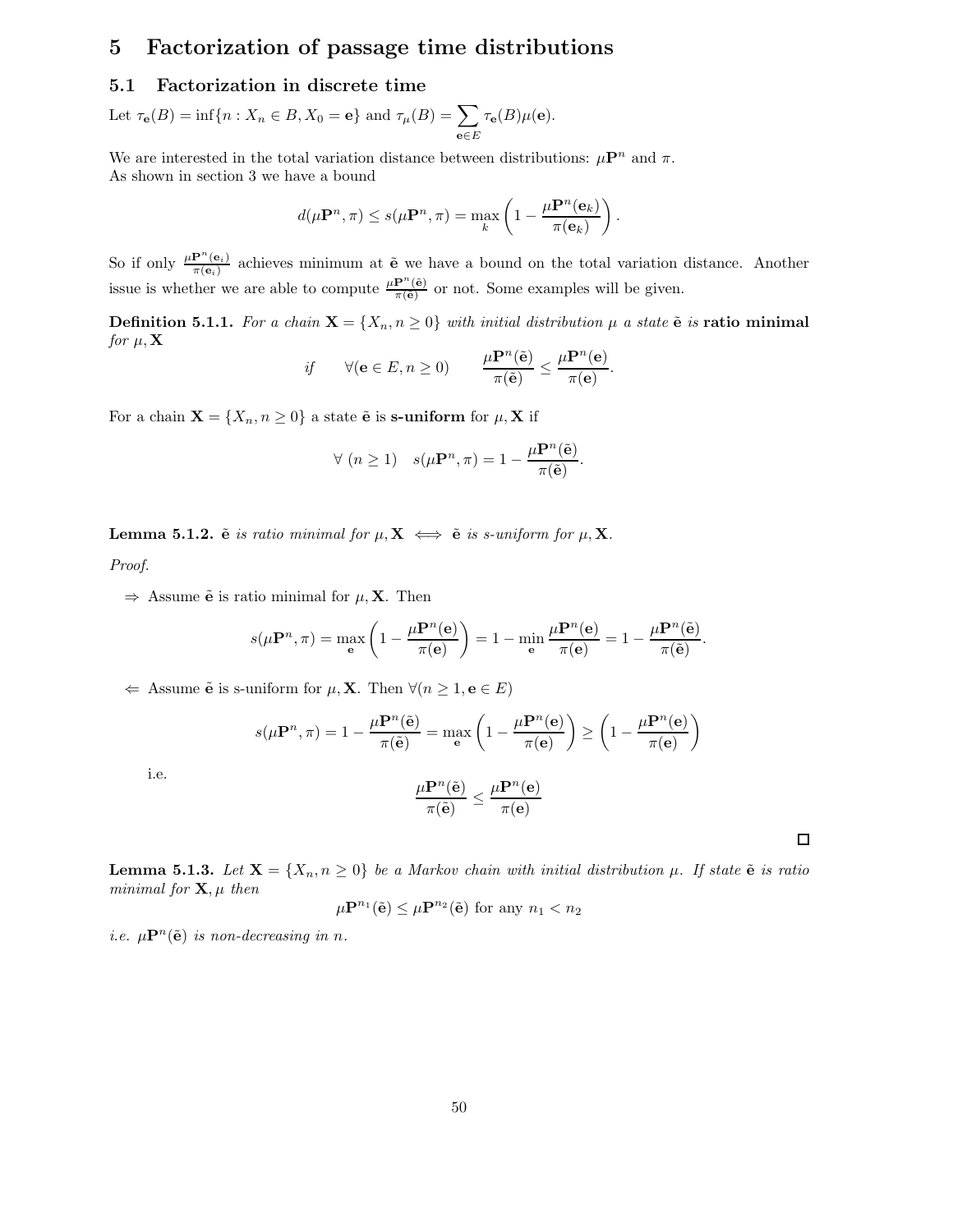# 5 Factorization of passage time distributions

## 5.1 Factorization in discrete time

Let $\tau_{\mathbf{e}}(B) = \inf\{n : X_n \in B, X_0 = \mathbf{e}\}$ and $\tau_\mu(B) = \sum_{\mathbf{e}\in E} \tau_{\mathbf{e}}(B)\mu(\mathbf{e})$.

We are interested in the total variation distance between distributions: $\mu\mathbf{P}^n$ and $\pi$.
As shown in section 3 we have a bound

$$d(\mu\mathbf{P}^n, \pi) \leq s(\mu\mathbf{P}^n, \pi) = \max_k \left(1 - \frac{\mu\mathbf{P}^n(\mathbf{e}_k)}{\pi(\mathbf{e}_k)}\right).$$

So if only $\frac{\mu\mathbf{P}^n(\mathbf{e}_i)}{\pi(\mathbf{e}_i)}$ achieves minimum at $\tilde{\mathbf{e}}$ we have a bound on the total variation distance. Another issue is whether we are able to compute $\frac{\mu\mathbf{P}^n(\tilde{\mathbf{e}})}{\pi(\tilde{\mathbf{e}})}$ or not. Some examples will be given.

**Definition 5.1.1.** *For a chain $\mathbf{X} = \{X_n, n \geq 0\}$ with initial distribution $\mu$ a state $\tilde{\mathbf{e}}$ is* **ratio minimal** *for $\mu, \mathbf{X}$*

$$\text{if} \qquad \forall(\mathbf{e} \in E, n \geq 0) \qquad \frac{\mu\mathbf{P}^n(\tilde{\mathbf{e}})}{\pi(\tilde{\mathbf{e}})} \leq \frac{\mu\mathbf{P}^n(\mathbf{e})}{\pi(\mathbf{e})}.$$

For a chain $\mathbf{X} = \{X_n, n \geq 0\}$ a state $\tilde{\mathbf{e}}$ is **s-uniform** for $\mu, \mathbf{X}$ if

$$\forall\ (n \geq 1) \quad s(\mu\mathbf{P}^n, \pi) = 1 - \frac{\mu\mathbf{P}^n(\tilde{\mathbf{e}})}{\pi(\tilde{\mathbf{e}})}.$$

**Lemma 5.1.2.** *$\tilde{\mathbf{e}}$ is ratio minimal for $\mu, \mathbf{X} \iff \tilde{\mathbf{e}}$ is s-uniform for $\mu, \mathbf{X}$.*

*Proof.*

$\Rightarrow$ Assume $\tilde{\mathbf{e}}$ is ratio minimal for $\mu, \mathbf{X}$. Then

$$s(\mu\mathbf{P}^n, \pi) = \max_{\mathbf{e}} \left(1 - \frac{\mu\mathbf{P}^n(\mathbf{e})}{\pi(\mathbf{e})}\right) = 1 - \min_{\mathbf{e}} \frac{\mu\mathbf{P}^n(\mathbf{e})}{\pi(\mathbf{e})} = 1 - \frac{\mu\mathbf{P}^n(\tilde{\mathbf{e}})}{\pi(\tilde{\mathbf{e}})}.$$

$\Leftarrow$ Assume $\tilde{\mathbf{e}}$ is s-uniform for $\mu, \mathbf{X}$. Then $\forall(n \geq 1, \mathbf{e} \in E)$

$$s(\mu\mathbf{P}^n, \pi) = 1 - \frac{\mu\mathbf{P}^n(\tilde{\mathbf{e}})}{\pi(\tilde{\mathbf{e}})} = \max_{\mathbf{e}} \left(1 - \frac{\mu\mathbf{P}^n(\mathbf{e})}{\pi(\mathbf{e})}\right) \geq \left(1 - \frac{\mu\mathbf{P}^n(\mathbf{e})}{\pi(\mathbf{e})}\right)$$

i.e.

$$\frac{\mu\mathbf{P}^n(\tilde{\mathbf{e}})}{\pi(\tilde{\mathbf{e}})} \leq \frac{\mu\mathbf{P}^n(\mathbf{e})}{\pi(\mathbf{e})}$$

□

**Lemma 5.1.3.** *Let $\mathbf{X} = \{X_n, n \geq 0\}$ be a Markov chain with initial distribution $\mu$. If state $\tilde{\mathbf{e}}$ is ratio minimal for $\mathbf{X}, \mu$ then*

$$\mu\mathbf{P}^{n_1}(\tilde{\mathbf{e}}) \leq \mu\mathbf{P}^{n_2}(\tilde{\mathbf{e}}) \text{ for any } n_1 < n_2$$

*i.e. $\mu\mathbf{P}^n(\tilde{\mathbf{e}})$ is non-decreasing in $n$.*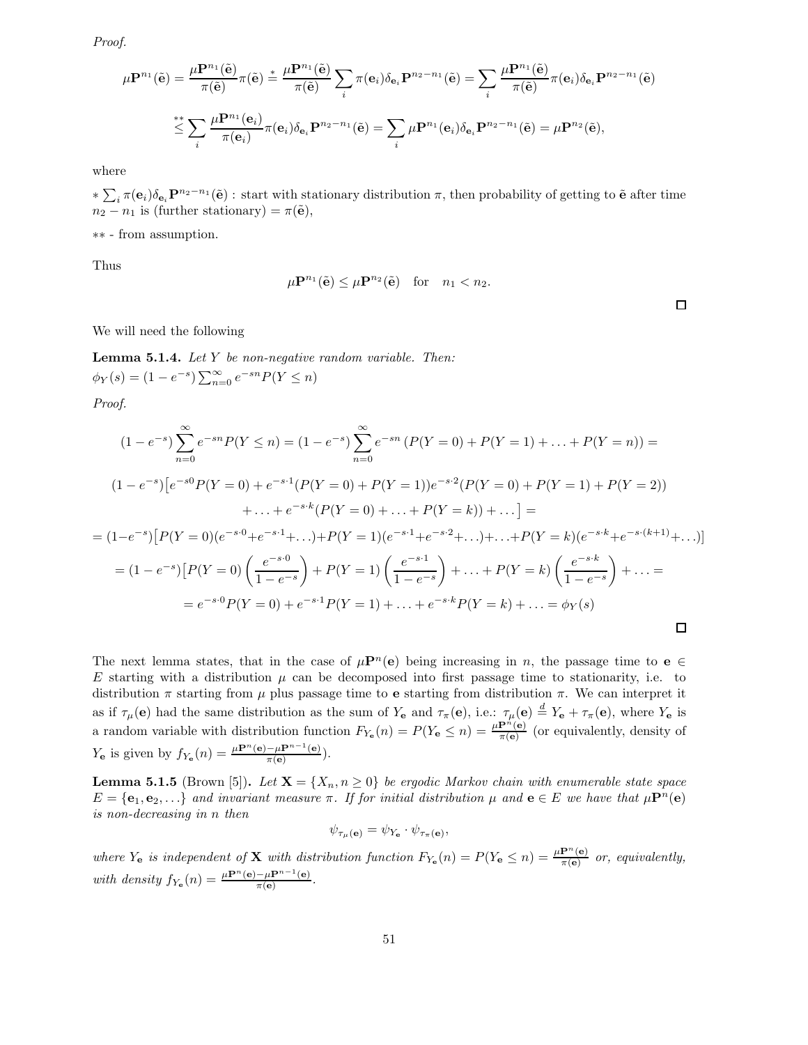*Proof.*

$$\mu \mathbf{P}^{n_1}(\tilde{\mathbf{e}}) = \frac{\mu \mathbf{P}^{n_1}(\tilde{\mathbf{e}})}{\pi(\tilde{\mathbf{e}})}\pi(\tilde{\mathbf{e}}) \stackrel{*}{=} \frac{\mu \mathbf{P}^{n_1}(\tilde{\mathbf{e}})}{\pi(\tilde{\mathbf{e}})} \sum_i \pi(\mathbf{e}_i)\delta_{\mathbf{e}_i}\mathbf{P}^{n_2-n_1}(\tilde{\mathbf{e}}) = \sum_i \frac{\mu \mathbf{P}^{n_1}(\tilde{\mathbf{e}})}{\pi(\tilde{\mathbf{e}})}\pi(\mathbf{e}_i)\delta_{\mathbf{e}_i}\mathbf{P}^{n_2-n_1}(\tilde{\mathbf{e}})$$

$$\stackrel{**}{\leq} \sum_i \frac{\mu \mathbf{P}^{n_1}(\mathbf{e}_i)}{\pi(\mathbf{e}_i)}\pi(\mathbf{e}_i)\delta_{\mathbf{e}_i}\mathbf{P}^{n_2-n_1}(\tilde{\mathbf{e}}) = \sum_i \mu \mathbf{P}^{n_1}(\mathbf{e}_i)\delta_{\mathbf{e}_i}\mathbf{P}^{n_2-n_1}(\tilde{\mathbf{e}}) = \mu \mathbf{P}^{n_2}(\tilde{\mathbf{e}}),$$

where

$*\sum_i \pi(\mathbf{e}_i)\delta_{\mathbf{e}_i}\mathbf{P}^{n_2-n_1}(\tilde{\mathbf{e}})$ : start with stationary distribution $\pi$, then probability of getting to $\tilde{\mathbf{e}}$ after time $n_2 - n_1$ is (further stationary) $= \pi(\tilde{\mathbf{e}})$,

$**$ - from assumption.

Thus

$$\mu \mathbf{P}^{n_1}(\tilde{\mathbf{e}}) \leq \mu \mathbf{P}^{n_2}(\tilde{\mathbf{e}}) \quad \text{for} \quad n_1 < n_2.$$

□

We will need the following

**Lemma 5.1.4.** *Let $Y$ be non-negative random variable. Then:*
$\phi_Y(s) = (1 - e^{-s})\sum_{n=0}^{\infty} e^{-sn}P(Y \leq n)$

*Proof.*

$$(1 - e^{-s})\sum_{n=0}^{\infty} e^{-sn}P(Y \leq n) = (1 - e^{-s})\sum_{n=0}^{\infty} e^{-sn}\left(P(Y = 0) + P(Y = 1) + \ldots + P(Y = n)\right) =$$

$$(1 - e^{-s})\big[e^{-s0}P(Y = 0) + e^{-s \cdot 1}(P(Y = 0) + P(Y = 1))e^{-s \cdot 2}(P(Y = 0) + P(Y = 1) + P(Y = 2))$$
$$+ \ldots + e^{-s \cdot k}(P(Y = 0) + \ldots + P(Y = k)) + \ldots\big] =$$

$$= (1-e^{-s})\big[P(Y = 0)(e^{-s \cdot 0}+e^{-s \cdot 1}+\ldots)+P(Y = 1)(e^{-s \cdot 1}+e^{-s \cdot 2}+\ldots)+\ldots+P(Y = k)(e^{-s \cdot k}+e^{-s \cdot (k+1)}+\ldots)\big]$$

$$= (1 - e^{-s})\big[P(Y = 0)\left(\frac{e^{-s \cdot 0}}{1 - e^{-s}}\right) + P(Y = 1)\left(\frac{e^{-s \cdot 1}}{1 - e^{-s}}\right) + \ldots + P(Y = k)\left(\frac{e^{-s \cdot k}}{1 - e^{-s}}\right) + \ldots =$$

$$= e^{-s \cdot 0}P(Y = 0) + e^{-s \cdot 1}P(Y = 1) + \ldots + e^{-s \cdot k}P(Y = k) + \ldots = \phi_Y(s)$$

□

The next lemma states, that in the case of $\mu \mathbf{P}^n(\mathbf{e})$ being increasing in $n$, the passage time to $\mathbf{e} \in E$ starting with a distribution $\mu$ can be decomposed into first passage time to stationarity, i.e. to distribution $\pi$ starting from $\mu$ plus passage time to $\mathbf{e}$ starting from distribution $\pi$. We can interpret it as if $\tau_\mu(\mathbf{e})$ had the same distribution as the sum of $Y_\mathbf{e}$ and $\tau_\pi(\mathbf{e})$, i.e.: $\tau_\mu(\mathbf{e}) \stackrel{d}{=} Y_\mathbf{e} + \tau_\pi(\mathbf{e})$, where $Y_\mathbf{e}$ is a random variable with distribution function $F_{Y_\mathbf{e}}(n) = P(Y_\mathbf{e} \leq n) = \frac{\mu \mathbf{P}^n(\mathbf{e})}{\pi(\mathbf{e})}$ (or equivalently, density of $Y_\mathbf{e}$ is given by $f_{Y_\mathbf{e}}(n) = \frac{\mu \mathbf{P}^n(\mathbf{e}) - \mu \mathbf{P}^{n-1}(\mathbf{e})}{\pi(\mathbf{e})}$).

**Lemma 5.1.5** (Brown [5])**.** *Let $\mathbf{X} = \{X_n, n \geq 0\}$ be ergodic Markov chain with enumerable state space $E = \{\mathbf{e}_1, \mathbf{e}_2, \ldots\}$ and invariant measure $\pi$. If for initial distribution $\mu$ and $\mathbf{e} \in E$ we have that $\mu \mathbf{P}^n(\mathbf{e})$ is non-decreasing in $n$ then*

$$\psi_{\tau_\mu(\mathbf{e})} = \psi_{Y_\mathbf{e}} \cdot \psi_{\tau_\pi(\mathbf{e})},$$

*where $Y_\mathbf{e}$ is independent of $\mathbf{X}$ with distribution function $F_{Y_\mathbf{e}}(n) = P(Y_\mathbf{e} \leq n) = \frac{\mu \mathbf{P}^n(\mathbf{e})}{\pi(\mathbf{e})}$ or, equivalently, with density $f_{Y_\mathbf{e}}(n) = \frac{\mu \mathbf{P}^n(\mathbf{e}) - \mu \mathbf{P}^{n-1}(\mathbf{e})}{\pi(\mathbf{e})}$.*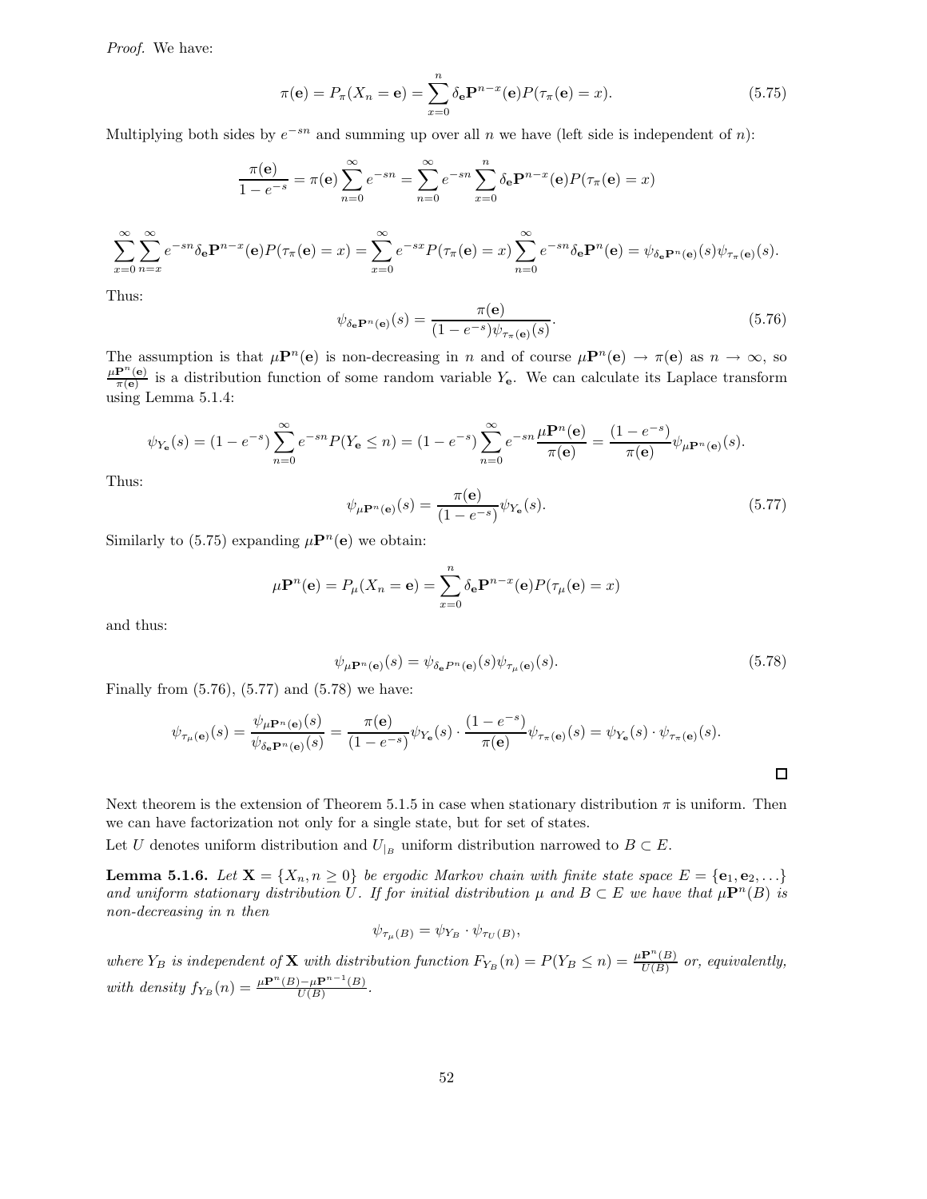*Proof.* We have:

$$\pi(\mathbf{e}) = P_\pi(X_n = \mathbf{e}) = \sum_{x=0}^{n} \delta_{\mathbf{e}} \mathbf{P}^{n-x}(\mathbf{e}) P(\tau_\pi(\mathbf{e}) = x). \tag{5.75}$$

Multiplying both sides by $e^{-sn}$ and summing up over all $n$ we have (left side is independent of $n$):

$$\frac{\pi(\mathbf{e})}{1-e^{-s}} = \pi(\mathbf{e}) \sum_{n=0}^{\infty} e^{-sn} = \sum_{n=0}^{\infty} e^{-sn} \sum_{x=0}^{n} \delta_{\mathbf{e}} \mathbf{P}^{n-x}(\mathbf{e}) P(\tau_\pi(\mathbf{e}) = x)$$

$$\sum_{x=0}^{\infty} \sum_{n=x}^{\infty} e^{-sn} \delta_{\mathbf{e}} \mathbf{P}^{n-x}(\mathbf{e}) P(\tau_\pi(\mathbf{e}) = x) = \sum_{x=0}^{\infty} e^{-sx} P(\tau_\pi(\mathbf{e}) = x) \sum_{n=0}^{\infty} e^{-sn} \delta_{\mathbf{e}} \mathbf{P}^n(\mathbf{e}) = \psi_{\delta_{\mathbf{e}} \mathbf{P}^n(\mathbf{e})}(s) \psi_{\tau_\pi(\mathbf{e})}(s).$$

Thus:

$$\psi_{\delta_{\mathbf{e}} \mathbf{P}^n(\mathbf{e})}(s) = \frac{\pi(\mathbf{e})}{(1-e^{-s}) \psi_{\tau_\pi(\mathbf{e})}(s)}. \tag{5.76}$$

The assumption is that $\mu \mathbf{P}^n(\mathbf{e})$ is non-decreasing in $n$ and of course $\mu \mathbf{P}^n(\mathbf{e}) \to \pi(\mathbf{e})$ as $n \to \infty$, so $\frac{\mu \mathbf{P}^n(\mathbf{e})}{\pi(\mathbf{e})}$ is a distribution function of some random variable $Y_{\mathbf{e}}$. We can calculate its Laplace transform using Lemma 5.1.4:

$$\psi_{Y_{\mathbf{e}}}(s) = (1-e^{-s}) \sum_{n=0}^{\infty} e^{-sn} P(Y_{\mathbf{e}} \le n) = (1-e^{-s}) \sum_{n=0}^{\infty} e^{-sn} \frac{\mu \mathbf{P}^n(\mathbf{e})}{\pi(\mathbf{e})} = \frac{(1-e^{-s})}{\pi(\mathbf{e})} \psi_{\mu \mathbf{P}^n(\mathbf{e})}(s).$$

Thus:

$$\psi_{\mu \mathbf{P}^n(\mathbf{e})}(s) = \frac{\pi(\mathbf{e})}{(1-e^{-s})} \psi_{Y_{\mathbf{e}}}(s). \tag{5.77}$$

Similarly to (5.75) expanding $\mu \mathbf{P}^n(\mathbf{e})$ we obtain:

$$\mu \mathbf{P}^n(\mathbf{e}) = P_\mu(X_n = \mathbf{e}) = \sum_{x=0}^{n} \delta_{\mathbf{e}} \mathbf{P}^{n-x}(\mathbf{e}) P(\tau_\mu(\mathbf{e}) = x)$$

and thus:

$$\psi_{\mu \mathbf{P}^n(\mathbf{e})}(s) = \psi_{\delta_{\mathbf{e}} P^n(\mathbf{e})}(s) \psi_{\tau_\mu(\mathbf{e})}(s). \tag{5.78}$$

Finally from (5.76), (5.77) and (5.78) we have:

$$\psi_{\tau_\mu(\mathbf{e})}(s) = \frac{\psi_{\mu \mathbf{P}^n(\mathbf{e})}(s)}{\psi_{\delta_{\mathbf{e}} \mathbf{P}^n(\mathbf{e})}(s)} = \frac{\pi(\mathbf{e})}{(1-e^{-s})} \psi_{Y_{\mathbf{e}}}(s) \cdot \frac{(1-e^{-s})}{\pi(\mathbf{e})} \psi_{\tau_\pi(\mathbf{e})}(s) = \psi_{Y_{\mathbf{e}}}(s) \cdot \psi_{\tau_\pi(\mathbf{e})}(s).$$

□

Next theorem is the extension of Theorem 5.1.5 in case when stationary distribution $\pi$ is uniform. Then we can have factorization not only for a single state, but for set of states.

Let $U$ denotes uniform distribution and $U_{|_B}$ uniform distribution narrowed to $B \subset E$.

**Lemma 5.1.6.** *Let $\mathbf{X} = \{X_n, n \ge 0\}$ be ergodic Markov chain with finite state space $E = \{\mathbf{e}_1, \mathbf{e}_2, \ldots\}$ and uniform stationary distribution $U$. If for initial distribution $\mu$ and $B \subset E$ we have that $\mu \mathbf{P}^n(B)$ is non-decreasing in $n$ then*

$$\psi_{\tau_\mu(B)} = \psi_{Y_B} \cdot \psi_{\tau_U(B)},$$

*where $Y_B$ is independent of $\mathbf{X}$ with distribution function $F_{Y_B}(n) = P(Y_B \le n) = \frac{\mu \mathbf{P}^n(B)}{U(B)}$ or, equivalently, with density $f_{Y_B}(n) = \frac{\mu \mathbf{P}^n(B) - \mu \mathbf{P}^{n-1}(B)}{U(B)}$.*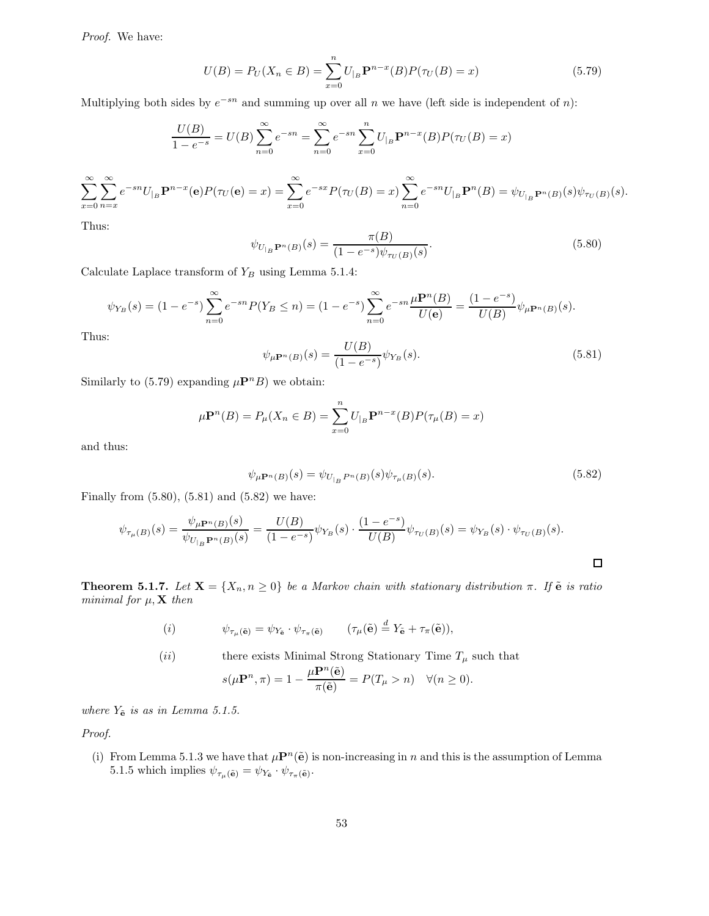*Proof.* We have:

$$U(B) = P_U(X_n \in B) = \sum_{x=0}^{n} U_{|_B}\mathbf{P}^{n-x}(B)P(\tau_U(B) = x) \tag{5.79}$$

Multiplying both sides by $e^{-sn}$ and summing up over all $n$ we have (left side is independent of $n$):

$$\frac{U(B)}{1-e^{-s}} = U(B)\sum_{n=0}^{\infty} e^{-sn} = \sum_{n=0}^{\infty} e^{-sn} \sum_{x=0}^{n} U_{|_B}\mathbf{P}^{n-x}(B)P(\tau_U(B) = x)$$

$$\sum_{x=0}^{\infty}\sum_{n=x}^{\infty} e^{-sn}U_{|_B}\mathbf{P}^{n-x}(\mathbf{e})P(\tau_U(\mathbf{e}) = x) = \sum_{x=0}^{\infty} e^{-sx}P(\tau_U(B) = x)\sum_{n=0}^{\infty} e^{-sn}U_{|_B}\mathbf{P}^{n}(B) = \psi_{U_{|_B}\mathbf{P}^n(B)}(s)\psi_{\tau_U(B)}(s).$$

Thus:

$$\psi_{U_{|_B}\mathbf{P}^n(B)}(s) = \frac{\pi(B)}{(1-e^{-s})\psi_{\tau_U(B)}(s)}. \tag{5.80}$$

Calculate Laplace transform of $Y_B$ using Lemma 5.1.4:

$$\psi_{Y_B}(s) = (1-e^{-s})\sum_{n=0}^{\infty} e^{-sn}P(Y_B \leq n) = (1-e^{-s})\sum_{n=0}^{\infty} e^{-sn}\frac{\mu\mathbf{P}^n(B)}{U(\mathbf{e})} = \frac{(1-e^{-s})}{U(B)}\psi_{\mu\mathbf{P}^n(B)}(s).$$

Thus:

$$\psi_{\mu\mathbf{P}^n(B)}(s) = \frac{U(B)}{(1-e^{-s})}\psi_{Y_B}(s). \tag{5.81}$$

Similarly to (5.79) expanding $\mu\mathbf{P}^n B)$ we obtain:

$$\mu\mathbf{P}^n(B) = P_\mu(X_n \in B) = \sum_{x=0}^{n} U_{|_B}\mathbf{P}^{n-x}(B)P(\tau_\mu(B) = x)$$

and thus:

$$\psi_{\mu\mathbf{P}^n(B)}(s) = \psi_{U_{|_B}P^n(B)}(s)\psi_{\tau_\mu(B)}(s). \tag{5.82}$$

Finally from (5.80), (5.81) and (5.82) we have:

$$\psi_{\tau_\mu(B)}(s) = \frac{\psi_{\mu\mathbf{P}^n(B)}(s)}{\psi_{U_{|_B}\mathbf{P}^n(B)}(s)} = \frac{U(B)}{(1-e^{-s})}\psi_{Y_B}(s)\cdot\frac{(1-e^{-s})}{U(B)}\psi_{\tau_U(B)}(s) = \psi_{Y_B}(s)\cdot\psi_{\tau_U(B)}(s).$$

□

**Theorem 5.1.7.** *Let $\mathbf{X} = \{X_n, n \geq 0\}$ be a Markov chain with stationary distribution $\pi$. If $\tilde{\mathbf{e}}$ is ratio minimal for $\mu, \mathbf{X}$ then*

$$(i) \qquad \psi_{\tau_\mu(\tilde{\mathbf{e}})} = \psi_{Y_{\tilde{\mathbf{e}}}}\cdot\psi_{\tau_\pi(\tilde{\mathbf{e}})} \qquad (\tau_\mu(\tilde{\mathbf{e}}) \stackrel{d}{=} Y_{\tilde{\mathbf{e}}} + \tau_\pi(\tilde{\mathbf{e}})),$$

(ii) there exists Minimal Strong Stationary Time $T_\mu$ such that

$$s(\mu\mathbf{P}^n, \pi) = 1 - \frac{\mu\mathbf{P}^n(\tilde{\mathbf{e}})}{\pi(\tilde{\mathbf{e}})} = P(T_\mu > n) \quad \forall(n \geq 0).$$

*where $Y_{\tilde{\mathbf{e}}}$ is as in Lemma 5.1.5.*

*Proof.*

(i) From Lemma 5.1.3 we have that $\mu\mathbf{P}^n(\tilde{\mathbf{e}})$ is non-increasing in $n$ and this is the assumption of Lemma 5.1.5 which implies $\psi_{\tau_\mu(\tilde{\mathbf{e}})} = \psi_{Y_{\tilde{\mathbf{e}}}}\cdot\psi_{\tau_\pi(\tilde{\mathbf{e}})}$.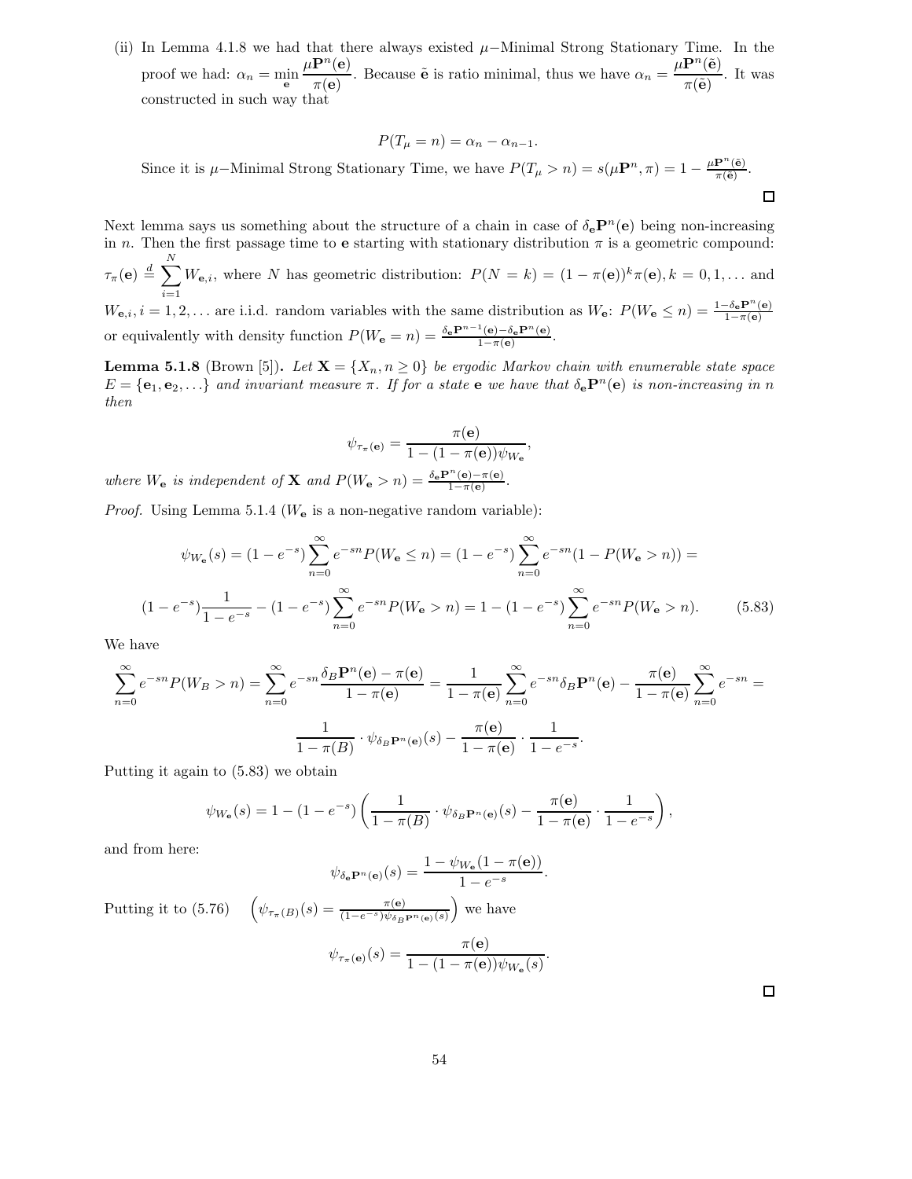(ii) In Lemma 4.1.8 we had that there always existed $\mu-$Minimal Strong Stationary Time. In the proof we had: $\alpha_n = \min_{\mathbf{e}} \frac{\mu\mathbf{P}^n(\mathbf{e})}{\pi(\mathbf{e})}$. Because $\tilde{\mathbf{e}}$ is ratio minimal, thus we have $\alpha_n = \frac{\mu\mathbf{P}^n(\tilde{\mathbf{e}})}{\pi(\tilde{\mathbf{e}})}$. It was constructed in such way that

$$P(T_\mu = n) = \alpha_n - \alpha_{n-1}.$$

Since it is $\mu-$Minimal Strong Stationary Time, we have $P(T_\mu > n) = s(\mu\mathbf{P}^n, \pi) = 1 - \frac{\mu\mathbf{P}^n(\tilde{\mathbf{e}})}{\pi(\tilde{\mathbf{e}})}$.

□

Next lemma says us something about the structure of a chain in case of $\delta_{\mathbf{e}}\mathbf{P}^n(\mathbf{e})$ being non-increasing in $n$. Then the first passage time to $\mathbf{e}$ starting with stationary distribution $\pi$ is a geometric compound: $\tau_\pi(\mathbf{e}) \stackrel{d}{=} \sum_{i=1}^{N} W_{\mathbf{e},i}$, where $N$ has geometric distribution: $P(N = k) = (1-\pi(\mathbf{e}))^k\pi(\mathbf{e}), k = 0, 1, \ldots$ and $W_{\mathbf{e},i}, i = 1, 2, \ldots$ are i.i.d. random variables with the same distribution as $W_{\mathbf{e}}$: $P(W_{\mathbf{e}} \leq n) = \frac{1-\delta_{\mathbf{e}}\mathbf{P}^n(\mathbf{e})}{1-\pi(\mathbf{e})}$ or equivalently with density function $P(W_{\mathbf{e}} = n) = \frac{\delta_{\mathbf{e}}\mathbf{P}^{n-1}(\mathbf{e}) - \delta_{\mathbf{e}}\mathbf{P}^n(\mathbf{e})}{1-\pi(\mathbf{e})}$.

**Lemma 5.1.8** (Brown [5])**.** *Let $\mathbf{X} = \{X_n, n \geq 0\}$ be ergodic Markov chain with enumerable state space $E = \{\mathbf{e}_1, \mathbf{e}_2, \ldots\}$ and invariant measure $\pi$. If for a state $\mathbf{e}$ we have that $\delta_{\mathbf{e}}\mathbf{P}^n(\mathbf{e})$ is non-increasing in $n$ then*

$$\psi_{\tau_\pi(\mathbf{e})} = \frac{\pi(\mathbf{e})}{1-(1-\pi(\mathbf{e}))\psi_{W_{\mathbf{e}}}},$$

*where $W_{\mathbf{e}}$ is independent of $\mathbf{X}$ and $P(W_{\mathbf{e}} > n) = \frac{\delta_{\mathbf{e}}\mathbf{P}^n(\mathbf{e}) - \pi(\mathbf{e})}{1-\pi(\mathbf{e})}$.*

*Proof.* Using Lemma 5.1.4 ($W_{\mathbf{e}}$ is a non-negative random variable):

$$\psi_{W_{\mathbf{e}}}(s) = (1-e^{-s})\sum_{n=0}^{\infty} e^{-sn}P(W_{\mathbf{e}} \leq n) = (1-e^{-s})\sum_{n=0}^{\infty} e^{-sn}(1 - P(W_{\mathbf{e}} > n)) =$$

$$(1-e^{-s})\frac{1}{1-e^{-s}} - (1-e^{-s})\sum_{n=0}^{\infty} e^{-sn}P(W_{\mathbf{e}} > n) = 1 - (1-e^{-s})\sum_{n=0}^{\infty} e^{-sn}P(W_{\mathbf{e}} > n). \quad (5.83)$$

We have

$$\sum_{n=0}^{\infty} e^{-sn}P(W_B > n) = \sum_{n=0}^{\infty} e^{-sn}\frac{\delta_B\mathbf{P}^n(\mathbf{e}) - \pi(\mathbf{e})}{1-\pi(\mathbf{e})} = \frac{1}{1-\pi(\mathbf{e})}\sum_{n=0}^{\infty} e^{-sn}\delta_B\mathbf{P}^n(\mathbf{e}) - \frac{\pi(\mathbf{e})}{1-\pi(\mathbf{e})}\sum_{n=0}^{\infty} e^{-sn} =$$

$$\frac{1}{1-\pi(B)} \cdot \psi_{\delta_B\mathbf{P}^n(\mathbf{e})}(s) - \frac{\pi(\mathbf{e})}{1-\pi(\mathbf{e})} \cdot \frac{1}{1-e^{-s}}.$$

Putting it again to (5.83) we obtain

$$\psi_{W_{\mathbf{e}}}(s) = 1 - (1-e^{-s})\left(\frac{1}{1-\pi(B)} \cdot \psi_{\delta_B\mathbf{P}^n(\mathbf{e})}(s) - \frac{\pi(\mathbf{e})}{1-\pi(\mathbf{e})} \cdot \frac{1}{1-e^{-s}}\right),$$

and from here:

$$\psi_{\delta_{\mathbf{e}}\mathbf{P}^n(\mathbf{e})}(s) = \frac{1 - \psi_{W_{\mathbf{e}}}(1-\pi(\mathbf{e}))}{1-e^{-s}}.$$

Putting it to (5.76) $\quad \left(\psi_{\tau_\pi(B)}(s) = \frac{\pi(\mathbf{e})}{(1-e^{-s})\psi_{\delta_B\mathbf{P}^n(\mathbf{e})}(s)}\right)$ we have

$$\psi_{\tau_\pi(\mathbf{e})}(s) = \frac{\pi(\mathbf{e})}{1-(1-\pi(\mathbf{e}))\psi_{W_{\mathbf{e}}}(s)}.$$

□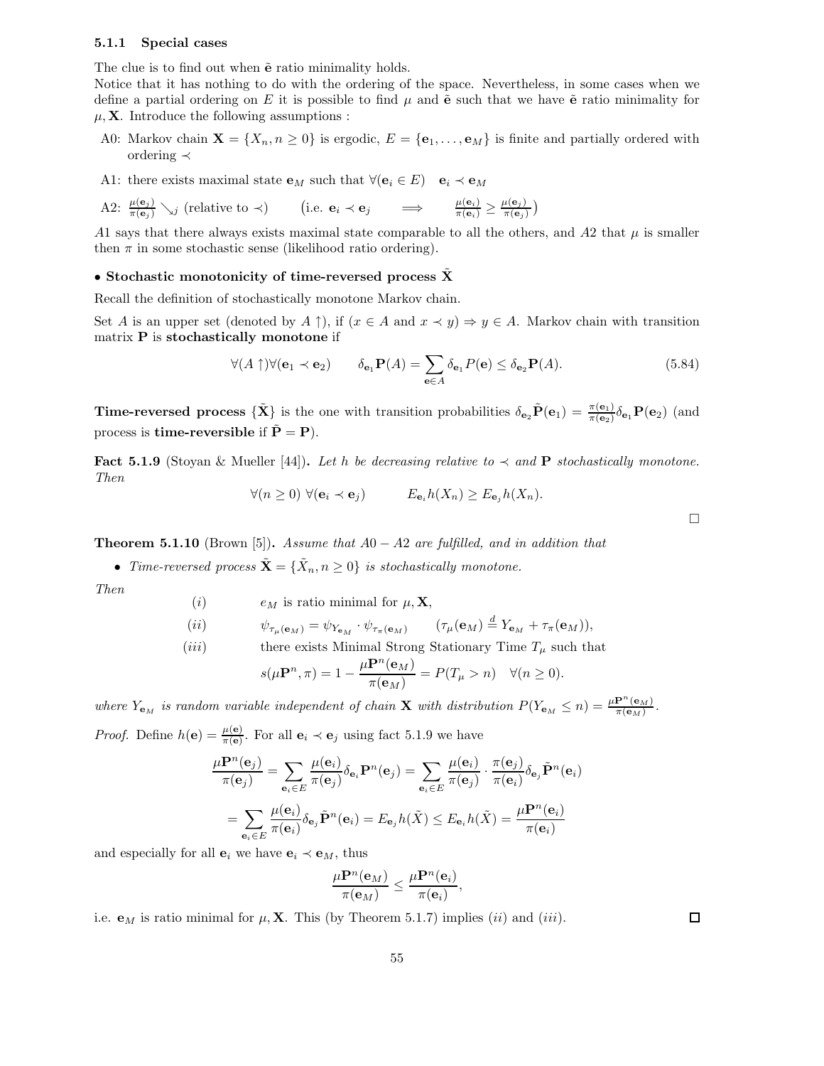### 5.1.1 Special cases

The clue is to find out when $\tilde{\mathbf{e}}$ ratio minimality holds.

Notice that it has nothing to do with the ordering of the space. Nevertheless, in some cases when we define a partial ordering on $E$ it is possible to find $\mu$ and $\tilde{\mathbf{e}}$ such that we have $\tilde{\mathbf{e}}$ ratio minimality for $\mu, \mathbf{X}$. Introduce the following assumptions :

- A0: Markov chain $\mathbf{X} = \{X_n, n \geq 0\}$ is ergodic, $E = \{\mathbf{e}_1, \ldots, \mathbf{e}_M\}$ is finite and partially ordered with ordering $\prec$
- A1: there exists maximal state $\mathbf{e}_M$ such that $\forall(\mathbf{e}_i \in E) \quad \mathbf{e}_i \prec \mathbf{e}_M$
- A2: $\frac{\mu(\mathbf{e}_j)}{\pi(\mathbf{e}_j)} \searrow_j$ (relative to $\prec$) $\qquad$ (i.e. $\mathbf{e}_i \prec \mathbf{e}_j \quad \Longrightarrow \quad \frac{\mu(\mathbf{e}_i)}{\pi(\mathbf{e}_i)} \geq \frac{\mu(\mathbf{e}_j)}{\pi(\mathbf{e}_j)}$)

*A*1 says that there always exists maximal state comparable to all the others, and *A*2 that $\mu$ is smaller then $\pi$ in some stochastic sense (likelihood ratio ordering).

**• Stochastic monotonicity of time-reversed process $\tilde{\mathbf{X}}$**

Recall the definition of stochastically monotone Markov chain.

Set $A$ is an upper set (denoted by $A \uparrow$), if ($x \in A$ and $x \prec y$) $\Rightarrow y \in A$. Markov chain with transition matrix $\mathbf{P}$ is **stochastically monotone** if

$$\forall(A \uparrow)\forall(\mathbf{e}_1 \prec \mathbf{e}_2) \qquad \delta_{\mathbf{e}_1}\mathbf{P}(A) = \sum_{\mathbf{e} \in A} \delta_{\mathbf{e}_1} P(\mathbf{e}) \leq \delta_{\mathbf{e}_2}\mathbf{P}(A). \tag{5.84}$$

**Time-reversed process $\{\tilde{\mathbf{X}}\}$** is the one with transition probabilities $\delta_{\mathbf{e}_2}\tilde{\mathbf{P}}(\mathbf{e}_1) = \frac{\pi(\mathbf{e}_1)}{\pi(\mathbf{e}_2)}\delta_{\mathbf{e}_1}\mathbf{P}(\mathbf{e}_2)$ (and process is **time-reversible** if $\tilde{\mathbf{P}} = \mathbf{P}$).

**Fact 5.1.9** (Stoyan & Mueller [44])**.** *Let $h$ be decreasing relative to $\prec$ and $\mathbf{P}$ stochastically monotone. Then*

$$\forall(n \geq 0) \ \forall(\mathbf{e}_i \prec \mathbf{e}_j) \qquad E_{\mathbf{e}_i} h(X_n) \geq E_{\mathbf{e}_j} h(X_n).$$

□

**Theorem 5.1.10** (Brown [5])**.** *Assume that A0 − A2 are fulfilled, and in addition that*

- *Time-reversed process $\tilde{\mathbf{X}} = \{\tilde{X}_n, n \geq 0\}$ is stochastically monotone.*

*Then*

$(i)$ $\qquad e_M$ is ratio minimal for $\mu, \mathbf{X}$,

$(ii)$ $\qquad \psi_{\tau_\mu(\mathbf{e}_M)} = \psi_{Y_{\mathbf{e}_M}} \cdot \psi_{\tau_\pi(\mathbf{e}_M)} \qquad (\tau_\mu(\mathbf{e}_M) \stackrel{d}{=} Y_{\mathbf{e}_M} + \tau_\pi(\mathbf{e}_M))$,

$(iii)$ $\qquad$ there exists Minimal Strong Stationary Time $T_\mu$ such that

$$s(\mu\mathbf{P}^n, \pi) = 1 - \frac{\mu\mathbf{P}^n(\mathbf{e}_M)}{\pi(\mathbf{e}_M)} = P(T_\mu > n) \quad \forall(n \geq 0).$$

*where $Y_{\mathbf{e}_M}$ is random variable independent of chain $\mathbf{X}$ with distribution $P(Y_{\mathbf{e}_M} \leq n) = \frac{\mu\mathbf{P}^n(\mathbf{e}_M)}{\pi(\mathbf{e}_M)}$.*

*Proof.* Define $h(\mathbf{e}) = \frac{\mu(\mathbf{e})}{\pi(\mathbf{e})}$. For all $\mathbf{e}_i \prec \mathbf{e}_j$ using fact 5.1.9 we have

$$\frac{\mu\mathbf{P}^n(\mathbf{e}_j)}{\pi(\mathbf{e}_j)} = \sum_{\mathbf{e}_i \in E} \frac{\mu(\mathbf{e}_i)}{\pi(\mathbf{e}_j)} \delta_{\mathbf{e}_i}\mathbf{P}^n(\mathbf{e}_j) = \sum_{\mathbf{e}_i \in E} \frac{\mu(\mathbf{e}_i)}{\pi(\mathbf{e}_j)} \cdot \frac{\pi(\mathbf{e}_j)}{\pi(\mathbf{e}_i)} \delta_{\mathbf{e}_j}\tilde{\mathbf{P}}^n(\mathbf{e}_i)$$

$$= \sum_{\mathbf{e}_i \in E} \frac{\mu(\mathbf{e}_i)}{\pi(\mathbf{e}_i)} \delta_{\mathbf{e}_j}\tilde{\mathbf{P}}^n(\mathbf{e}_i) = E_{\mathbf{e}_j} h(\tilde{X}) \leq E_{\mathbf{e}_i} h(\tilde{X}) = \frac{\mu\mathbf{P}^n(\mathbf{e}_i)}{\pi(\mathbf{e}_i)}$$

and especially for all $\mathbf{e}_i$ we have $\mathbf{e}_i \prec \mathbf{e}_M$, thus

$$\frac{\mu\mathbf{P}^n(\mathbf{e}_M)}{\pi(\mathbf{e}_M)} \leq \frac{\mu\mathbf{P}^n(\mathbf{e}_i)}{\pi(\mathbf{e}_i)},$$

i.e. $\mathbf{e}_M$ is ratio minimal for $\mu, \mathbf{X}$. This (by Theorem 5.1.7) implies $(ii)$ and $(iii)$. □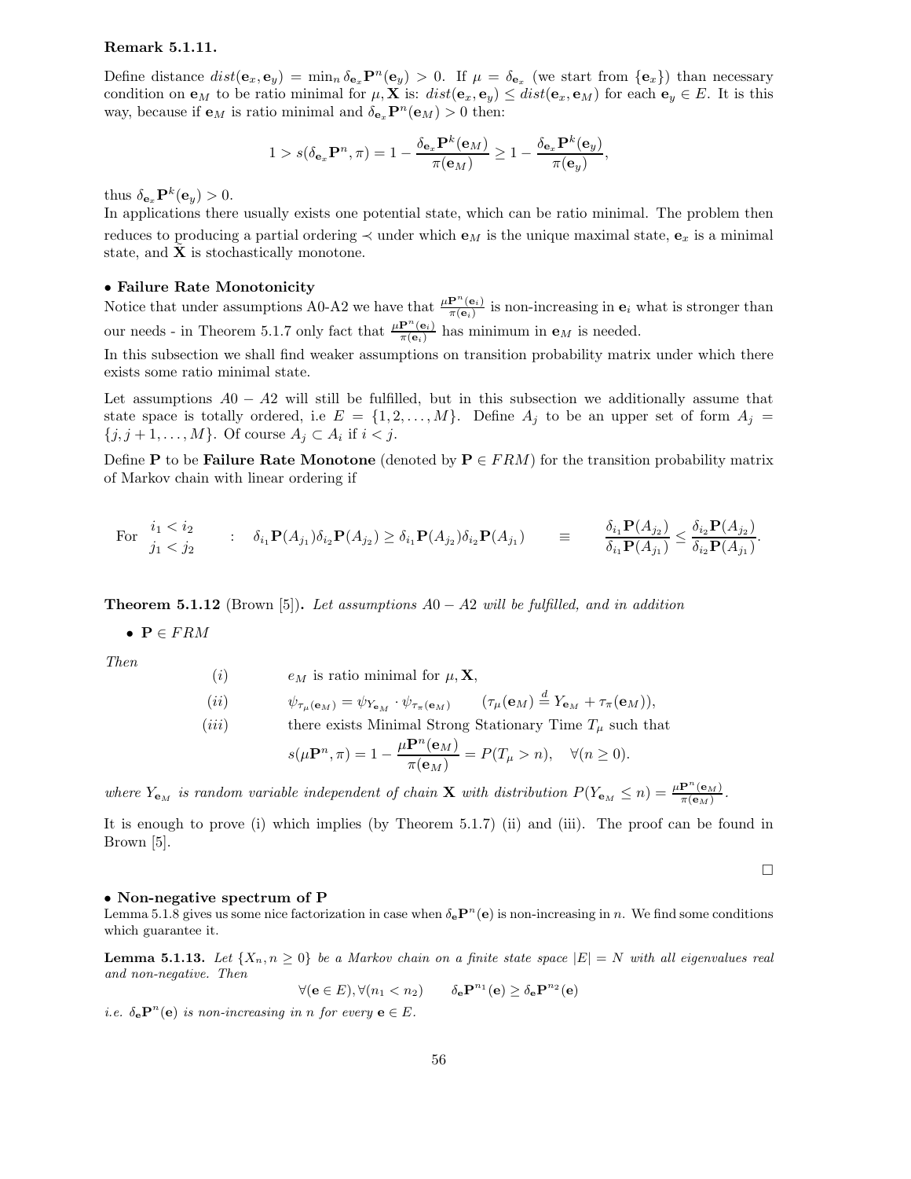**Remark 5.1.11.**

Define distance $dist(\mathbf{e}_x, \mathbf{e}_y) = \min_n \delta_{\mathbf{e}_x}\mathbf{P}^n(\mathbf{e}_y) > 0$. If $\mu = \delta_{\mathbf{e}_x}$ (we start from $\{\mathbf{e}_x\}$) than necessary condition on $\mathbf{e}_M$ to be ratio minimal for $\mu, \mathbf{X}$ is: $dist(\mathbf{e}_x, \mathbf{e}_y) \leq dist(\mathbf{e}_x, \mathbf{e}_M)$ for each $\mathbf{e}_y \in E$. It is this way, because if $\mathbf{e}_M$ is ratio minimal and $\delta_{\mathbf{e}_x}\mathbf{P}^n(\mathbf{e}_M) > 0$ then:

$$1 > s(\delta_{\mathbf{e}_x}\mathbf{P}^n, \pi) = 1 - \frac{\delta_{\mathbf{e}_x}\mathbf{P}^k(\mathbf{e}_M)}{\pi(\mathbf{e}_M)} \geq 1 - \frac{\delta_{\mathbf{e}_x}\mathbf{P}^k(\mathbf{e}_y)}{\pi(\mathbf{e}_y)},$$

thus $\delta_{\mathbf{e}_x}\mathbf{P}^k(\mathbf{e}_y) > 0$.
In applications there usually exists one potential state, which can be ratio minimal. The problem then reduces to producing a partial ordering $\prec$ under which $\mathbf{e}_M$ is the unique maximal state, $\mathbf{e}_x$ is a minimal state, and $\mathbf{X}$ is stochastically monotone.

**• Failure Rate Monotonicity**

Notice that under assumptions A0-A2 we have that $\frac{\mu\mathbf{P}^n(\mathbf{e}_i)}{\pi(\mathbf{e}_i)}$ is non-increasing in $\mathbf{e}_i$ what is stronger than our needs - in Theorem 5.1.7 only fact that $\frac{\mu\mathbf{P}^n(\mathbf{e}_i)}{\pi(\mathbf{e}_i)}$ has minimum in $\mathbf{e}_M$ is needed.

In this subsection we shall find weaker assumptions on transition probability matrix under which there exists some ratio minimal state.

Let assumptions $A0-A2$ will still be fulfilled, but in this subsection we additionally assume that state space is totally ordered, i.e $E = \{1, 2, \ldots, M\}$. Define $A_j$ to be an upper set of form $A_j = \{j, j+1, \ldots, M\}$. Of course $A_j \subset A_i$ if $i < j$.

Define $\mathbf{P}$ to be **Failure Rate Monotone** (denoted by $\mathbf{P} \in FRM$) for the transition probability matrix of Markov chain with linear ordering if

$$\text{For } \begin{array}{c} i_1 < i_2 \\ j_1 < j_2 \end{array} \quad : \quad \delta_{i_1}\mathbf{P}(A_{j_1})\delta_{i_2}\mathbf{P}(A_{j_2}) \geq \delta_{i_1}\mathbf{P}(A_{j_2})\delta_{i_2}\mathbf{P}(A_{j_1}) \qquad \equiv \qquad \frac{\delta_{i_1}\mathbf{P}(A_{j_2})}{\delta_{i_1}\mathbf{P}(A_{j_1})} \leq \frac{\delta_{i_2}\mathbf{P}(A_{j_2})}{\delta_{i_2}\mathbf{P}(A_{j_1})}.$$

**Theorem 5.1.12** (Brown [5])**.** *Let assumptions $A0-A2$ will be fulfilled, and in addition*

- $\mathbf{P} \in FRM$

*Then*

$$\begin{array}{ll} (i) & e_M \text{ is ratio minimal for } \mu, \mathbf{X}, \\ (ii) & \psi_{\tau_\mu(\mathbf{e}_M)} = \psi_{Y_{\mathbf{e}_M}} \cdot \psi_{\tau_\pi(\mathbf{e}_M)} \qquad (\tau_\mu(\mathbf{e}_M) \stackrel{d}{=} Y_{\mathbf{e}_M} + \tau_\pi(\mathbf{e}_M)), \\ (iii) & \text{there exists Minimal Strong Stationary Time } T_\mu \text{ such that} \\ & s(\mu\mathbf{P}^n, \pi) = 1 - \dfrac{\mu\mathbf{P}^n(\mathbf{e}_M)}{\pi(\mathbf{e}_M)} = P(T_\mu > n), \quad \forall (n \geq 0). \end{array}$$

*where $Y_{\mathbf{e}_M}$ is random variable independent of chain $\mathbf{X}$ with distribution $P(Y_{\mathbf{e}_M} \leq n) = \frac{\mu\mathbf{P}^n(\mathbf{e}_M)}{\pi(\mathbf{e}_M)}$.*

It is enough to prove (i) which implies (by Theorem 5.1.7) (ii) and (iii). The proof can be found in Brown [5].

□

**• Non-negative spectrum of P**

Lemma 5.1.8 gives us some nice factorization in case when $\delta_{\mathbf{e}}\mathbf{P}^n(\mathbf{e})$ is non-increasing in $n$. We find some conditions which guarantee it.

**Lemma 5.1.13.** *Let $\{X_n, n \geq 0\}$ be a Markov chain on a finite state space $|E| = N$ with all eigenvalues real and non-negative. Then*

$$\forall (\mathbf{e} \in E), \forall (n_1 < n_2) \qquad \delta_{\mathbf{e}}\mathbf{P}^{n_1}(\mathbf{e}) \geq \delta_{\mathbf{e}}\mathbf{P}^{n_2}(\mathbf{e})$$

*i.e. $\delta_{\mathbf{e}}\mathbf{P}^n(\mathbf{e})$ is non-increasing in $n$ for every $\mathbf{e} \in E$.*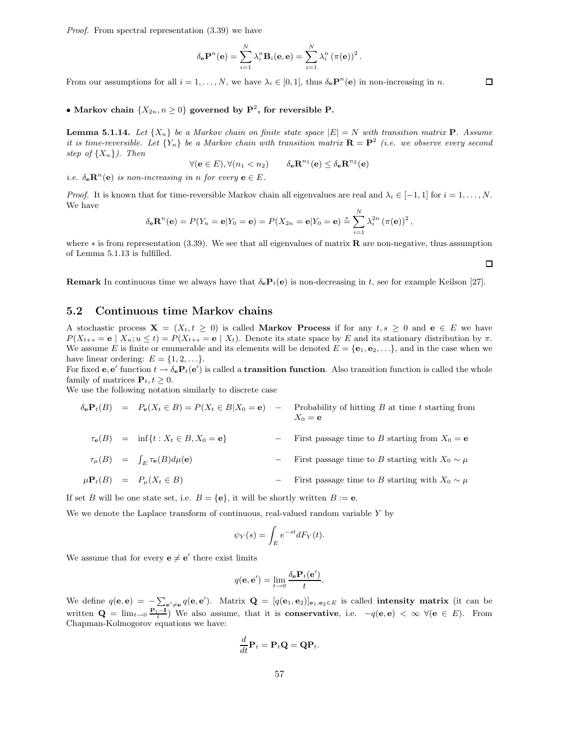*Proof.* From spectral representation (3.39) we have

$$\delta_{\mathbf{e}}\mathbf{P}^n(\mathbf{e}) = \sum_{i=1}^{N} \lambda_i^n \mathbf{B}_i(\mathbf{e},\mathbf{e}) = \sum_{i=1}^{N} \lambda_i^n (\pi(\mathbf{e}))^2 .$$

From our assumptions for all $i = 1, \ldots, N$, we have $\lambda_i \in [0,1]$, thus $\delta_{\mathbf{e}}\mathbf{P}^n(\mathbf{e})$ in non-increasing in $n$. □

**• Markov chain $\{X_{2n}, n \geq 0\}$ governed by $\mathbf{P}^2$, for reversible $\mathbf{P}$.**

**Lemma 5.1.14.** *Let $\{X_n\}$ be a Markov chain on finite state space $|E| = N$ with transition matrix $\mathbf{P}$. Assume it is time-reversible. Let $\{Y_n\}$ be a Markov chain with transition matrix $\mathbf{R} = \mathbf{P}^2$ (i.e. we observe every second step of $\{X_n\}$). Then*

$$\forall(\mathbf{e} \in E), \forall(n_1 < n_2) \qquad \delta_{\mathbf{e}}\mathbf{R}^{n_1}(\mathbf{e}) \leq \delta_{\mathbf{e}}\mathbf{R}^{n_2}(\mathbf{e})$$

*i.e. $\delta_{\mathbf{e}}\mathbf{R}^n(\mathbf{e})$ is non-increasing in $n$ for every $\mathbf{e} \in E$.*

*Proof.* It is known that for time-reversible Markov chain all eigenvalues are real and $\lambda_i \in [-1,1]$ for $i = 1, \ldots, N$. We have

$$\delta_{\mathbf{e}}\mathbf{R}^n(\mathbf{e}) = P(Y_n = \mathbf{e}|Y_0 = \mathbf{e}) = P(X_{2n} = \mathbf{e}|Y_0 = \mathbf{e}) \overset{*}{=} \sum_{i=1}^{N} \lambda_i^{2n} (\pi(\mathbf{e}))^2 ,$$

where $*$ is from representation (3.39). We see that all eigenvalues of matrix $\mathbf{R}$ are non-negative, thus assumption of Lemma 5.1.13 is fulfilled. □

**Remark** In continuous time we always have that $\delta_{\mathbf{e}}\mathbf{P}_t(\mathbf{e})$ is non-decreasing in $t$, see for example Keilson [27].

## 5.2 Continuous time Markov chains

A stochastic process $\mathbf{X} = (X_t, t \geq 0)$ is called **Markov Process** if for any $t, s \geq 0$ and $\mathbf{e} \in E$ we have $P(X_{t+s} = \mathbf{e} \mid X_u; u \leq t) = P(X_{t+s} = \mathbf{e} \mid X_t)$. Denote its state space by $E$ and its stationary distribution by $\pi$. We assume $E$ is finite or enumerable and its elements will be denoted $E = \{\mathbf{e}_1, \mathbf{e}_2, \ldots\}$, and in the case when we have linear ordering: $E = \{1, 2, \ldots\}$.

For fixed $\mathbf{e}, \mathbf{e}'$ function $t \to \delta_{\mathbf{e}}\mathbf{P}_t(\mathbf{e}')$ is called a **transition function**. Also transition function is called the whole family of matrices $\mathbf{P}_t, t \geq 0$.

We use the following notation similarly to discrete case

| | | | | |
|---|---|---|---|---|
| $\delta_{\mathbf{e}}\mathbf{P}_t(B)$ | $=$ | $P_{\mathbf{e}}(X_t \in B) = P(X_t \in B \mid X_0 = \mathbf{e})$ | $-$ | Probability of hitting $B$ at time $t$ starting from $X_0 = \mathbf{e}$ |
| $\tau_{\mathbf{e}}(B)$ | $=$ | $\inf\{t : X_t \in B, X_0 = \mathbf{e}\}$ | $-$ | First passage time to $B$ starting from $X_0 = \mathbf{e}$ |
| $\tau_\mu(B)$ | $=$ | $\int_E \tau_{\mathbf{e}}(B) d\mu(\mathbf{e})$ | $-$ | First passage time to $B$ starting with $X_0 \sim \mu$ |
| $\mu\mathbf{P}_t(B)$ | $=$ | $P_\mu(X_t \in B)$ | $-$ | First passage time to $B$ starting with $X_0 \sim \mu$ |

If set $B$ will be one state set, i.e. $B = \{\mathbf{e}\}$, it will be shortly written $B := \mathbf{e}$.

We we denote the Laplace transform of continuous, real-valued random variable $Y$ by

$$\psi_Y(s) = \int_E e^{-st} dF_Y(t).$$

We assume that for every $\mathbf{e} \neq \mathbf{e}'$ there exist limits

$$q(\mathbf{e}, \mathbf{e}') = \lim_{t \to 0} \frac{\delta_{\mathbf{e}}\mathbf{P}_t(\mathbf{e}')}{t}.$$

We define $q(\mathbf{e}, \mathbf{e}) = -\sum_{\mathbf{e}' \neq \mathbf{e}} q(\mathbf{e}, \mathbf{e}')$. Matrix $\mathbf{Q} = [q(\mathbf{e}_1, \mathbf{e}_2)]_{\mathbf{e}_1, \mathbf{e}_2 \in E}$ is called **intensity matrix** (it can be written $\mathbf{Q} = \lim_{t \to 0} \frac{\mathbf{P}_t - \mathbf{I}}{t}$) We also assume, that it is **conservative**, i.e. $-q(\mathbf{e}, \mathbf{e}) < \infty \ \forall(\mathbf{e} \in E)$. From Chapman-Kolmogorov equations we have:

$$\frac{d}{dt}\mathbf{P}_t = \mathbf{P}_t\mathbf{Q} = \mathbf{Q}\mathbf{P}_t.$$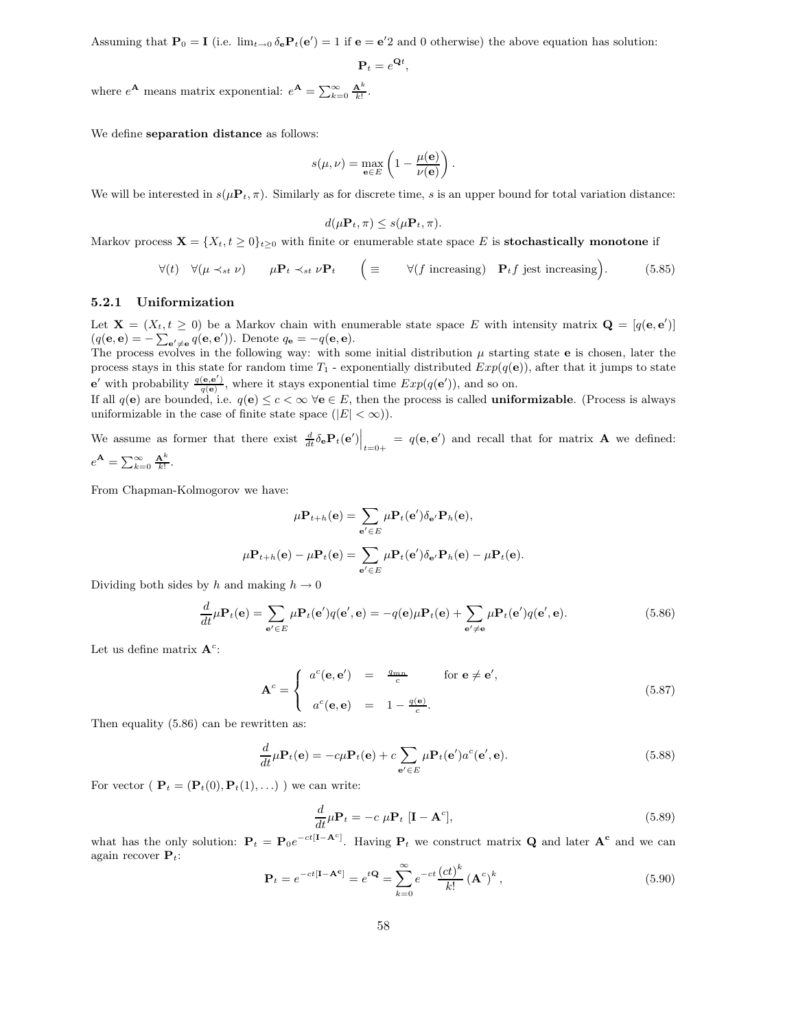Assuming that $\mathbf{P}_0 = \mathbf{I}$ (i.e. $\lim_{t\to 0} \delta_{\mathbf{e}} \mathbf{P}_t(\mathbf{e}') = 1$ if $\mathbf{e} = \mathbf{e}'2$ and 0 otherwise) the above equation has solution:

$$\mathbf{P}_t = e^{\mathbf{Q}t},$$

where $e^{\mathbf{A}}$ means matrix exponential: $e^{\mathbf{A}} = \sum_{k=0}^{\infty} \frac{\mathbf{A}^k}{k!}$.

We define **separation distance** as follows:

$$s(\mu, \nu) = \max_{\mathbf{e}\in E} \left(1 - \frac{\mu(\mathbf{e})}{\nu(\mathbf{e})}\right).$$

We will be interested in $s(\mu\mathbf{P}_t, \pi)$. Similarly as for discrete time, $s$ is an upper bound for total variation distance:

$$d(\mu\mathbf{P}_t, \pi) \le s(\mu\mathbf{P}_t, \pi).$$

Markov process $\mathbf{X} = \{X_t, t \ge 0\}_{t\ge 0}$ with finite or enumerable state space $E$ is **stochastically monotone** if

$$\forall(t) \quad \forall(\mu \prec_{st} \nu) \qquad \mu\mathbf{P}_t \prec_{st} \nu\mathbf{P}_t \qquad \Big(\equiv \qquad \forall(f \text{ increasing}) \quad \mathbf{P}_t f \text{ jest increasing}\Big). \tag{5.85}$$

### 5.2.1 Uniformization

Let $\mathbf{X} = (X_t, t \ge 0)$ be a Markov chain with enumerable state space $E$ with intensity matrix $\mathbf{Q} = [q(\mathbf{e}, \mathbf{e}')]$ $(q(\mathbf{e}, \mathbf{e}) = -\sum_{\mathbf{e}'\neq\mathbf{e}} q(\mathbf{e}, \mathbf{e}'))$. Denote $q_{\mathbf{e}} = -q(\mathbf{e}, \mathbf{e})$.
The process evolves in the following way: with some initial distribution $\mu$ starting state $\mathbf{e}$ is chosen, later the process stays in this state for random time $T_1$ - exponentially distributed $Exp(q(\mathbf{e}))$, after that it jumps to state $\mathbf{e}'$ with probability $\frac{q(\mathbf{e},\mathbf{e}')}{q(\mathbf{e})}$, where it stays exponential time $Exp(q(\mathbf{e}'))$, and so on.
If all $q(\mathbf{e})$ are bounded, i.e. $q(\mathbf{e}) \le c < \infty \ \forall \mathbf{e} \in E$, then the process is called **uniformizable**. (Process is always uniformizable in the case of finite state space ($|E| < \infty$)).

We assume as former that there exist $\frac{d}{dt}\delta_{\mathbf{e}}\mathbf{P}_t(\mathbf{e}')\Big|_{t=0+} = q(\mathbf{e}, \mathbf{e}')$ and recall that for matrix $\mathbf{A}$ we defined: $e^{\mathbf{A}} = \sum_{k=0}^{\infty} \frac{\mathbf{A}^k}{k!}$.

From Chapman-Kolmogorov we have:

$$\mu\mathbf{P}_{t+h}(\mathbf{e}) = \sum_{\mathbf{e}'\in E} \mu\mathbf{P}_t(\mathbf{e}')\delta_{\mathbf{e}'}\mathbf{P}_h(\mathbf{e}),$$

$$\mu\mathbf{P}_{t+h}(\mathbf{e}) - \mu\mathbf{P}_t(\mathbf{e}) = \sum_{\mathbf{e}'\in E} \mu\mathbf{P}_t(\mathbf{e}')\delta_{\mathbf{e}'}\mathbf{P}_h(\mathbf{e}) - \mu\mathbf{P}_t(\mathbf{e}).$$

Dividing both sides by $h$ and making $h \to 0$

$$\frac{d}{dt}\mu\mathbf{P}_t(\mathbf{e}) = \sum_{\mathbf{e}'\in E} \mu\mathbf{P}_t(\mathbf{e}')q(\mathbf{e}', \mathbf{e}) = -q(\mathbf{e})\mu\mathbf{P}_t(\mathbf{e}) + \sum_{\mathbf{e}'\neq\mathbf{e}} \mu\mathbf{P}_t(\mathbf{e}')q(\mathbf{e}', \mathbf{e}). \tag{5.86}$$

Let us define matrix $\mathbf{A}^c$:

$$\mathbf{A}^c = \begin{cases} a^c(\mathbf{e}, \mathbf{e}') &= \frac{q_{mn}}{c} \qquad \text{for } \mathbf{e} \neq \mathbf{e}', \\[2ex] a^c(\mathbf{e}, \mathbf{e}) &= 1 - \frac{q(\mathbf{e})}{c}. \end{cases} \tag{5.87}$$

Then equality (5.86) can be rewritten as:

$$\frac{d}{dt}\mu\mathbf{P}_t(\mathbf{e}) = -c\mu\mathbf{P}_t(\mathbf{e}) + c\sum_{\mathbf{e}'\in E} \mu\mathbf{P}_t(\mathbf{e}')a^c(\mathbf{e}', \mathbf{e}). \tag{5.88}$$

For vector ( $\mathbf{P}_t = (\mathbf{P}_t(0), \mathbf{P}_t(1), \ldots)$ ) we can write:

$$\frac{d}{dt}\mu\mathbf{P}_t = -c\ \mu\mathbf{P}_t\ [\mathbf{I} - \mathbf{A}^c], \tag{5.89}$$

what has the only solution: $\mathbf{P}_t = \mathbf{P}_0 e^{-ct[\mathbf{I}-\mathbf{A}^c]}$. Having $\mathbf{P}_t$ we construct matrix $\mathbf{Q}$ and later $\mathbf{A^c}$ and we can again recover $\mathbf{P}_t$:

$$\mathbf{P}_t = e^{-ct[\mathbf{I}-\mathbf{A^c}]} = e^{t\mathbf{Q}} = \sum_{k=0}^{\infty} e^{-ct}\frac{(ct)^k}{k!}\left(\mathbf{A}^c\right)^k, \tag{5.90}$$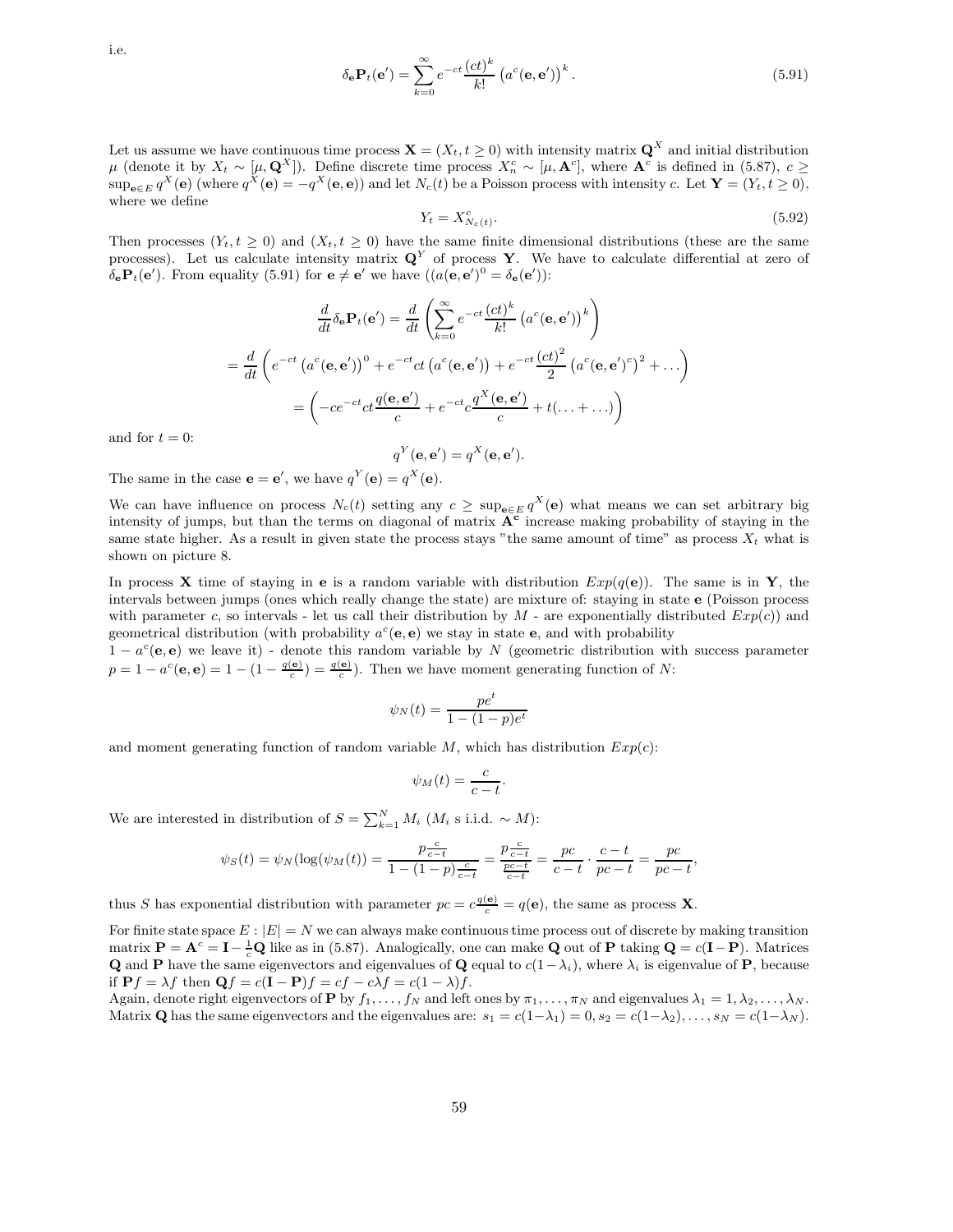i.e.

$$\delta_{\mathbf{e}}\mathbf{P}_t(\mathbf{e}') = \sum_{k=0}^{\infty} e^{-ct}\frac{(ct)^k}{k!}\left(a^c(\mathbf{e},\mathbf{e}')\right)^k. \tag{5.91}$$

Let us assume we have continuous time process $\mathbf{X} = (X_t, t \geq 0)$ with intensity matrix $\mathbf{Q}^X$ and initial distribution $\mu$ (denote it by $X_t \sim [\mu, \mathbf{Q}^X]$). Define discrete time process $X_n^c \sim [\mu, \mathbf{A}^c]$, where $\mathbf{A}^c$ is defined in (5.87), $c \geq \sup_{\mathbf{e}\in E} q^X(\mathbf{e})$ (where $q^X(\mathbf{e}) = -q^X(\mathbf{e},\mathbf{e})$) and let $N_c(t)$ be a Poisson process with intensity $c$. Let $\mathbf{Y} = (Y_t, t \geq 0)$, where we define

$$Y_t = X^c_{N_c(t)}. \tag{5.92}$$

Then processes $(Y_t, t \geq 0)$ and $(X_t, t \geq 0)$ have the same finite dimensional distributions (these are the same processes). Let us calculate intensity matrix $\mathbf{Q}^Y$ of process $\mathbf{Y}$. We have to calculate differential at zero of $\delta_{\mathbf{e}}\mathbf{P}_t(\mathbf{e}')$. From equality (5.91) for $\mathbf{e} \neq \mathbf{e}'$ we have ($(a(\mathbf{e},\mathbf{e}')^0 = \delta_{\mathbf{e}}(\mathbf{e}')$):

$$\frac{d}{dt}\delta_{\mathbf{e}}\mathbf{P}_t(\mathbf{e}') = \frac{d}{dt}\left(\sum_{k=0}^{\infty} e^{-ct}\frac{(ct)^k}{k!}\left(a^c(\mathbf{e},\mathbf{e}')\right)^k\right)$$

$$= \frac{d}{dt}\left(e^{-ct}\left(a^c(\mathbf{e},\mathbf{e}')\right)^0 + e^{-ct}ct\left(a^c(\mathbf{e},\mathbf{e}')\right) + e^{-ct}\frac{(ct)^2}{2}\left(a^c(\mathbf{e},\mathbf{e}')^c\right)^2 + \dots\right)$$

$$= \left(-ce^{-ct}ct\frac{q(\mathbf{e},\mathbf{e}')}{c} + e^{-ct}c\frac{q^X(\mathbf{e},\mathbf{e}')}{c} + t(\dots + \dots)\right)$$

and for $t = 0$:

$$q^Y(\mathbf{e},\mathbf{e}') = q^X(\mathbf{e},\mathbf{e}').$$

The same in the case $\mathbf{e} = \mathbf{e}'$, we have $q^Y(\mathbf{e}) = q^X(\mathbf{e})$.

We can have influence on process $N_c(t)$ setting any $c \geq \sup_{\mathbf{e}\in E} q^X(\mathbf{e})$ what means we can set arbitrary big intensity of jumps, but than the terms on diagonal of matrix $\mathbf{A}^{\mathbf{c}}$ increase making probability of staying in the same state higher. As a result in given state the process stays "the same amount of time" as process $X_t$ what is shown on picture 8.

In process $\mathbf{X}$ time of staying in $\mathbf{e}$ is a random variable with distribution $Exp(q(\mathbf{e}))$. The same is in $\mathbf{Y}$, the intervals between jumps (ones which really change the state) are mixture of: staying in state $\mathbf{e}$ (Poisson process with parameter $c$, so intervals - let us call their distribution by $M$ - are exponentially distributed $Exp(c)$) and geometrical distribution (with probability $a^c(\mathbf{e},\mathbf{e})$ we stay in state $\mathbf{e}$, and with probability $1 - a^c(\mathbf{e},\mathbf{e})$ we leave it) - denote this random variable by $N$ (geometric distribution with success parameter $p = 1 - a^c(\mathbf{e},\mathbf{e}) = 1 - (1 - \frac{q(\mathbf{e})}{c}) = \frac{q(\mathbf{e})}{c}$). Then we have moment generating function of $N$:

$$\psi_N(t) = \frac{pe^t}{1-(1-p)e^t}$$

and moment generating function of random variable $M$, which has distribution $Exp(c)$:

$$\psi_M(t) = \frac{c}{c-t}.$$

We are interested in distribution of $S = \sum_{k=1}^{N} M_i$ ($M_i$ s i.i.d. $\sim M$):

$$\psi_S(t) = \psi_N(\log(\psi_M(t))) = \frac{p\frac{c}{c-t}}{1-(1-p)\frac{c}{c-t}} = \frac{p\frac{c}{c-t}}{\frac{pc-t}{c-t}} = \frac{pc}{c-t}\cdot\frac{c-t}{pc-t} = \frac{pc}{pc-t},$$

thus $S$ has exponential distribution with parameter $pc = c\frac{q(\mathbf{e})}{c} = q(\mathbf{e})$, the same as process $\mathbf{X}$.

For finite state space $E : |E| = N$ we can always make continuous time process out of discrete by making transition matrix $\mathbf{P} = \mathbf{A}^c = \mathbf{I} - \frac{1}{c}\mathbf{Q}$ like as in (5.87). Analogically, one can make $\mathbf{Q}$ out of $\mathbf{P}$ taking $\mathbf{Q} = c(\mathbf{I} - \mathbf{P})$. Matrices $\mathbf{Q}$ and $\mathbf{P}$ have the same eigenvectors and eigenvalues of $\mathbf{Q}$ equal to $c(1-\lambda_i)$, where $\lambda_i$ is eigenvalue of $\mathbf{P}$, because if $\mathbf{P}f = \lambda f$ then $\mathbf{Q}f = c(\mathbf{I} - \mathbf{P})f = cf - c\lambda f = c(1-\lambda)f$.

Again, denote right eigenvectors of $\mathbf{P}$ by $f_1, \dots, f_N$ and left ones by $\pi_1, \dots, \pi_N$ and eigenvalues $\lambda_1 = 1, \lambda_2, \dots, \lambda_N$. Matrix $\mathbf{Q}$ has the same eigenvectors and the eigenvalues are: $s_1 = c(1-\lambda_1) = 0, s_2 = c(1-\lambda_2), \dots, s_N = c(1-\lambda_N)$.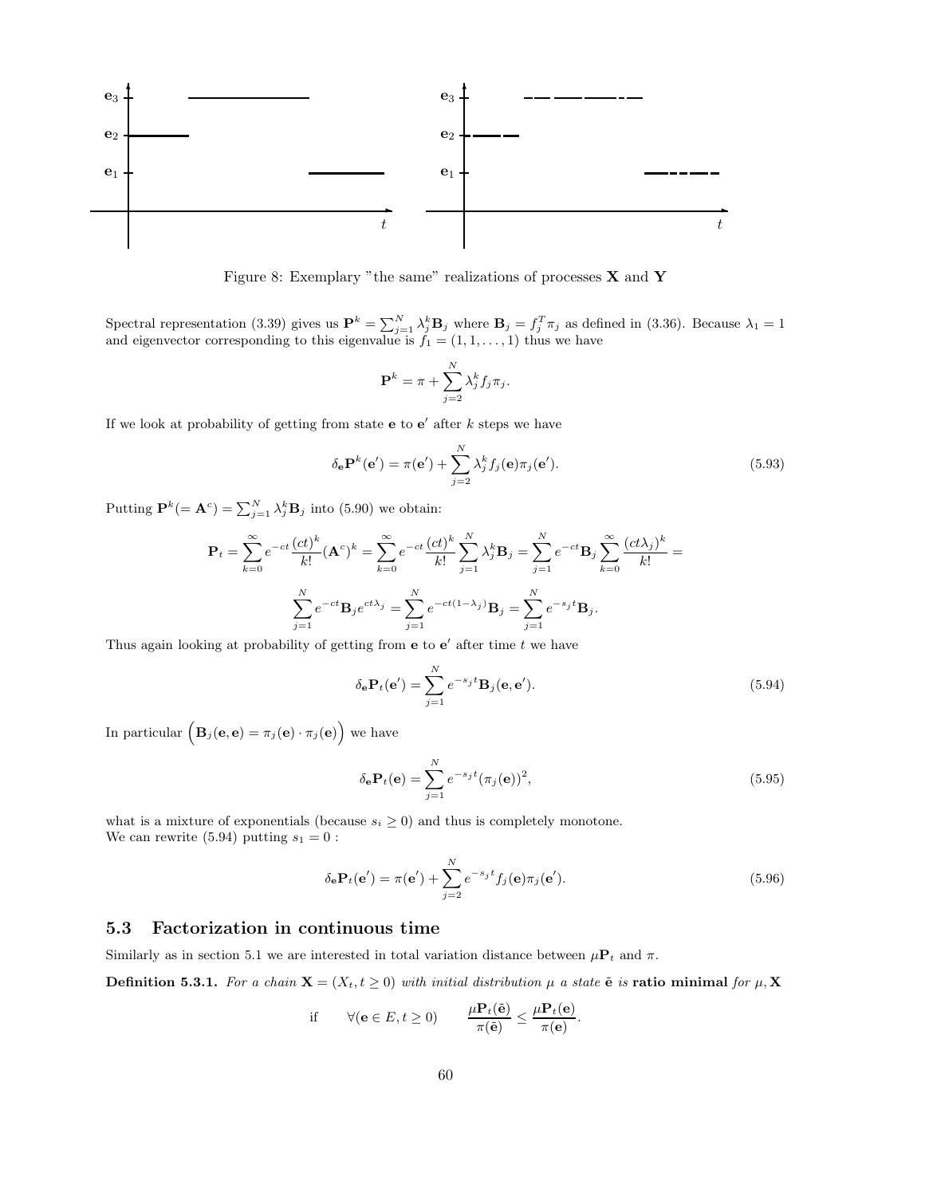Figure 8: Exemplary "the same" realizations of processes $\mathbf{X}$ and $\mathbf{Y}$

Spectral representation (3.39) gives us $\mathbf{P}^k = \sum_{j=1}^N \lambda_j^k \mathbf{B}_j$ where $\mathbf{B}_j = f_j^T \pi_j$ as defined in (3.36). Because $\lambda_1 = 1$ and eigenvector corresponding to this eigenvalue is $f_1 = (1, 1, \ldots, 1)$ thus we have

$$\mathbf{P}^k = \pi + \sum_{j=2}^N \lambda_j^k f_j \pi_j.$$

If we look at probability of getting from state $\mathbf{e}$ to $\mathbf{e}'$ after $k$ steps we have

$$\delta_{\mathbf{e}} \mathbf{P}^k(\mathbf{e}') = \pi(\mathbf{e}') + \sum_{j=2}^N \lambda_j^k f_j(\mathbf{e}) \pi_j(\mathbf{e}'). \tag{5.93}$$

Putting $\mathbf{P}^k (= \mathbf{A}^c) = \sum_{j=1}^N \lambda_j^k \mathbf{B}_j$ into (5.90) we obtain:

$$\mathbf{P}_t = \sum_{k=0}^\infty e^{-ct} \frac{(ct)^k}{k!} (\mathbf{A}^c)^k = \sum_{k=0}^\infty e^{-ct} \frac{(ct)^k}{k!} \sum_{j=1}^N \lambda_j^k \mathbf{B}_j = \sum_{j=1}^N e^{-ct} \mathbf{B}_j \sum_{k=0}^\infty \frac{(ct\lambda_j)^k}{k!} =$$

$$\sum_{j=1}^N e^{-ct} \mathbf{B}_j e^{ct\lambda_j} = \sum_{j=1}^N e^{-ct(1-\lambda_j)} \mathbf{B}_j = \sum_{j=1}^N e^{-s_j t} \mathbf{B}_j.$$

Thus again looking at probability of getting from $\mathbf{e}$ to $\mathbf{e}'$ after time $t$ we have

$$\delta_{\mathbf{e}} \mathbf{P}_t(\mathbf{e}') = \sum_{j=1}^N e^{-s_j t} \mathbf{B}_j(\mathbf{e}, \mathbf{e}'). \tag{5.94}$$

In particular $\Big(\mathbf{B}_j(\mathbf{e}, \mathbf{e}) = \pi_j(\mathbf{e}) \cdot \pi_j(\mathbf{e})\Big)$ we have

$$\delta_{\mathbf{e}} \mathbf{P}_t(\mathbf{e}) = \sum_{j=1}^N e^{-s_j t} (\pi_j(\mathbf{e}))^2, \tag{5.95}$$

what is a mixture of exponentials (because $s_i \geq 0$) and thus is completely monotone.
We can rewrite (5.94) putting $s_1 = 0$ :

$$\delta_{\mathbf{e}} \mathbf{P}_t(\mathbf{e}') = \pi(\mathbf{e}') + \sum_{j=2}^N e^{-s_j t} f_j(\mathbf{e}) \pi_j(\mathbf{e}'). \tag{5.96}$$

## 5.3 Factorization in continuous time

Similarly as in section 5.1 we are interested in total variation distance between $\mu \mathbf{P}_t$ and $\pi$.

**Definition 5.3.1.** *For a chain $\mathbf{X} = (X_t, t \geq 0)$ with initial distribution $\mu$ a state $\tilde{\mathbf{e}}$ is* **ratio minimal** *for $\mu, \mathbf{X}$*

$$\text{if} \qquad \forall (\mathbf{e} \in E, t \geq 0) \qquad \frac{\mu \mathbf{P}_t(\tilde{\mathbf{e}})}{\pi(\tilde{\mathbf{e}})} \leq \frac{\mu \mathbf{P}_t(\mathbf{e})}{\pi(\mathbf{e})}.$$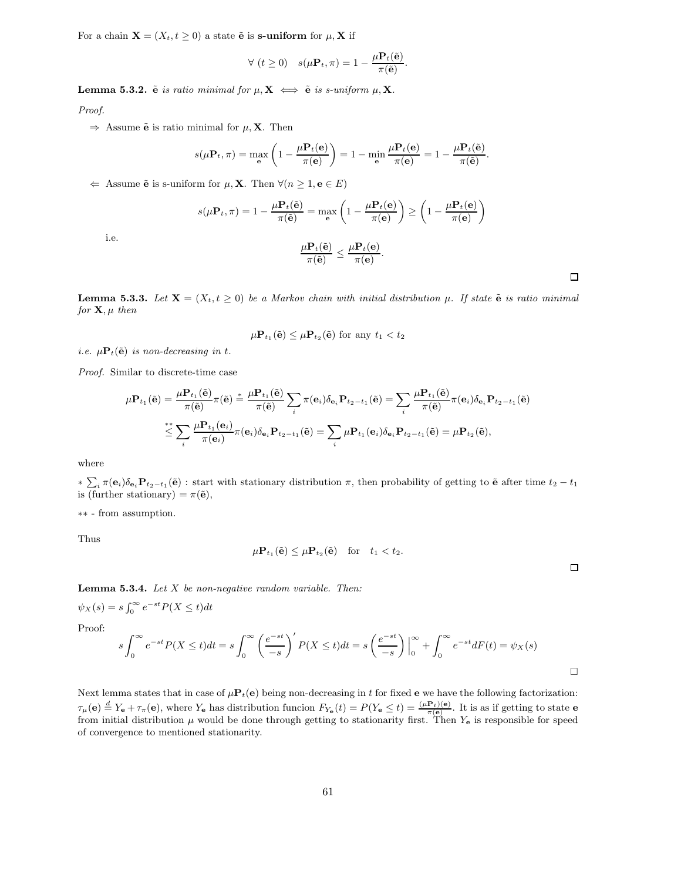For a chain $\mathbf{X} = (X_t, t \geq 0)$ a state $\tilde{\mathbf{e}}$ is **s-uniform** for $\mu, \mathbf{X}$ if

$$\forall\ (t \geq 0) \quad s(\mu \mathbf{P}_t, \pi) = 1 - \frac{\mu \mathbf{P}_t(\tilde{\mathbf{e}})}{\pi(\tilde{\mathbf{e}})}.$$

**Lemma 5.3.2.** *$\tilde{\mathbf{e}}$ is ratio minimal for $\mu, \mathbf{X} \iff \tilde{\mathbf{e}}$ is s-uniform $\mu, \mathbf{X}$.*

*Proof.*

$\Rightarrow$ Assume $\tilde{\mathbf{e}}$ is ratio minimal for $\mu, \mathbf{X}$. Then

$$s(\mu \mathbf{P}_t, \pi) = \max_{\mathbf{e}} \left( 1 - \frac{\mu \mathbf{P}_t(\mathbf{e})}{\pi(\mathbf{e})} \right) = 1 - \min_{\mathbf{e}} \frac{\mu \mathbf{P}_t(\mathbf{e})}{\pi(\mathbf{e})} = 1 - \frac{\mu \mathbf{P}_t(\tilde{\mathbf{e}})}{\pi(\tilde{\mathbf{e}})}.$$

$\Leftarrow$ Assume $\tilde{\mathbf{e}}$ is s-uniform for $\mu, \mathbf{X}$. Then $\forall (n \geq 1, \mathbf{e} \in E)$

$$s(\mu \mathbf{P}_t, \pi) = 1 - \frac{\mu \mathbf{P}_t(\tilde{\mathbf{e}})}{\pi(\tilde{\mathbf{e}})} = \max_{\mathbf{e}} \left( 1 - \frac{\mu \mathbf{P}_t(\mathbf{e})}{\pi(\mathbf{e})} \right) \geq \left( 1 - \frac{\mu \mathbf{P}_t(\mathbf{e})}{\pi(\mathbf{e})} \right)$$

i.e.

$$\frac{\mu \mathbf{P}_t(\tilde{\mathbf{e}})}{\pi(\tilde{\mathbf{e}})} \leq \frac{\mu \mathbf{P}_t(\mathbf{e})}{\pi(\mathbf{e})}.$$

□

**Lemma 5.3.3.** *Let $\mathbf{X} = (X_t, t \geq 0)$ be a Markov chain with initial distribution $\mu$. If state $\tilde{\mathbf{e}}$ is ratio minimal for $\mathbf{X}, \mu$ then*

$$\mu \mathbf{P}_{t_1}(\tilde{\mathbf{e}}) \leq \mu \mathbf{P}_{t_2}(\tilde{\mathbf{e}}) \text{ for any } t_1 < t_2$$

*i.e. $\mu \mathbf{P}_t(\tilde{\mathbf{e}})$ is non-decreasing in $t$.*

*Proof.* Similar to discrete-time case

$$\mu \mathbf{P}_{t_1}(\tilde{\mathbf{e}}) = \frac{\mu \mathbf{P}_{t_1}(\tilde{\mathbf{e}})}{\pi(\tilde{\mathbf{e}})} \pi(\tilde{\mathbf{e}}) \stackrel{*}{=} \frac{\mu \mathbf{P}_{t_1}(\tilde{\mathbf{e}})}{\pi(\tilde{\mathbf{e}})} \sum_i \pi(\mathbf{e}_i) \delta_{\mathbf{e}_i} \mathbf{P}_{t_2 - t_1}(\tilde{\mathbf{e}}) = \sum_i \frac{\mu \mathbf{P}_{t_1}(\tilde{\mathbf{e}})}{\pi(\tilde{\mathbf{e}})} \pi(\mathbf{e}_i) \delta_{\mathbf{e}_i} \mathbf{P}_{t_2 - t_1}(\tilde{\mathbf{e}})$$

$$\stackrel{**}{\leq} \sum_i \frac{\mu \mathbf{P}_{t_1}(\mathbf{e}_i)}{\pi(\mathbf{e}_i)} \pi(\mathbf{e}_i) \delta_{\mathbf{e}_i} \mathbf{P}_{t_2 - t_1}(\tilde{\mathbf{e}}) = \sum_i \mu \mathbf{P}_{t_1}(\mathbf{e}_i) \delta_{\mathbf{e}_i} \mathbf{P}_{t_2 - t_1}(\tilde{\mathbf{e}}) = \mu \mathbf{P}_{t_2}(\tilde{\mathbf{e}}),$$

where

$*$ $\sum_i \pi(\mathbf{e}_i) \delta_{\mathbf{e}_i} \mathbf{P}_{t_2 - t_1}(\tilde{\mathbf{e}})$ : start with stationary distribution $\pi$, then probability of getting to $\tilde{\mathbf{e}}$ after time $t_2 - t_1$ is (further stationary) $= \pi(\tilde{\mathbf{e}})$,

$**$ - from assumption.

Thus

$$\mu \mathbf{P}_{t_1}(\tilde{\mathbf{e}}) \leq \mu \mathbf{P}_{t_2}(\tilde{\mathbf{e}}) \quad \text{for} \quad t_1 < t_2.$$

□

**Lemma 5.3.4.** *Let $X$ be non-negative random variable. Then:*

$\psi_X(s) = s \int_0^\infty e^{-st} P(X \leq t) dt$

Proof:

$$s \int_0^\infty e^{-st} P(X \leq t) dt = s \int_0^\infty \left( \frac{e^{-st}}{-s} \right)' P(X \leq t) dt = s \left( \frac{e^{-st}}{-s} \right) \Big|_0^\infty + \int_0^\infty e^{-st} dF(t) = \psi_X(s)$$

□

Next lemma states that in case of $\mu \mathbf{P}_t(\mathbf{e})$ being non-decreasing in $t$ for fixed $\mathbf{e}$ we have the following factorization: $\tau_\mu(\mathbf{e}) \stackrel{d}{=} Y_{\mathbf{e}} + \tau_\pi(\mathbf{e})$, where $Y_{\mathbf{e}}$ has distribution funcion $F_{Y_{\mathbf{e}}}(t) = P(Y_{\mathbf{e}} \leq t) = \frac{(\mu \mathbf{P}_t)(\mathbf{e})}{\pi(\mathbf{e})}$. It is as if getting to state $\mathbf{e}$ from initial distribution $\mu$ would be done through getting to stationarity first. Then $Y_{\mathbf{e}}$ is responsible for speed of convergence to mentioned stationarity.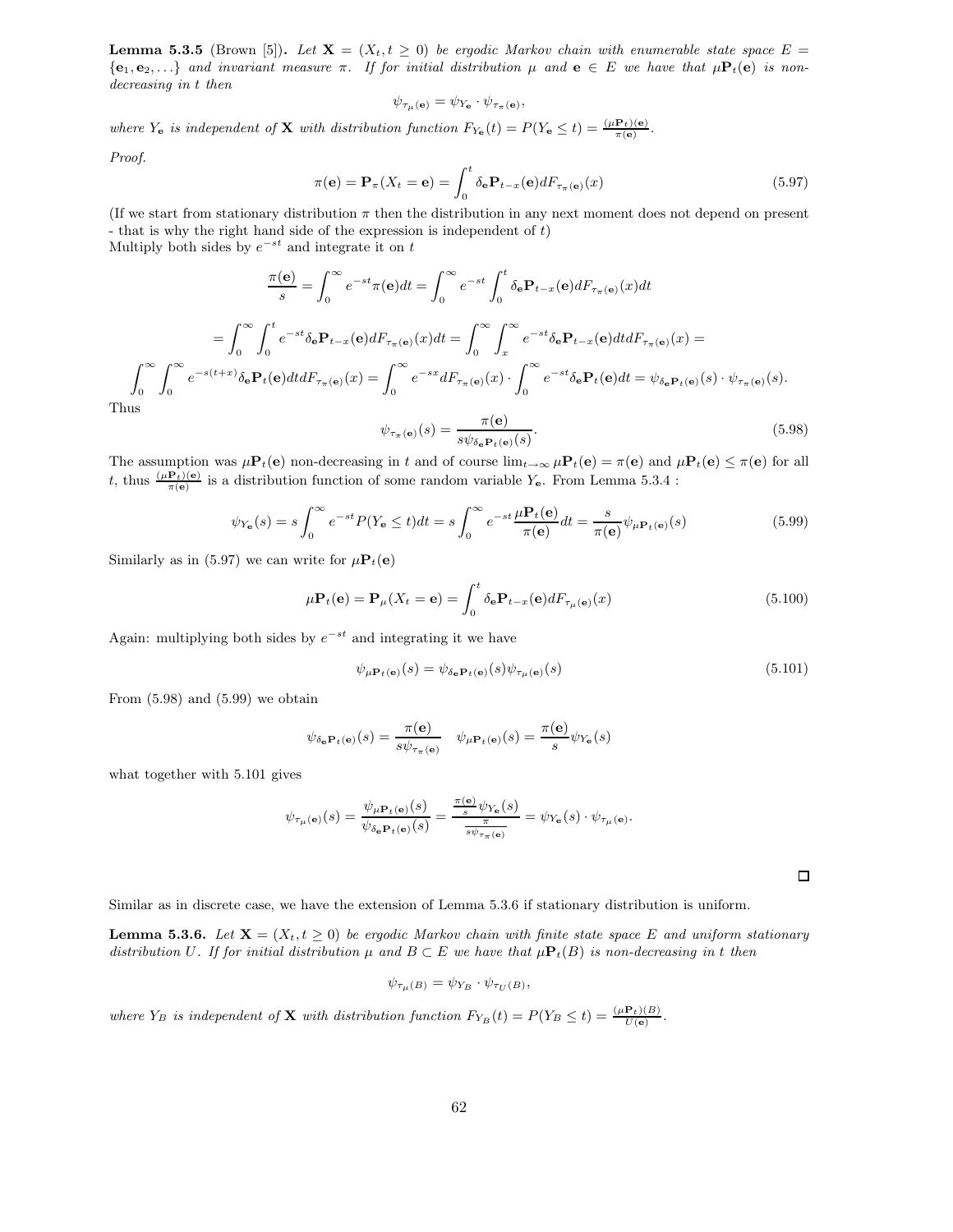**Lemma 5.3.5** (Brown [5])**.** *Let $\mathbf{X} = (X_t, t \geq 0)$ be ergodic Markov chain with enumerable state space $E = \{\mathbf{e}_1, \mathbf{e}_2, \ldots\}$ and invariant measure $\pi$. If for initial distribution $\mu$ and $\mathbf{e} \in E$ we have that $\mu\mathbf{P}_t(\mathbf{e})$ is non-decreasing in $t$ then*

$$\psi_{\tau_\mu(\mathbf{e})} = \psi_{Y_\mathbf{e}} \cdot \psi_{\tau_\pi(\mathbf{e})},$$

*where $Y_\mathbf{e}$ is independent of $\mathbf{X}$ with distribution function $F_{Y_\mathbf{e}}(t) = P(Y_\mathbf{e} \leq t) = \frac{(\mu\mathbf{P}_t)(\mathbf{e})}{\pi(\mathbf{e})}$.*

*Proof.*

$$\pi(\mathbf{e}) = \mathbf{P}_\pi(X_t = \mathbf{e}) = \int_0^t \delta_\mathbf{e}\mathbf{P}_{t-x}(\mathbf{e})dF_{\tau_\pi(\mathbf{e})}(x) \tag{5.97}$$

(If we start from stationary distribution $\pi$ then the distribution in any next moment does not depend on present - that is why the right hand side of the expression is independent of $t$)
Multiply both sides by $e^{-st}$ and integrate it on $t$

$$\frac{\pi(\mathbf{e})}{s} = \int_0^\infty e^{-st}\pi(\mathbf{e})dt = \int_0^\infty e^{-st}\int_0^t \delta_\mathbf{e}\mathbf{P}_{t-x}(\mathbf{e})dF_{\tau_\pi(\mathbf{e})}(x)dt$$

$$= \int_0^\infty \int_0^t e^{-st}\delta_\mathbf{e}\mathbf{P}_{t-x}(\mathbf{e})dF_{\tau_\pi(\mathbf{e})}(x)dt = \int_0^\infty \int_x^\infty e^{-st}\delta_\mathbf{e}\mathbf{P}_{t-x}(\mathbf{e})dtdF_{\tau_\pi(\mathbf{e})}(x) =$$

$$\int_0^\infty \int_0^\infty e^{-s(t+x)}\delta_\mathbf{e}\mathbf{P}_t(\mathbf{e})dtdF_{\tau_\pi(\mathbf{e})}(x) = \int_0^\infty e^{-sx}dF_{\tau_\pi(\mathbf{e})}(x)\cdot\int_0^\infty e^{-st}\delta_\mathbf{e}\mathbf{P}_t(\mathbf{e})dt = \psi_{\delta_\mathbf{e}\mathbf{P}_t(\mathbf{e})}(s)\cdot\psi_{\tau_\pi(\mathbf{e})}(s).$$

Thus

$$\psi_{\tau_\pi(\mathbf{e})}(s) = \frac{\pi(\mathbf{e})}{s\psi_{\delta_\mathbf{e}\mathbf{P}_t(\mathbf{e})}(s)}. \tag{5.98}$$

The assumption was $\mu\mathbf{P}_t(\mathbf{e})$ non-decreasing in $t$ and of course $\lim_{t\to\infty}\mu\mathbf{P}_t(\mathbf{e}) = \pi(\mathbf{e})$ and $\mu\mathbf{P}_t(\mathbf{e}) \leq \pi(\mathbf{e})$ for all $t$, thus $\frac{(\mu\mathbf{P}_t)(\mathbf{e})}{\pi(\mathbf{e})}$ is a distribution function of some random variable $Y_\mathbf{e}$. From Lemma 5.3.4 :

$$\psi_{Y_\mathbf{e}}(s) = s\int_0^\infty e^{-st}P(Y_\mathbf{e} \leq t)dt = s\int_0^\infty e^{-st}\frac{\mu\mathbf{P}_t(\mathbf{e})}{\pi(\mathbf{e})}dt = \frac{s}{\pi(\mathbf{e})}\psi_{\mu\mathbf{P}_t(\mathbf{e})}(s) \tag{5.99}$$

Similarly as in (5.97) we can write for $\mu\mathbf{P}_t(\mathbf{e})$

$$\mu\mathbf{P}_t(\mathbf{e}) = \mathbf{P}_\mu(X_t = \mathbf{e}) = \int_0^t \delta_\mathbf{e}\mathbf{P}_{t-x}(\mathbf{e})dF_{\tau_\mu(\mathbf{e})}(x) \tag{5.100}$$

Again: multiplying both sides by $e^{-st}$ and integrating it we have

$$\psi_{\mu\mathbf{P}_t(\mathbf{e})}(s) = \psi_{\delta_\mathbf{e}\mathbf{P}_t(\mathbf{e})}(s)\psi_{\tau_\mu(\mathbf{e})}(s) \tag{5.101}$$

From (5.98) and (5.99) we obtain

$$\psi_{\delta_\mathbf{e}\mathbf{P}_t(\mathbf{e})}(s) = \frac{\pi(\mathbf{e})}{s\psi_{\tau_\pi(\mathbf{e})}} \quad \psi_{\mu\mathbf{P}_t(\mathbf{e})}(s) = \frac{\pi(\mathbf{e})}{s}\psi_{Y_\mathbf{e}}(s)$$

what together with 5.101 gives

$$\psi_{\tau_\mu(\mathbf{e})}(s) = \frac{\psi_{\mu\mathbf{P}_t(\mathbf{e})}(s)}{\psi_{\delta_\mathbf{e}\mathbf{P}_t(\mathbf{e})}(s)} = \frac{\frac{\pi(\mathbf{e})}{s}\psi_{Y_\mathbf{e}}(s)}{\frac{\pi}{s\psi_{\tau_\pi(\mathbf{e})}}} = \psi_{Y_\mathbf{e}}(s)\cdot\psi_{\tau_\mu(\mathbf{e})}.$$

□

Similar as in discrete case, we have the extension of Lemma 5.3.6 if stationary distribution is uniform.

**Lemma 5.3.6.** *Let $\mathbf{X} = (X_t, t \geq 0)$ be ergodic Markov chain with finite state space $E$ and uniform stationary distribution $U$. If for initial distribution $\mu$ and $B \subset E$ we have that $\mu\mathbf{P}_t(B)$ is non-decreasing in $t$ then*

$$\psi_{\tau_\mu(B)} = \psi_{Y_B}\cdot\psi_{\tau_U(B)},$$

*where $Y_B$ is independent of $\mathbf{X}$ with distribution function $F_{Y_B}(t) = P(Y_B \leq t) = \frac{(\mu\mathbf{P}_t)(B)}{U(\mathbf{e})}$.*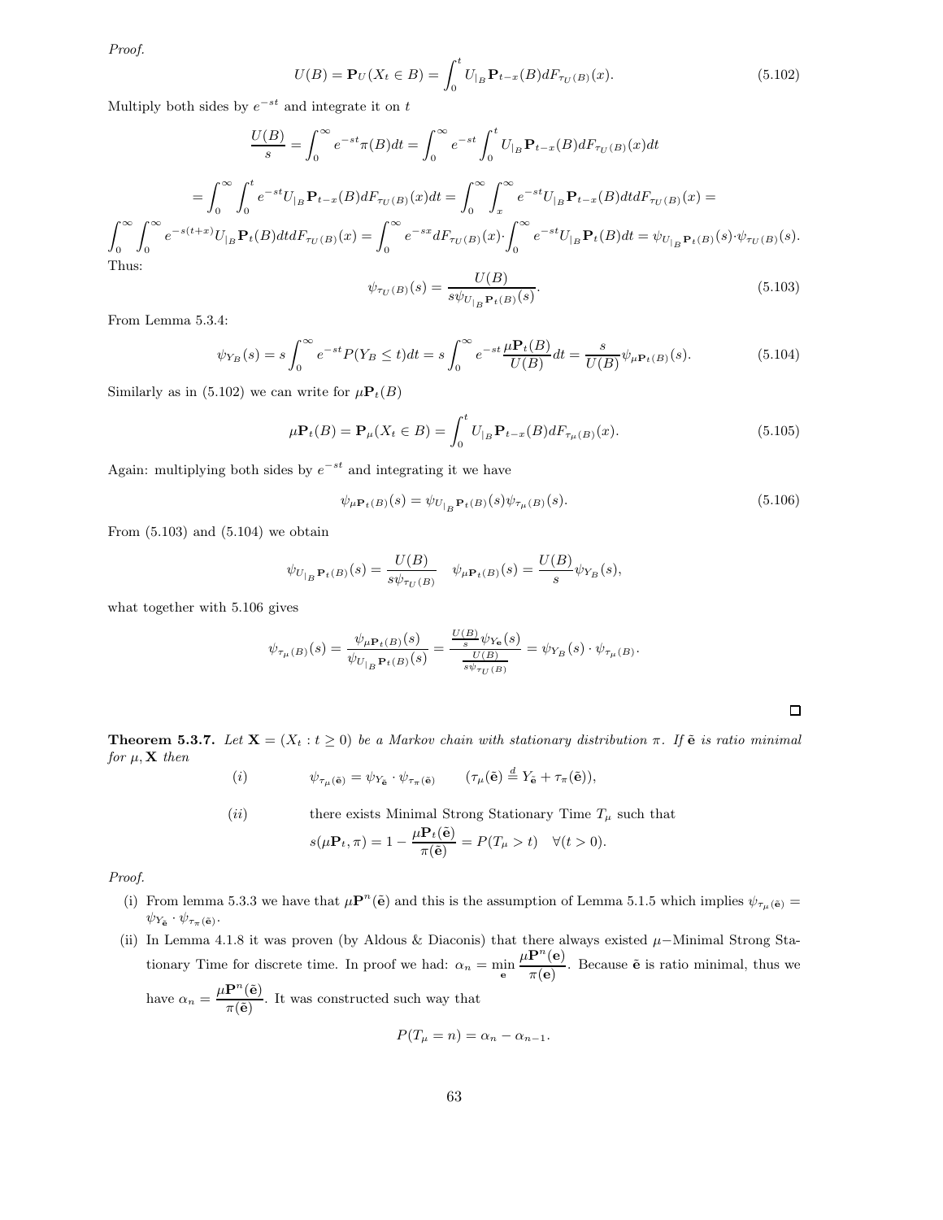*Proof.*

$$U(B) = \mathbf{P}_U(X_t \in B) = \int_0^t U_{|_B}\mathbf{P}_{t-x}(B) dF_{\tau_U(B)}(x). \tag{5.102}$$

Multiply both sides by $e^{-st}$ and integrate it on $t$

$$\frac{U(B)}{s} = \int_0^\infty e^{-st}\pi(B)dt = \int_0^\infty e^{-st}\int_0^t U_{|_B}\mathbf{P}_{t-x}(B)dF_{\tau_U(B)}(x)dt$$

$$= \int_0^\infty \int_0^t e^{-st}U_{|_B}\mathbf{P}_{t-x}(B)dF_{\tau_U(B)}(x)dt = \int_0^\infty \int_x^\infty e^{-st}U_{|_B}\mathbf{P}_{t-x}(B)dtdF_{\tau_U(B)}(x) =$$

$$\int_0^\infty \int_0^\infty e^{-s(t+x)}U_{|_B}\mathbf{P}_t(B)dtdF_{\tau_U(B)}(x) = \int_0^\infty e^{-sx}dF_{\tau_U(B)}(x)\cdot \int_0^\infty e^{-st}U_{|_B}\mathbf{P}_t(B)dt = \psi_{U_{|_B}\mathbf{P}_t(B)}(s)\cdot\psi_{\tau_U(B)}(s).$$

Thus:

$$\psi_{\tau_U(B)}(s) = \frac{U(B)}{s\psi_{U_{|_B}\mathbf{P}_t(B)}(s)}. \tag{5.103}$$

From Lemma 5.3.4:

$$\psi_{Y_B}(s) = s\int_0^\infty e^{-st}P(Y_B \le t)dt = s\int_0^\infty e^{-st}\frac{\mu\mathbf{P}_t(B)}{U(B)}dt = \frac{s}{U(B)}\psi_{\mu\mathbf{P}_t(B)}(s). \tag{5.104}$$

Similarly as in (5.102) we can write for $\mu\mathbf{P}_t(B)$

$$\mu\mathbf{P}_t(B) = \mathbf{P}_\mu(X_t \in B) = \int_0^t U_{|_B}\mathbf{P}_{t-x}(B)dF_{\tau_\mu(B)}(x). \tag{5.105}$$

Again: multiplying both sides by $e^{-st}$ and integrating it we have

$$\psi_{\mu\mathbf{P}_t(B)}(s) = \psi_{U_{|_B}\mathbf{P}_t(B)}(s)\psi_{\tau_\mu(B)}(s). \tag{5.106}$$

From (5.103) and (5.104) we obtain

$$\psi_{U_{|_B}\mathbf{P}_t(B)}(s) = \frac{U(B)}{s\psi_{\tau_U(B)}} \quad \psi_{\mu\mathbf{P}_t(B)}(s) = \frac{U(B)}{s}\psi_{Y_B}(s),$$

what together with 5.106 gives

$$\psi_{\tau_\mu(B)}(s) = \frac{\psi_{\mu\mathbf{P}_t(B)}(s)}{\psi_{U_{|_B}\mathbf{P}_t(B)}(s)} = \frac{\frac{U(B)}{s}\psi_{Y_\mathbf{e}}(s)}{\frac{U(B)}{s\psi_{\tau_U(B)}}} = \psi_{Y_B}(s)\cdot\psi_{\tau_\mu(B)}.$$

□

**Theorem 5.3.7.** *Let $\mathbf{X} = (X_t : t \ge 0)$ be a Markov chain with stationary distribution $\pi$. If $\tilde{\mathbf{e}}$ is ratio minimal for $\mu, \mathbf{X}$ then*

(*i*) $\quad \psi_{\tau_\mu(\tilde{\mathbf{e}})} = \psi_{Y_{\tilde{\mathbf{e}}}}\cdot\psi_{\tau_\pi(\tilde{\mathbf{e}})} \quad (\tau_\mu(\tilde{\mathbf{e}}) \overset{d}{=} Y_{\tilde{\mathbf{e}}} + \tau_\pi(\tilde{\mathbf{e}})),$

(*ii*) $\quad$ there exists Minimal Strong Stationary Time $T_\mu$ such that

$$s(\mu\mathbf{P}_t, \pi) = 1 - \frac{\mu\mathbf{P}_t(\tilde{\mathbf{e}})}{\pi(\tilde{\mathbf{e}})} = P(T_\mu > t) \quad \forall (t > 0).$$

*Proof.*

(i) From lemma 5.3.3 we have that $\mu\mathbf{P}^n(\tilde{\mathbf{e}})$ and this is the assumption of Lemma 5.1.5 which implies $\psi_{\tau_\mu(\tilde{\mathbf{e}})} = \psi_{Y_{\tilde{\mathbf{e}}}}\cdot\psi_{\tau_\pi(\tilde{\mathbf{e}})}$.

(ii) In Lemma 4.1.8 it was proven (by Aldous & Diaconis) that there always existed $\mu-$Minimal Strong Stationary Time for discrete time. In proof we had: $\alpha_n = \min_{\mathbf{e}}\dfrac{\mu\mathbf{P}^n(\mathbf{e})}{\pi(\mathbf{e})}$. Because $\tilde{\mathbf{e}}$ is ratio minimal, thus we have $\alpha_n = \dfrac{\mu\mathbf{P}^n(\tilde{\mathbf{e}})}{\pi(\tilde{\mathbf{e}})}$. It was constructed such way that

$$P(T_\mu = n) = \alpha_n - \alpha_{n-1}.$$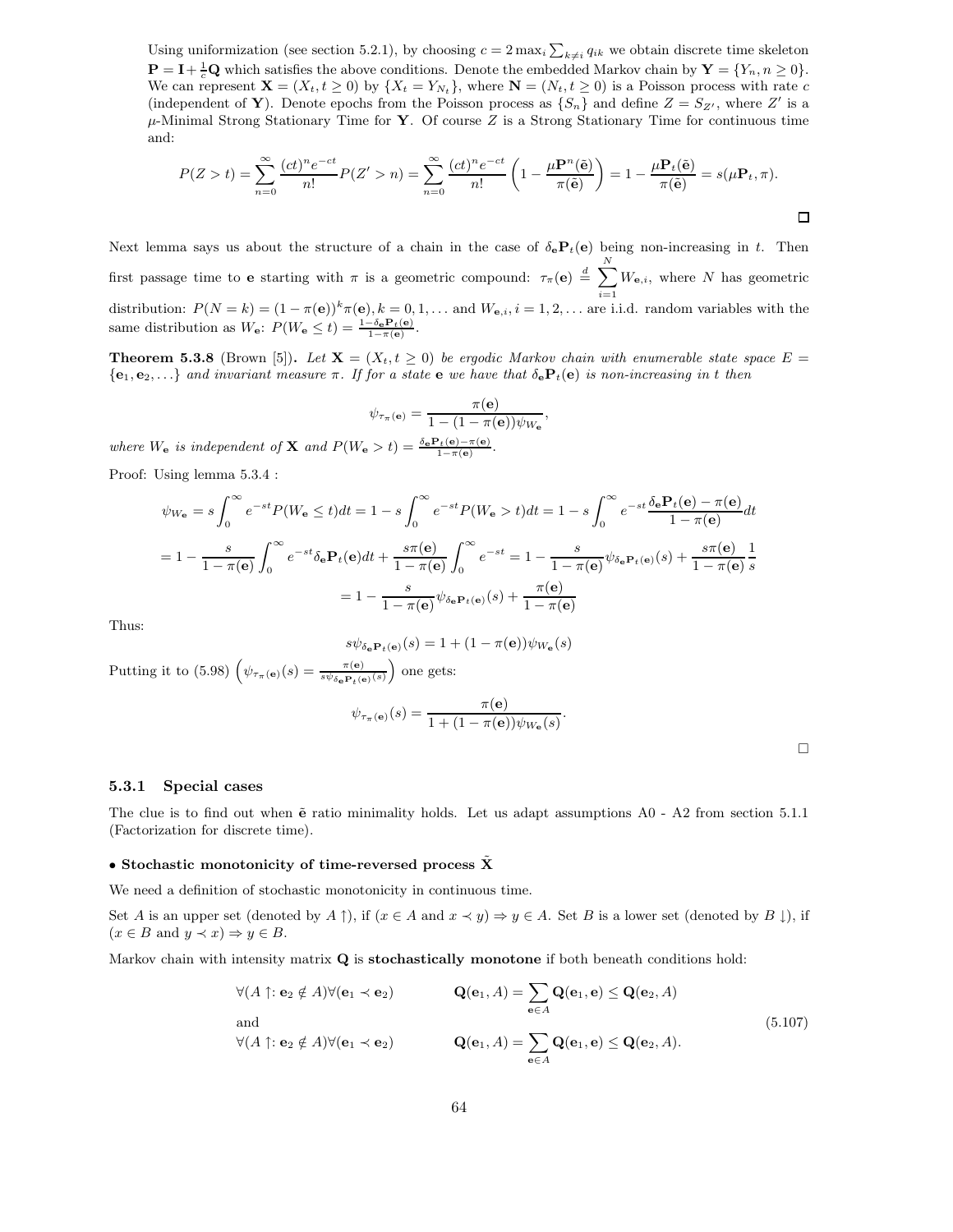Using uniformization (see section 5.2.1), by choosing $c = 2\max_i \sum_{k\neq i} q_{ik}$ we obtain discrete time skeleton $\mathbf{P} = \mathbf{I} + \frac{1}{c}\mathbf{Q}$ which satisfies the above conditions. Denote the embedded Markov chain by $\mathbf{Y} = \{Y_n, n \geq 0\}$. We can represent $\mathbf{X} = (X_t, t \geq 0)$ by $\{X_t = Y_{N_t}\}$, where $\mathbf{N} = (N_t, t \geq 0)$ is a Poisson process with rate $c$ (independent of $\mathbf{Y}$). Denote epochs from the Poisson process as $\{S_n\}$ and define $Z = S_{Z'}$, where $Z'$ is a $\mu$-Minimal Strong Stationary Time for $\mathbf{Y}$. Of course $Z$ is a Strong Stationary Time for continuous time and:

$$P(Z > t) = \sum_{n=0}^{\infty} \frac{(ct)^n e^{-ct}}{n!} P(Z' > n) = \sum_{n=0}^{\infty} \frac{(ct)^n e^{-ct}}{n!}\left(1 - \frac{\mu\mathbf{P}^n(\tilde{\mathbf{e}})}{\pi(\tilde{\mathbf{e}})}\right) = 1 - \frac{\mu\mathbf{P}_t(\tilde{\mathbf{e}})}{\pi(\tilde{\mathbf{e}})} = s(\mu\mathbf{P}_t, \pi).$$

□

Next lemma says us about the structure of a chain in the case of $\delta_{\mathbf{e}}\mathbf{P}_t(\mathbf{e})$ being non-increasing in $t$. Then first passage time to $\mathbf{e}$ starting with $\pi$ is a geometric compound: $\tau_\pi(\mathbf{e}) \stackrel{d}{=} \sum_{i=1}^{N} W_{\mathbf{e},i}$, where $N$ has geometric distribution: $P(N = k) = (1-\pi(\mathbf{e}))^k \pi(\mathbf{e}), k = 0, 1, \ldots$ and $W_{\mathbf{e},i}, i = 1, 2, \ldots$ are i.i.d. random variables with the same distribution as $W_{\mathbf{e}}$: $P(W_{\mathbf{e}} \leq t) = \frac{1-\delta_{\mathbf{e}}\mathbf{P}_t(\mathbf{e})}{1-\pi(\mathbf{e})}$.

**Theorem 5.3.8** (Brown [5]). *Let $\mathbf{X} = (X_t, t \geq 0)$ be ergodic Markov chain with enumerable state space $E = \{\mathbf{e}_1, \mathbf{e}_2, \ldots\}$ and invariant measure $\pi$. If for a state $\mathbf{e}$ we have that $\delta_{\mathbf{e}}\mathbf{P}_t(\mathbf{e})$ is non-increasing in $t$ then*

$$\psi_{\tau_\pi(\mathbf{e})} = \frac{\pi(\mathbf{e})}{1 - (1-\pi(\mathbf{e}))\psi_{W_{\mathbf{e}}}},$$

*where $W_{\mathbf{e}}$ is independent of $\mathbf{X}$ and $P(W_{\mathbf{e}} > t) = \frac{\delta_{\mathbf{e}}\mathbf{P}_t(\mathbf{e}) - \pi(\mathbf{e})}{1-\pi(\mathbf{e})}$.*

Proof: Using lemma 5.3.4 :

$$\psi_{W_{\mathbf{e}}} = s\int_0^\infty e^{-st} P(W_{\mathbf{e}} \leq t)dt = 1 - s\int_0^\infty e^{-st} P(W_{\mathbf{e}} > t)dt = 1 - s\int_0^\infty e^{-st} \frac{\delta_{\mathbf{e}}\mathbf{P}_t(\mathbf{e}) - \pi(\mathbf{e})}{1-\pi(\mathbf{e})}dt$$

$$= 1 - \frac{s}{1-\pi(\mathbf{e})}\int_0^\infty e^{-st}\delta_{\mathbf{e}}\mathbf{P}_t(\mathbf{e})dt + \frac{s\pi(\mathbf{e})}{1-\pi(\mathbf{e})}\int_0^\infty e^{-st} = 1 - \frac{s}{1-\pi(\mathbf{e})}\psi_{\delta_{\mathbf{e}}\mathbf{P}_t(\mathbf{e})}(s) + \frac{s\pi(\mathbf{e})}{1-\pi(\mathbf{e})}\frac{1}{s}$$

$$= 1 - \frac{s}{1-\pi(\mathbf{e})}\psi_{\delta_{\mathbf{e}}\mathbf{P}_t(\mathbf{e})}(s) + \frac{\pi(\mathbf{e})}{1-\pi(\mathbf{e})}$$

Thus:

$$s\psi_{\delta_{\mathbf{e}}\mathbf{P}_t(\mathbf{e})}(s) = 1 + (1-\pi(\mathbf{e}))\psi_{W_{\mathbf{e}}}(s)$$

Putting it to (5.98) $\left(\psi_{\tau_\pi(\mathbf{e})}(s) = \frac{\pi(\mathbf{e})}{s\psi_{\delta_{\mathbf{e}}\mathbf{P}_t(\mathbf{e})}(s)}\right)$ one gets:

$$\psi_{\tau_\pi(\mathbf{e})}(s) = \frac{\pi(\mathbf{e})}{1 + (1-\pi(\mathbf{e}))\psi_{W_{\mathbf{e}}}(s)}.$$

□

### 5.3.1 Special cases

The clue is to find out when $\tilde{\mathbf{e}}$ ratio minimality holds. Let us adapt assumptions A0 - A2 from section 5.1.1 (Factorization for discrete time).

**• Stochastic monotonicity of time-reversed process $\tilde{\mathbf{X}}$**

We need a definition of stochastic monotonicity in continuous time.

Set $A$ is an upper set (denoted by $A\uparrow$), if $(x \in A$ and $x \prec y) \Rightarrow y \in A$. Set $B$ is a lower set (denoted by $B\downarrow$), if $(x \in B$ and $y \prec x) \Rightarrow y \in B$.

Markov chain with intensity matrix $\mathbf{Q}$ is **stochastically monotone** if both beneath conditions hold:

$$\begin{aligned}
&\forall (A\uparrow: \mathbf{e}_2 \notin A)\forall(\mathbf{e}_1 \prec \mathbf{e}_2) \qquad \mathbf{Q}(\mathbf{e}_1, A) = \sum_{\mathbf{e}\in A}\mathbf{Q}(\mathbf{e}_1, \mathbf{e}) \leq \mathbf{Q}(\mathbf{e}_2, A)\\
&\text{and}\\
&\forall (A\uparrow: \mathbf{e}_2 \notin A)\forall(\mathbf{e}_1 \prec \mathbf{e}_2) \qquad \mathbf{Q}(\mathbf{e}_1, A) = \sum_{\mathbf{e}\in A}\mathbf{Q}(\mathbf{e}_1, \mathbf{e}) \leq \mathbf{Q}(\mathbf{e}_2, A).
\end{aligned} \tag{5.107}$$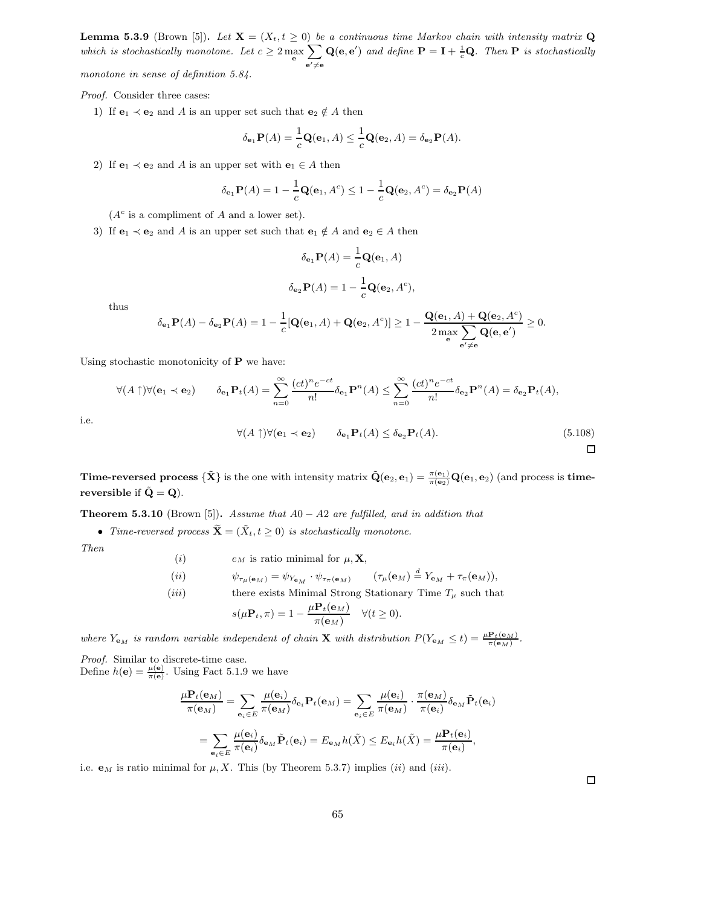**Lemma 5.3.9** (Brown [5])**.** *Let $\mathbf{X} = (X_t, t \geq 0)$ be a continuous time Markov chain with intensity matrix $\mathbf{Q}$ which is stochastically monotone. Let $c \geq 2 \max_{\mathbf{e}} \sum_{\mathbf{e}' \neq \mathbf{e}} \mathbf{Q}(\mathbf{e}, \mathbf{e}')$ and define $\mathbf{P} = \mathbf{I} + \frac{1}{c}\mathbf{Q}$. Then $\mathbf{P}$ is stochastically monotone in sense of definition 5.84.*

*Proof.* Consider three cases:

1) If $\mathbf{e}_1 \prec \mathbf{e}_2$ and $A$ is an upper set such that $\mathbf{e}_2 \notin A$ then

$$\delta_{\mathbf{e}_1}\mathbf{P}(A) = \frac{1}{c}\mathbf{Q}(\mathbf{e}_1, A) \leq \frac{1}{c}\mathbf{Q}(\mathbf{e}_2, A) = \delta_{\mathbf{e}_2}\mathbf{P}(A).$$

2) If $\mathbf{e}_1 \prec \mathbf{e}_2$ and $A$ is an upper set with $\mathbf{e}_1 \in A$ then

$$\delta_{\mathbf{e}_1}\mathbf{P}(A) = 1 - \frac{1}{c}\mathbf{Q}(\mathbf{e}_1, A^c) \leq 1 - \frac{1}{c}\mathbf{Q}(\mathbf{e}_2, A^c) = \delta_{\mathbf{e}_2}\mathbf{P}(A)$$

($A^c$ is a compliment of $A$ and a lower set).

3) If $\mathbf{e}_1 \prec \mathbf{e}_2$ and $A$ is an upper set such that $\mathbf{e}_1 \notin A$ and $\mathbf{e}_2 \in A$ then

$$\delta_{\mathbf{e}_1}\mathbf{P}(A) = \frac{1}{c}\mathbf{Q}(\mathbf{e}_1, A)$$

$$\delta_{\mathbf{e}_2}\mathbf{P}(A) = 1 - \frac{1}{c}\mathbf{Q}(\mathbf{e}_2, A^c),$$

thus

$$\delta_{\mathbf{e}_1}\mathbf{P}(A) - \delta_{\mathbf{e}_2}\mathbf{P}(A) = 1 - \frac{1}{c}[\mathbf{Q}(\mathbf{e}_1, A) + \mathbf{Q}(\mathbf{e}_2, A^c)] \geq 1 - \frac{\mathbf{Q}(\mathbf{e}_1, A) + \mathbf{Q}(\mathbf{e}_2, A^c)}{2 \max_{\mathbf{e}} \sum_{\mathbf{e}' \neq \mathbf{e}} \mathbf{Q}(\mathbf{e}, \mathbf{e}')} \geq 0.$$

Using stochastic monotonicity of $\mathbf{P}$ we have:

$$\forall (A \uparrow) \forall (\mathbf{e}_1 \prec \mathbf{e}_2) \qquad \delta_{\mathbf{e}_1}\mathbf{P}_t(A) = \sum_{n=0}^{\infty} \frac{(ct)^n e^{-ct}}{n!} \delta_{\mathbf{e}_1}\mathbf{P}^n(A) \leq \sum_{n=0}^{\infty} \frac{(ct)^n e^{-ct}}{n!} \delta_{\mathbf{e}_2}\mathbf{P}^n(A) = \delta_{\mathbf{e}_2}\mathbf{P}_t(A),$$

i.e.

$$\forall (A \uparrow) \forall (\mathbf{e}_1 \prec \mathbf{e}_2) \qquad \delta_{\mathbf{e}_1}\mathbf{P}_t(A) \leq \delta_{\mathbf{e}_2}\mathbf{P}_t(A). \tag{5.108}$$

□

**Time-reversed process** $\{\tilde{\mathbf{X}}\}$ is the one with intensity matrix $\tilde{\mathbf{Q}}(\mathbf{e}_2, \mathbf{e}_1) = \frac{\pi(\mathbf{e}_1)}{\pi(\mathbf{e}_2)}\mathbf{Q}(\mathbf{e}_1, \mathbf{e}_2)$ (and process is **time-reversible** if $\tilde{\mathbf{Q}} = \mathbf{Q}$).

**Theorem 5.3.10** (Brown [5])**.** *Assume that $A0 - A2$ are fulfilled, and in addition that*

- *Time-reversed process $\tilde{\mathbf{X}} = (\tilde{X}_t, t \geq 0)$ is stochastically monotone.*

*Then*

$(i)$ $\quad e_M$ is ratio minimal for $\mu, \mathbf{X}$,

$(ii)$ $\quad \psi_{\tau_\mu(\mathbf{e}_M)} = \psi_{Y_{\mathbf{e}_M}} \cdot \psi_{\tau_\pi(\mathbf{e}_M)} \qquad (\tau_\mu(\mathbf{e}_M) \stackrel{d}{=} Y_{\mathbf{e}_M} + \tau_\pi(\mathbf{e}_M)),$

$(iii)$ $\quad$ there exists Minimal Strong Stationary Time $T_\mu$ such that

$$s(\mu\mathbf{P}_t, \pi) = 1 - \frac{\mu\mathbf{P}_t(\mathbf{e}_M)}{\pi(\mathbf{e}_M)} \quad \forall (t \geq 0).$$

*where $Y_{\mathbf{e}_M}$ is random variable independent of chain $\mathbf{X}$ with distribution $P(Y_{\mathbf{e}_M} \leq t) = \frac{\mu\mathbf{P}_t(\mathbf{e}_M)}{\pi(\mathbf{e}_M)}$.*

*Proof.* Similar to discrete-time case.
Define $h(\mathbf{e}) = \frac{\mu(\mathbf{e})}{\pi(\mathbf{e})}$. Using Fact 5.1.9 we have

$$\frac{\mu\mathbf{P}_t(\mathbf{e}_M)}{\pi(\mathbf{e}_M)} = \sum_{\mathbf{e}_i \in E} \frac{\mu(\mathbf{e}_i)}{\pi(\mathbf{e}_M)} \delta_{\mathbf{e}_i}\mathbf{P}_t(\mathbf{e}_M) = \sum_{\mathbf{e}_i \in E} \frac{\mu(\mathbf{e}_i)}{\pi(\mathbf{e}_M)} \cdot \frac{\pi(\mathbf{e}_M)}{\pi(\mathbf{e}_i)} \delta_{\mathbf{e}_M}\tilde{\mathbf{P}}_t(\mathbf{e}_i)$$

$$= \sum_{\mathbf{e}_i \in E} \frac{\mu(\mathbf{e}_i)}{\pi(\mathbf{e}_i)} \delta_{\mathbf{e}_M}\tilde{\mathbf{P}}_t(\mathbf{e}_i) = E_{\mathbf{e}_M} h(\tilde{X}) \leq E_{\mathbf{e}_i} h(\tilde{X}) = \frac{\mu\mathbf{P}_t(\mathbf{e}_i)}{\pi(\mathbf{e}_i)},$$

i.e. $\mathbf{e}_M$ is ratio minimal for $\mu, X$. This (by Theorem 5.3.7) implies $(ii)$ and $(iii)$.

□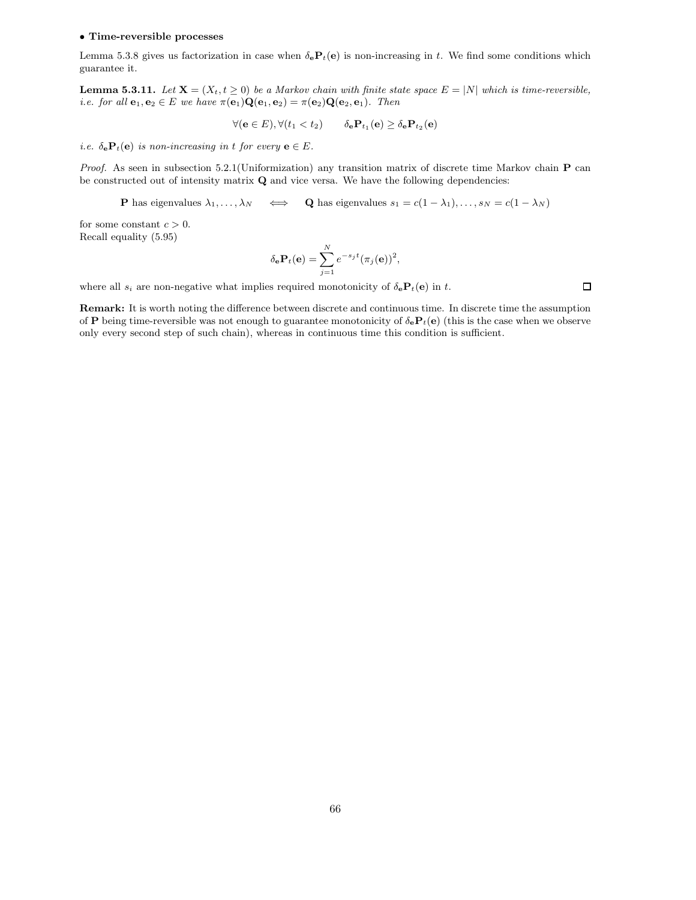- **Time-reversible processes**

Lemma 5.3.8 gives us factorization in case when $\delta_{\mathbf{e}}\mathbf{P}_t(\mathbf{e})$ is non-increasing in $t$. We find some conditions which guarantee it.

**Lemma 5.3.11.** *Let $\mathbf{X} = (X_t, t \geq 0)$ be a Markov chain with finite state space $E = |N|$ which is time-reversible, i.e. for all $\mathbf{e}_1, \mathbf{e}_2 \in E$ we have $\pi(\mathbf{e}_1)\mathbf{Q}(\mathbf{e}_1, \mathbf{e}_2) = \pi(\mathbf{e}_2)\mathbf{Q}(\mathbf{e}_2, \mathbf{e}_1)$. Then*

$$\forall(\mathbf{e} \in E), \forall(t_1 < t_2) \qquad \delta_{\mathbf{e}}\mathbf{P}_{t_1}(\mathbf{e}) \geq \delta_{\mathbf{e}}\mathbf{P}_{t_2}(\mathbf{e})$$

*i.e. $\delta_{\mathbf{e}}\mathbf{P}_t(\mathbf{e})$ is non-increasing in $t$ for every $\mathbf{e} \in E$.*

*Proof.* As seen in subsection 5.2.1(Uniformization) any transition matrix of discrete time Markov chain $\mathbf{P}$ can be constructed out of intensity matrix $\mathbf{Q}$ and vice versa. We have the following dependencies:

$$\mathbf{P} \text{ has eigenvalues } \lambda_1, \ldots, \lambda_N \quad \Longleftrightarrow \quad \mathbf{Q} \text{ has eigenvalues } s_1 = c(1 - \lambda_1), \ldots, s_N = c(1 - \lambda_N)$$

for some constant $c > 0$.
Recall equality (5.95)

$$\delta_{\mathbf{e}}\mathbf{P}_t(\mathbf{e}) = \sum_{j=1}^{N} e^{-s_j t}(\pi_j(\mathbf{e}))^2,$$

where all $s_i$ are non-negative what implies required monotonicity of $\delta_{\mathbf{e}}\mathbf{P}_t(\mathbf{e})$ in $t$. □

**Remark:** It is worth noting the difference between discrete and continuous time. In discrete time the assumption of $\mathbf{P}$ being time-reversible was not enough to guarantee monotonicity of $\delta_{\mathbf{e}}\mathbf{P}_t(\mathbf{e})$ (this is the case when we observe only every second step of such chain), whereas in continuous time this condition is sufficient.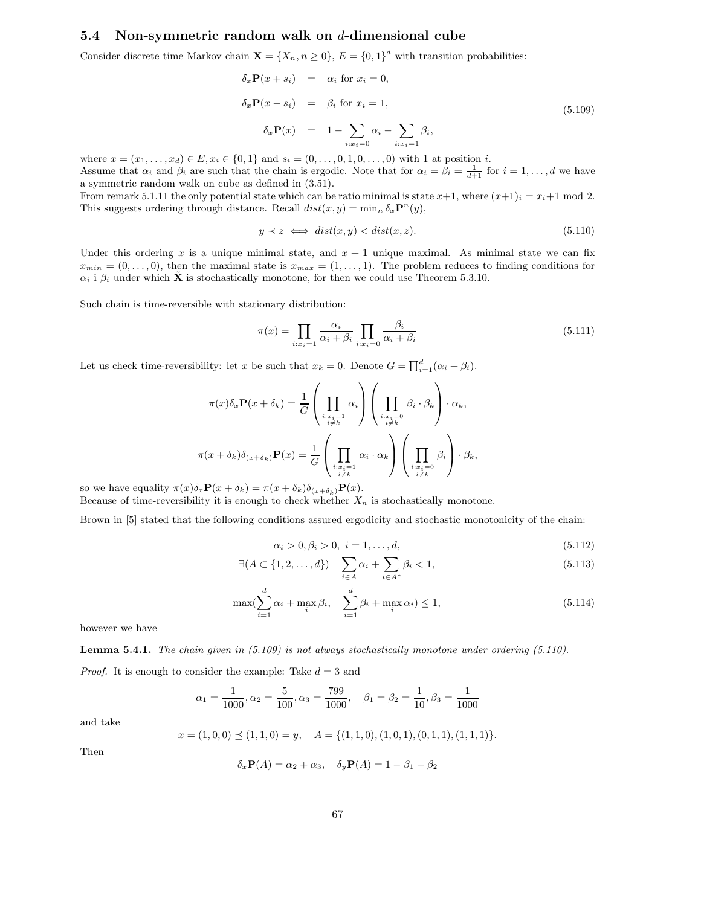### 5.4 Non-symmetric random walk on $d$-dimensional cube

Consider discrete time Markov chain $\mathbf{X} = \{X_n, n \geq 0\}$, $E = \{0,1\}^d$ with transition probabilities:

$$
\begin{aligned}
\delta_x \mathbf{P}(x + s_i) &= \alpha_i \text{ for } x_i = 0, \\
\delta_x \mathbf{P}(x - s_i) &= \beta_i \text{ for } x_i = 1, \\
\delta_x \mathbf{P}(x) &= 1 - \sum_{i:x_i=0} \alpha_i - \sum_{i:x_i=1} \beta_i,
\end{aligned}
\tag{5.109}
$$

where $x = (x_1, \ldots, x_d) \in E, x_i \in \{0,1\}$ and $s_i = (0, \ldots, 0, 1, 0, \ldots, 0)$ with 1 at position $i$.
Assume that $\alpha_i$ and $\beta_i$ are such that the chain is ergodic. Note that for $\alpha_i = \beta_i = \frac{1}{d+1}$ for $i = 1, \ldots, d$ we have a symmetric random walk on cube as defined in (3.51).
From remark 5.1.11 the only potential state which can be ratio minimal is state $x+1$, where $(x+1)_i = x_i + 1 \mod 2$. This suggests ordering through distance. Recall $dist(x,y) = \min_n \delta_x \mathbf{P}^n(y)$,

$$
y \prec z \iff dist(x,y) < dist(x,z). \tag{5.110}
$$

Under this ordering $x$ is a unique minimal state, and $x+1$ unique maximal. As minimal state we can fix $x_{min} = (0, \ldots, 0)$, then the maximal state is $x_{max} = (1, \ldots, 1)$. The problem reduces to finding conditions for $\alpha_i$ i $\beta_i$ under which $\tilde{\mathbf{X}}$ is stochastically monotone, for then we could use Theorem 5.3.10.

Such chain is time-reversible with stationary distribution:

$$
\pi(x) = \prod_{i:x_i=1} \frac{\alpha_i}{\alpha_i + \beta_i} \prod_{i:x_i=0} \frac{\beta_i}{\alpha_i + \beta_i} \tag{5.111}
$$

Let us check time-reversibility: let $x$ be such that $x_k = 0$. Denote $G = \prod_{i=1}^d (\alpha_i + \beta_i)$.

$$
\pi(x)\delta_x \mathbf{P}(x + \delta_k) = \frac{1}{G} \left( \prod_{\substack{i:x_i=1 \\ i \neq k}} \alpha_i \right) \left( \prod_{\substack{i:x_i=0 \\ i \neq k}} \beta_i \cdot \beta_k \right) \cdot \alpha_k,
$$

$$
\pi(x + \delta_k)\delta_{(x+\delta_k)} \mathbf{P}(x) = \frac{1}{G} \left( \prod_{\substack{i:x_i=1 \\ i \neq k}} \alpha_i \cdot \alpha_k \right) \left( \prod_{\substack{i:x_i=0 \\ i \neq k}} \beta_i \right) \cdot \beta_k,
$$

so we have equality $\pi(x)\delta_x \mathbf{P}(x + \delta_k) = \pi(x + \delta_k)\delta_{(x+\delta_k)}\mathbf{P}(x)$.
Because of time-reversibility it is enough to check whether $X_n$ is stochastically monotone.

Brown in [5] stated that the following conditions assured ergodicity and stochastic monotonicity of the chain:

$$
\alpha_i > 0, \beta_i > 0, \ i = 1, \ldots, d, \tag{5.112}
$$

$$
\exists (A \subset \{1, 2, \ldots, d\}) \quad \sum_{i \in A} \alpha_i + \sum_{i \in A^c} \beta_i < 1, \tag{5.113}
$$

$$
\max\left(\sum_{i=1}^d \alpha_i + \max_i \beta_i, \quad \sum_{i=1}^d \beta_i + \max_i \alpha_i\right) \leq 1, \tag{5.114}
$$

however we have

**Lemma 5.4.1.** *The chain given in (5.109) is not always stochastically monotone under ordering (5.110).*

*Proof.* It is enough to consider the example: Take $d = 3$ and

$$
\alpha_1 = \frac{1}{1000}, \alpha_2 = \frac{5}{100}, \alpha_3 = \frac{799}{1000}, \quad \beta_1 = \beta_2 = \frac{1}{10}, \beta_3 = \frac{1}{1000}
$$

and take

$$
x = (1,0,0) \preceq (1,1,0) = y, \quad A = \{(1,1,0), (1,0,1), (0,1,1), (1,1,1)\}.
$$

Then

$$
\delta_x \mathbf{P}(A) = \alpha_2 + \alpha_3, \quad \delta_y \mathbf{P}(A) = 1 - \beta_1 - \beta_2
$$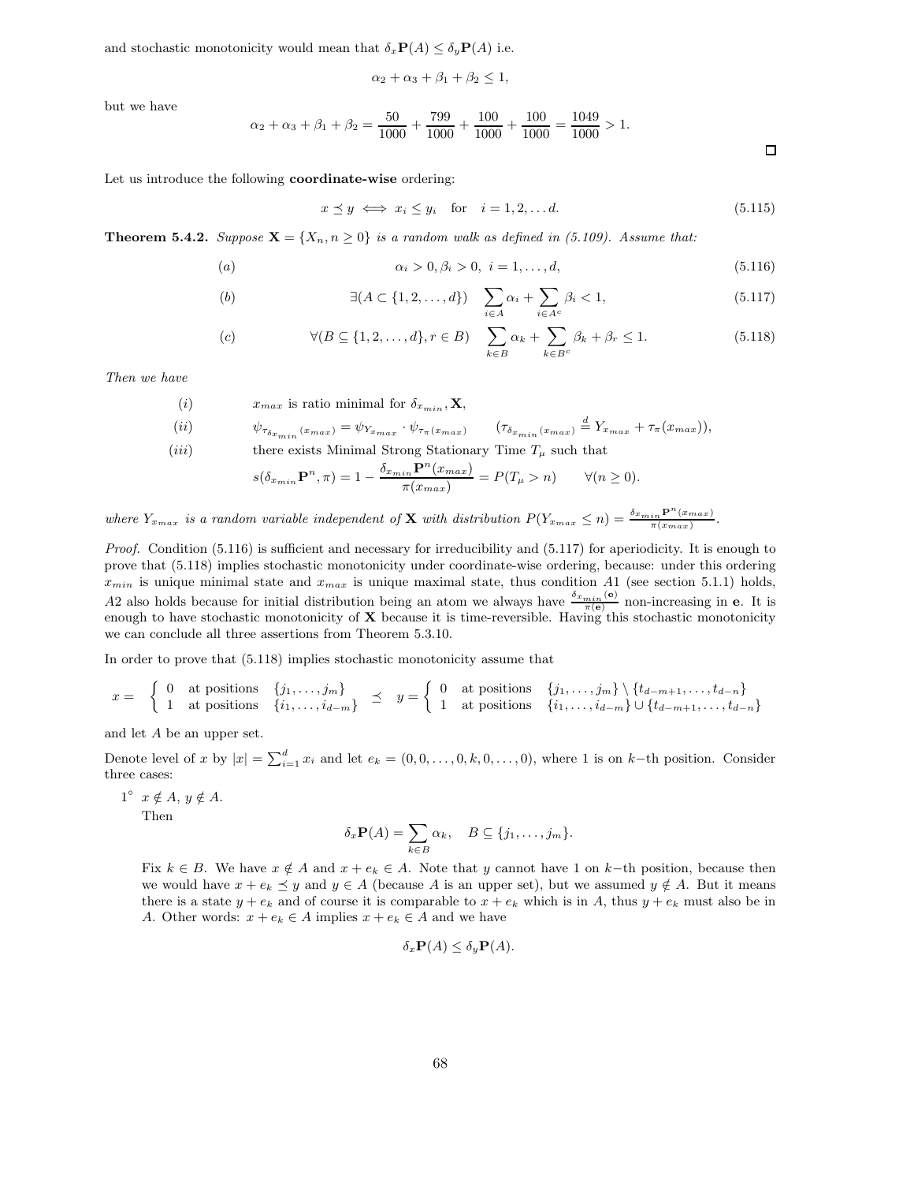and stochastic monotonicity would mean that $\delta_x \mathbf{P}(A) \leq \delta_y \mathbf{P}(A)$ i.e.

$$\alpha_2 + \alpha_3 + \beta_1 + \beta_2 \leq 1,$$

but we have

$$\alpha_2 + \alpha_3 + \beta_1 + \beta_2 = \frac{50}{1000} + \frac{799}{1000} + \frac{100}{1000} + \frac{100}{1000} = \frac{1049}{1000} > 1.$$

□

Let us introduce the following **coordinate-wise** ordering:

$$x \preceq y \iff x_i \leq y_i \quad \text{for} \quad i = 1, 2, \ldots d. \tag{5.115}$$

**Theorem 5.4.2.** *Suppose $\mathbf{X} = \{X_n, n \geq 0\}$ is a random walk as defined in (5.109). Assume that:*

$$(a) \qquad \alpha_i > 0, \beta_i > 0, \; i = 1, \ldots, d, \tag{5.116}$$

$$(b) \qquad \exists (A \subset \{1, 2, \ldots, d\}) \quad \sum_{i \in A} \alpha_i + \sum_{i \in A^c} \beta_i < 1, \tag{5.117}$$

$$(c) \qquad \forall (B \subseteq \{1, 2, \ldots, d\}, r \in B) \quad \sum_{k \in B} \alpha_k + \sum_{k \in B^c} \beta_k + \beta_r \leq 1. \tag{5.118}$$

*Then we have*

$(i)$ $\quad x_{max}$ is ratio minimal for $\delta_{x_{min}}, \mathbf{X}$,

$(ii)$ $\quad \psi_{\tau_{\delta_{x_{min}}}(x_{max})} = \psi_{Y_{x_{max}}} \cdot \psi_{\tau_\pi(x_{max})} \qquad (\tau_{\delta_{x_{min}}}(x_{max}) \stackrel{d}{=} Y_{x_{max}} + \tau_\pi(x_{max})),$

$(iii)$ $\quad$ there exists Minimal Strong Stationary Time $T_\mu$ such that

$$s(\delta_{x_{min}} \mathbf{P}^n, \pi) = 1 - \frac{\delta_{x_{min}} \mathbf{P}^n(x_{max})}{\pi(x_{max})} = P(T_\mu > n) \qquad \forall (n \geq 0).$$

*where $Y_{x_{max}}$ is a random variable independent of $\mathbf{X}$ with distribution $P(Y_{x_{max}} \leq n) = \frac{\delta_{x_{min}} \mathbf{P}^n(x_{max})}{\pi(x_{max})}$.*

*Proof.* Condition (5.116) is sufficient and necessary for irreducibility and (5.117) for aperiodicity. It is enough to prove that (5.118) implies stochastic monotonicity under coordinate-wise ordering, because: under this ordering $x_{min}$ is unique minimal state and $x_{max}$ is unique maximal state, thus condition $A1$ (see section 5.1.1) holds, $A2$ also holds because for initial distribution being an atom we always have $\frac{\delta_{x_{min}}(\mathbf{e})}{\pi(\mathbf{e})}$ non-increasing in $\mathbf{e}$. It is enough to have stochastic monotonicity of $\mathbf{X}$ because it is time-reversible. Having this stochastic monotonicity we can conclude all three assertions from Theorem 5.3.10.

In order to prove that (5.118) implies stochastic monotonicity assume that

$$x = \begin{cases} 0 & \text{at positions} \quad \{j_1, \ldots, j_m\} \\ 1 & \text{at positions} \quad \{i_1, \ldots, i_{d-m}\} \end{cases} \preceq \quad y = \begin{cases} 0 & \text{at positions} \quad \{j_1, \ldots, j_m\} \setminus \{t_{d-m+1}, \ldots, t_{d-n}\} \\ 1 & \text{at positions} \quad \{i_1, \ldots, i_{d-m}\} \cup \{t_{d-m+1}, \ldots, t_{d-n}\} \end{cases}$$

and let $A$ be an upper set.

Denote level of $x$ by $|x| = \sum_{i=1}^d x_i$ and let $e_k = (0, 0, \ldots, 0, k, 0, \ldots, 0)$, where 1 is on $k-$th position. Consider three cases:

$1^\circ$ $x \notin A$, $y \notin A$.
Then

$$\delta_x \mathbf{P}(A) = \sum_{k \in B} \alpha_k, \quad B \subseteq \{j_1, \ldots, j_m\}.$$

Fix $k \in B$. We have $x \notin A$ and $x + e_k \in A$. Note that $y$ cannot have 1 on $k-$th position, because then we would have $x + e_k \preceq y$ and $y \in A$ (because $A$ is an upper set), but we assumed $y \notin A$. But it means there is a state $y + e_k$ and of course it is comparable to $x + e_k$ which is in $A$, thus $y + e_k$ must also be in $A$. Other words: $x + e_k \in A$ implies $x + e_k \in A$ and we have

$$\delta_x \mathbf{P}(A) \leq \delta_y \mathbf{P}(A).$$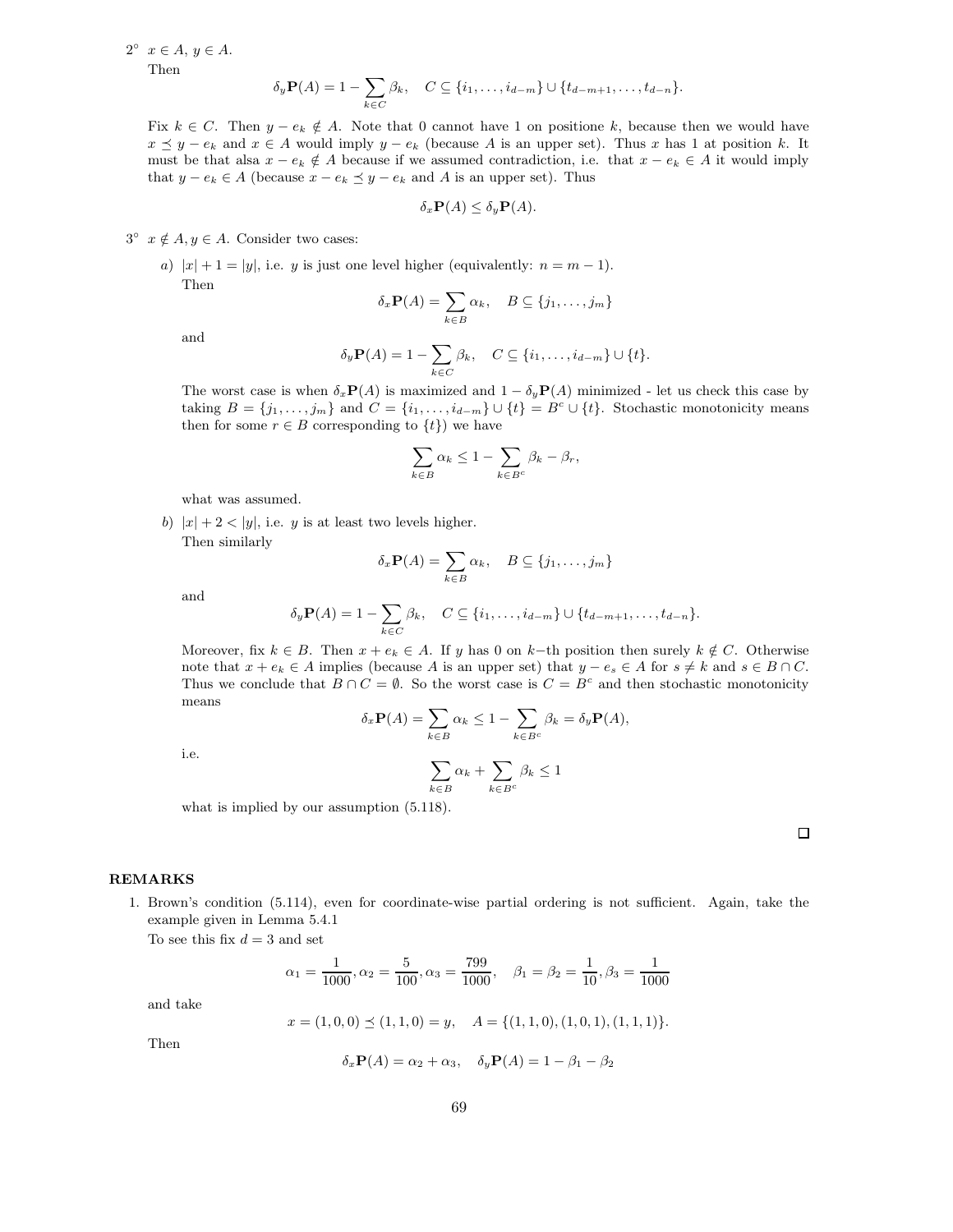$2^\circ$ $x \in A$, $y \in A$.

Then

$$\delta_y \mathbf{P}(A) = 1 - \sum_{k \in C} \beta_k, \quad C \subseteq \{i_1, \ldots, i_{d-m}\} \cup \{t_{d-m+1}, \ldots, t_{d-n}\}.$$

Fix $k \in C$. Then $y - e_k \notin A$. Note that 0 cannot have 1 on positione $k$, because then we would have $x \preceq y - e_k$ and $x \in A$ would imply $y - e_k$ (because $A$ is an upper set). Thus $x$ has 1 at position $k$. It must be that alsa $x - e_k \notin A$ because if we assumed contradiction, i.e. that $x - e_k \in A$ it would imply that $y - e_k \in A$ (because $x - e_k \preceq y - e_k$ and $A$ is an upper set). Thus

$$\delta_x \mathbf{P}(A) \leq \delta_y \mathbf{P}(A).$$

$3^\circ$ $x \notin A, y \in A$. Consider two cases:

*a)* $|x| + 1 = |y|$, i.e. $y$ is just one level higher (equivalently: $n = m - 1$).

Then

$$\delta_x \mathbf{P}(A) = \sum_{k \in B} \alpha_k, \quad B \subseteq \{j_1, \ldots, j_m\}$$

and

$$\delta_y \mathbf{P}(A) = 1 - \sum_{k \in C} \beta_k, \quad C \subseteq \{i_1, \ldots, i_{d-m}\} \cup \{t\}.$$

The worst case is when $\delta_x \mathbf{P}(A)$ is maximized and $1 - \delta_y \mathbf{P}(A)$ minimized - let us check this case by taking $B = \{j_1, \ldots, j_m\}$ and $C = \{i_1, \ldots, i_{d-m}\} \cup \{t\} = B^c \cup \{t\}$. Stochastic monotonicity means then for some $r \in B$ corresponding to $\{t\}$) we have

$$\sum_{k \in B} \alpha_k \leq 1 - \sum_{k \in B^c} \beta_k - \beta_r,$$

what was assumed.

*b)* $|x| + 2 < |y|$, i.e. $y$ is at least two levels higher.

Then similarly

$$\delta_x \mathbf{P}(A) = \sum_{k \in B} \alpha_k, \quad B \subseteq \{j_1, \ldots, j_m\}$$

and

$$\delta_y \mathbf{P}(A) = 1 - \sum_{k \in C} \beta_k, \quad C \subseteq \{i_1, \ldots, i_{d-m}\} \cup \{t_{d-m+1}, \ldots, t_{d-n}\}.$$

Moreover, fix $k \in B$. Then $x + e_k \in A$. If $y$ has 0 on $k-$th position then surely $k \notin C$. Otherwise note that $x + e_k \in A$ implies (because $A$ is an upper set) that $y - e_s \in A$ for $s \neq k$ and $s \in B \cap C$. Thus we conclude that $B \cap C = \emptyset$. So the worst case is $C = B^c$ and then stochastic monotonicity means

$$\delta_x \mathbf{P}(A) = \sum_{k \in B} \alpha_k \leq 1 - \sum_{k \in B^c} \beta_k = \delta_y \mathbf{P}(A),$$

i.e.

$$\sum_{k \in B} \alpha_k + \sum_{k \in B^c} \beta_k \leq 1$$

what is implied by our assumption (5.118).

□

## REMARKS

1. Brown's condition (5.114), even for coordinate-wise partial ordering is not sufficient. Again, take the example given in Lemma 5.4.1

   To see this fix $d = 3$ and set

$$\alpha_1 = \frac{1}{1000}, \alpha_2 = \frac{5}{100}, \alpha_3 = \frac{799}{1000}, \quad \beta_1 = \beta_2 = \frac{1}{10}, \beta_3 = \frac{1}{1000}$$

   and take

$$x = (1,0,0) \preceq (1,1,0) = y, \quad A = \{(1,1,0), (1,0,1), (1,1,1)\}.$$

   Then

$$\delta_x \mathbf{P}(A) = \alpha_2 + \alpha_3, \quad \delta_y \mathbf{P}(A) = 1 - \beta_1 - \beta_2$$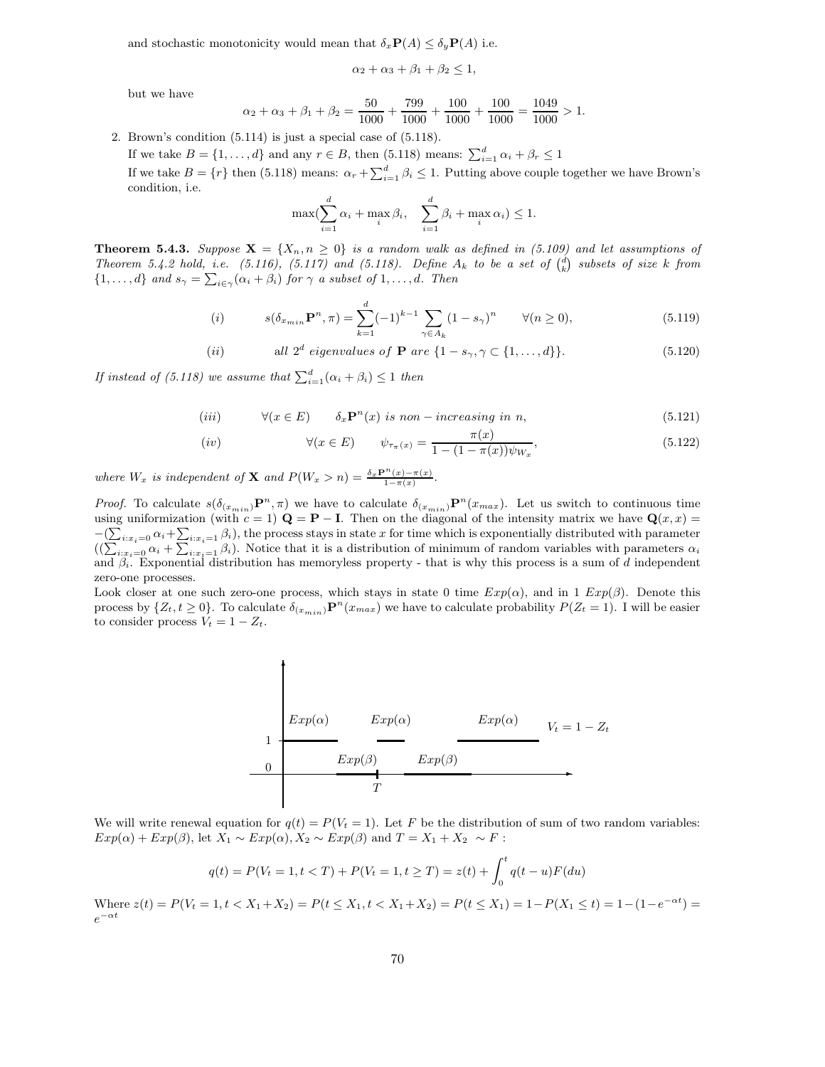and stochastic monotonicity would mean that $\delta_x \mathbf{P}(A) \leq \delta_y \mathbf{P}(A)$ i.e.

$$\alpha_2 + \alpha_3 + \beta_1 + \beta_2 \leq 1,$$

but we have

$$\alpha_2 + \alpha_3 + \beta_1 + \beta_2 = \frac{50}{1000} + \frac{799}{1000} + \frac{100}{1000} + \frac{100}{1000} = \frac{1049}{1000} > 1.$$

2. Brown's condition (5.114) is just a special case of (5.118).
   If we take $B = \{1, \ldots, d\}$ and any $r \in B$, then (5.118) means: $\sum_{i=1}^{d} \alpha_i + \beta_r \leq 1$
   If we take $B = \{r\}$ then (5.118) means: $\alpha_r + \sum_{i=1}^{d} \beta_i \leq 1$. Putting above couple together we have Brown's condition, i.e.

$$\max(\sum_{i=1}^{d} \alpha_i + \max_i \beta_i, \quad \sum_{i=1}^{d} \beta_i + \max_i \alpha_i) \leq 1.$$

**Theorem 5.4.3.** *Suppose $\mathbf{X} = \{X_n, n \geq 0\}$ is a random walk as defined in (5.109) and let assumptions of Theorem 5.4.2 hold, i.e. (5.116), (5.117) and (5.118). Define $A_k$ to be a set of $\binom{d}{k}$ subsets of size $k$ from $\{1, \ldots, d\}$ and $s_\gamma = \sum_{i \in \gamma} (\alpha_i + \beta_i)$ for $\gamma$ a subset of $1, \ldots, d$. Then*

$$(i) \qquad s(\delta_{x_{min}} \mathbf{P}^n, \pi) = \sum_{k=1}^{d} (-1)^{k-1} \sum_{\gamma \in A_k} (1 - s_\gamma)^n \qquad \forall (n \geq 0), \tag{5.119}$$

$$(ii) \qquad \text{all } 2^d \text{ eigenvalues of } \mathbf{P} \text{ are } \{1 - s_\gamma, \gamma \subset \{1, \ldots, d\}\}. \tag{5.120}$$

*If instead of (5.118) we assume that $\sum_{i=1}^{d} (\alpha_i + \beta_i) \leq 1$ then*

$$(iii) \qquad \forall (x \in E) \qquad \delta_x \mathbf{P}^n(x) \text{ is non-increasing in } n, \tag{5.121}$$

$$(iv) \qquad \forall (x \in E) \qquad \psi_{\tau_\pi(x)} = \frac{\pi(x)}{1 - (1 - \pi(x)) \psi_{W_x}}, \tag{5.122}$$

*where $W_x$ is independent of $\mathbf{X}$ and $P(W_x > n) = \frac{\delta_x \mathbf{P}^n(x) - \pi(x)}{1 - \pi(x)}$.*

*Proof.* To calculate $s(\delta_{(x_{min})} \mathbf{P}^n, \pi)$ we have to calculate $\delta_{(x_{min})} \mathbf{P}^n(x_{max})$. Let us switch to continuous time using uniformization (with $c = 1$) $\mathbf{Q} = \mathbf{P} - \mathbf{I}$. Then on the diagonal of the intensity matrix we have $\mathbf{Q}(x, x) = -(\sum_{i: x_i = 0} \alpha_i + \sum_{i: x_i = 1} \beta_i)$, the process stays in state $x$ for time which is exponentially distributed with parameter $((\sum_{i: x_i = 0} \alpha_i + \sum_{i: x_i = 1} \beta_i)$. Notice that it is a distribution of minimum of random variables with parameters $\alpha_i$ and $\beta_i$. Exponential distribution has memoryless property - that is why this process is a sum of $d$ independent zero-one processes.

Look closer at one such zero-one process, which stays in state 0 time $Exp(\alpha)$, and in 1 $Exp(\beta)$. Denote this process by $\{Z_t, t \geq 0\}$. To calculate $\delta_{(x_{min})} \mathbf{P}^n(x_{max})$ we have to calculate probability $P(Z_t = 1)$. I will be easier to consider process $V_t = 1 - Z_t$.

We will write renewal equation for $q(t) = P(V_t = 1)$. Let $F$ be the distribution of sum of two random variables: $Exp(\alpha) + Exp(\beta)$, let $X_1 \sim Exp(\alpha), X_2 \sim Exp(\beta)$ and $T = X_1 + X_2 \; \sim F$ :

$$q(t) = P(V_t = 1, t < T) + P(V_t = 1, t \geq T) = z(t) + \int_0^t q(t - u) F(du)$$

Where $z(t) = P(V_t = 1, t < X_1 + X_2) = P(t \leq X_1, t < X_1 + X_2) = P(t \leq X_1) = 1 - P(X_1 \leq t) = 1 - (1 - e^{-\alpha t}) = e^{-\alpha t}$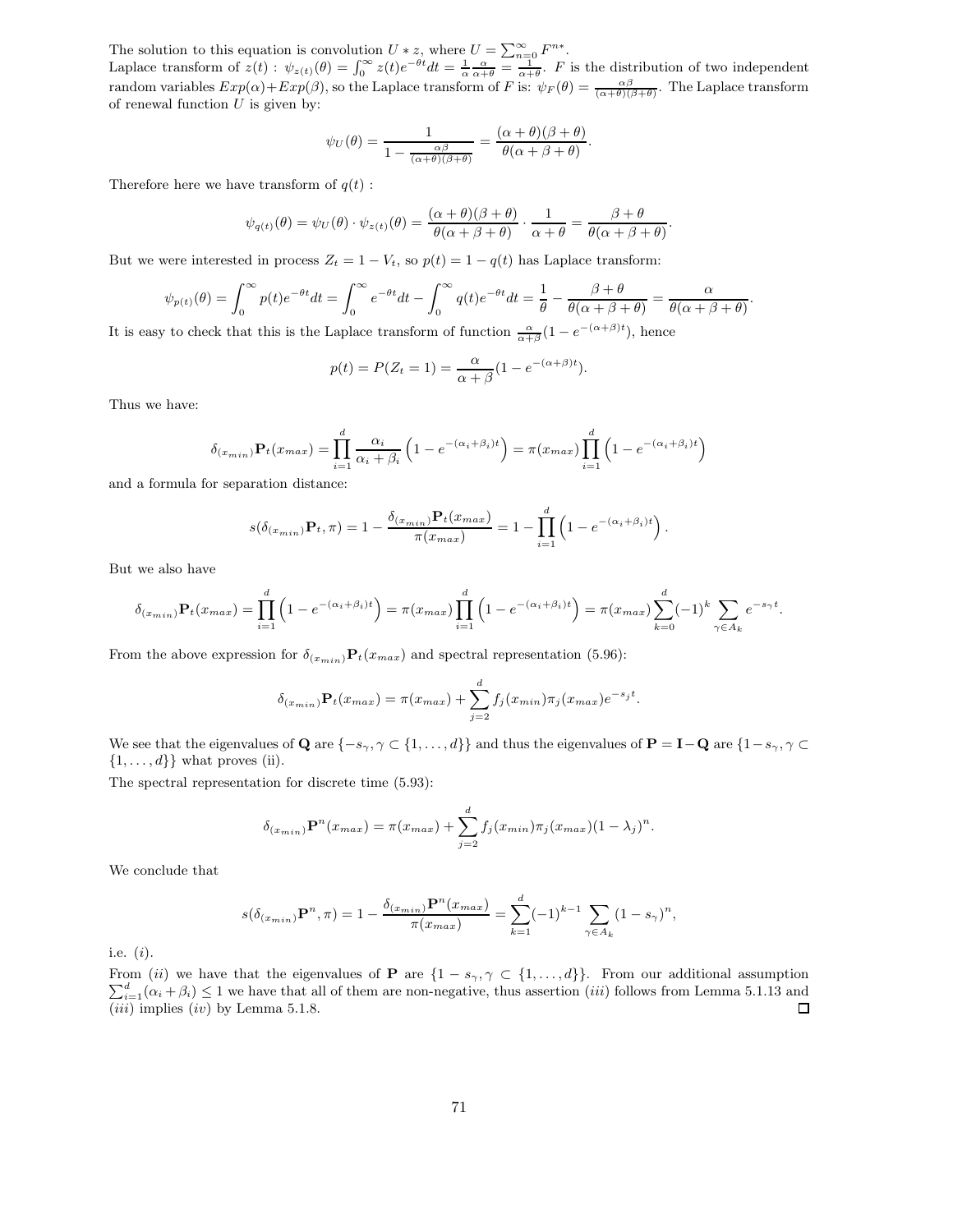The solution to this equation is convolution $U * z$, where $U = \sum_{n=0}^{\infty} F^{n*}$.
Laplace transform of $z(t)$ : $\psi_{z(t)}(\theta) = \int_0^\infty z(t)e^{-\theta t}dt = \frac{1}{\alpha}\frac{\alpha}{\alpha+\theta} = \frac{1}{\alpha+\theta}$. $F$ is the distribution of two independent random variables $Exp(\alpha)+Exp(\beta)$, so the Laplace transform of $F$ is: $\psi_F(\theta) = \frac{\alpha\beta}{(\alpha+\theta)(\beta+\theta)}$. The Laplace transform of renewal function $U$ is given by:

$$\psi_U(\theta) = \frac{1}{1 - \frac{\alpha\beta}{(\alpha+\theta)(\beta+\theta)}} = \frac{(\alpha+\theta)(\beta+\theta)}{\theta(\alpha+\beta+\theta)}.$$

Therefore here we have transform of $q(t)$ :

$$\psi_{q(t)}(\theta) = \psi_U(\theta) \cdot \psi_{z(t)}(\theta) = \frac{(\alpha+\theta)(\beta+\theta)}{\theta(\alpha+\beta+\theta)} \cdot \frac{1}{\alpha+\theta} = \frac{\beta+\theta}{\theta(\alpha+\beta+\theta)}.$$

But we were interested in process $Z_t = 1 - V_t$, so $p(t) = 1 - q(t)$ has Laplace transform:

$$\psi_{p(t)}(\theta) = \int_0^\infty p(t)e^{-\theta t}dt = \int_0^\infty e^{-\theta t}dt - \int_0^\infty q(t)e^{-\theta t}dt = \frac{1}{\theta} - \frac{\beta+\theta}{\theta(\alpha+\beta+\theta)} = \frac{\alpha}{\theta(\alpha+\beta+\theta)}.$$

It is easy to check that this is the Laplace transform of function $\frac{\alpha}{\alpha+\beta}(1 - e^{-(\alpha+\beta)t})$, hence

$$p(t) = P(Z_t = 1) = \frac{\alpha}{\alpha+\beta}(1 - e^{-(\alpha+\beta)t}).$$

Thus we have:

$$\delta_{(x_{min})}\mathbf{P}_t(x_{max}) = \prod_{i=1}^{d} \frac{\alpha_i}{\alpha_i+\beta_i}\left(1 - e^{-(\alpha_i+\beta_i)t}\right) = \pi(x_{max})\prod_{i=1}^{d}\left(1 - e^{-(\alpha_i+\beta_i)t}\right)$$

and a formula for separation distance:

$$s(\delta_{(x_{min})}\mathbf{P}_t, \pi) = 1 - \frac{\delta_{(x_{min})}\mathbf{P}_t(x_{max})}{\pi(x_{max})} = 1 - \prod_{i=1}^{d}\left(1 - e^{-(\alpha_i+\beta_i)t}\right).$$

But we also have

$$\delta_{(x_{min})}\mathbf{P}_t(x_{max}) = \prod_{i=1}^{d}\left(1 - e^{-(\alpha_i+\beta_i)t}\right) = \pi(x_{max})\prod_{i=1}^{d}\left(1 - e^{-(\alpha_i+\beta_i)t}\right) = \pi(x_{max})\sum_{k=0}^{d}(-1)^k\sum_{\gamma\in A_k} e^{-s_\gamma t}.$$

From the above expression for $\delta_{(x_{min})}\mathbf{P}_t(x_{max})$ and spectral representation (5.96):

$$\delta_{(x_{min})}\mathbf{P}_t(x_{max}) = \pi(x_{max}) + \sum_{j=2}^{d} f_j(x_{min})\pi_j(x_{max})e^{-s_j t}.$$

We see that the eigenvalues of $\mathbf{Q}$ are $\{-s_\gamma, \gamma \subset \{1, \ldots, d\}\}$ and thus the eigenvalues of $\mathbf{P} = \mathbf{I} - \mathbf{Q}$ are $\{1 - s_\gamma, \gamma \subset \{1, \ldots, d\}\}$ what proves (ii).

The spectral representation for discrete time (5.93):

$$\delta_{(x_{min})}\mathbf{P}^n(x_{max}) = \pi(x_{max}) + \sum_{j=2}^{d} f_j(x_{min})\pi_j(x_{max})(1 - \lambda_j)^n.$$

We conclude that

$$s(\delta_{(x_{min})}\mathbf{P}^n, \pi) = 1 - \frac{\delta_{(x_{min})}\mathbf{P}^n(x_{max})}{\pi(x_{max})} = \sum_{k=1}^{d}(-1)^{k-1}\sum_{\gamma\in A_k}(1 - s_\gamma)^n,$$

i.e. $(i)$.

From $(ii)$ we have that the eigenvalues of $\mathbf{P}$ are $\{1 - s_\gamma, \gamma \subset \{1, \ldots, d\}\}$. From our additional assumption $\sum_{i=1}^{d}(\alpha_i + \beta_i) \leq 1$ we have that all of them are non-negative, thus assertion $(iii)$ follows from Lemma 5.1.13 and $(iii)$ implies $(iv)$ by Lemma 5.1.8. □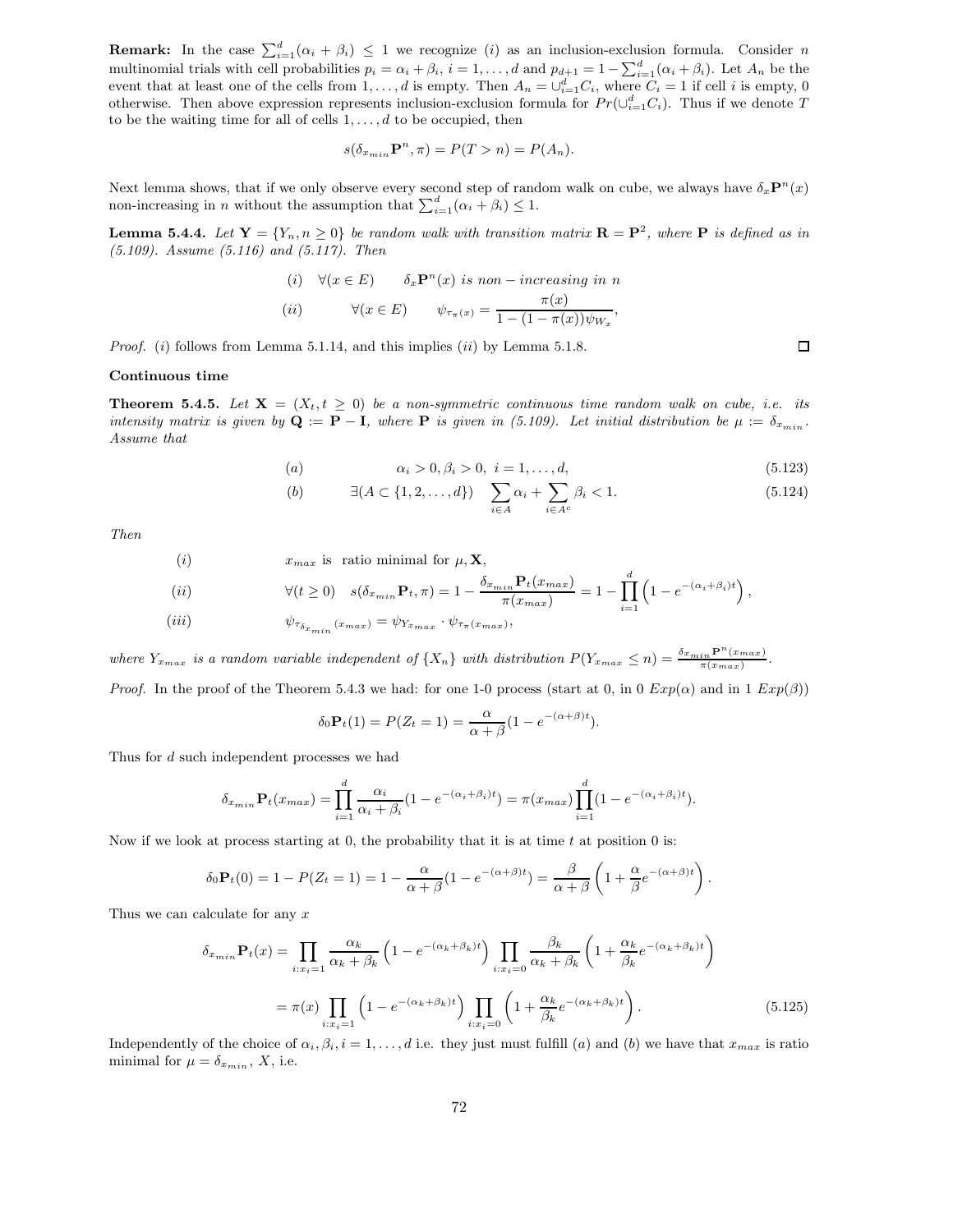**Remark:** In the case $\sum_{i=1}^d(\alpha_i+\beta_i)\leq 1$ we recognize $(i)$ as an inclusion-exclusion formula. Consider $n$ multinomial trials with cell probabilities $p_i=\alpha_i+\beta_i,\ i=1,\ldots,d$ and $p_{d+1}=1-\sum_{i=1}^d(\alpha_i+\beta_i)$. Let $A_n$ be the event that at least one of the cells from $1,\ldots,d$ is empty. Then $A_n=\cup_{i=1}^d C_i$, where $C_i=1$ if cell $i$ is empty, 0 otherwise. Then above expression represents inclusion-exclusion formula for $Pr(\cup_{i=1}^d C_i)$. Thus if we denote $T$ to be the waiting time for all of cells $1,\ldots,d$ to be occupied, then

$$s(\delta_{x_{min}}\mathbf{P}^n,\pi)=P(T>n)=P(A_n).$$

Next lemma shows, that if we only observe every second step of random walk on cube, we always have $\delta_x\mathbf{P}^n(x)$ non-increasing in $n$ without the assumption that $\sum_{i=1}^d(\alpha_i+\beta_i)\leq 1$.

**Lemma 5.4.4.** *Let $\mathbf{Y}=\{Y_n,n\geq 0\}$ be random walk with transition matrix $\mathbf{R}=\mathbf{P}^2$, where $\mathbf{P}$ is defined as in (5.109). Assume (5.116) and (5.117). Then*

$$(i)\quad \forall(x\in E)\qquad \delta_x\mathbf{P}^n(x)\ \textit{is non-increasing in } n$$

$$(ii)\qquad \forall(x\in E)\qquad \psi_{\tau_{\pi}(x)}=\frac{\pi(x)}{1-(1-\pi(x))\psi_{W_x}},$$

*Proof.* $(i)$ follows from Lemma 5.1.14, and this implies $(ii)$ by Lemma 5.1.8. □

**Continuous time**

**Theorem 5.4.5.** *Let $\mathbf{X}=(X_t,t\geq 0)$ be a non-symmetric continuous time random walk on cube, i.e. its intensity matrix is given by $\mathbf{Q}:=\mathbf{P}-\mathbf{I}$, where $\mathbf{P}$ is given in (5.109). Let initial distribution be $\mu:=\delta_{x_{min}}$. Assume that*

$$(a)\qquad\qquad \alpha_i>0,\beta_i>0,\ i=1,\ldots,d, \tag{5.123}$$

$$(b)\qquad \exists(A\subset\{1,2,\ldots,d\})\quad \sum_{i\in A}\alpha_i+\sum_{i\in A^c}\beta_i<1. \tag{5.124}$$

*Then*

$$(i)\qquad\qquad x_{max}\ \text{is ratio minimal for}\ \mu,\mathbf{X},$$

$$(ii)\qquad\qquad \forall(t\geq 0)\quad s(\delta_{x_{min}}\mathbf{P}_t,\pi)=1-\frac{\delta_{x_{min}}\mathbf{P}_t(x_{max})}{\pi(x_{max})}=1-\prod_{i=1}^d\left(1-e^{-(\alpha_i+\beta_i)t}\right),$$

$$(iii)\qquad\qquad \psi_{\tau_{\delta_{x_{min}}}(x_{max})}=\psi_{Y_{x_{max}}}\cdot\psi_{\tau_{\pi}(x_{max})},$$

*where $Y_{x_{max}}$ is a random variable independent of $\{X_n\}$ with distribution $P(Y_{x_{max}}\leq n)=\frac{\delta_{x_{min}}\mathbf{P}^n(x_{max})}{\pi(x_{max})}$.*

*Proof.* In the proof of the Theorem 5.4.3 we had: for one 1-0 process (start at 0, in 0 $Exp(\alpha)$ and in 1 $Exp(\beta)$)

$$\delta_0\mathbf{P}_t(1)=P(Z_t=1)=\frac{\alpha}{\alpha+\beta}(1-e^{-(\alpha+\beta)t}).$$

Thus for $d$ such independent processes we had

$$\delta_{x_{min}}\mathbf{P}_t(x_{max})=\prod_{i=1}^d\frac{\alpha_i}{\alpha_i+\beta_i}(1-e^{-(\alpha_i+\beta_i)t})=\pi(x_{max})\prod_{i=1}^d(1-e^{-(\alpha_i+\beta_i)t}).$$

Now if we look at process starting at 0, the probability that it is at time $t$ at position 0 is:

$$\delta_0\mathbf{P}_t(0)=1-P(Z_t=1)=1-\frac{\alpha}{\alpha+\beta}(1-e^{-(\alpha+\beta)t})=\frac{\beta}{\alpha+\beta}\left(1+\frac{\alpha}{\beta}e^{-(\alpha+\beta)t}\right).$$

Thus we can calculate for any $x$

$$\begin{aligned}\delta_{x_{min}}\mathbf{P}_t(x)&=\prod_{i:x_i=1}\frac{\alpha_k}{\alpha_k+\beta_k}\left(1-e^{-(\alpha_k+\beta_k)t}\right)\prod_{i:x_i=0}\frac{\beta_k}{\alpha_k+\beta_k}\left(1+\frac{\alpha_k}{\beta_k}e^{-(\alpha_k+\beta_k)t}\right)\\&=\pi(x)\prod_{i:x_i=1}\left(1-e^{-(\alpha_k+\beta_k)t}\right)\prod_{i:x_i=0}\left(1+\frac{\alpha_k}{\beta_k}e^{-(\alpha_k+\beta_k)t}\right).\end{aligned} \tag{5.125}$$

Independently of the choice of $\alpha_i,\beta_i,i=1,\ldots,d$ i.e. they just must fulfill $(a)$ and $(b)$ we have that $x_{max}$ is ratio minimal for $\mu=\delta_{x_{min}}$, $X$, i.e.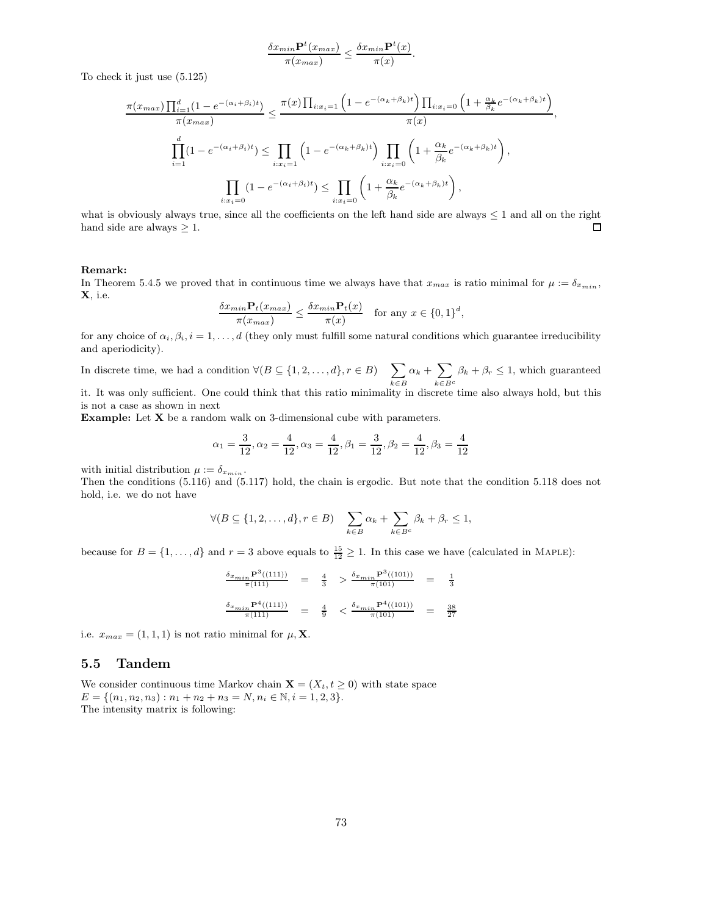$$\frac{\delta x_{min}\mathbf{P}^t(x_{max})}{\pi(x_{max})} \leq \frac{\delta x_{min}\mathbf{P}^t(x)}{\pi(x)}.$$

To check it just use (5.125)

$$\frac{\pi(x_{max})\prod_{i=1}^d(1-e^{-(\alpha_i+\beta_i)t})}{\pi(x_{max})} \leq \frac{\pi(x)\prod_{i:x_i=1}\left(1-e^{-(\alpha_k+\beta_k)t}\right)\prod_{i:x_i=0}\left(1+\frac{\alpha_k}{\beta_k}e^{-(\alpha_k+\beta_k)t}\right)}{\pi(x)},$$

$$\prod_{i=1}^d(1-e^{-(\alpha_i+\beta_i)t}) \leq \prod_{i:x_i=1}\left(1-e^{-(\alpha_k+\beta_k)t}\right)\prod_{i:x_i=0}\left(1+\frac{\alpha_k}{\beta_k}e^{-(\alpha_k+\beta_k)t}\right),$$

$$\prod_{i:x_i=0}(1-e^{-(\alpha_i+\beta_i)t}) \leq \prod_{i:x_i=0}\left(1+\frac{\alpha_k}{\beta_k}e^{-(\alpha_k+\beta_k)t}\right),$$

what is obviously always true, since all the coefficients on the left hand side are always $\leq 1$ and all on the right hand side are always $\geq 1$. □

**Remark:**
In Theorem 5.4.5 we proved that in continuous time we always have that $x_{max}$ is ratio minimal for $\mu := \delta_{x_{min}}$, $\mathbf{X}$, i.e.

$$\frac{\delta x_{min}\mathbf{P}_t(x_{max})}{\pi(x_{max})} \leq \frac{\delta x_{min}\mathbf{P}_t(x)}{\pi(x)} \quad \text{for any } x \in \{0,1\}^d,$$

for any choice of $\alpha_i, \beta_i, i = 1, \ldots, d$ (they only must fulfill some natural conditions which guarantee irreducibility and aperiodicity).

In discrete time, we had a condition $\forall (B \subseteq \{1, 2, \ldots, d\}, r \in B) \quad \sum_{k \in B}\alpha_k + \sum_{k \in B^c}\beta_k + \beta_r \leq 1$, which guaranteed it. It was only sufficient. One could think that this ratio minimality in discrete time also always hold, but this is not a case as shown in next

**Example:** Let $\mathbf{X}$ be a random walk on 3-dimensional cube with parameters.

$$\alpha_1 = \frac{3}{12}, \alpha_2 = \frac{4}{12}, \alpha_3 = \frac{4}{12}, \beta_1 = \frac{3}{12}, \beta_2 = \frac{4}{12}, \beta_3 = \frac{4}{12}$$

with initial distribution $\mu := \delta_{x_{min}}$.
Then the conditions (5.116) and (5.117) hold, the chain is ergodic. But note that the condition 5.118 does not hold, i.e. we do not have

$$\forall (B \subseteq \{1, 2, \ldots, d\}, r \in B) \quad \sum_{k \in B}\alpha_k + \sum_{k \in B^c}\beta_k + \beta_r \leq 1,$$

because for $B = \{1, \ldots, d\}$ and $r = 3$ above equals to $\frac{15}{12} \geq 1$. In this case we have (calculated in MAPLE):

$$\frac{\delta_{x_{min}}\mathbf{P}^3((111))}{\pi(111)} = \frac{4}{3} > \frac{\delta_{x_{min}}\mathbf{P}^3((101))}{\pi(101)} = \frac{1}{3}$$

$$\frac{\delta_{x_{min}}\mathbf{P}^4((111))}{\pi(111)} = \frac{4}{9} < \frac{\delta_{x_{min}}\mathbf{P}^4((101))}{\pi(101)} = \frac{38}{27}$$

i.e. $x_{max} = (1,1,1)$ is not ratio minimal for $\mu, \mathbf{X}$.

## 5.5 Tandem

We consider continuous time Markov chain $\mathbf{X} = (X_t, t \geq 0)$ with state space
$E = \{(n_1, n_2, n_3) : n_1 + n_2 + n_3 = N, n_i \in \mathbb{N}, i = 1, 2, 3\}$.
The intensity matrix is following: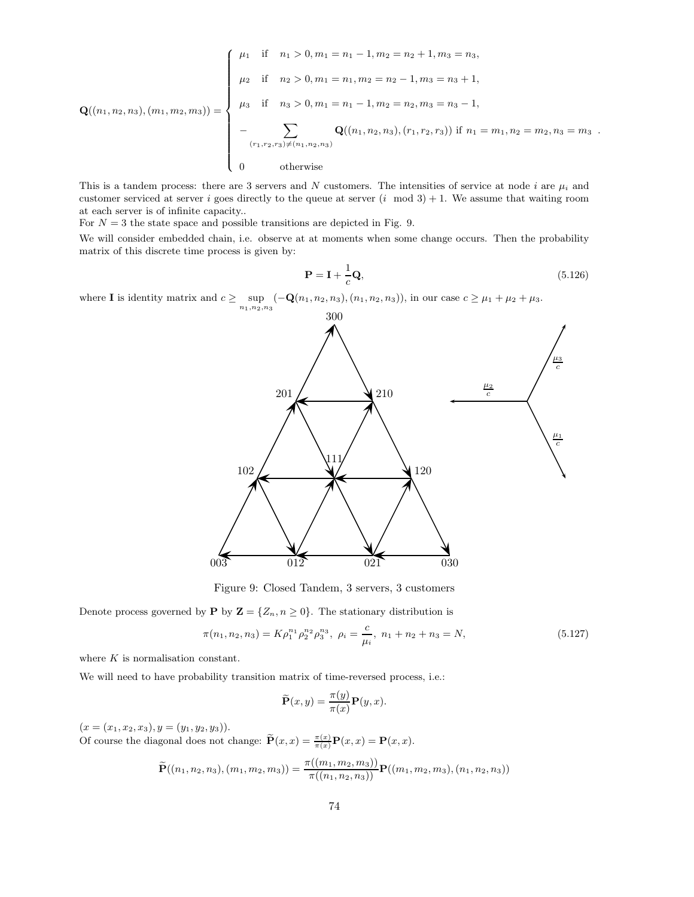$$
\mathbf{Q}((n_1,n_2,n_3),(m_1,m_2,m_3)) = \begin{cases} \mu_1 & \text{if} \quad n_1>0, m_1=n_1-1, m_2=n_2+1, m_3=n_3, \\ \mu_2 & \text{if} \quad n_2>0, m_1=n_1, m_2=n_2-1, m_3=n_3+1, \\ \mu_3 & \text{if} \quad n_3>0, m_1=n_1-1, m_2=n_2, m_3=n_3-1, \\ -\sum\limits_{(r_1,r_2,r_3)\neq(n_1,n_2,n_3)} \mathbf{Q}((n_1,n_2,n_3),(r_1,r_2,r_3)) \text{ if } n_1=m_1, n_2=m_2, n_3=m_3 \\ 0 & \text{otherwise} \end{cases} .
$$

This is a tandem process: there are 3 servers and $N$ customers. The intensities of service at node $i$ are $\mu_i$ and customer serviced at server $i$ goes directly to the queue at server $(i \mod 3)+1$. We assume that waiting room at each server is of infinite capacity..

For $N=3$ the state space and possible transitions are depicted in Fig. 9.

We will consider embedded chain, i.e. observe at at moments when some change occurs. Then the probability matrix of this discrete time process is given by:

$$
\mathbf{P} = \mathbf{I} + \frac{1}{c}\mathbf{Q}, \tag{5.126}
$$

where $\mathbf{I}$ is identity matrix and $c \geq \sup\limits_{n_1,n_2,n_3}(-\mathbf{Q}(n_1,n_2,n_3),(n_1,n_2,n_3))$, in our case $c \geq \mu_1+\mu_2+\mu_3$.

Figure 9: Closed Tandem, 3 servers, 3 customers

Denote process governed by $\mathbf{P}$ by $\mathbf{Z} = \{Z_n, n \geq 0\}$. The stationary distribution is

$$
\pi(n_1,n_2,n_3) = K\rho_1^{n_1}\rho_2^{n_2}\rho_3^{n_3}, \ \rho_i = \frac{c}{\mu_i}, \ n_1+n_2+n_3 = N, \tag{5.127}
$$

where $K$ is normalisation constant.

We will need to have probability transition matrix of time-reversed process, i.e.:

$$
\widetilde{\mathbf{P}}(x,y) = \frac{\pi(y)}{\pi(x)}\mathbf{P}(y,x).
$$

$(x=(x_1,x_2,x_3), y=(y_1,y_2,y_3))$.

Of course the diagonal does not change: $\widetilde{\mathbf{P}}(x,x) = \frac{\pi(x)}{\pi(x)}\mathbf{P}(x,x) = \mathbf{P}(x,x)$.

$$
\widetilde{\mathbf{P}}((n_1,n_2,n_3),(m_1,m_2,m_3)) = \frac{\pi((m_1,m_2,m_3))}{\pi((n_1,n_2,n_3))}\mathbf{P}((m_1,m_2,m_3),(n_1,n_2,n_3))
$$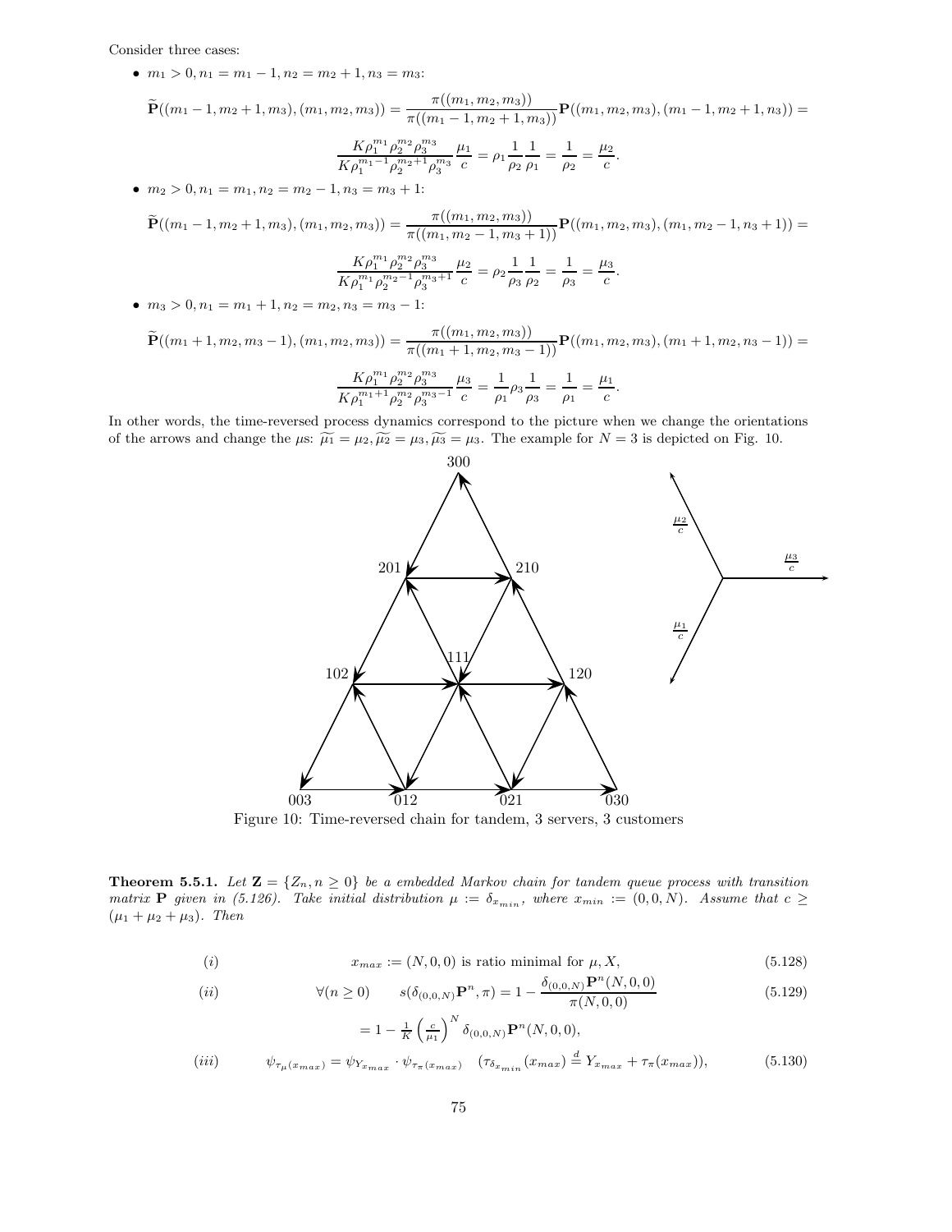Consider three cases:

- $m_1 > 0, n_1 = m_1 - 1, n_2 = m_2 + 1, n_3 = m_3$:

$$\widetilde{\mathbf{P}}((m_1-1, m_2+1, m_3), (m_1, m_2, m_3)) = \frac{\pi((m_1, m_2, m_3))}{\pi((m_1-1, m_2+1, m_3))} \mathbf{P}((m_1, m_2, m_3), (m_1-1, m_2+1, n_3)) =$$

$$\frac{K\rho_1^{m_1}\rho_2^{m_2}\rho_3^{m_3}}{K\rho_1^{m_1-1}\rho_2^{m_2+1}\rho_3^{m_3}} \frac{\mu_1}{c} = \rho_1 \frac{1}{\rho_2} \frac{1}{\rho_1} = \frac{1}{\rho_2} = \frac{\mu_2}{c}.$$

- $m_2 > 0, n_1 = m_1, n_2 = m_2 - 1, n_3 = m_3 + 1$:

$$\widetilde{\mathbf{P}}((m_1-1, m_2+1, m_3), (m_1, m_2, m_3)) = \frac{\pi((m_1, m_2, m_3))}{\pi((m_1, m_2-1, m_3+1))} \mathbf{P}((m_1, m_2, m_3), (m_1, m_2-1, n_3+1)) =$$

$$\frac{K\rho_1^{m_1}\rho_2^{m_2}\rho_3^{m_3}}{K\rho_1^{m_1}\rho_2^{m_2-1}\rho_3^{m_3+1}} \frac{\mu_2}{c} = \rho_2 \frac{1}{\rho_3} \frac{1}{\rho_2} = \frac{1}{\rho_3} = \frac{\mu_3}{c}.$$

- $m_3 > 0, n_1 = m_1 + 1, n_2 = m_2, n_3 = m_3 - 1$:

$$\widetilde{\mathbf{P}}((m_1+1, m_2, m_3-1), (m_1, m_2, m_3)) = \frac{\pi((m_1, m_2, m_3))}{\pi((m_1+1, m_2, m_3-1))} \mathbf{P}((m_1, m_2, m_3), (m_1+1, m_2, n_3-1)) =$$

$$\frac{K\rho_1^{m_1}\rho_2^{m_2}\rho_3^{m_3}}{K\rho_1^{m_1+1}\rho_2^{m_2}\rho_3^{m_3-1}} \frac{\mu_3}{c} = \frac{1}{\rho_1} \rho_3 \frac{1}{\rho_3} = \frac{1}{\rho_1} = \frac{\mu_1}{c}.$$

In other words, the time-reversed process dynamics correspond to the picture when we change the orientations of the arrows and change the $\mu$s: $\widetilde{\mu_1} = \mu_2, \widetilde{\mu_2} = \mu_3, \widetilde{\mu_3} = \mu_3$. The example for $N = 3$ is depicted on Fig. 10.

Figure 10: Time-reversed chain for tandem, 3 servers, 3 customers

**Theorem 5.5.1.** *Let $\mathbf{Z} = \{Z_n, n \geq 0\}$ be a embedded Markov chain for tandem queue process with transition matrix $\mathbf{P}$ given in (5.126). Take initial distribution $\mu := \delta_{x_{min}}$, where $x_{min} := (0, 0, N)$. Assume that $c \geq (\mu_1 + \mu_2 + \mu_3)$. Then*

$$(i) \qquad x_{max} := (N, 0, 0) \text{ is ratio minimal for } \mu, X, \tag{5.128}$$

$$(ii) \qquad \forall(n \geq 0) \qquad s(\delta_{(0,0,N)}\mathbf{P}^n, \pi) = 1 - \frac{\delta_{(0,0,N)}\mathbf{P}^n(N,0,0)}{\pi(N,0,0)} \tag{5.129}$$

$$= 1 - \frac{1}{K}\left(\frac{c}{\mu_1}\right)^N \delta_{(0,0,N)}\mathbf{P}^n(N,0,0),$$

$$(iii) \qquad \psi_{\tau_\mu(x_{max})} = \psi_{Y_{x_{max}}} \cdot \psi_{\tau_\pi(x_{max})} \quad (\tau_{\delta_{x_{min}}}(x_{max}) \stackrel{d}{=} Y_{x_{max}} + \tau_\pi(x_{max})), \tag{5.130}$$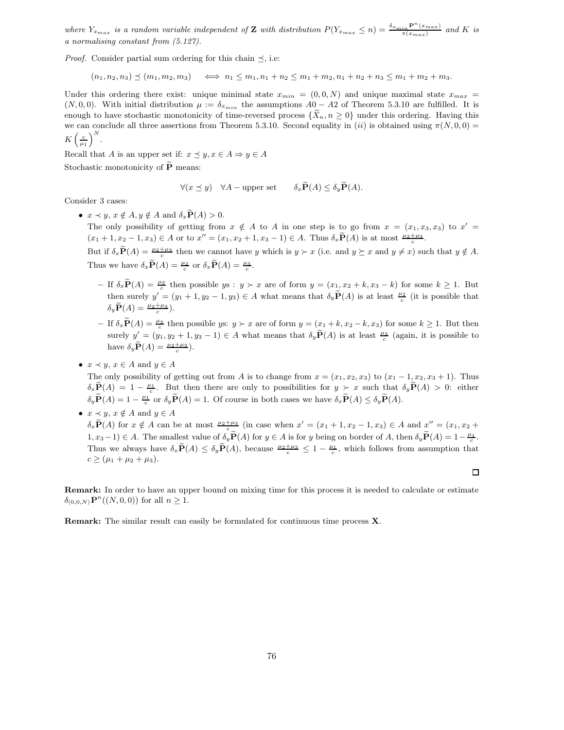*where* $Y_{x_{max}}$ *is a random variable independent of* $\mathbf{Z}$ *with distribution* $P(Y_{x_{max}} \leq n) = \frac{\delta_{x_{min}}\mathbf{P}^n(x_{max})}{\pi(x_{max})}$ *and* $K$ *is a normalising constant from (5.127).*

*Proof.* Consider partial sum ordering for this chain $\preceq$, i.e:

$$(n_1, n_2, n_3) \preceq (m_1, m_2, m_3) \quad \iff n_1 \leq m_1, n_1 + n_2 \leq m_1 + m_2, n_1 + n_2 + n_3 \leq m_1 + m_2 + m_3.$$

Under this ordering there exist: unique minimal state $x_{min} = (0, 0, N)$ and unique maximal state $x_{max} = (N, 0, 0)$. With initial distribution $\mu := \delta_{x_{min}}$ the assumptions $A0 - A2$ of Theorem 5.3.10 are fulfilled. It is enough to have stochastic monotonicity of time-reversed process $\{\widetilde{X}_n, n \geq 0\}$ under this ordering. Having this we can conclude all three assertions from Theorem 5.3.10. Second equality in $(ii)$ is obtained using $\pi(N, 0, 0) = K\left(\frac{c}{\mu_1}\right)^N$.

Recall that $A$ is an upper set if: $x \preceq y, x \in A \Rightarrow y \in A$

Stochastic monotonicity of $\widetilde{\mathbf{P}}$ means:

$$\forall (x \preceq y) \quad \forall A - \text{upper set} \qquad \delta_x\widetilde{\mathbf{P}}(A) \leq \delta_y\widetilde{\mathbf{P}}(A).$$

Consider 3 cases:

- $x \prec y$, $x \notin A, y \notin A$ and $\delta_x\widetilde{\mathbf{P}}(A) > 0$.
  The only possibility of getting from $x \notin A$ to $A$ in one step is to go from $x = (x_1, x_3, x_3)$ to $x' = (x_1 + 1, x_2 - 1, x_3) \in A$ or to $x'' = (x_1, x_2 + 1, x_3 - 1) \in A$. Thus $\delta_x\widetilde{\mathbf{P}}(A)$ is at most $\frac{\mu_2+\mu_3}{c}$.
  But if $\delta_x\widetilde{\mathbf{P}}(A) = \frac{\mu_2+\mu_3}{c}$ then we cannot have $y$ which is $y \succ x$ (i.e. and $y \succeq x$ and $y \neq x$) such that $y \notin A$. Thus we have $\delta_x\widetilde{\mathbf{P}}(A) = \frac{\mu_2}{c}$ or $\delta_x\widetilde{\mathbf{P}}(A) = \frac{\mu_3}{c}$.
  - If $\delta_x\widetilde{\mathbf{P}}(A) = \frac{\mu_2}{c}$ then possible $y$s : $y \succ x$ are of form $y = (x_1, x_2 + k, x_3 - k)$ for some $k \geq 1$. But then surely $y' = (y_1 + 1, y_2 - 1, y_3) \in A$ what means that $\delta_y\widetilde{\mathbf{P}}(A)$ is at least $\frac{\mu_2}{c}$ (it is possible that $\delta_y\widetilde{\mathbf{P}}(A) = \frac{\mu_2+\mu_3}{c}$).
  - If $\delta_x\widetilde{\mathbf{P}}(A) = \frac{\mu_3}{c}$ then possible $y$s: $y \succ x$ are of form $y = (x_1 + k, x_2 - k, x_3)$ for some $k \geq 1$. But then surely $y' = (y_1, y_2 + 1, y_3 - 1) \in A$ what means that $\delta_y\widetilde{\mathbf{P}}(A)$ is at least $\frac{\mu_3}{c}$ (again, it is possible to have $\delta_y\widetilde{\mathbf{P}}(A) = \frac{\mu_2+\mu_3}{c}$).
- $x \prec y$, $x \in A$ and $y \in A$
  The only possibility of getting out from $A$ is to change from $x = (x_1, x_2, x_3)$ to $(x_1 - 1, x_2, x_3 + 1)$. Thus $\delta_x\widetilde{\mathbf{P}}(A) = 1 - \frac{\mu_1}{c}$. But then there are only to possibilities for $y \succ x$ such that $\delta_y\widetilde{\mathbf{P}}(A) > 0$: either $\delta_y\widetilde{\mathbf{P}}(A) = 1 - \frac{\mu_1}{c}$ or $\delta_y\widetilde{\mathbf{P}}(A) = 1$. Of course in both cases we have $\delta_x\widetilde{\mathbf{P}}(A) \leq \delta_y\widetilde{\mathbf{P}}(A)$.
- $x \prec y$, $x \notin A$ and $y \in A$
  $\delta_x\widetilde{\mathbf{P}}(A)$ for $x \notin A$ can be at most $\frac{\mu_2+\mu_3}{c}$ (in case when $x' = (x_1 + 1, x_2 - 1, x_3) \in A$ and $x'' = (x_1, x_2 + 1, x_3 - 1) \in A$. The smallest value of $\delta_y\widetilde{\mathbf{P}}(A)$ for $y \in A$ is for $y$ being on border of $A$, then $\delta_y\widetilde{\mathbf{P}}(A) = 1 - \frac{\mu_1}{c}$. Thus we always have $\delta_x\widetilde{\mathbf{P}}(A) \leq \delta_y\widetilde{\mathbf{P}}(A)$, because $\frac{\mu_2+\mu_3}{c} \leq 1 - \frac{\mu_1}{c}$, which follows from assumption that $c \geq (\mu_1 + \mu_2 + \mu_3)$.

□

**Remark:** In order to have an upper bound on mixing time for this process it is needed to calculate or estimate $\delta_{(0,0,N)}\mathbf{P}^n((N, 0, 0))$ for all $n \geq 1$.

**Remark:** The similar result can easily be formulated for continuous time process $\mathbf{X}$.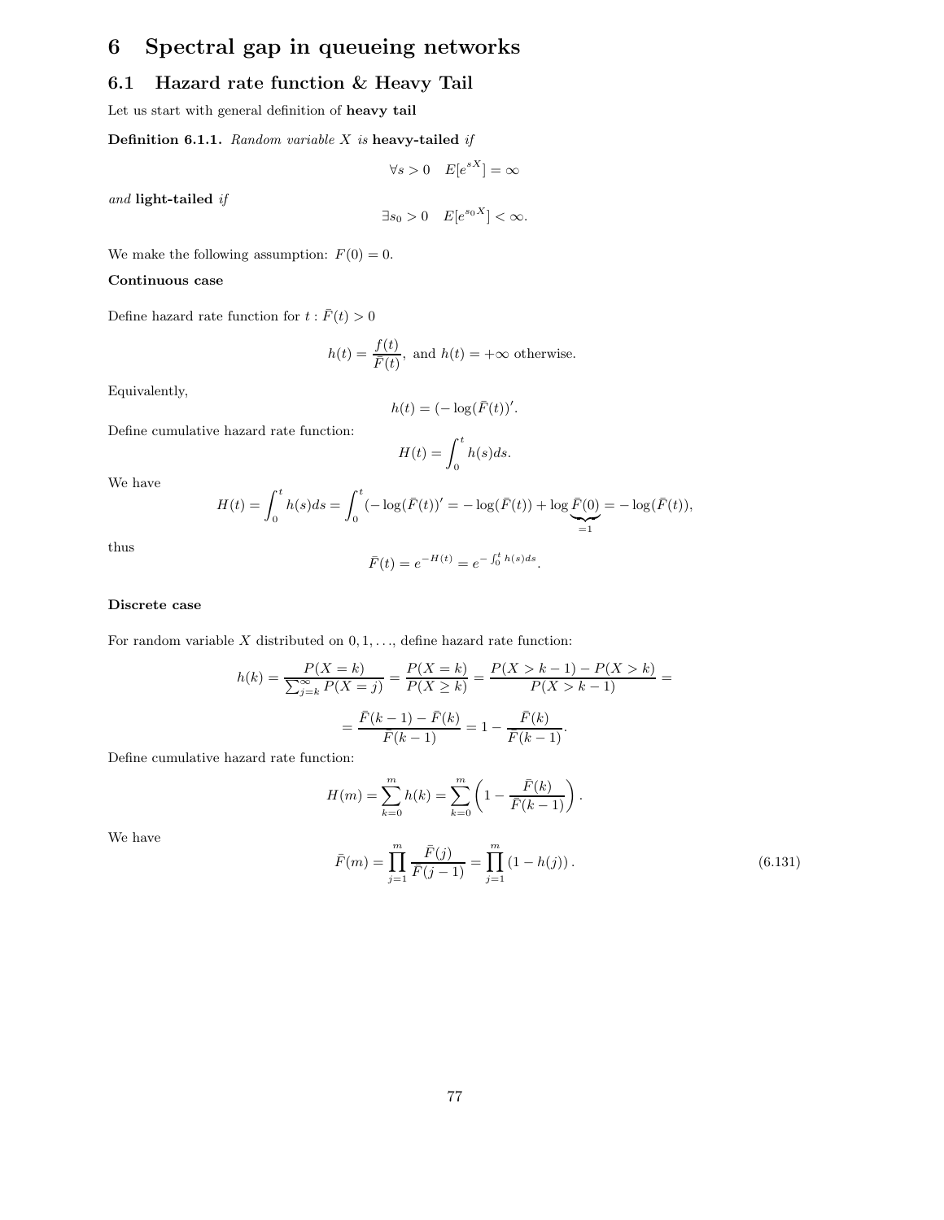# 6 Spectral gap in queueing networks

## 6.1 Hazard rate function & Heavy Tail

Let us start with general definition of **heavy tail**

**Definition 6.1.1.** *Random variable $X$ is* **heavy-tailed** *if*

$$\forall s > 0 \quad E[e^{sX}] = \infty$$

*and* **light-tailed** *if*

$$\exists s_0 > 0 \quad E[e^{s_0 X}] < \infty.$$

We make the following assumption: $F(0) = 0$.

**Continuous case**

Define hazard rate function for $t : \bar{F}(t) > 0$

$$h(t) = \frac{f(t)}{\bar{F}(t)}, \text{ and } h(t) = +\infty \text{ otherwise.}$$

Equivalently,

$$h(t) = (-\log(\bar{F}(t))'.$$

Define cumulative hazard rate function:

$$H(t) = \int_0^t h(s)ds.$$

We have

$$H(t) = \int_0^t h(s)ds = \int_0^t (-\log(\bar{F}(t))' = -\log(\bar{F}(t)) + \log \underbrace{\bar{F}(0)}_{=1} = -\log(\bar{F}(t)),$$

thus

$$\bar{F}(t) = e^{-H(t)} = e^{-\int_0^t h(s)ds}.$$

**Discrete case**

For random variable $X$ distributed on $0, 1, \ldots$, define hazard rate function:

$$h(k) = \frac{P(X = k)}{\sum_{j=k}^{\infty} P(X = j)} = \frac{P(X = k)}{P(X \geq k)} = \frac{P(X > k-1) - P(X > k)}{P(X > k-1)} =$$

$$= \frac{\bar{F}(k-1) - \bar{F}(k)}{\bar{F}(k-1)} = 1 - \frac{\bar{F}(k)}{\bar{F}(k-1)}.$$

Define cumulative hazard rate function:

$$H(m) = \sum_{k=0}^{m} h(k) = \sum_{k=0}^{m} \left(1 - \frac{\bar{F}(k)}{\bar{F}(k-1)}\right).$$

We have

$$\bar{F}(m) = \prod_{j=1}^{m} \frac{\bar{F}(j)}{\bar{F}(j-1)} = \prod_{j=1}^{m} (1 - h(j)). \tag{6.131}$$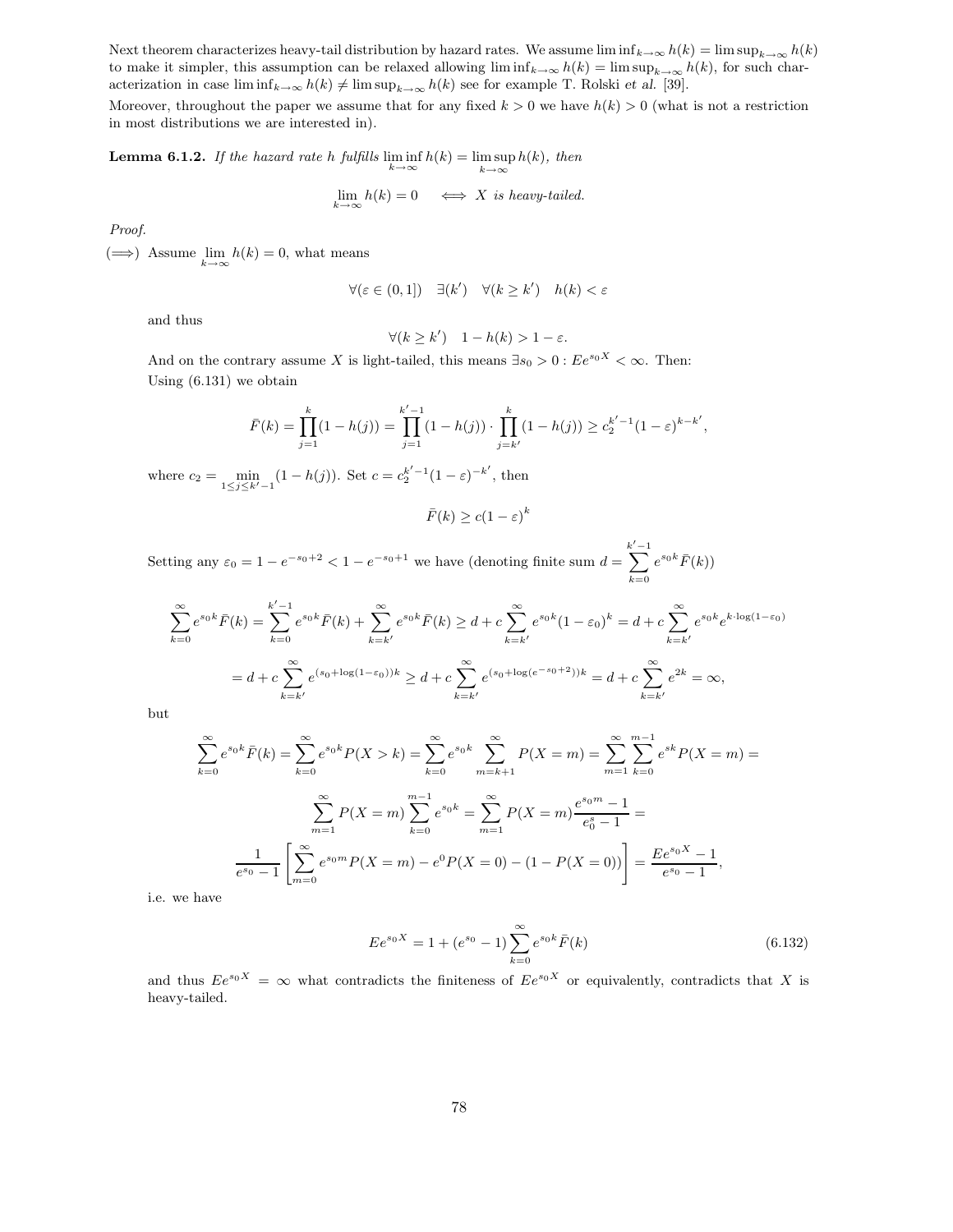Next theorem characterizes heavy-tail distribution by hazard rates. We assume $\liminf_{k\to\infty} h(k) = \limsup_{k\to\infty} h(k)$ to make it simpler, this assumption can be relaxed allowing $\liminf_{k\to\infty} h(k) = \limsup_{k\to\infty} h(k)$, for such characterization in case $\liminf_{k\to\infty} h(k) \neq \limsup_{k\to\infty} h(k)$ see for example T. Rolski *et al.* [39].

Moreover, throughout the paper we assume that for any fixed $k > 0$ we have $h(k) > 0$ (what is not a restriction in most distributions we are interested in).

**Lemma 6.1.2.** *If the hazard rate $h$ fulfills $\liminf\limits_{k\to\infty} h(k) = \limsup\limits_{k\to\infty} h(k)$, then*

$$\lim_{k\to\infty} h(k) = 0 \quad \iff X \text{ is heavy-tailed.}$$

*Proof.*

($\Longrightarrow$) Assume $\lim\limits_{k\to\infty} h(k) = 0$, what means

$$\forall(\varepsilon \in (0,1]) \quad \exists(k') \quad \forall(k \geq k') \quad h(k) < \varepsilon$$

and thus

$$\forall(k \geq k') \quad 1 - h(k) > 1 - \varepsilon.$$

And on the contrary assume $X$ is light-tailed, this means $\exists s_0 > 0 : Ee^{s_0 X} < \infty$. Then:
Using (6.131) we obtain

$$\bar{F}(k) = \prod_{j=1}^{k}(1-h(j)) = \prod_{j=1}^{k'-1}(1-h(j)) \cdot \prod_{j=k'}^{k}(1-h(j)) \geq c_2^{k'-1}(1-\varepsilon)^{k-k'},$$

where $c_2 = \min\limits_{1\leq j\leq k'-1}(1-h(j))$. Set $c = c_2^{k'-1}(1-\varepsilon)^{-k'}$, then

$$\bar{F}(k) \geq c(1-\varepsilon)^k$$

Setting any $\varepsilon_0 = 1 - e^{-s_0+2} < 1 - e^{-s_0+1}$ we have (denoting finite sum $d = \sum\limits_{k=0}^{k'-1} e^{s_0 k}\bar{F}(k)$)

$$\sum_{k=0}^{\infty} e^{s_0 k}\bar{F}(k) = \sum_{k=0}^{k'-1} e^{s_0 k}\bar{F}(k) + \sum_{k=k'}^{\infty} e^{s_0 k}\bar{F}(k) \geq d + c\sum_{k=k'}^{\infty} e^{s_0 k}(1-\varepsilon_0)^k = d + c\sum_{k=k'}^{\infty} e^{s_0 k}e^{k\cdot\log(1-\varepsilon_0)}$$

$$= d + c\sum_{k=k'}^{\infty} e^{(s_0+\log(1-\varepsilon_0))k} \geq d + c\sum_{k=k'}^{\infty} e^{(s_0+\log(e^{-s_0+2}))k} = d + c\sum_{k=k'}^{\infty} e^{2k} = \infty,$$

but

$$\sum_{k=0}^{\infty} e^{s_0 k}\bar{F}(k) = \sum_{k=0}^{\infty} e^{s_0 k}P(X>k) = \sum_{k=0}^{\infty} e^{s_0 k}\sum_{m=k+1}^{\infty} P(X=m) = \sum_{m=1}^{\infty}\sum_{k=0}^{m-1} e^{sk}P(X=m) =$$

$$\sum_{m=1}^{\infty} P(X=m)\sum_{k=0}^{m-1} e^{s_0 k} = \sum_{m=1}^{\infty} P(X=m)\frac{e^{s_0 m}-1}{e_0^s - 1} =$$

$$\frac{1}{e^{s_0}-1}\left[\sum_{m=0}^{\infty} e^{s_0 m}P(X=m) - e^0 P(X=0) - (1-P(X=0))\right] = \frac{Ee^{s_0 X}-1}{e^{s_0}-1},$$

i.e. we have

$$Ee^{s_0 X} = 1 + (e^{s_0}-1)\sum_{k=0}^{\infty} e^{s_0 k}\bar{F}(k) \tag{6.132}$$

and thus $Ee^{s_0 X} = \infty$ what contradicts the finiteness of $Ee^{s_0 X}$ or equivalently, contradicts that $X$ is heavy-tailed.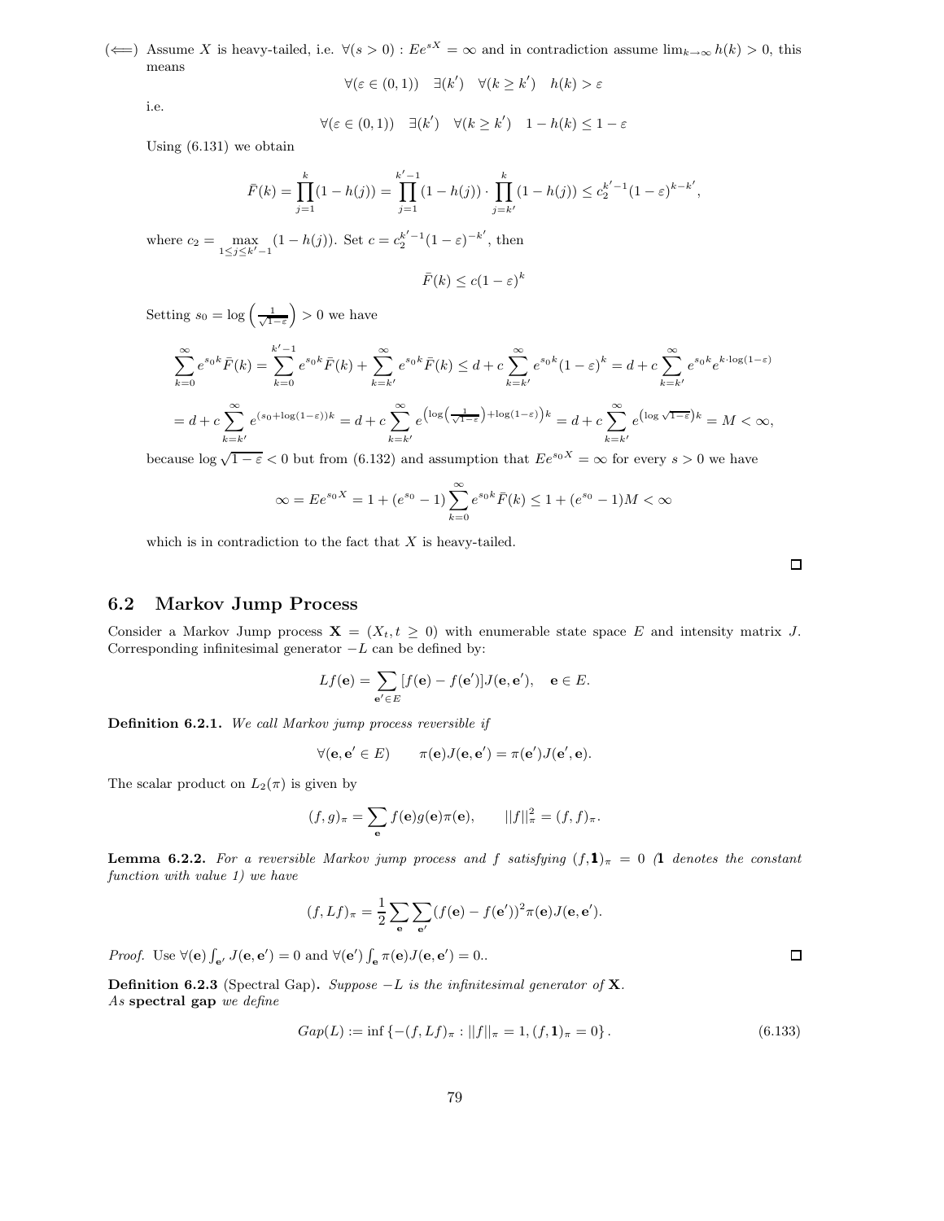($\Longleftarrow$) Assume $X$ is heavy-tailed, i.e. $\forall(s>0): Ee^{sX}=\infty$ and in contradiction assume $\lim_{k\to\infty} h(k) > 0$, this means

$$\forall(\varepsilon \in (0,1)) \quad \exists(k') \quad \forall(k \geq k') \quad h(k) > \varepsilon$$

i.e.

$$\forall(\varepsilon \in (0,1)) \quad \exists(k') \quad \forall(k \geq k') \quad 1-h(k) \leq 1-\varepsilon$$

Using (6.131) we obtain

$$\bar{F}(k) = \prod_{j=1}^{k}(1-h(j)) = \prod_{j=1}^{k'-1}(1-h(j)) \cdot \prod_{j=k'}^{k}(1-h(j)) \leq c_2^{k'-1}(1-\varepsilon)^{k-k'},$$

where $c_2 = \max_{1\leq j\leq k'-1}(1-h(j))$. Set $c = c_2^{k'-1}(1-\varepsilon)^{-k'}$, then

$$\bar{F}(k) \leq c(1-\varepsilon)^k$$

Setting $s_0 = \log\left(\frac{1}{\sqrt{1-\varepsilon}}\right) > 0$ we have

$$\sum_{k=0}^{\infty} e^{s_0 k}\bar{F}(k) = \sum_{k=0}^{k'-1} e^{s_0 k}\bar{F}(k) + \sum_{k=k'}^{\infty} e^{s_0 k}\bar{F}(k) \leq d + c\sum_{k=k'}^{\infty} e^{s_0 k}(1-\varepsilon)^k = d + c\sum_{k=k'}^{\infty} e^{s_0 k}e^{k\cdot\log(1-\varepsilon)}$$

$$= d + c\sum_{k=k'}^{\infty} e^{(s_0+\log(1-\varepsilon))k} = d + c\sum_{k=k'}^{\infty} e^{\left(\log\left(\frac{1}{\sqrt{1-\varepsilon}}\right)+\log(1-\varepsilon)\right)k} = d + c\sum_{k=k'}^{\infty} e^{\left(\log\sqrt{1-\varepsilon}\right)k} = M < \infty,$$

because $\log\sqrt{1-\varepsilon} < 0$ but from (6.132) and assumption that $Ee^{s_0 X} = \infty$ for every $s > 0$ we have

$$\infty = Ee^{s_0 X} = 1 + (e^{s_0}-1)\sum_{k=0}^{\infty} e^{s_0 k}\bar{F}(k) \leq 1 + (e^{s_0}-1)M < \infty$$

which is in contradiction to the fact that $X$ is heavy-tailed.

□

## 6.2 Markov Jump Process

Consider a Markov Jump process $\mathbf{X} = (X_t, t \geq 0)$ with enumerable state space $E$ and intensity matrix $J$. Corresponding infinitesimal generator $-L$ can be defined by:

$$Lf(\mathbf{e}) = \sum_{\mathbf{e}'\in E}[f(\mathbf{e}) - f(\mathbf{e}')]J(\mathbf{e},\mathbf{e}'), \quad \mathbf{e} \in E.$$

**Definition 6.2.1.** *We call Markov jump process reversible if*

$$\forall(\mathbf{e},\mathbf{e}' \in E) \qquad \pi(\mathbf{e})J(\mathbf{e},\mathbf{e}') = \pi(\mathbf{e}')J(\mathbf{e}',\mathbf{e}).$$

The scalar product on $L_2(\pi)$ is given by

$$(f,g)_\pi = \sum_{\mathbf{e}} f(\mathbf{e})g(\mathbf{e})\pi(\mathbf{e}), \qquad ||f||_\pi^2 = (f,f)_\pi.$$

**Lemma 6.2.2.** *For a reversible Markov jump process and $f$ satisfying $(f,\mathbf{1})_\pi = 0$ ($\mathbf{1}$ denotes the constant function with value 1) we have*

$$(f,Lf)_\pi = \frac{1}{2}\sum_{\mathbf{e}}\sum_{\mathbf{e}'}(f(\mathbf{e}) - f(\mathbf{e}'))^2\pi(\mathbf{e})J(\mathbf{e},\mathbf{e}').$$

*Proof.* Use $\forall(\mathbf{e})\int_{\mathbf{e}'} J(\mathbf{e},\mathbf{e}') = 0$ and $\forall(\mathbf{e}')\int_{\mathbf{e}} \pi(\mathbf{e})J(\mathbf{e},\mathbf{e}') = 0$.. □

**Definition 6.2.3** (Spectral Gap)**.** *Suppose $-L$ is the infinitesimal generator of $\mathbf{X}$. As* **spectral gap** *we define*

$$Gap(L) := \inf\left\{-(f,Lf)_\pi : ||f||_\pi = 1, (f,\mathbf{1})_\pi = 0\right\}. \tag{6.133}$$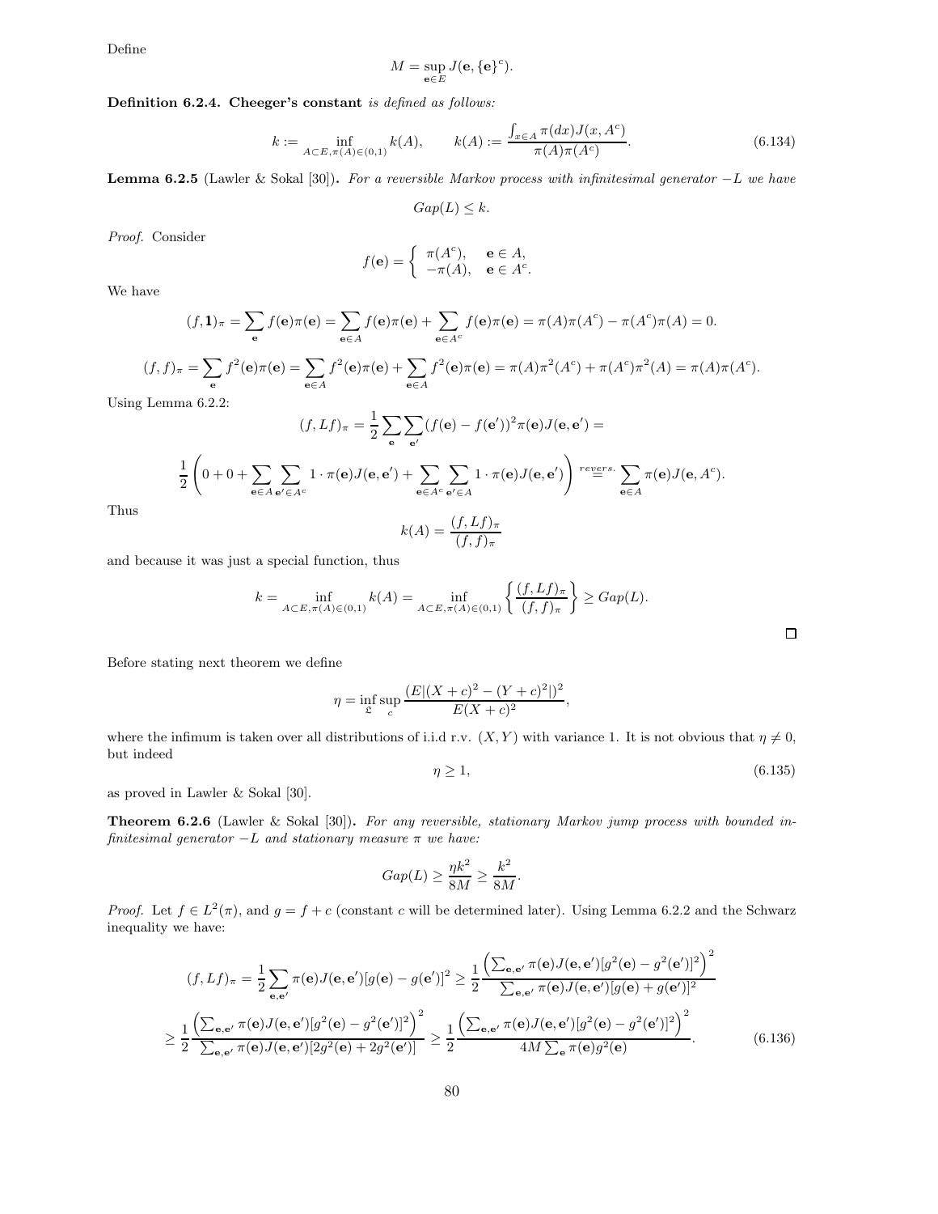Define

$$M = \sup_{\mathbf{e} \in E} J(\mathbf{e}, \{\mathbf{e}\}^c).$$

**Definition 6.2.4. Cheeger's constant** *is defined as follows:*

$$k := \inf_{A \subset E, \pi(A) \in (0,1)} k(A), \qquad k(A) := \frac{\int_{x \in A} \pi(dx) J(x, A^c)}{\pi(A)\pi(A^c)}. \tag{6.134}$$

**Lemma 6.2.5** (Lawler & Sokal [30])**.** *For a reversible Markov process with infinitesimal generator $-L$ we have*

$$Gap(L) \leq k.$$

*Proof.* Consider

$$f(\mathbf{e}) = \begin{cases} \pi(A^c), & \mathbf{e} \in A, \\ -\pi(A), & \mathbf{e} \in A^c. \end{cases}$$

We have

$$(f, \mathbf{1})_\pi = \sum_{\mathbf{e}} f(\mathbf{e})\pi(\mathbf{e}) = \sum_{\mathbf{e} \in A} f(\mathbf{e})\pi(\mathbf{e}) + \sum_{\mathbf{e} \in A^c} f(\mathbf{e})\pi(\mathbf{e}) = \pi(A)\pi(A^c) - \pi(A^c)\pi(A) = 0.$$

$$(f, f)_\pi = \sum_{\mathbf{e}} f^2(\mathbf{e})\pi(\mathbf{e}) = \sum_{\mathbf{e} \in A} f^2(\mathbf{e})\pi(\mathbf{e}) + \sum_{\mathbf{e} \in A} f^2(\mathbf{e})\pi(\mathbf{e}) = \pi(A)\pi^2(A^c) + \pi(A^c)\pi^2(A) = \pi(A)\pi(A^c).$$

Using Lemma 6.2.2:

$$(f, Lf)_\pi = \frac{1}{2}\sum_{\mathbf{e}}\sum_{\mathbf{e}'}(f(\mathbf{e}) - f(\mathbf{e}'))^2 \pi(\mathbf{e}) J(\mathbf{e}, \mathbf{e}') =$$

$$\frac{1}{2}\left(0 + 0 + \sum_{\mathbf{e} \in A}\sum_{\mathbf{e}' \in A^c} 1 \cdot \pi(\mathbf{e}) J(\mathbf{e}, \mathbf{e}') + \sum_{\mathbf{e} \in A^c}\sum_{\mathbf{e}' \in A} 1 \cdot \pi(\mathbf{e}) J(\mathbf{e}, \mathbf{e}')\right) \overset{revers.}{=} \sum_{\mathbf{e} \in A} \pi(\mathbf{e}) J(\mathbf{e}, A^c).$$

Thus

$$k(A) = \frac{(f, Lf)_\pi}{(f, f)_\pi}$$

and because it was just a special function, thus

$$k = \inf_{A \subset E, \pi(A) \in (0,1)} k(A) = \inf_{A \subset E, \pi(A) \in (0,1)} \left\{ \frac{(f, Lf)_\pi}{(f, f)_\pi} \right\} \geq Gap(L).$$

$\square$

Before stating next theorem we define

$$\eta = \inf_{\mathfrak{L}} \sup_c \frac{(E|(X + c)^2 - (Y + c)^2|)^2}{E(X + c)^2},$$

where the infimum is taken over all distributions of i.i.d r.v. $(X, Y)$ with variance 1. It is not obvious that $\eta \neq 0$, but indeed

$$\eta \geq 1, \tag{6.135}$$

as proved in Lawler & Sokal [30].

**Theorem 6.2.6** (Lawler & Sokal [30])**.** *For any reversible, stationary Markov jump process with bounded infinitesimal generator $-L$ and stationary measure $\pi$ we have:*

$$Gap(L) \geq \frac{\eta k^2}{8M} \geq \frac{k^2}{8M}.$$

*Proof.* Let $f \in L^2(\pi)$, and $g = f + c$ (constant $c$ will be determined later). Using Lemma 6.2.2 and the Schwarz inequality we have:

$$(f, Lf)_\pi = \frac{1}{2}\sum_{\mathbf{e}, \mathbf{e}'} \pi(\mathbf{e}) J(\mathbf{e}, \mathbf{e}')[g(\mathbf{e}) - g(\mathbf{e}')]^2 \geq \frac{1}{2}\frac{\left(\sum_{\mathbf{e}, \mathbf{e}'} \pi(\mathbf{e}) J(\mathbf{e}, \mathbf{e}')[g^2(\mathbf{e}) - g^2(\mathbf{e}')]^2\right)^2}{\sum_{\mathbf{e}, \mathbf{e}'} \pi(\mathbf{e}) J(\mathbf{e}, \mathbf{e}')[g(\mathbf{e}) + g(\mathbf{e}')]^2}$$

$$\geq \frac{1}{2}\frac{\left(\sum_{\mathbf{e}, \mathbf{e}'} \pi(\mathbf{e}) J(\mathbf{e}, \mathbf{e}')[g^2(\mathbf{e}) - g^2(\mathbf{e}')]^2\right)^2}{\sum_{\mathbf{e}, \mathbf{e}'} \pi(\mathbf{e}) J(\mathbf{e}, \mathbf{e}')[2g^2(\mathbf{e}) + 2g^2(\mathbf{e}')]} \geq \frac{1}{2}\frac{\left(\sum_{\mathbf{e}, \mathbf{e}'} \pi(\mathbf{e}) J(\mathbf{e}, \mathbf{e}')[g^2(\mathbf{e}) - g^2(\mathbf{e}')]^2\right)^2}{4M \sum_{\mathbf{e}} \pi(\mathbf{e}) g^2(\mathbf{e})}. \tag{6.136}$$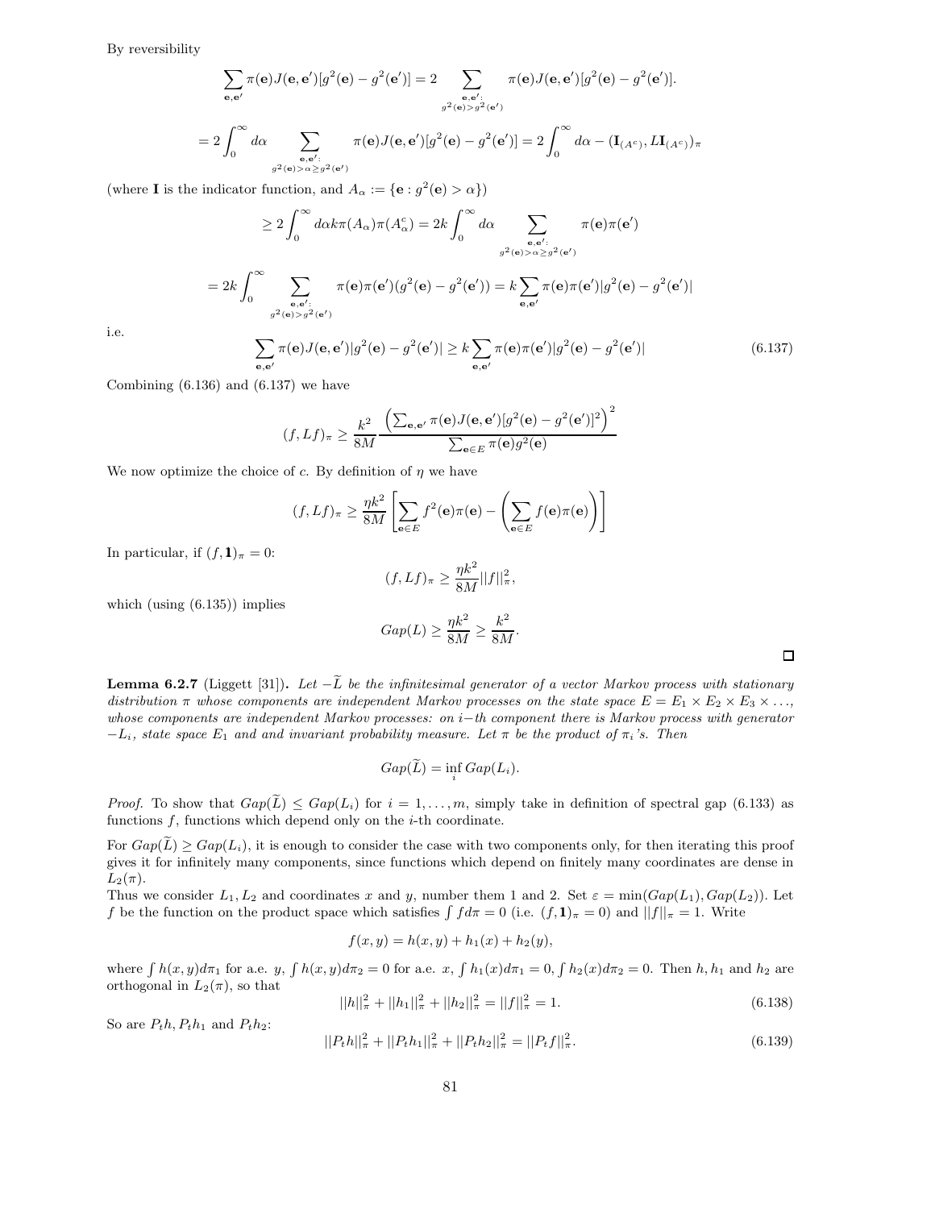By reversibility

$$\sum_{\mathbf{e},\mathbf{e}'} \pi(\mathbf{e}) J(\mathbf{e},\mathbf{e}')[g^2(\mathbf{e}) - g^2(\mathbf{e}')] = 2 \sum_{\substack{\mathbf{e},\mathbf{e}': \\ g^2(\mathbf{e}) > g^2(\mathbf{e}')}} \pi(\mathbf{e}) J(\mathbf{e},\mathbf{e}')[g^2(\mathbf{e}) - g^2(\mathbf{e}')].$$

$$= 2\int_0^\infty d\alpha \sum_{\substack{\mathbf{e},\mathbf{e}': \\ g^2(\mathbf{e}) > \alpha \geq g^2(\mathbf{e}')}} \pi(\mathbf{e}) J(\mathbf{e},\mathbf{e}')[g^2(\mathbf{e}) - g^2(\mathbf{e}')] = 2\int_0^\infty d\alpha - (\mathbf{I}_{(A^c)}, L\mathbf{I}_{(A^c)})_\pi$$

(where $\mathbf{I}$ is the indicator function, and $A_\alpha := \{\mathbf{e} : g^2(\mathbf{e}) > \alpha\}$)

$$\geq 2\int_0^\infty d\alpha k \pi(A_\alpha)\pi(A_\alpha^c) = 2k \int_0^\infty d\alpha \sum_{\substack{\mathbf{e},\mathbf{e}': \\ g^2(\mathbf{e}) > \alpha \geq g^2(\mathbf{e}')}} \pi(\mathbf{e})\pi(\mathbf{e}')$$

$$= 2k \int_0^\infty \sum_{\substack{\mathbf{e},\mathbf{e}': \\ g^2(\mathbf{e}) > g^2(\mathbf{e}')}} \pi(\mathbf{e})\pi(\mathbf{e}')(g^2(\mathbf{e}) - g^2(\mathbf{e}')) = k \sum_{\mathbf{e},\mathbf{e}'} \pi(\mathbf{e})\pi(\mathbf{e}')|g^2(\mathbf{e}) - g^2(\mathbf{e}')|$$

i.e.

$$\sum_{\mathbf{e},\mathbf{e}'} \pi(\mathbf{e}) J(\mathbf{e},\mathbf{e}')|g^2(\mathbf{e}) - g^2(\mathbf{e}')| \geq k \sum_{\mathbf{e},\mathbf{e}'} \pi(\mathbf{e})\pi(\mathbf{e}')|g^2(\mathbf{e}) - g^2(\mathbf{e}')| \tag{6.137}$$

Combining (6.136) and (6.137) we have

$$(f, Lf)_\pi \geq \frac{k^2}{8M} \frac{\left(\sum_{\mathbf{e},\mathbf{e}'} \pi(\mathbf{e}) J(\mathbf{e},\mathbf{e}')[g^2(\mathbf{e}) - g^2(\mathbf{e}')]^2\right)^2}{\sum_{\mathbf{e}\in E} \pi(\mathbf{e}) g^2(\mathbf{e})}$$

We now optimize the choice of $c$. By definition of $\eta$ we have

$$(f, Lf)_\pi \geq \frac{\eta k^2}{8M} \left[\sum_{\mathbf{e}\in E} f^2(\mathbf{e})\pi(\mathbf{e}) - \left(\sum_{\mathbf{e}\in E} f(\mathbf{e})\pi(\mathbf{e})\right)\right]$$

In particular, if $(f, \mathbf{1})_\pi = 0$:

$$(f, Lf)_\pi \geq \frac{\eta k^2}{8M} ||f||_\pi^2,$$

which (using (6.135)) implies

$$Gap(L) \geq \frac{\eta k^2}{8M} \geq \frac{k^2}{8M}.$$

□

**Lemma 6.2.7** (Liggett [31])**.** *Let $-\widetilde{L}$ be the infinitesimal generator of a vector Markov process with stationary distribution $\pi$ whose components are independent Markov processes on the state space $E = E_1 \times E_2 \times E_3 \times \ldots$, whose components are independent Markov processes: on $i-$th component there is Markov process with generator $-L_i$, state space $E_1$ and and invariant probability measure. Let $\pi$ be the product of $\pi_i$'s. Then*

$$Gap(\widetilde{L}) = \inf_i Gap(L_i).$$

*Proof.* To show that $Gap(\widetilde{L}) \leq Gap(L_i)$ for $i = 1, \ldots, m$, simply take in definition of spectral gap (6.133) as functions $f$, functions which depend only on the $i$-th coordinate.

For $Gap(\widetilde{L}) \geq Gap(L_i)$, it is enough to consider the case with two components only, for then iterating this proof gives it for infinitely many components, since functions which depend on finitely many coordinates are dense in $L_2(\pi)$.

Thus we consider $L_1, L_2$ and coordinates $x$ and $y$, number them 1 and 2. Set $\varepsilon = \min(Gap(L_1), Gap(L_2))$. Let $f$ be the function on the product space which satisfies $\int f d\pi = 0$ (i.e. $(f, \mathbf{1})_\pi = 0$) and $||f||_\pi = 1$. Write

$$f(x, y) = h(x, y) + h_1(x) + h_2(y),$$

where $\int h(x, y) d\pi_1$ for a.e. $y$, $\int h(x, y) d\pi_2 = 0$ for a.e. $x$, $\int h_1(x) d\pi_1 = 0, \int h_2(x) d\pi_2 = 0$. Then $h, h_1$ and $h_2$ are orthogonal in $L_2(\pi)$, so that

$$||h||_\pi^2 + ||h_1||_\pi^2 + ||h_2||_\pi^2 = ||f||_\pi^2 = 1. \tag{6.138}$$

So are $P_t h, P_t h_1$ and $P_t h_2$:

$$||P_t h||_\pi^2 + ||P_t h_1||_\pi^2 + ||P_t h_2||_\pi^2 = ||P_t f||_\pi^2. \tag{6.139}$$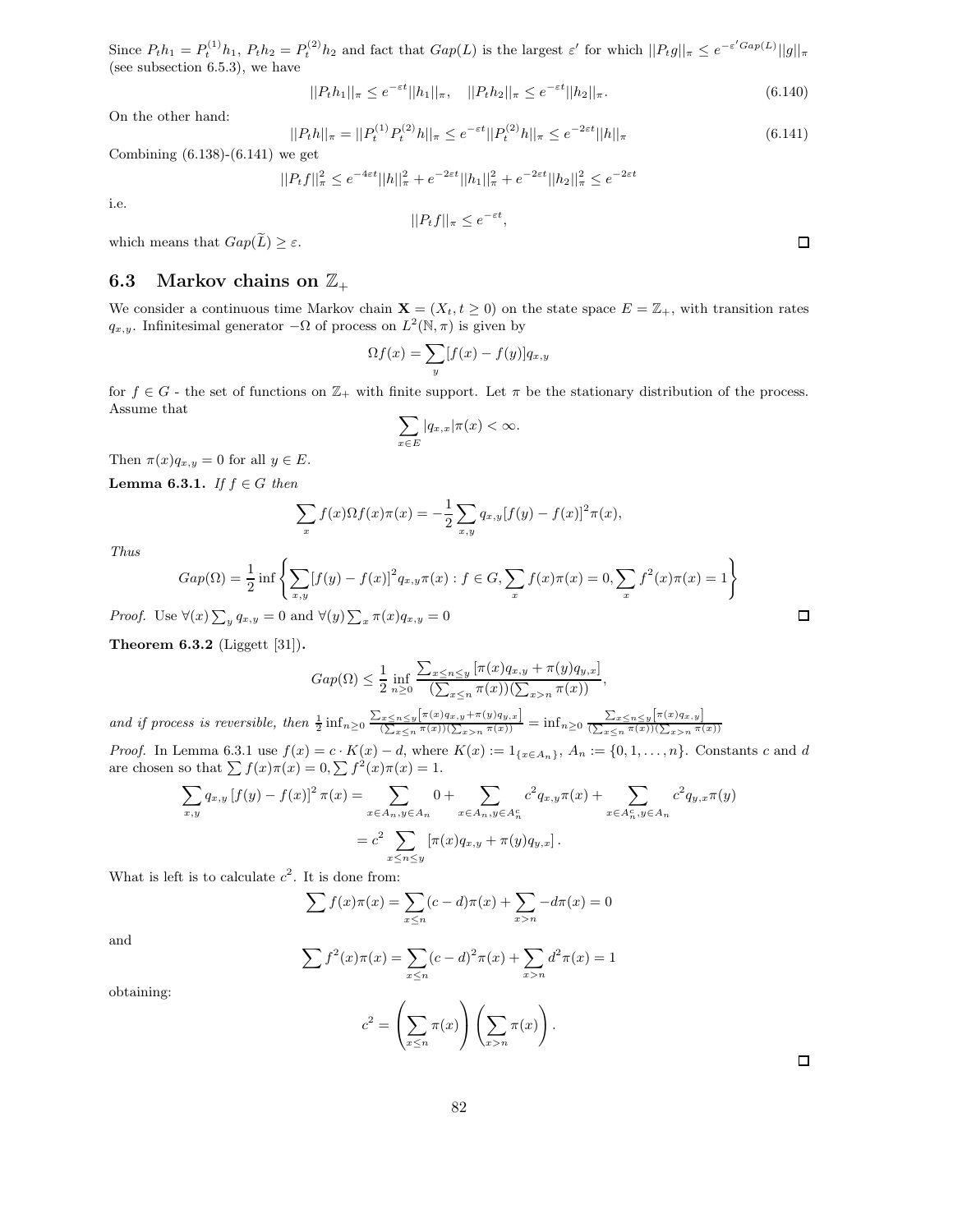Since $P_t h_1 = P_t^{(1)} h_1$, $P_t h_2 = P_t^{(2)} h_2$ and fact that $Gap(L)$ is the largest $\varepsilon'$ for which $||P_t g||_\pi \le e^{-\varepsilon' Gap(L)} ||g||_\pi$ (see subsection 6.5.3), we have

$$||P_t h_1||_\pi \le e^{-\varepsilon t} ||h_1||_\pi, \quad ||P_t h_2||_\pi \le e^{-\varepsilon t} ||h_2||_\pi. \tag{6.140}$$

On the other hand:

$$||P_t h||_\pi = ||P_t^{(1)} P_t^{(2)} h||_\pi \le e^{-\varepsilon t} ||P_t^{(2)} h||_\pi \le e^{-2\varepsilon t} ||h||_\pi \tag{6.141}$$

Combining (6.138)-(6.141) we get

$$||P_t f||_\pi^2 \le e^{-4\varepsilon t} ||h||_\pi^2 + e^{-2\varepsilon t} ||h_1||_\pi^2 + e^{-2\varepsilon t} ||h_2||_\pi^2 \le e^{-2\varepsilon t}$$

i.e.

$$||P_t f||_\pi \le e^{-\varepsilon t},$$

which means that $Gap(\widetilde{L}) \ge \varepsilon$. □

## 6.3 Markov chains on $\mathbb{Z}_+$

We consider a continuous time Markov chain $\mathbf{X} = (X_t, t \ge 0)$ on the state space $E = \mathbb{Z}_+$, with transition rates $q_{x,y}$. Infinitesimal generator $-\Omega$ of process on $L^2(\mathbb{N}, \pi)$ is given by

$$\Omega f(x) = \sum_y [f(x) - f(y)] q_{x,y}$$

for $f \in G$ - the set of functions on $\mathbb{Z}_+$ with finite support. Let $\pi$ be the stationary distribution of the process. Assume that

$$\sum_{x \in E} |q_{x,x}| \pi(x) < \infty.$$

Then $\pi(x) q_{x,y} = 0$ for all $y \in E$.

**Lemma 6.3.1.** *If $f \in G$ then*

$$\sum_x f(x) \Omega f(x) \pi(x) = -\frac{1}{2} \sum_{x,y} q_{x,y} [f(y) - f(x)]^2 \pi(x),$$

*Thus*

$$Gap(\Omega) = \frac{1}{2} \inf \left\{ \sum_{x,y} [f(y) - f(x)]^2 q_{x,y} \pi(x) : f \in G, \sum_x f(x)\pi(x) = 0, \sum_x f^2(x)\pi(x) = 1 \right\}$$

*Proof.* Use $\forall(x) \sum_y q_{x,y} = 0$ and $\forall(y) \sum_x \pi(x) q_{x,y} = 0$ □

**Theorem 6.3.2** (Liggett [31])**.**

$$Gap(\Omega) \le \frac{1}{2} \inf_{n \ge 0} \frac{\sum_{x \le n \le y} [\pi(x) q_{x,y} + \pi(y) q_{y,x}]}{(\sum_{x \le n} \pi(x))(\sum_{x > n} \pi(x))},$$

*and if process is reversible, then* $\frac{1}{2} \inf_{n \ge 0} \frac{\sum_{x \le n \le y} [\pi(x) q_{x,y} + \pi(y) q_{y,x}]}{(\sum_{x \le n} \pi(x))(\sum_{x > n} \pi(x))} = \inf_{n \ge 0} \frac{\sum_{x \le n \le y} [\pi(x) q_{x,y}]}{(\sum_{x \le n} \pi(x))(\sum_{x > n} \pi(x))}$

*Proof.* In Lemma 6.3.1 use $f(x) = c \cdot K(x) - d$, where $K(x) := 1_{\{x \in A_n\}}$, $A_n := \{0, 1, \ldots, n\}$. Constants $c$ and $d$ are chosen so that $\sum f(x)\pi(x) = 0, \sum f^2(x)\pi(x) = 1$.

$$\begin{aligned}
\sum_{x,y} q_{x,y} [f(y) - f(x)]^2 \pi(x) &= \sum_{x \in A_n, y \in A_n} 0 + \sum_{x \in A_n, y \in A_n^c} c^2 q_{x,y} \pi(x) + \sum_{x \in A_n^c, y \in A_n} c^2 q_{y,x} \pi(y) \\
&= c^2 \sum_{x \le n \le y} [\pi(x) q_{x,y} + \pi(y) q_{y,x}].
\end{aligned}$$

What is left is to calculate $c^2$. It is done from:

$$\sum f(x)\pi(x) = \sum_{x \le n} (c - d)\pi(x) + \sum_{x > n} -d\pi(x) = 0$$

and

$$\sum f^2(x)\pi(x) = \sum_{x \le n} (c - d)^2 \pi(x) + \sum_{x > n} d^2 \pi(x) = 1$$

obtaining:

$$c^2 = \left( \sum_{x \le n} \pi(x) \right) \left( \sum_{x > n} \pi(x) \right).$$

□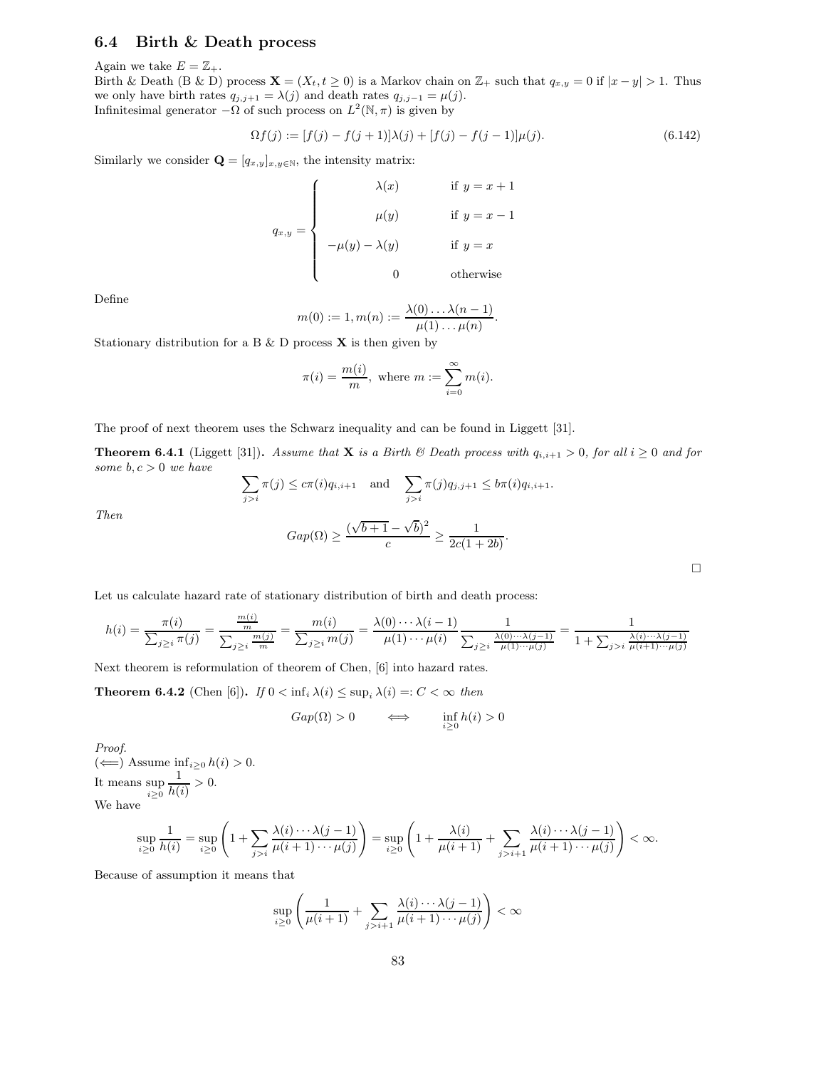### 6.4 Birth & Death process

Again we take $E = \mathbb{Z}_+$.
Birth & Death (B & D) process $\mathbf{X} = (X_t, t \geq 0)$ is a Markov chain on $\mathbb{Z}_+$ such that $q_{x,y} = 0$ if $|x - y| > 1$. Thus we only have birth rates $q_{j,j+1} = \lambda(j)$ and death rates $q_{j,j-1} = \mu(j)$.
Infinitesimal generator $-\Omega$ of such process on $L^2(\mathbb{N}, \pi)$ is given by

$$\Omega f(j) := [f(j) - f(j+1)]\lambda(j) + [f(j) - f(j-1)]\mu(j). \tag{6.142}$$

Similarly we consider $\mathbf{Q} = [q_{x,y}]_{x,y \in \mathbb{N}}$, the intensity matrix:

$$q_{x,y} = \begin{cases} \lambda(x) & \text{if } y = x+1 \\ \mu(y) & \text{if } y = x-1 \\ -\mu(y) - \lambda(y) & \text{if } y = x \\ 0 & \text{otherwise} \end{cases}$$

Define

$$m(0) := 1, m(n) := \frac{\lambda(0) \dots \lambda(n-1)}{\mu(1) \dots \mu(n)}.$$

Stationary distribution for a B & D process $\mathbf{X}$ is then given by

$$\pi(i) = \frac{m(i)}{m}, \text{ where } m := \sum_{i=0}^{\infty} m(i).$$

The proof of next theorem uses the Schwarz inequality and can be found in Liggett [31].

**Theorem 6.4.1** (Liggett [31])**.** *Assume that* $\mathbf{X}$ *is a Birth & Death process with* $q_{i,i+1} > 0$*, for all* $i \geq 0$ *and for some* $b, c > 0$ *we have*

$$\sum_{j>i} \pi(j) \leq c\pi(i) q_{i,i+1} \quad \text{and} \quad \sum_{j>i} \pi(j) q_{j,j+1} \leq b\pi(i) q_{i,i+1}.$$

*Then*

$$Gap(\Omega) \geq \frac{(\sqrt{b+1} - \sqrt{b})^2}{c} \geq \frac{1}{2c(1+2b)}.$$

□

Let us calculate hazard rate of stationary distribution of birth and death process:

$$h(i) = \frac{\pi(i)}{\sum_{j \geq i} \pi(j)} = \frac{\frac{m(i)}{m}}{\sum_{j \geq i} \frac{m(j)}{m}} = \frac{m(i)}{\sum_{j \geq i} m(j)} = \frac{\lambda(0) \cdots \lambda(i-1)}{\mu(1) \cdots \mu(i)} \frac{1}{\sum_{j \geq i} \frac{\lambda(0) \cdots \lambda(j-1)}{\mu(1) \cdots \mu(j)}} = \frac{1}{1 + \sum_{j>i} \frac{\lambda(i) \cdots \lambda(j-1)}{\mu(i+1) \cdots \mu(j)}}$$

Next theorem is reformulation of theorem of Chen, [6] into hazard rates.

**Theorem 6.4.2** (Chen [6])**.** *If* $0 < \inf_i \lambda(i) \leq \sup_i \lambda(i) =: C < \infty$ *then*

$$Gap(\Omega) > 0 \qquad \Longleftrightarrow \qquad \inf_{i \geq 0} h(i) > 0$$

*Proof.*
($\Longleftarrow$) Assume $\inf_{i \geq 0} h(i) > 0$.
It means $\sup_{i \geq 0} \frac{1}{h(i)} > 0$.
We have

$$\sup_{i \geq 0} \frac{1}{h(i)} = \sup_{i \geq 0} \left( 1 + \sum_{j>i} \frac{\lambda(i) \cdots \lambda(j-1)}{\mu(i+1) \cdots \mu(j)} \right) = \sup_{i \geq 0} \left( 1 + \frac{\lambda(i)}{\mu(i+1)} + \sum_{j>i+1} \frac{\lambda(i) \cdots \lambda(j-1)}{\mu(i+1) \cdots \mu(j)} \right) < \infty.$$

Because of assumption it means that

$$\sup_{i \geq 0} \left( \frac{1}{\mu(i+1)} + \sum_{j>i+1} \frac{\lambda(i) \cdots \lambda(j-1)}{\mu(i+1) \cdots \mu(j)} \right) < \infty$$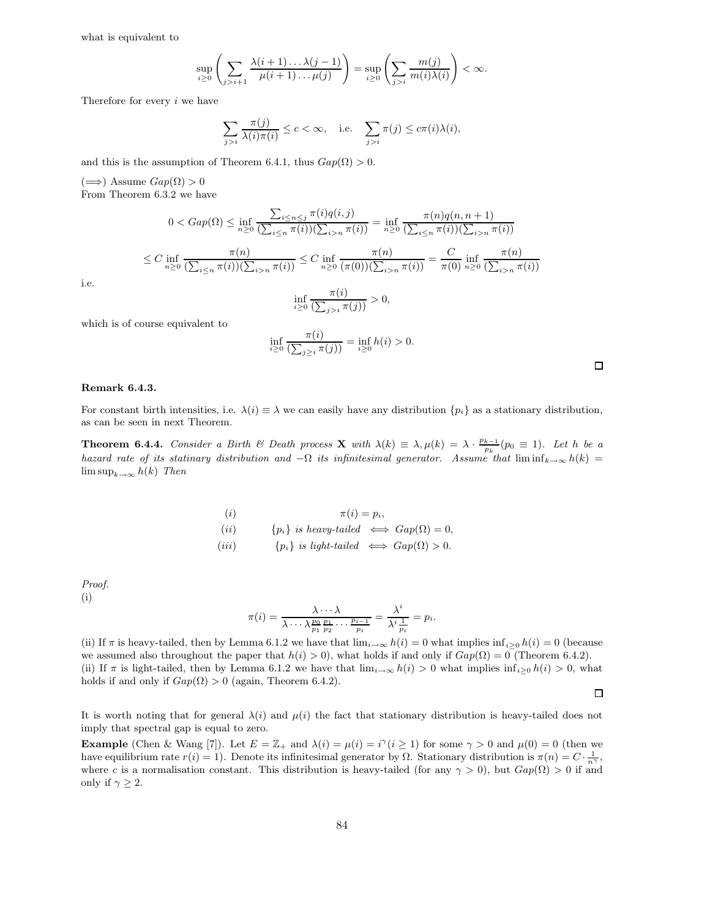what is equivalent to

$$\sup_{i\geq 0}\left(\sum_{j>i+1}\frac{\lambda(i+1)\ldots\lambda(j-1)}{\mu(i+1)\ldots\mu(j)}\right)=\sup_{i\geq 0}\left(\sum_{j>i}\frac{m(j)}{m(i)\lambda(i)}\right)<\infty.$$

Therefore for every $i$ we have

$$\sum_{j>i}\frac{\pi(j)}{\lambda(i)\pi(i)}\leq c<\infty,\quad \text{i.e.}\quad \sum_{j>i}\pi(j)\leq c\pi(i)\lambda(i),$$

and this is the assumption of Theorem 6.4.1, thus $Gap(\Omega)>0$.

($\Longrightarrow$) Assume $Gap(\Omega)>0$

From Theorem 6.3.2 we have

$$0<Gap(\Omega)\leq \inf_{n\geq 0}\frac{\sum_{i\leq n\leq j}\pi(i)q(i,j)}{(\sum_{i\leq n}\pi(i))(\sum_{i>n}\pi(i))}=\inf_{n\geq 0}\frac{\pi(n)q(n,n+1)}{(\sum_{i\leq n}\pi(i))(\sum_{i>n}\pi(i))}$$

$$\leq C\inf_{n\geq 0}\frac{\pi(n)}{(\sum_{i\leq n}\pi(i))(\sum_{i>n}\pi(i))}\leq C\inf_{n\geq 0}\frac{\pi(n)}{(\pi(0))(\sum_{i>n}\pi(i))}=\frac{C}{\pi(0)}\inf_{n\geq 0}\frac{\pi(n)}{(\sum_{i>n}\pi(i))}$$

i.e.

$$\inf_{i\geq 0}\frac{\pi(i)}{(\sum_{j>i}\pi(j))}>0,$$

which is of course equivalent to

$$\inf_{i\geq 0}\frac{\pi(i)}{(\sum_{j\geq i}\pi(j))}=\inf_{i\geq 0}h(i)>0.$$

□

**Remark 6.4.3.**

For constant birth intensities, i.e. $\lambda(i)\equiv\lambda$ we can easily have any distribution $\{p_i\}$ as a stationary distribution, as can be seen in next Theorem.

**Theorem 6.4.4.** *Consider a Birth & Death process* $\mathbf{X}$ *with* $\lambda(k)\equiv\lambda,\mu(k)=\lambda\cdot\frac{p_{k-1}}{p_k}(p_0\equiv 1)$. *Let* $h$ *be a hazard rate of its statinary distribution and* $-\Omega$ *its infinitesimal generator. Assume that* $\liminf_{k\to\infty}h(k)=\limsup_{k\to\infty}h(k)$ *Then*

$$\begin{array}{ll}(i) & \pi(i)=p_i,\\ (ii) & \{p_i\}\ \textit{is heavy-tailed}\iff Gap(\Omega)=0,\\ (iii) & \{p_i\}\ \textit{is light-tailed}\iff Gap(\Omega)>0.\end{array}$$

*Proof.*
(i)

$$\pi(i)=\frac{\lambda\cdots\lambda}{\lambda\cdots\lambda\frac{p_0}{p_1}\frac{p_1}{p_2}\cdots\frac{p_{i-1}}{p_i}}=\frac{\lambda^i}{\lambda^i\frac{1}{p_i}}=p_i.$$

(ii) If $\pi$ is heavy-tailed, then by Lemma 6.1.2 we have that $\lim_{i\to\infty}h(i)=0$ what implies $\inf_{i\geq 0}h(i)=0$ (because we assumed also throughout the paper that $h(i)>0$), what holds if and only if $Gap(\Omega)=0$ (Theorem 6.4.2).
(ii) If $\pi$ is light-tailed, then by Lemma 6.1.2 we have that $\lim_{i\to\infty}h(i)>0$ what implies $\inf_{i\geq 0}h(i)>0$, what holds if and only if $Gap(\Omega)>0$ (again, Theorem 6.4.2).

□

It is worth noting that for general $\lambda(i)$ and $\mu(i)$ the fact that stationary distribution is heavy-tailed does not imply that spectral gap is equal to zero.

**Example** (Chen & Wang [7]). Let $E=\mathbb{Z}_+$ and $\lambda(i)=\mu(i)=i^\gamma(i\geq 1)$ for some $\gamma>0$ and $\mu(0)=0$ (then we have equilibrium rate $r(i)=1$). Denote its infinitesimal generator by $\Omega$. Stationary distribution is $\pi(n)=C\cdot\frac{1}{n^\gamma}$, where $c$ is a normalisation constant. This distribution is heavy-tailed (for any $\gamma>0$), but $Gap(\Omega)>0$ if and only if $\gamma\geq 2$.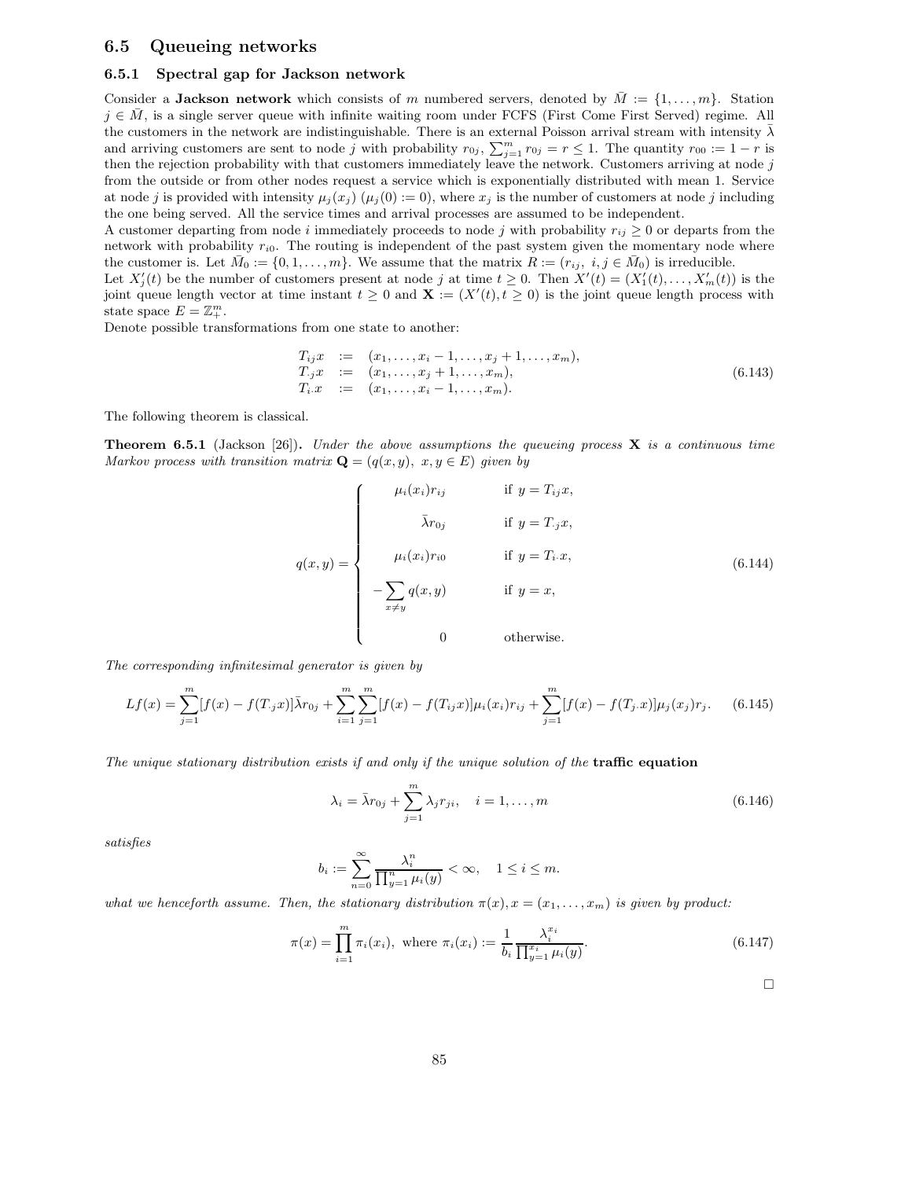## 6.5 Queueing networks

### 6.5.1 Spectral gap for Jackson network

Consider a **Jackson network** which consists of $m$ numbered servers, denoted by $\bar{M} := \{1, \ldots, m\}$. Station $j \in \bar{M}$, is a single server queue with infinite waiting room under FCFS (First Come First Served) regime. All the customers in the network are indistinguishable. There is an external Poisson arrival stream with intensity $\bar{\lambda}$ and arriving customers are sent to node $j$ with probability $r_{0j}$, $\sum_{j=1}^{m} r_{0j} = r \leq 1$. The quantity $r_{00} := 1 - r$ is then the rejection probability with that customers immediately leave the network. Customers arriving at node $j$ from the outside or from other nodes request a service which is exponentially distributed with mean 1. Service at node $j$ is provided with intensity $\mu_j(x_j)$ ($\mu_j(0) := 0$), where $x_j$ is the number of customers at node $j$ including the one being served. All the service times and arrival processes are assumed to be independent.
A customer departing from node $i$ immediately proceeds to node $j$ with probability $r_{ij} \geq 0$ or departs from the network with probability $r_{i0}$. The routing is independent of the past system given the momentary node where the customer is. Let $\bar{M}_0 := \{0, 1, \ldots, m\}$. We assume that the matrix $R := (r_{ij},\ i, j \in \bar{M}_0)$ is irreducible.
Let $X'_j(t)$ be the number of customers present at node $j$ at time $t \geq 0$. Then $X'(t) = (X'_1(t), \ldots, X'_m(t))$ is the joint queue length vector at time instant $t \geq 0$ and $\mathbf{X} := (X'(t), t \geq 0)$ is the joint queue length process with state space $E = \mathbb{Z}_+^m$.
Denote possible transformations from one state to another:

$$
\begin{aligned}
T_{ij}x &:= (x_1, \ldots, x_i - 1, \ldots, x_j + 1, \ldots, x_m), \\
T_{\cdot j}x &:= (x_1, \ldots, x_j + 1, \ldots, x_m), \\
T_{i\cdot}x &:= (x_1, \ldots, x_i - 1, \ldots, x_m).
\end{aligned}
\tag{6.143}
$$

The following theorem is classical.

**Theorem 6.5.1** (Jackson [26]). *Under the above assumptions the queueing process $\mathbf{X}$ is a continuous time Markov process with transition matrix $\mathbf{Q} = (q(x,y),\ x, y \in E)$ given by*

$$
q(x,y) = \begin{cases}
\mu_i(x_i) r_{ij} & \text{if } y = T_{ij}x, \\
\bar{\lambda} r_{0j} & \text{if } y = T_{\cdot j}x, \\
\mu_i(x_i) r_{i0} & \text{if } y = T_{i\cdot}x, \\
-\sum_{x \neq y} q(x,y) & \text{if } y = x, \\
0 & \text{otherwise.}
\end{cases}
\tag{6.144}
$$

*The corresponding infinitesimal generator is given by*

$$
Lf(x) = \sum_{j=1}^{m} [f(x) - f(T_{\cdot j}x)] \bar{\lambda} r_{0j} + \sum_{i=1}^{m} \sum_{j=1}^{m} [f(x) - f(T_{ij}x)] \mu_i(x_i) r_{ij} + \sum_{j=1}^{m} [f(x) - f(T_{j\cdot}x)] \mu_j(x_j) r_j. \tag{6.145}
$$

*The unique stationary distribution exists if and only if the unique solution of the* **traffic equation**

$$
\lambda_i = \bar{\lambda} r_{0j} + \sum_{j=1}^{m} \lambda_j r_{ji}, \quad i = 1, \ldots, m \tag{6.146}
$$

*satisfies*

$$
b_i := \sum_{n=0}^{\infty} \frac{\lambda_i^n}{\prod_{y=1}^{n} \mu_i(y)} < \infty, \quad 1 \leq i \leq m.
$$

*what we henceforth assume. Then, the stationary distribution $\pi(x), x = (x_1, \ldots, x_m)$ is given by product:*

$$
\pi(x) = \prod_{i=1}^{m} \pi_i(x_i), \text{ where } \pi_i(x_i) := \frac{1}{b_i} \frac{\lambda_i^{x_i}}{\prod_{y=1}^{x_i} \mu_i(y)}. \tag{6.147}
$$

□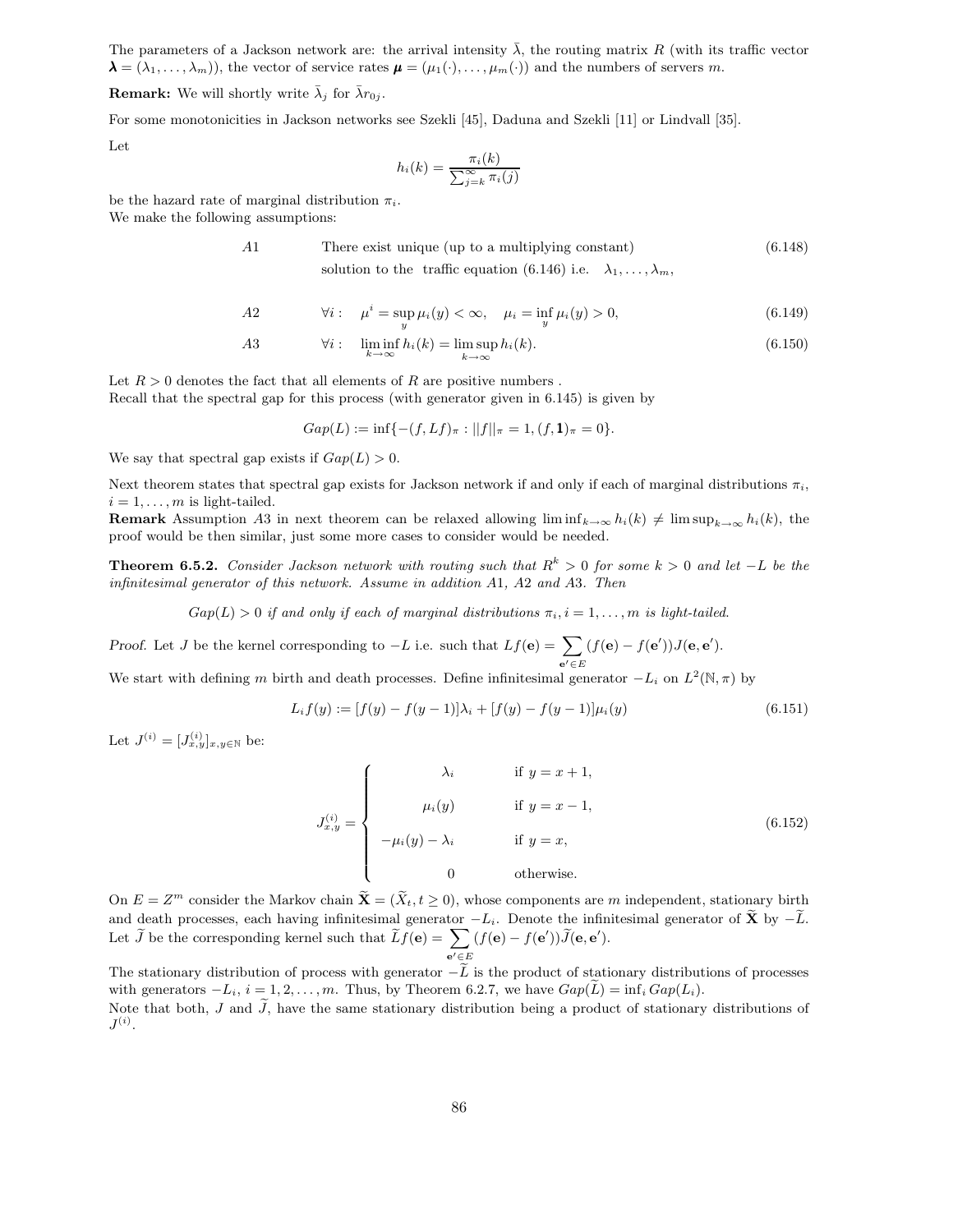The parameters of a Jackson network are: the arrival intensity $\bar{\lambda}$, the routing matrix $R$ (with its traffic vector $\boldsymbol{\lambda} = (\lambda_1, \ldots, \lambda_m)$), the vector of service rates $\boldsymbol{\mu} = (\mu_1(\cdot), \ldots, \mu_m(\cdot))$ and the numbers of servers $m$.

**Remark:** We will shortly write $\bar{\lambda}_j$ for $\bar{\lambda} r_{0j}$.

For some monotonicities in Jackson networks see Szekli [45], Daduna and Szekli [11] or Lindvall [35].

Let

$$h_i(k) = \frac{\pi_i(k)}{\sum_{j=k}^{\infty} \pi_i(j)}$$

be the hazard rate of marginal distribution $\pi_i$.
We make the following assumptions:

$$A1 \qquad \text{There exist unique (up to a multiplying constant) solution to the traffic equation (6.146) i.e.} \quad \lambda_1, \ldots, \lambda_m, \tag{6.148}$$

$$A2 \qquad \forall i: \quad \mu^i = \sup_y \mu_i(y) < \infty, \quad \mu_i = \inf_y \mu_i(y) > 0, \tag{6.149}$$

$$A3 \qquad \forall i: \quad \liminf_{k \to \infty} h_i(k) = \limsup_{k \to \infty} h_i(k). \tag{6.150}$$

Let $R > 0$ denotes the fact that all elements of $R$ are positive numbers .
Recall that the spectral gap for this process (with generator given in 6.145) is given by

$$Gap(L) := \inf\{-(f, Lf)_\pi : ||f||_\pi = 1, (f, \mathbf{1})_\pi = 0\}.$$

We say that spectral gap exists if $Gap(L) > 0$.

Next theorem states that spectral gap exists for Jackson network if and only if each of marginal distributions $\pi_i$, $i = 1, \ldots, m$ is light-tailed.
**Remark** Assumption $A3$ in next theorem can be relaxed allowing $\liminf_{k\to\infty} h_i(k) \neq \limsup_{k\to\infty} h_i(k)$, the proof would be then similar, just some more cases to consider would be needed.

**Theorem 6.5.2.** *Consider Jackson network with routing such that $R^k > 0$ for some $k > 0$ and let $-L$ be the infinitesimal generator of this network. Assume in addition A1, A2 and A3. Then*

*$Gap(L) > 0$ if and only if each of marginal distributions $\pi_i, i = 1, \ldots, m$ is light-tailed.*

*Proof.* Let $J$ be the kernel corresponding to $-L$ i.e. such that $Lf(\mathbf{e}) = \sum_{\mathbf{e}' \in E} (f(\mathbf{e}) - f(\mathbf{e}'))J(\mathbf{e}, \mathbf{e}')$.
We start with defining $m$ birth and death processes. Define infinitesimal generator $-L_i$ on $L^2(\mathbb{N}, \pi)$ by

$$L_i f(y) := [f(y) - f(y-1)]\lambda_i + [f(y) - f(y-1)]\mu_i(y) \tag{6.151}$$

Let $J^{(i)} = [J^{(i)}_{x,y}]_{x,y \in \mathbb{N}}$ be:

$$J^{(i)}_{x,y} = \begin{cases} \lambda_i & \text{if } y = x+1, \\ \mu_i(y) & \text{if } y = x-1, \\ -\mu_i(y) - \lambda_i & \text{if } y = x, \\ 0 & \text{otherwise.} \end{cases} \tag{6.152}$$

On $E = Z^m$ consider the Markov chain $\widetilde{\mathbf{X}} = (\widetilde{X}_t, t \geq 0)$, whose components are $m$ independent, stationary birth and death processes, each having infinitesimal generator $-L_i$. Denote the infinitesimal generator of $\widetilde{\mathbf{X}}$ by $-\widetilde{L}$. Let $\widetilde{J}$ be the corresponding kernel such that $\widetilde{L}f(\mathbf{e}) = \sum_{\mathbf{e}' \in E} (f(\mathbf{e}) - f(\mathbf{e}'))\widetilde{J}(\mathbf{e}, \mathbf{e}')$.
The stationary distribution of process with generator $-\widetilde{L}$ is the product of stationary distributions of processes with generators $-L_i$, $i = 1, 2, \ldots, m$. Thus, by Theorem 6.2.7, we have $Gap(\widetilde{L}) = \inf_i Gap(L_i)$.
Note that both, $J$ and $\widetilde{J}$, have the same stationary distribution being a product of stationary distributions of $J^{(i)}$.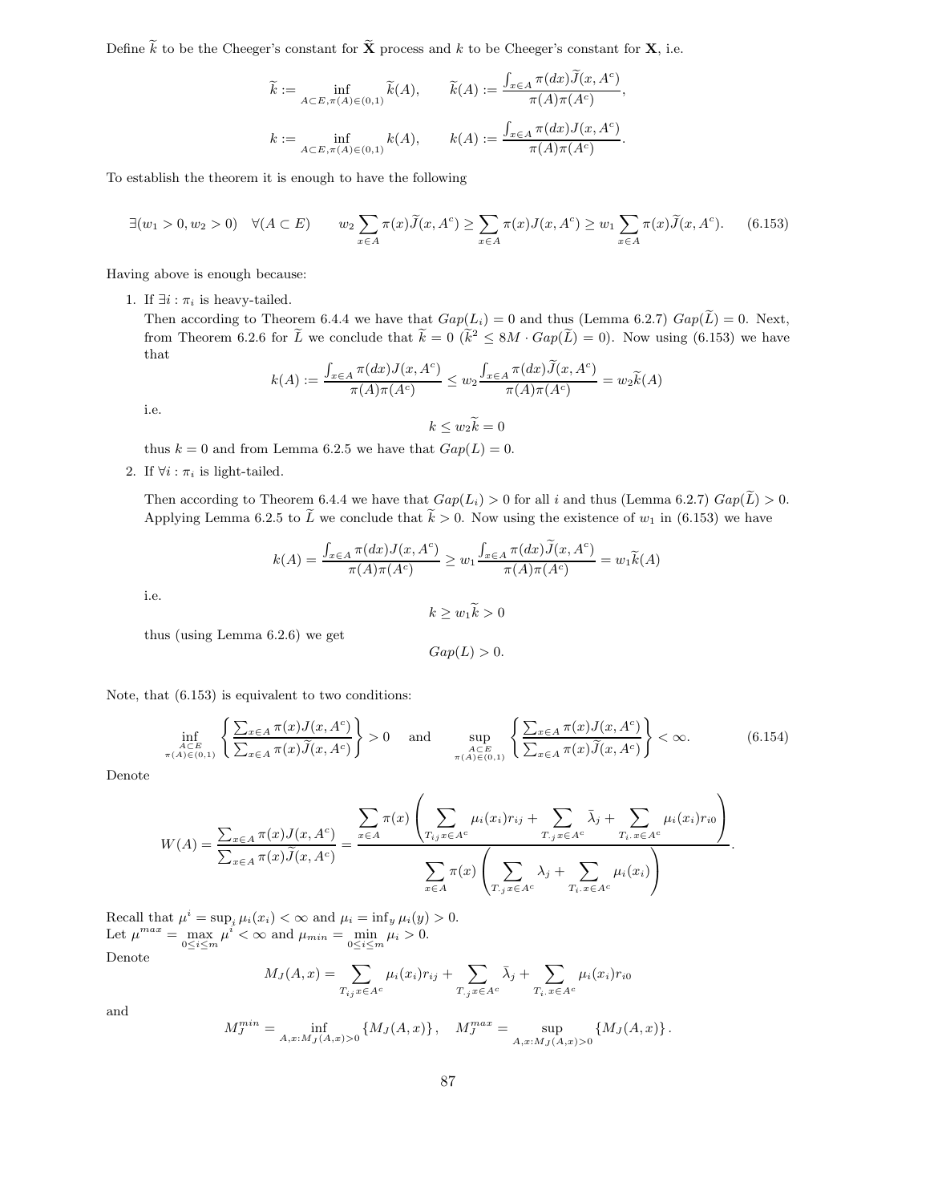Define $\widetilde{k}$ to be the Cheeger's constant for $\widetilde{\mathbf{X}}$ process and $k$ to be Cheeger's constant for $\mathbf{X}$, i.e.

$$\widetilde{k} := \inf_{A \subset E, \pi(A) \in (0,1)} \widetilde{k}(A), \qquad \widetilde{k}(A) := \frac{\int_{x \in A} \pi(dx) \widetilde{J}(x, A^c)}{\pi(A)\pi(A^c)},$$

$$k := \inf_{A \subset E, \pi(A) \in (0,1)} k(A), \qquad k(A) := \frac{\int_{x \in A} \pi(dx) J(x, A^c)}{\pi(A)\pi(A^c)}.$$

To establish the theorem it is enough to have the following

$$\exists (w_1 > 0, w_2 > 0) \quad \forall (A \subset E) \qquad w_2 \sum_{x \in A} \pi(x) \widetilde{J}(x, A^c) \geq \sum_{x \in A} \pi(x) J(x, A^c) \geq w_1 \sum_{x \in A} \pi(x) \widetilde{J}(x, A^c). \tag{6.153}$$

Having above is enough because:

1. If $\exists i : \pi_i$ is heavy-tailed.
   Then according to Theorem 6.4.4 we have that $Gap(L_i) = 0$ and thus (Lemma 6.2.7) $Gap(\widetilde{L}) = 0$. Next, from Theorem 6.2.6 for $\widetilde{L}$ we conclude that $\widetilde{k} = 0$ ($\widetilde{k}^2 \leq 8M \cdot Gap(\widetilde{L}) = 0$). Now using (6.153) we have that
   $$k(A) := \frac{\int_{x \in A} \pi(dx) J(x, A^c)}{\pi(A)\pi(A^c)} \leq w_2 \frac{\int_{x \in A} \pi(dx) \widetilde{J}(x, A^c)}{\pi(A)\pi(A^c)} = w_2 \widetilde{k}(A)$$
   i.e.
   $$k \leq w_2 \widetilde{k} = 0$$
   thus $k = 0$ and from Lemma 6.2.5 we have that $Gap(L) = 0$.

2. If $\forall i : \pi_i$ is light-tailed.

   Then according to Theorem 6.4.4 we have that $Gap(L_i) > 0$ for all $i$ and thus (Lemma 6.2.7) $Gap(\widetilde{L}) > 0$. Applying Lemma 6.2.5 to $\widetilde{L}$ we conclude that $\widetilde{k} > 0$. Now using the existence of $w_1$ in (6.153) we have
   $$k(A) = \frac{\int_{x \in A} \pi(dx) J(x, A^c)}{\pi(A)\pi(A^c)} \geq w_1 \frac{\int_{x \in A} \pi(dx) \widetilde{J}(x, A^c)}{\pi(A)\pi(A^c)} = w_1 \widetilde{k}(A)$$
   i.e.
   $$k \geq w_1 \widetilde{k} > 0$$
   thus (using Lemma 6.2.6) we get
   $$Gap(L) > 0.$$

Note, that (6.153) is equivalent to two conditions:

$$\inf_{\substack{A \subset E \\ \pi(A) \in (0,1)}} \left\{ \frac{\sum_{x \in A} \pi(x) J(x, A^c)}{\sum_{x \in A} \pi(x) \widetilde{J}(x, A^c)} \right\} > 0 \quad \text{and} \quad \sup_{\substack{A \subset E \\ \pi(A) \in (0,1)}} \left\{ \frac{\sum_{x \in A} \pi(x) J(x, A^c)}{\sum_{x \in A} \pi(x) \widetilde{J}(x, A^c)} \right\} < \infty. \tag{6.154}$$

Denote

$$W(A) = \frac{\sum_{x \in A} \pi(x) J(x, A^c)}{\sum_{x \in A} \pi(x) \widetilde{J}(x, A^c)} = \frac{\sum_{x \in A} \pi(x) \left( \sum_{T_{ij} x \in A^c} \mu_i(x_i) r_{ij} + \sum_{T_{\cdot j} x \in A^c} \bar{\lambda}_j + \sum_{T_{i \cdot} x \in A^c} \mu_i(x_i) r_{i0} \right)}{\sum_{x \in A} \pi(x) \left( \sum_{T_{\cdot j} x \in A^c} \lambda_j + \sum_{T_{i \cdot} x \in A^c} \mu_i(x_i) \right)}.$$

Recall that $\mu^i = \sup_i \mu_i(x_i) < \infty$ and $\mu_i = \inf_y \mu_i(y) > 0$.
Let $\mu^{max} = \max_{0 \leq i \leq m} \mu^i < \infty$ and $\mu_{min} = \min_{0 \leq i \leq m} \mu_i > 0$.
Denote

$$M_J(A, x) = \sum_{T_{ij} x \in A^c} \mu_i(x_i) r_{ij} + \sum_{T_{\cdot j} x \in A^c} \bar{\lambda}_j + \sum_{T_{i \cdot} x \in A^c} \mu_i(x_i) r_{i0}$$

and

$$M_J^{min} = \inf_{A, x : M_J(A, x) > 0} \{M_J(A, x)\}, \quad M_J^{max} = \sup_{A, x : M_J(A, x) > 0} \{M_J(A, x)\}.$$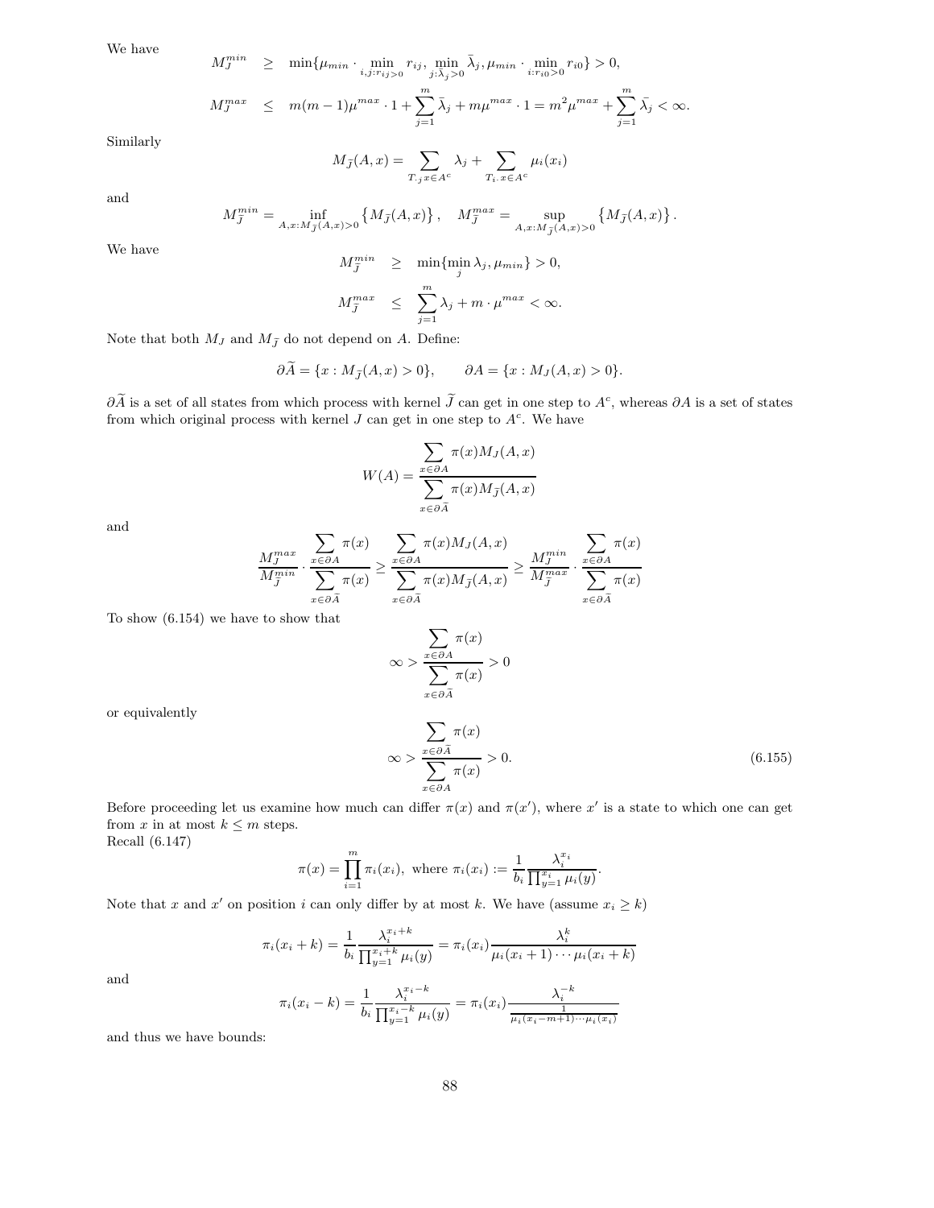We have

$$
\begin{aligned}
M_J^{min} &\geq \min\{\mu_{min} \cdot \min_{i,j:r_{ij}>0} r_{ij}, \min_{j:\bar{\lambda}_j>0} \bar{\lambda}_j, \mu_{min} \cdot \min_{i:r_{i0}>0} r_{i0}\} > 0, \\
M_J^{max} &\leq m(m-1)\mu^{max} \cdot 1 + \sum_{j=1}^{m} \bar{\lambda}_j + m\mu^{max} \cdot 1 = m^2\mu^{max} + \sum_{j=1}^{m} \bar{\lambda}_j < \infty.
\end{aligned}
$$

Similarly

$$
M_{\tilde{J}}(A, x) = \sum_{T_{\cdot j} x \in A^c} \lambda_j + \sum_{T_{i\cdot} x \in A^c} \mu_i(x_i)
$$

and

$$
M_{\tilde{J}}^{min} = \inf_{A, x: M_{\tilde{J}}(A,x)>0} \left\{ M_{\tilde{J}}(A, x) \right\}, \quad M_{\tilde{J}}^{max} = \sup_{A, x: M_{\tilde{J}}(A,x)>0} \left\{ M_{\tilde{J}}(A, x) \right\}.
$$

We have

$$
\begin{aligned}
M_{\tilde{J}}^{min} &\geq \min\{\min_j \lambda_j, \mu_{min}\} > 0, \\
M_{\tilde{J}}^{max} &\leq \sum_{j=1}^{m} \lambda_j + m \cdot \mu^{max} < \infty.
\end{aligned}
$$

Note that both $M_J$ and $M_{\tilde{J}}$ do not depend on $A$. Define:

$$
\partial\widetilde{A} = \{x : M_{\tilde{J}}(A, x) > 0\}, \qquad \partial A = \{x : M_J(A, x) > 0\}.
$$

$\partial\widetilde{A}$ is a set of all states from which process with kernel $\widetilde{J}$ can get in one step to $A^c$, whereas $\partial A$ is a set of states from which original process with kernel $J$ can get in one step to $A^c$. We have

$$
W(A) = \frac{\displaystyle\sum_{x \in \partial A} \pi(x) M_J(A, x)}{\displaystyle\sum_{x \in \partial \tilde{A}} \pi(x) M_{\tilde{J}}(A, x)}
$$

and

$$
\frac{M_J^{max}}{M_{\tilde{J}}^{min}} \cdot \frac{\displaystyle\sum_{x \in \partial A} \pi(x)}{\displaystyle\sum_{x \in \partial \tilde{A}} \pi(x)} \geq \frac{\displaystyle\sum_{x \in \partial A} \pi(x) M_J(A, x)}{\displaystyle\sum_{x \in \partial \tilde{A}} \pi(x) M_{\tilde{J}}(A, x)} \geq \frac{M_J^{min}}{M_{\tilde{J}}^{max}} \cdot \frac{\displaystyle\sum_{x \in \partial A} \pi(x)}{\displaystyle\sum_{x \in \partial \tilde{A}} \pi(x)}
$$

To show (6.154) we have to show that

$$
\infty > \frac{\displaystyle\sum_{x \in \partial A} \pi(x)}{\displaystyle\sum_{x \in \partial \tilde{A}} \pi(x)} > 0
$$

or equivalently

$$
\infty > \frac{\displaystyle\sum_{x \in \partial \tilde{A}} \pi(x)}{\displaystyle\sum_{x \in \partial A} \pi(x)} > 0. \tag{6.155}
$$

Before proceeding let us examine how much can differ $\pi(x)$ and $\pi(x')$, where $x'$ is a state to which one can get from $x$ in at most $k \leq m$ steps.
Recall (6.147)

$$
\pi(x) = \prod_{i=1}^{m} \pi_i(x_i), \text{ where } \pi_i(x_i) := \frac{1}{b_i} \frac{\lambda_i^{x_i}}{\prod_{y=1}^{x_i} \mu_i(y)}.
$$

Note that $x$ and $x'$ on position $i$ can only differ by at most $k$. We have (assume $x_i \geq k$)

$$
\pi_i(x_i + k) = \frac{1}{b_i} \frac{\lambda_i^{x_i+k}}{\prod_{y=1}^{x_i+k} \mu_i(y)} = \pi_i(x_i) \frac{\lambda_i^k}{\mu_i(x_i+1) \cdots \mu_i(x_i+k)}
$$

and

$$
\pi_i(x_i - k) = \frac{1}{b_i} \frac{\lambda_i^{x_i-k}}{\prod_{y=1}^{x_i-k} \mu_i(y)} = \pi_i(x_i) \frac{\lambda_i^{-k}}{\frac{1}{\mu_i(x_i-m+1) \cdots \mu_i(x_i)}}
$$

and thus we have bounds: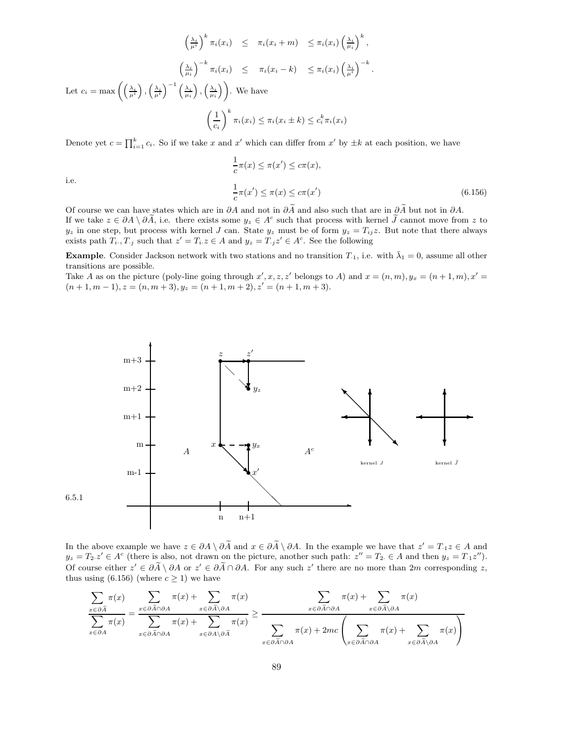$$\left(\frac{\lambda_i}{\mu^i}\right)^k \pi_i(x_i) \quad \leq \quad \pi_i(x_i+m) \quad \leq \pi_i(x_i)\left(\frac{\lambda_i}{\mu_i}\right)^k,$$

$$\left(\frac{\lambda_i}{\mu_i}\right)^{-k} \pi_i(x_i) \quad \leq \quad \pi_i(x_i-k) \quad \leq \pi_i(x_i)\left(\frac{\lambda_i}{\mu^i}\right)^{-k}.$$

Let $c_i = \max\left(\left(\frac{\lambda_i}{\mu^i}\right), \left(\frac{\lambda_i}{\mu^i}\right)^{-1}\left(\frac{\lambda_i}{\mu_i}\right), \left(\frac{\lambda_i}{\mu_i}\right)\right)$. We have

$$\left(\frac{1}{c_i}\right)^k \pi_i(x_i) \leq \pi_i(x_i \pm k) \leq c_i^k \pi_i(x_i)$$

Denote yet $c = \prod_{i=1}^k c_i$. So if we take $x$ and $x'$ which can differ from $x'$ by $\pm k$ at each position, we have

$$\frac{1}{c}\pi(x) \leq \pi(x') \leq c\pi(x),$$

i.e.

$$\frac{1}{c}\pi(x') \leq \pi(x) \leq c\pi(x') \tag{6.156}$$

Of course we can have states which are in $\partial A$ and not in $\partial\widetilde{A}$ and also such that are in $\partial\widetilde{A}$ but not in $\partial A$.
If we take $z \in \partial A \setminus \partial\widetilde{A}$, i.e. there exists some $y_z \in A^c$ such that process with kernel $\widetilde{J}$ cannot move from $z$ to $y_z$ in one step, but process with kernel $J$ can. State $y_z$ must be of form $y_z = T_{ij}z$. But note that there always exists path $T_{i\cdot}, T_{\cdot j}$ such that $z' = T_{i\cdot}z \in A$ and $y_z = T_{\cdot j}z' \in A^c$. See the following

**Example**. Consider Jackson network with two stations and no transition $T_{\cdot 1}$, i.e. with $\bar{\lambda}_1 = 0$, assume all other transitions are possible.
Take $A$ as on the picture (poly-line going through $x', x, z, z'$ belongs to $A$) and $x = (n, m), y_x = (n+1, m), x' = (n+1, m-1), z = (n, m+3), y_z = (n+1, m+2), z' = (n+1, m+3)$.

6.5.1

In the above example we have $z \in \partial A \setminus \partial\widetilde{A}$ and $x \in \partial\widetilde{A} \setminus \partial A$. In the example we have that $z' = T_{\cdot 1}z \in A$ and $y_z = T_{2\cdot}z' \in A^c$ (there is also, not drawn on the picture, another such path: $z'' = T_{2\cdot} \in A$ and then $y_z = T_{\cdot 1}z''$).
Of course either $z' \in \partial\widetilde{A} \setminus \partial A$ or $z' \in \partial\widetilde{A} \cap \partial A$. For any such $z'$ there are no more than $2m$ corresponding $z$, thus using (6.156) (where $c \geq 1$) we have

$$\frac{\sum\limits_{x\in\partial\widetilde{A}} \pi(x)}{\sum\limits_{x\in\partial A} \pi(x)} = \frac{\sum\limits_{x\in\partial\widetilde{A}\cap\partial A} \pi(x) + \sum\limits_{x\in\partial\widetilde{A}\setminus\partial A} \pi(x)}{\sum\limits_{x\in\partial\widetilde{A}\cap\partial A} \pi(x) + \sum\limits_{x\in\partial A\setminus\partial\widetilde{A}} \pi(x)} \geq \frac{\sum\limits_{x\in\partial\widetilde{A}\cap\partial A} \pi(x) + \sum\limits_{x\in\partial\widetilde{A}\setminus\partial A} \pi(x)}{\sum\limits_{x\in\partial\widetilde{A}\cap\partial A} \pi(x) + 2mc\left(\sum\limits_{x\in\partial\widetilde{A}\cap\partial A} \pi(x) + \sum\limits_{x\in\partial\widetilde{A}\setminus\partial A} \pi(x)\right)}$$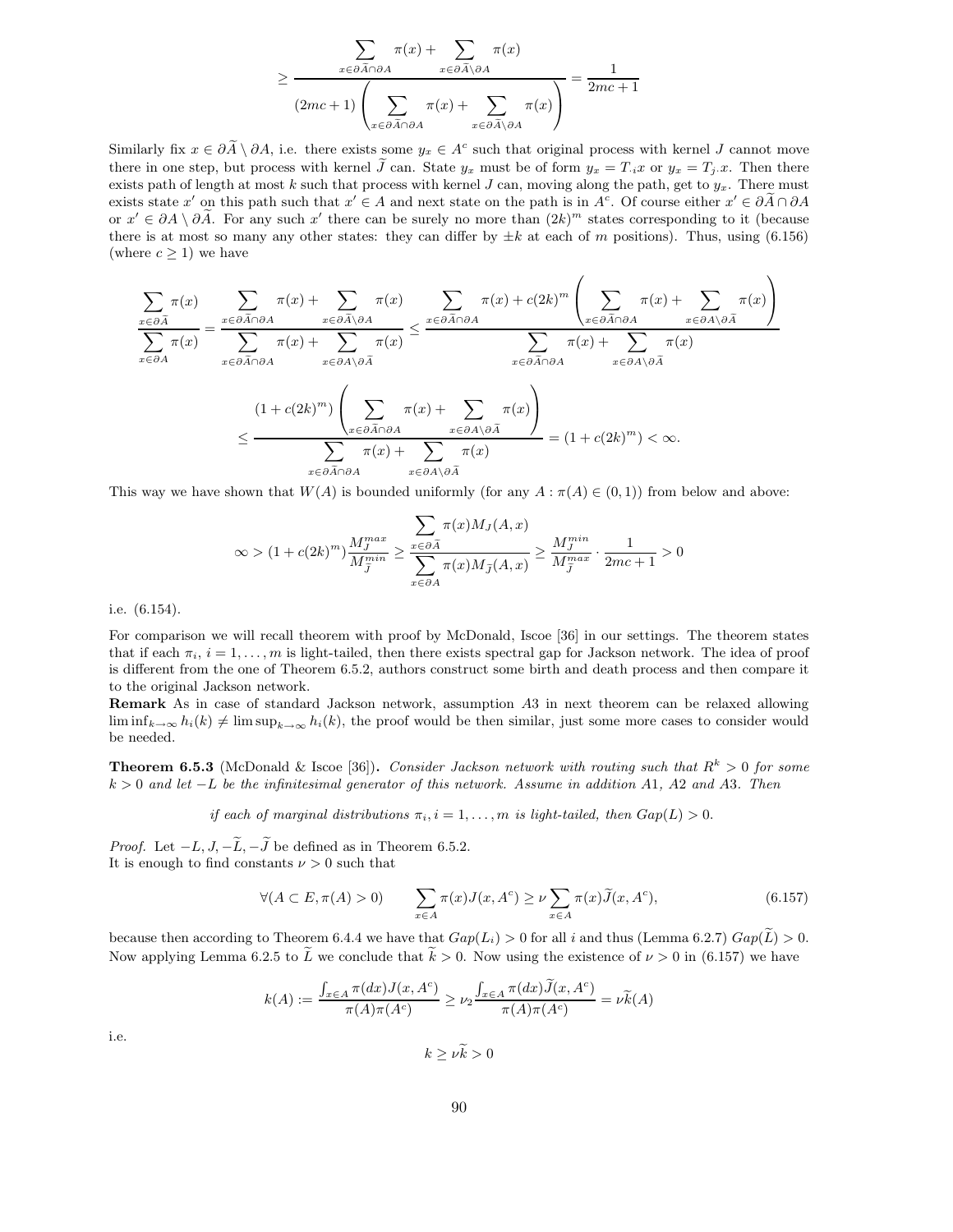$$\geq \frac{\sum_{x \in \partial \widetilde{A} \cap \partial A} \pi(x) + \sum_{x \in \partial \widetilde{A} \setminus \partial A} \pi(x)}{(2mc+1)\left(\sum_{x \in \partial \widetilde{A} \cap \partial A} \pi(x) + \sum_{x \in \partial \widetilde{A} \setminus \partial A} \pi(x)\right)} = \frac{1}{2mc+1}$$

Similarly fix $x \in \partial \widetilde{A} \setminus \partial A$, i.e. there exists some $y_x \in A^c$ such that original process with kernel $J$ cannot move there in one step, but process with kernel $\widetilde{J}$ can. State $y_x$ must be of form $y_x = T_{\cdot i} x$ or $y_x = T_{j \cdot} x$. Then there exists path of length at most $k$ such that process with kernel $J$ can, moving along the path, get to $y_x$. There must exists state $x'$ on this path such that $x' \in A$ and next state on the path is in $A^c$. Of course either $x' \in \partial \widetilde{A} \cap \partial A$ or $x' \in \partial A \setminus \partial \widetilde{A}$. For any such $x'$ there can be surely no more than $(2k)^m$ states corresponding to it (because there is at most so many any other states: they can differ by $\pm k$ at each of $m$ positions). Thus, using (6.156) (where $c \geq 1$) we have

$$\frac{\sum_{x \in \partial \widetilde{A}} \pi(x)}{\sum_{x \in \partial A} \pi(x)} = \frac{\sum_{x \in \partial \widetilde{A} \cap \partial A} \pi(x) + \sum_{x \in \partial \widetilde{A} \setminus \partial A} \pi(x)}{\sum_{x \in \partial \widetilde{A} \cap \partial A} \pi(x) + \sum_{x \in \partial A \setminus \partial \widetilde{A}} \pi(x)} \leq \frac{\sum_{x \in \partial \widetilde{A} \cap \partial A} \pi(x) + c(2k)^m \left(\sum_{x \in \partial \widetilde{A} \cap \partial A} \pi(x) + \sum_{x \in \partial A \setminus \partial \widetilde{A}} \pi(x)\right)}{\sum_{x \in \partial \widetilde{A} \cap \partial A} \pi(x) + \sum_{x \in \partial A \setminus \partial \widetilde{A}} \pi(x)}$$

$$\leq \frac{(1 + c(2k)^m)\left(\sum_{x \in \partial \widetilde{A} \cap \partial A} \pi(x) + \sum_{x \in \partial A \setminus \partial \widetilde{A}} \pi(x)\right)}{\sum_{x \in \partial \widetilde{A} \cap \partial A} \pi(x) + \sum_{x \in \partial A \setminus \partial \widetilde{A}} \pi(x)} = (1 + c(2k)^m) < \infty.$$

This way we have shown that $W(A)$ is bounded uniformly (for any $A : \pi(A) \in (0,1)$) from below and above:

$$\infty > (1 + c(2k)^m) \frac{M_J^{max}}{M_{\widetilde{J}}^{min}} \geq \frac{\sum_{x \in \partial \widetilde{A}} \pi(x) M_J(A, x)}{\sum_{x \in \partial A} \pi(x) M_{\widetilde{J}}(A, x)} \geq \frac{M_J^{min}}{M_{\widetilde{J}}^{max}} \cdot \frac{1}{2mc+1} > 0$$

i.e. (6.154).

For comparison we will recall theorem with proof by McDonald, Iscoe [36] in our settings. The theorem states that if each $\pi_i$, $i = 1, \ldots, m$ is light-tailed, then there exists spectral gap for Jackson network. The idea of proof is different from the one of Theorem 6.5.2, authors construct some birth and death process and then compare it to the original Jackson network.

**Remark** As in case of standard Jackson network, assumption $A3$ in next theorem can be relaxed allowing $\liminf_{k \to \infty} h_i(k) \neq \limsup_{k \to \infty} h_i(k)$, the proof would be then similar, just some more cases to consider would be needed.

**Theorem 6.5.3** (McDonald & Iscoe [36]). *Consider Jackson network with routing such that $R^k > 0$ for some $k > 0$ and let $-L$ be the infinitesimal generator of this network. Assume in addition A1, A2 and A3. Then*

*if each of marginal distributions $\pi_i, i = 1, \ldots, m$ is light-tailed, then $Gap(L) > 0$.*

*Proof.* Let $-L, J, -\widetilde{L}, -\widetilde{J}$ be defined as in Theorem 6.5.2.
It is enough to find constants $\nu > 0$ such that

$$\forall (A \subset E, \pi(A) > 0) \qquad \sum_{x \in A} \pi(x) J(x, A^c) \geq \nu \sum_{x \in A} \pi(x) \widetilde{J}(x, A^c), \tag{6.157}$$

because then according to Theorem 6.4.4 we have that $Gap(L_i) > 0$ for all $i$ and thus (Lemma 6.2.7) $Gap(\widetilde{L}) > 0$. Now applying Lemma 6.2.5 to $\widetilde{L}$ we conclude that $\widetilde{k} > 0$. Now using the existence of $\nu > 0$ in (6.157) we have

$$k(A) := \frac{\int_{x \in A} \pi(dx) J(x, A^c)}{\pi(A)\pi(A^c)} \geq \nu_2 \frac{\int_{x \in A} \pi(dx) \widetilde{J}(x, A^c)}{\pi(A)\pi(A^c)} = \nu \widetilde{k}(A)$$

i.e.

$$k \geq \nu \widetilde{k} > 0$$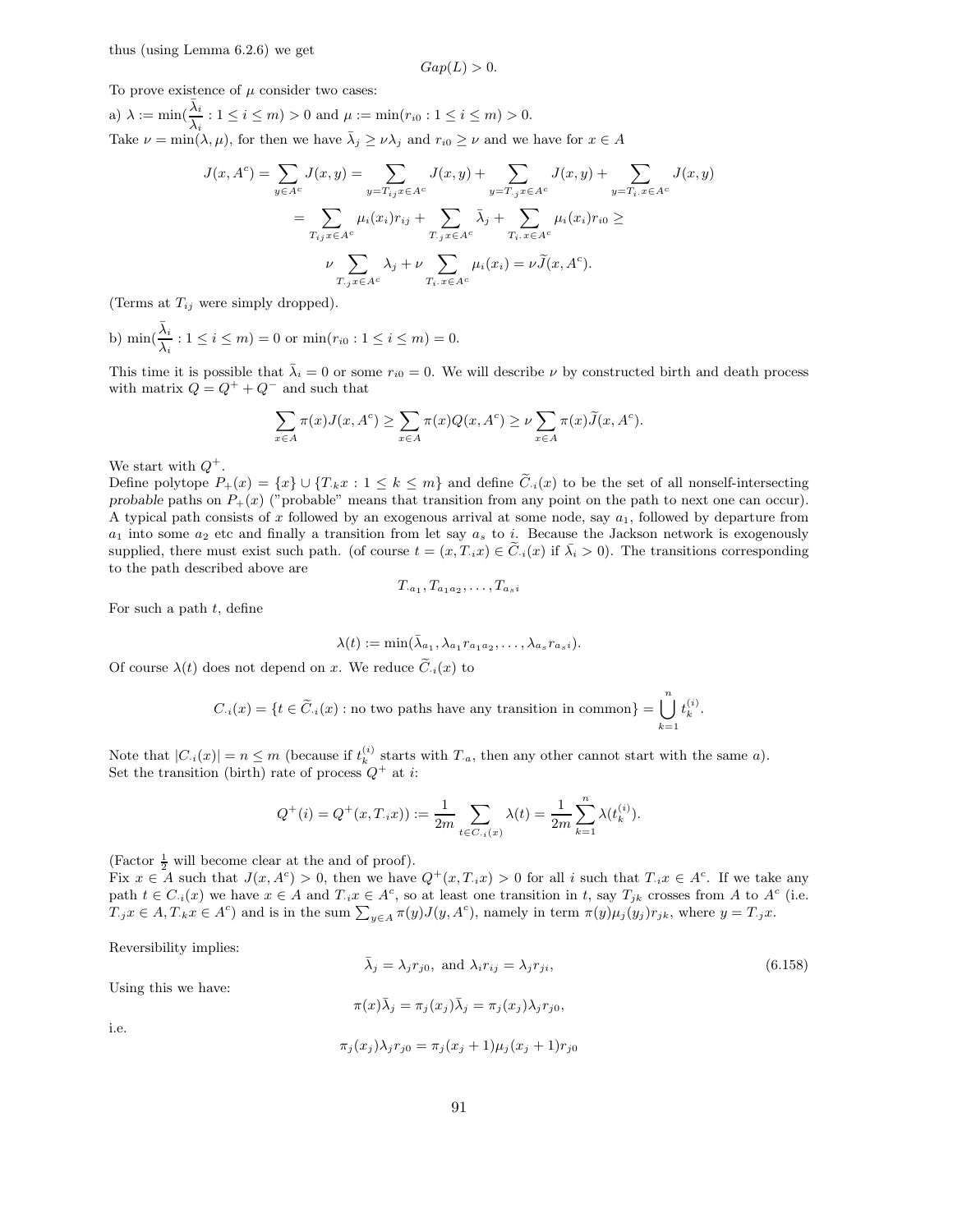thus (using Lemma 6.2.6) we get

$$Gap(L) > 0.$$

To prove existence of $\mu$ consider two cases:

a) $\lambda := \min(\frac{\bar{\lambda}_i}{\lambda_i} : 1 \le i \le m) > 0$ and $\mu := \min(r_{i0} : 1 \le i \le m) > 0$.

Take $\nu = \min(\lambda, \mu)$, for then we have $\bar{\lambda}_j \ge \nu \lambda_j$ and $r_{i0} \ge \nu$ and we have for $x \in A$

$$J(x, A^c) = \sum_{y \in A^c} J(x,y) = \sum_{y = T_{ij}x \in A^c} J(x,y) + \sum_{y = T_{\cdot j}x \in A^c} J(x,y) + \sum_{y = T_{i\cdot}x \in A^c} J(x,y)$$

$$= \sum_{T_{ij}x \in A^c} \mu_i(x_i) r_{ij} + \sum_{T_{\cdot j}x \in A^c} \bar{\lambda}_j + \sum_{T_{i\cdot}x \in A^c} \mu_i(x_i) r_{i0} \ge$$

$$\nu \sum_{T_{\cdot j}x \in A^c} \lambda_j + \nu \sum_{T_{i\cdot}x \in A^c} \mu_i(x_i) = \nu \widetilde{J}(x, A^c).$$

(Terms at $T_{ij}$ were simply dropped).

b) $\min(\frac{\bar{\lambda}_i}{\lambda_i} : 1 \le i \le m) = 0$ or $\min(r_{i0} : 1 \le i \le m) = 0$.

This time it is possible that $\bar{\lambda}_i = 0$ or some $r_{i0} = 0$. We will describe $\nu$ by constructed birth and death process with matrix $Q = Q^+ + Q^-$ and such that

$$\sum_{x \in A} \pi(x) J(x, A^c) \ge \sum_{x \in A} \pi(x) Q(x, A^c) \ge \nu \sum_{x \in A} \pi(x) \widetilde{J}(x, A^c).$$

We start with $Q^+$.

Define polytope $P_+(x) = \{x\} \cup \{T_{\cdot k}x : 1 \le k \le m\}$ and define $\widetilde{C}_{\cdot i}(x)$ to be the set of all nonself-intersecting *probable* paths on $P_+(x)$ ("probable" means that transition from any point on the path to next one can occur). A typical path consists of $x$ followed by an exogenous arrival at some node, say $a_1$, followed by departure from $a_1$ into some $a_2$ etc and finally a transition from let say $a_s$ to $i$. Because the Jackson network is exogenously supplied, there must exist such path. (of course $t = (x, T_{\cdot i}x) \in \widetilde{C}_{\cdot i}(x)$ if $\bar{\lambda}_i > 0$). The transitions corresponding to the path described above are

$$T_{\cdot a_1}, T_{a_1 a_2}, \ldots, T_{a_s i}$$

For such a path $t$, define

$$\lambda(t) := \min(\bar{\lambda}_{a_1}, \lambda_{a_1} r_{a_1 a_2}, \ldots, \lambda_{a_s} r_{a_s i}).$$

Of course $\lambda(t)$ does not depend on $x$. We reduce $\widetilde{C}_{\cdot i}(x)$ to

$$C_{\cdot i}(x) = \{t \in \widetilde{C}_{\cdot i}(x) : \text{no two paths have any transition in common}\} = \bigcup_{k=1}^{n} t_k^{(i)}.$$

Note that $|C_{\cdot i}(x)| = n \le m$ (because if $t_k^{(i)}$ starts with $T_{\cdot a}$, then any other cannot start with the same $a$). Set the transition (birth) rate of process $Q^+$ at $i$:

$$Q^+(i) = Q^+(x, T_{\cdot i}x)) := \frac{1}{2m} \sum_{t \in C_{\cdot i}(x)} \lambda(t) = \frac{1}{2m} \sum_{k=1}^{n} \lambda(t_k^{(i)}).$$

(Factor $\frac{1}{2}$ will become clear at the and of proof).

Fix $x \in A$ such that $J(x, A^c) > 0$, then we have $Q^+(x, T_{\cdot i}x) > 0$ for all $i$ such that $T_{\cdot i}x \in A^c$. If we take any path $t \in C_{\cdot i}(x)$ we have $x \in A$ and $T_{\cdot i}x \in A^c$, so at least one transition in $t$, say $T_{jk}$ crosses from $A$ to $A^c$ (i.e. $T_{\cdot j}x \in A, T_{\cdot k}x \in A^c$) and is in the sum $\sum_{y \in A} \pi(y) J(y, A^c)$, namely in term $\pi(y)\mu_j(y_j) r_{jk}$, where $y = T_{\cdot j}x$.

Reversibility implies:

$$\bar{\lambda}_j = \lambda_j r_{j0}, \text{ and } \lambda_i r_{ij} = \lambda_j r_{ji}, \tag{6.158}$$

Using this we have:

$$\pi(x) \bar{\lambda}_j = \pi_j(x_j) \bar{\lambda}_j = \pi_j(x_j) \lambda_j r_{j0},$$

i.e.

$$\pi_j(x_j) \lambda_j r_{j0} = \pi_j(x_j + 1) \mu_j(x_j + 1) r_{j0}$$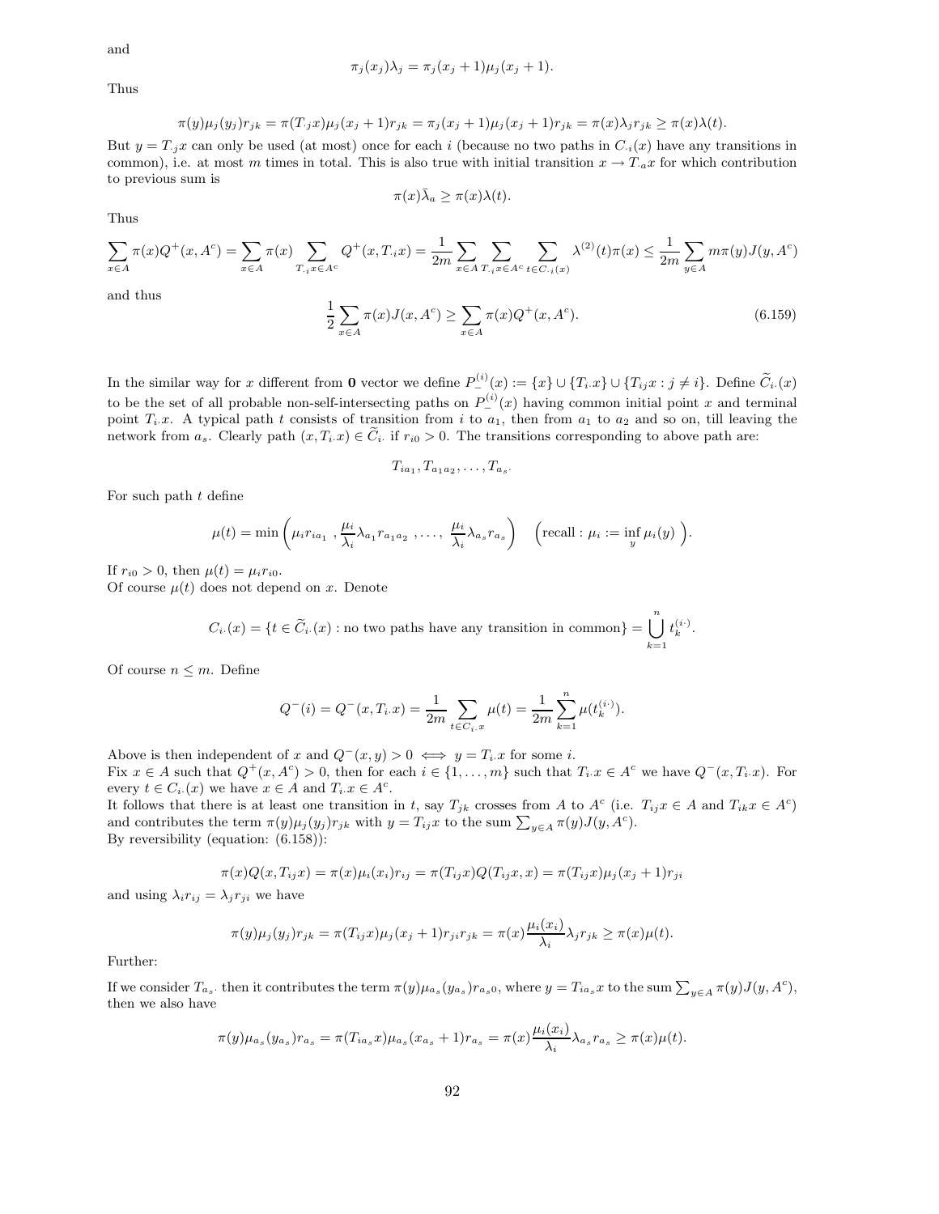and

$$\pi_j(x_j)\lambda_j = \pi_j(x_j+1)\mu_j(x_j+1).$$

Thus

$$\pi(y)\mu_j(y_j)r_{jk} = \pi(T_{\cdot j}x)\mu_j(x_j+1)r_{jk} = \pi_j(x_j+1)\mu_j(x_j+1)r_{jk} = \pi(x)\lambda_j r_{jk} \geq \pi(x)\lambda(t).$$

But $y = T_{\cdot j}x$ can only be used (at most) once for each $i$ (because no two paths in $C_{\cdot i}(x)$ have any transitions in common), i.e. at most $m$ times in total. This is also true with initial transition $x \to T_{\cdot a}x$ for which contribution to previous sum is

$$\pi(x)\bar{\lambda}_a \geq \pi(x)\lambda(t).$$

Thus

$$\sum_{x\in A}\pi(x)Q^+(x,A^c) = \sum_{x\in A}\pi(x)\sum_{T_{\cdot i}x\in A^c}Q^+(x,T_{\cdot i}x) = \frac{1}{2m}\sum_{x\in A}\sum_{T_{\cdot i}x\in A^c}\sum_{t\in C_{\cdot i}(x)}\lambda^{(2)}(t)\pi(x) \leq \frac{1}{2m}\sum_{y\in A}m\pi(y)J(y,A^c)$$

and thus

$$\frac{1}{2}\sum_{x\in A}\pi(x)J(x,A^c) \geq \sum_{x\in A}\pi(x)Q^+(x,A^c). \tag{6.159}$$

In the similar way for $x$ different from $\mathbf{0}$ vector we define $P_-^{(i)}(x) := \{x\} \cup \{T_{i\cdot}x\} \cup \{T_{ij}x : j \neq i\}$. Define $\widetilde{C}_{i\cdot}(x)$ to be the set of all probable non-self-intersecting paths on $P_-^{(i)}(x)$ having common initial point $x$ and terminal point $T_{i\cdot}x$. A typical path $t$ consists of transition from $i$ to $a_1$, then from $a_1$ to $a_2$ and so on, till leaving the network from $a_s$. Clearly path $(x, T_{i\cdot}x) \in \widetilde{C}_{i\cdot}$ if $r_{i0} > 0$. The transitions corresponding to above path are:

$$T_{ia_1}, T_{a_1a_2}, \ldots, T_{a_s\cdot}$$

For such path $t$ define

$$\mu(t) = \min\left(\mu_i r_{ia_1}\ ,\frac{\mu_i}{\lambda_i}\lambda_{a_1}r_{a_1a_2}\ ,\ \ldots,\ \frac{\mu_i}{\lambda_i}\lambda_{a_s}r_{a_s}\right)\quad\left(\text{recall} : \mu_i := \inf_y \mu_i(y)\ \right).$$

If $r_{i0} > 0$, then $\mu(t) = \mu_i r_{i0}$.
Of course $\mu(t)$ does not depend on $x$. Denote

$$C_{i\cdot}(x) = \{t \in \widetilde{C}_{i\cdot}(x) : \text{no two paths have any transition in common}\} = \bigcup_{k=1}^{n} t_k^{(i\cdot)}.$$

Of course $n \leq m$. Define

$$Q^-(i) = Q^-(x, T_{i\cdot}x) = \frac{1}{2m}\sum_{t\in C_{i\cdot}x}\mu(t) = \frac{1}{2m}\sum_{k=1}^{n}\mu(t_k^{(i\cdot)}).$$

Above is then independent of $x$ and $Q^-(x,y) > 0 \iff y = T_{i\cdot}x$ for some $i$.
Fix $x \in A$ such that $Q^+(x,A^c) > 0$, then for each $i \in \{1,\ldots,m\}$ such that $T_{i\cdot}x \in A^c$ we have $Q^-(x, T_{i\cdot}x)$. For every $t \in C_{i\cdot}(x)$ we have $x \in A$ and $T_{i\cdot}x \in A^c$.
It follows that there is at least one transition in $t$, say $T_{jk}$ crosses from $A$ to $A^c$ (i.e. $T_{ij}x \in A$ and $T_{ik}x \in A^c$) and contributes the term $\pi(y)\mu_j(y_j)r_{jk}$ with $y = T_{ij}x$ to the sum $\sum_{y\in A}\pi(y)J(y,A^c)$.
By reversibility (equation: (6.158)):

$$\pi(x)Q(x, T_{ij}x) = \pi(x)\mu_i(x_i)r_{ij} = \pi(T_{ij}x)Q(T_{ij}x, x) = \pi(T_{ij}x)\mu_j(x_j+1)r_{ji}$$

and using $\lambda_i r_{ij} = \lambda_j r_{ji}$ we have

$$\pi(y)\mu_j(y_j)r_{jk} = \pi(T_{ij}x)\mu_j(x_j+1)r_{ji}r_{jk} = \pi(x)\frac{\mu_i(x_i)}{\lambda_i}\lambda_j r_{jk} \geq \pi(x)\mu(t).$$

Further:

If we consider $T_{a_s\cdot}$ then it contributes the term $\pi(y)\mu_{a_s}(y_{a_s})r_{a_s0}$, where $y = T_{ia_s}x$ to the sum $\sum_{y\in A}\pi(y)J(y,A^c)$, then we also have

$$\pi(y)\mu_{a_s}(y_{a_s})r_{a_s} = \pi(T_{ia_s}x)\mu_{a_s}(x_{a_s}+1)r_{a_s} = \pi(x)\frac{\mu_i(x_i)}{\lambda_i}\lambda_{a_s}r_{a_s} \geq \pi(x)\mu(t).$$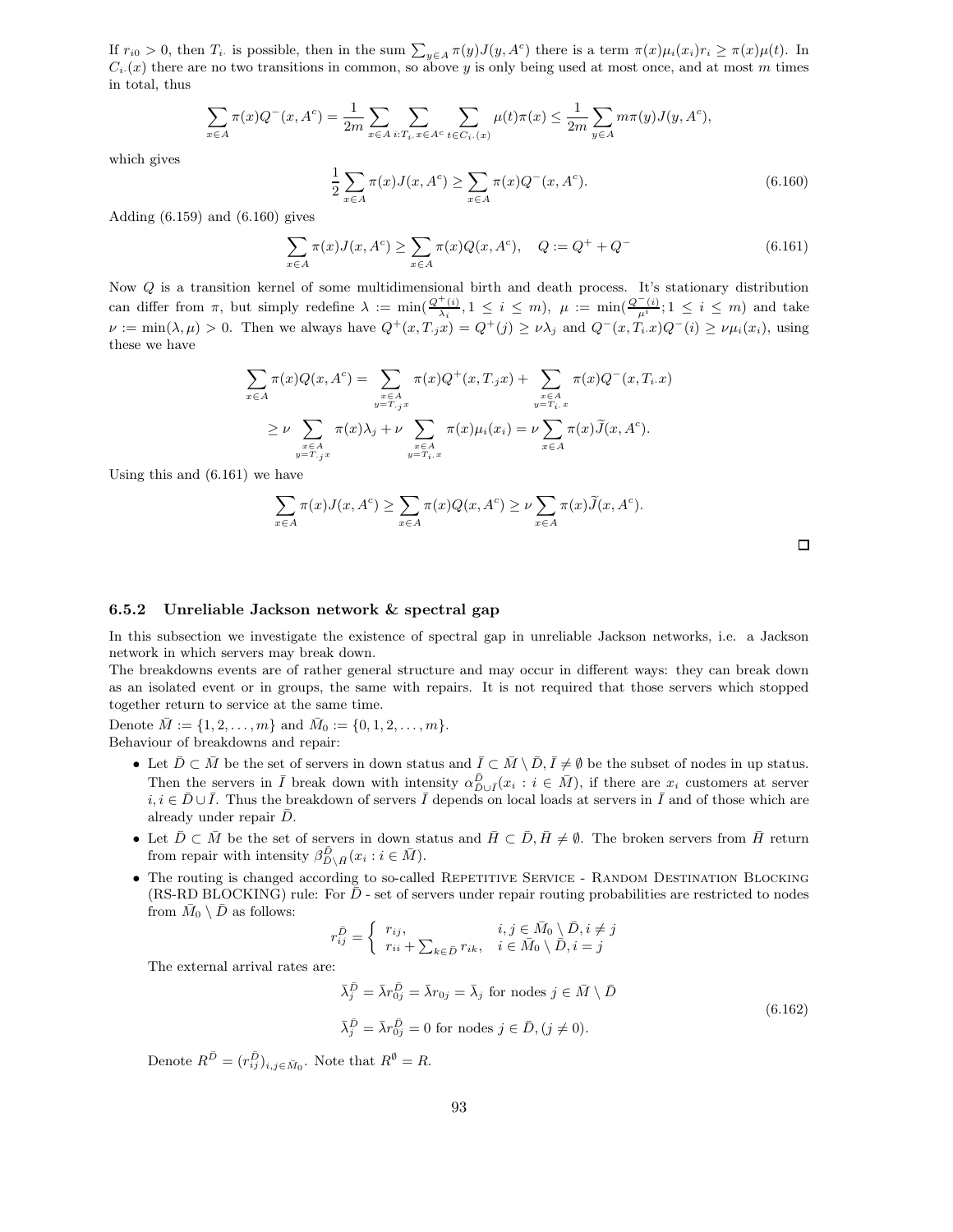If $r_{i0} > 0$, then $T_{i\cdot}$ is possible, then in the sum $\sum_{y\in A} \pi(y)J(y, A^c)$ there is a term $\pi(x)\mu_i(x_i)r_i \geq \pi(x)\mu(t)$. In $C_{i\cdot}(x)$ there are no two transitions in common, so above $y$ is only being used at most once, and at most $m$ times in total, thus

$$\sum_{x\in A} \pi(x)Q^-(x, A^c) = \frac{1}{2m}\sum_{x\in A}\sum_{i:T_{i\cdot}x\in A^c}\sum_{t\in C_{i\cdot}(x)} \mu(t)\pi(x) \leq \frac{1}{2m}\sum_{y\in A} m\pi(y)J(y, A^c),$$

which gives

$$\frac{1}{2}\sum_{x\in A} \pi(x)J(x, A^c) \geq \sum_{x\in A} \pi(x)Q^-(x, A^c). \tag{6.160}$$

Adding (6.159) and (6.160) gives

$$\sum_{x\in A} \pi(x)J(x, A^c) \geq \sum_{x\in A} \pi(x)Q(x, A^c), \quad Q := Q^+ + Q^- \tag{6.161}$$

Now $Q$ is a transition kernel of some multidimensional birth and death process. It's stationary distribution can differ from $\pi$, but simply redefine $\lambda := \min(\frac{Q^+(i)}{\lambda_i}, 1 \leq i \leq m)$, $\mu := \min(\frac{Q^-(i)}{\mu^i}; 1 \leq i \leq m)$ and take $\nu := \min(\lambda, \mu) > 0$. Then we always have $Q^+(x, T_{\cdot j}x) = Q^+(j) \geq \nu\lambda_j$ and $Q^-(x, T_{i\cdot}x)Q^-(i) \geq \nu\mu_i(x_i)$, using these we have

$$\begin{aligned}\sum_{x\in A} \pi(x)Q(x, A^c) &= \sum_{\substack{x\in A\\ y=T_{\cdot j}x}} \pi(x)Q^+(x, T_{\cdot j}x) + \sum_{\substack{x\in A\\ y=T_{i\cdot}x}} \pi(x)Q^-(x, T_{i\cdot}x)\\ &\geq \nu \sum_{\substack{x\in A\\ y=T_{\cdot j}x}} \pi(x)\lambda_j + \nu \sum_{\substack{x\in A\\ y=T_{i\cdot}x}} \pi(x)\mu_i(x_i) = \nu\sum_{x\in A}\pi(x)\widetilde{J}(x, A^c).\end{aligned}$$

Using this and (6.161) we have

$$\sum_{x\in A} \pi(x)J(x, A^c) \geq \sum_{x\in A} \pi(x)Q(x, A^c) \geq \nu\sum_{x\in A}\pi(x)\widetilde{J}(x, A^c).$$

□

### 6.5.2 Unreliable Jackson network & spectral gap

In this subsection we investigate the existence of spectral gap in unreliable Jackson networks, i.e. a Jackson network in which servers may break down.

The breakdowns events are of rather general structure and may occur in different ways: they can break down as an isolated event or in groups, the same with repairs. It is not required that those servers which stopped together return to service at the same time.

Denote $\bar{M} := \{1, 2, \ldots, m\}$ and $\bar{M}_0 := \{0, 1, 2, \ldots, m\}$.

Behaviour of breakdowns and repair:

- Let $\bar{D} \subset \bar{M}$ be the set of servers in down status and $\bar{I} \subset \bar{M}\setminus\bar{D}, \bar{I} \neq \emptyset$ be the subset of nodes in up status. Then the servers in $\bar{I}$ break down with intensity $\alpha^{\bar{D}}_{\bar{D}\cup\bar{I}}(x_i : i \in \bar{M})$, if there are $x_i$ customers at server $i, i \in \bar{D}\cup\bar{I}$. Thus the breakdown of servers $\bar{I}$ depends on local loads at servers in $\bar{I}$ and of those which are already under repair $\bar{D}$.
- Let $\bar{D} \subset \bar{M}$ be the set of servers in down status and $\bar{H} \subset \bar{D}, \bar{H} \neq \emptyset$. The broken servers from $\bar{H}$ return from repair with intensity $\beta^{\bar{D}}_{\bar{D}\setminus\bar{H}}(x_i : i \in \bar{M})$.
- The routing is changed according to so-called Repetitive Service - Random Destination Blocking (RS-RD BLOCKING) rule: For $\bar{D}$ - set of servers under repair routing probabilities are restricted to nodes from $\bar{M}_0 \setminus \bar{D}$ as follows:

$$r^{\bar{D}}_{ij} = \begin{cases} r_{ij}, & i, j \in \bar{M}_0\setminus\bar{D}, i \neq j\\ r_{ii} + \sum_{k\in\bar{D}} r_{ik}, & i \in \bar{M}_0\setminus\bar{D}, i = j\end{cases}$$

  The external arrival rates are:

$$\begin{aligned}\bar{\lambda}^{\bar{D}}_j &= \bar{\lambda}r^{\bar{D}}_{0j} = \bar{\lambda}r_{0j} = \bar{\lambda}_j \text{ for nodes } j \in \bar{M}\setminus\bar{D}\\ \bar{\lambda}^{\bar{D}}_j &= \bar{\lambda}r^{\bar{D}}_{0j} = 0 \text{ for nodes } j \in \bar{D}, (j \neq 0).\end{aligned} \tag{6.162}$$

  Denote $R^{\bar{D}} = (r^{\bar{D}}_{ij})_{i,j\in\bar{M}_0}$. Note that $R^{\emptyset} = R$.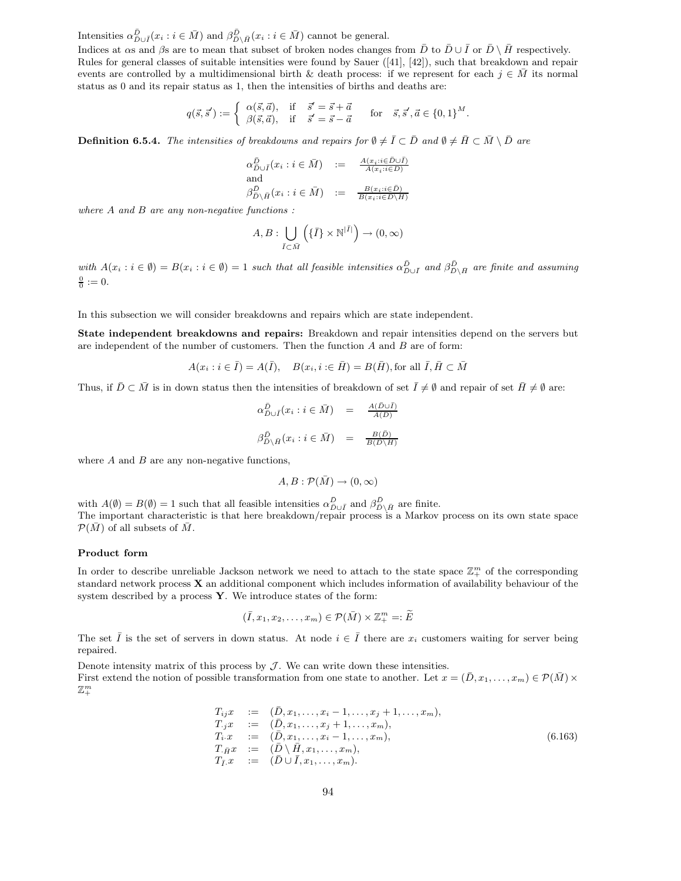Intensities $\alpha^{\bar{D}}_{\bar{D}\cup\bar{I}}(x_i : i \in \bar{M})$ and $\beta^{\bar{D}}_{\bar{D}\setminus\bar{H}}(x_i : i \in \bar{M})$ cannot be general.

Indices at $\alpha$s and $\beta$s are to mean that subset of broken nodes changes from $\bar{D}$ to $\bar{D}\cup\bar{I}$ or $\bar{D}\setminus\bar{H}$ respectively.

Rules for general classes of suitable intensities were found by Sauer ([41], [42]), such that breakdown and repair events are controlled by a multidimensional birth & death process: if we represent for each $j \in \bar{M}$ its normal status as 0 and its repair status as 1, then the intensities of births and deaths are:

$$q(\vec{s}, \vec{s}') := \begin{cases} \alpha(\vec{s}, \vec{a}), & \text{if} \quad \vec{s}' = \vec{s} + \vec{a} \\ \beta(\vec{s}, \vec{a}), & \text{if} \quad \vec{s}' = \vec{s} - \vec{a} \end{cases} \qquad \text{for} \quad \vec{s}, \vec{s}', \vec{a} \in \{0,1\}^M.$$

**Definition 6.5.4.** *The intensities of breakdowns and repairs for $\emptyset \neq \bar{I} \subset \bar{D}$ and $\emptyset \neq \bar{H} \subset \bar{M} \setminus \bar{D}$ are*

$$\alpha^{\bar{D}}_{\bar{D}\cup\bar{I}}(x_i : i \in \bar{M}) \quad := \quad \frac{A(x_i : i \in \bar{D}\cup\bar{I})}{A(x_i : i \in D)}$$

and

$$\beta^{\bar{D}}_{\bar{D}\setminus\bar{H}}(x_i : i \in \bar{M}) \quad := \quad \frac{B(x_i : i \in \bar{D})}{B(x_i : i \in D\setminus H)}$$

*where $A$ and $B$ are any non-negative functions :*

$$A, B : \bigcup_{\bar{I}\subset\bar{M}} \left(\{\bar{I}\} \times \mathbb{N}^{|\bar{I}|}\right) \to (0, \infty)$$

*with $A(x_i : i \in \emptyset) = B(x_i : i \in \emptyset) = 1$ such that all feasible intensities $\alpha^{\bar{D}}_{\bar{D}\cup I}$ and $\beta^{\bar{D}}_{\bar{D}\setminus\bar{H}}$ are finite and assuming $\frac{0}{0} := 0$.*

In this subsection we will consider breakdowns and repairs which are state independent.

**State independent breakdowns and repairs:** Breakdown and repair intensities depend on the servers but are independent of the number of customers. Then the function $A$ and $B$ are of form:

$$A(x_i : i \in \bar{I}) = A(\bar{I}), \quad B(x_i, i :\in \bar{H}) = B(\bar{H}), \text{for all } \bar{I}, \bar{H} \subset \bar{M}$$

Thus, if $\bar{D} \subset \bar{M}$ is in down status then the intensities of breakdown of set $\bar{I} \neq \emptyset$ and repair of set $\bar{H} \neq \emptyset$ are:

$$\alpha^{\bar{D}}_{\bar{D}\cup\bar{I}}(x_i : i \in \bar{M}) \quad = \quad \frac{A(\bar{D}\cup\bar{I})}{A(\bar{D})}$$

$$\beta^{\bar{D}}_{\bar{D}\setminus\bar{H}}(x_i : i \in \bar{M}) \quad = \quad \frac{B(\bar{D})}{B(\bar{D}\setminus\bar{H})}$$

where $A$ and $B$ are any non-negative functions,

$$A, B : \mathcal{P}(\bar{M}) \to (0, \infty)$$

with $A(\emptyset) = B(\emptyset) = 1$ such that all feasible intensities $\alpha^{\bar{D}}_{\bar{D}\cup\bar{I}}$ and $\beta^{\bar{D}}_{\bar{D}\setminus\bar{H}}$ are finite.

The important characteristic is that here breakdown/repair process is a Markov process on its own state space $\mathcal{P}(\bar{M})$ of all subsets of $\bar{M}$.

### Product form

In order to describe unreliable Jackson network we need to attach to the state space $\mathbb{Z}^m_+$ of the corresponding standard network process $\mathbf{X}$ an additional component which includes information of availability behaviour of the system described by a process $\mathbf{Y}$. We introduce states of the form:

$$(\bar{I}, x_1, x_2, \ldots, x_m) \in \mathcal{P}(\bar{M}) \times \mathbb{Z}^m_+ =: \widetilde{E}$$

The set $\bar{I}$ is the set of servers in down status. At node $i \in \bar{I}$ there are $x_i$ customers waiting for server being repaired.

Denote intensity matrix of this process by $\mathcal{J}$. We can write down these intensities.

First extend the notion of possible transformation from one state to another. Let $x = (\bar{D}, x_1, \ldots, x_m) \in \mathcal{P}(\bar{M}) \times \mathbb{Z}^m_+$

$$\begin{aligned}
T_{ij}x \quad &:= \quad (\bar{D}, x_1, \ldots, x_i - 1, \ldots, x_j + 1, \ldots, x_m), \\
T_{\cdot j}x \quad &:= \quad (\bar{D}, x_1, \ldots, x_j + 1, \ldots, x_m), \\
T_{i\cdot}x \quad &:= \quad (\bar{D}, x_1, \ldots, x_i - 1, \ldots, x_m), \\
T_{\cdot\bar{H}}x \quad &:= \quad (\bar{D}\setminus\bar{H}, x_1, \ldots, x_m), \\
T_{\bar{I}\cdot}x \quad &:= \quad (\bar{D}\cup\bar{I}, x_1, \ldots, x_m).
\end{aligned} \tag{6.163}$$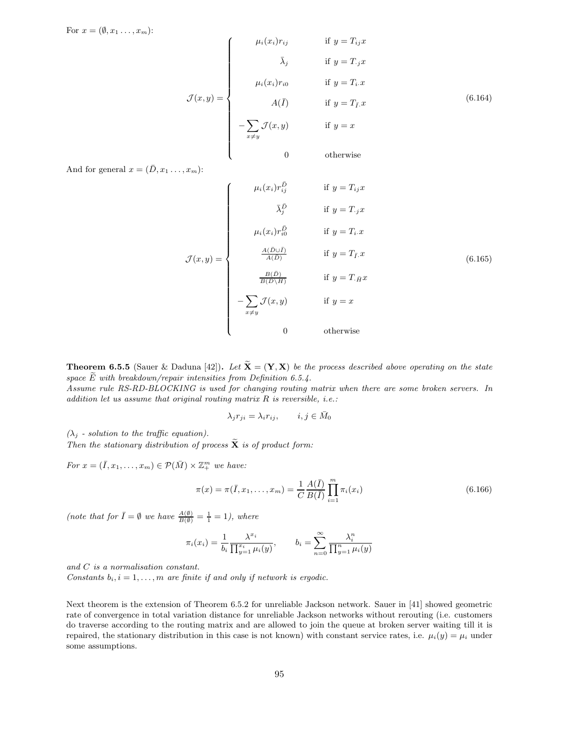For $x = (\emptyset, x_1 \ldots, x_m)$:

$$
\mathcal{J}(x,y) = \begin{cases} \mu_i(x_i) r_{ij} & \text{if } y = T_{ij}x \\ \bar{\lambda}_j & \text{if } y = T_{\cdot j}x \\ \mu_i(x_i) r_{i0} & \text{if } y = T_{i\cdot}x \\ A(\bar{I}) & \text{if } y = T_{\bar{I}\cdot}x \\ -\sum_{x \neq y} \mathcal{J}(x,y) & \text{if } y = x \\ 0 & \text{otherwise} \end{cases} \tag{6.164}
$$

And for general $x = (\bar{D}, x_1 \ldots, x_m)$:

$$
\mathcal{J}(x,y) = \begin{cases} \mu_i(x_i) r_{ij}^{\bar{D}} & \text{if } y = T_{ij}x \\ \bar{\lambda}_j^{\bar{D}} & \text{if } y = T_{\cdot j}x \\ \mu_i(x_i) r_{i0}^{\bar{D}} & \text{if } y = T_{i\cdot}x \\ \frac{A(\bar{D} \cup \bar{I})}{A(\bar{D})} & \text{if } y = T_{\bar{I}\cdot}x \\ \frac{B(\bar{D})}{B(D \setminus H)} & \text{if } y = T_{\cdot \bar{H}}x \\ -\sum_{x \neq y} \mathcal{J}(x,y) & \text{if } y = x \\ 0 & \text{otherwise} \end{cases} \tag{6.165}
$$

**Theorem 6.5.5** (Sauer & Daduna [42])**.** *Let $\widetilde{\mathbf{X}} = (\mathbf{Y}, \mathbf{X})$ be the process described above operating on the state space $\widetilde{E}$ with breakdown/repair intensities from Definition 6.5.4.*
*Assume rule RS-RD-BLOCKING is used for changing routing matrix when there are some broken servers. In addition let us assume that original routing matrix $R$ is reversible, i.e.:*

$$
\lambda_j r_{ji} = \lambda_i r_{ij}, \qquad i, j \in \bar{M}_0
$$

*($\lambda_j$ - solution to the traffic equation).*
*Then the stationary distribution of process $\widetilde{\mathbf{X}}$ is of product form:*

*For $x = (\bar{I}, x_1, \ldots, x_m) \in \mathcal{P}(\bar{M}) \times \mathbb{Z}_+^m$ we have:*

$$
\pi(x) = \pi(\bar{I}, x_1, \ldots, x_m) = \frac{1}{C} \frac{A(\bar{I})}{B(\bar{I})} \prod_{i=1}^{m} \pi_i(x_i) \tag{6.166}
$$

*(note that for $\bar{I} = \emptyset$ we have $\frac{A(\emptyset)}{B(\emptyset)} = \frac{1}{1} = 1$), where*

$$
\pi_i(x_i) = \frac{1}{b_i} \frac{\lambda^{x_i}}{\prod_{y=1}^{x_i} \mu_i(y)}, \qquad b_i = \sum_{n=0}^{\infty} \frac{\lambda_i^n}{\prod_{y=1}^{n} \mu_i(y)}
$$

*and $C$ is a normalisation constant.*
*Constants $b_i, i = 1, \ldots, m$ are finite if and only if network is ergodic.*

Next theorem is the extension of Theorem 6.5.2 for unreliable Jackson network. Sauer in [41] showed geometric rate of convergence in total variation distance for unreliable Jackson networks without rerouting (i.e. customers do traverse according to the routing matrix and are allowed to join the queue at broken server waiting till it is repaired, the stationary distribution in this case is not known) with constant service rates, i.e. $\mu_i(y) = \mu_i$ under some assumptions.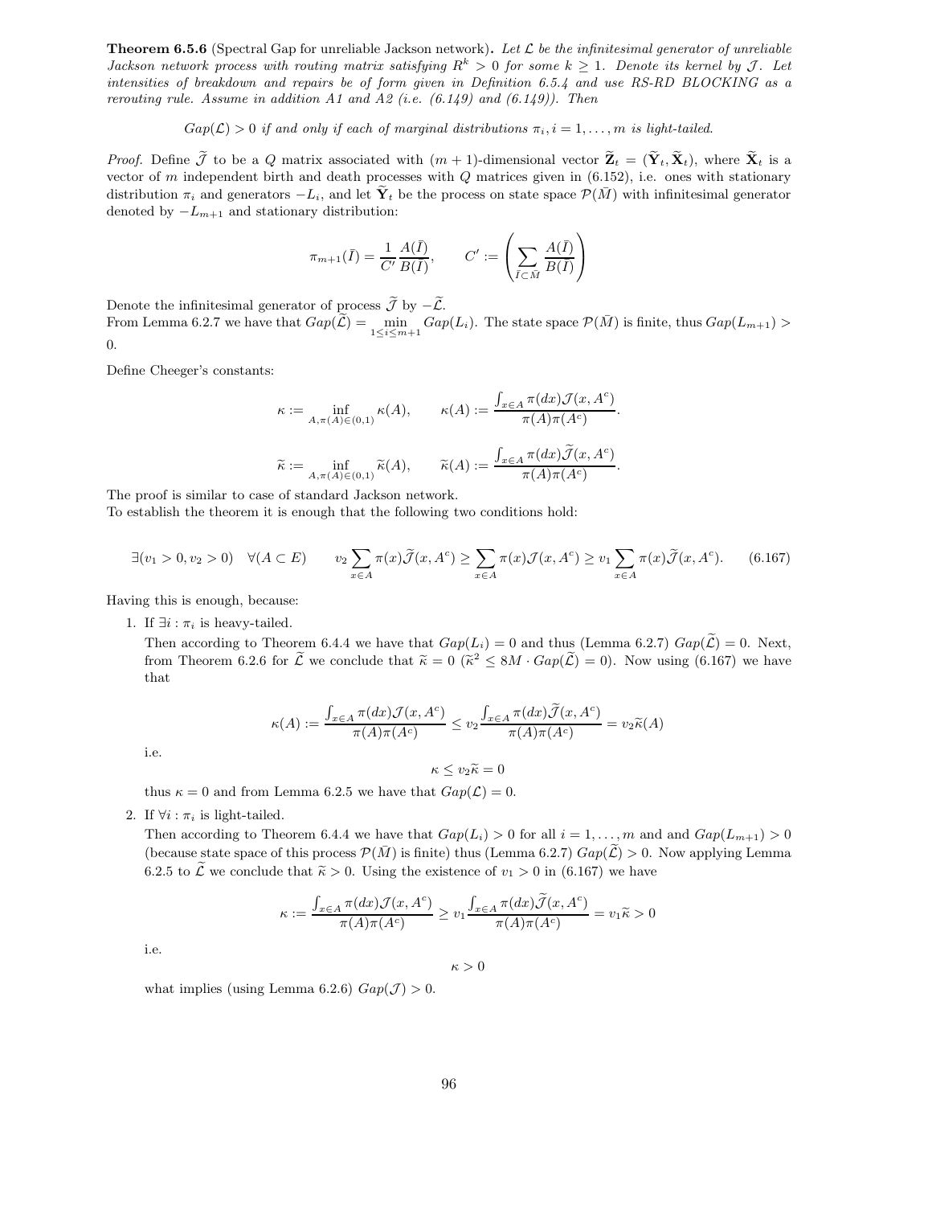**Theorem 6.5.6** (Spectral Gap for unreliable Jackson network)**.** *Let $\mathcal{L}$ be the infinitesimal generator of unreliable Jackson network process with routing matrix satisfying $R^k > 0$ for some $k \geq 1$. Denote its kernel by $\mathcal{J}$. Let intensities of breakdown and repairs be of form given in Definition 6.5.4 and use RS-RD BLOCKING as a rerouting rule. Assume in addition A1 and A2 (i.e. (6.149) and (6.149)). Then*

$$Gap(\mathcal{L}) > 0 \text{ if and only if each of marginal distributions } \pi_i, i = 1, \ldots, m \text{ is light-tailed.}$$

*Proof.* Define $\widetilde{\mathcal{J}}$ to be a $Q$ matrix associated with $(m+1)$-dimensional vector $\widetilde{\mathbf{Z}}_t = (\widetilde{\mathbf{Y}}_t, \widetilde{\mathbf{X}}_t)$, where $\widetilde{\mathbf{X}}_t$ is a vector of $m$ independent birth and death processes with $Q$ matrices given in (6.152), i.e. ones with stationary distribution $\pi_i$ and generators $-L_i$, and let $\widetilde{\mathbf{Y}}_t$ be the process on state space $\mathcal{P}(\bar{M})$ with infinitesimal generator denoted by $-L_{m+1}$ and stationary distribution:

$$\pi_{m+1}(\bar{I}) = \frac{1}{C'}\frac{A(\bar{I})}{B(\bar{I})}, \qquad C' := \left(\sum_{\bar{I} \subset \bar{M}} \frac{A(\bar{I})}{B(\bar{I})}\right)$$

Denote the infinitesimal generator of process $\widetilde{\mathcal{J}}$ by $-\widetilde{\mathcal{L}}$.
From Lemma 6.2.7 we have that $Gap(\widetilde{\mathcal{L}}) = \min_{1 \leq i \leq m+1} Gap(L_i)$. The state space $\mathcal{P}(\bar{M})$ is finite, thus $Gap(L_{m+1}) > 0$.

Define Cheeger's constants:

$$\kappa := \inf_{A, \pi(A) \in (0,1)} \kappa(A), \qquad \kappa(A) := \frac{\int_{x \in A} \pi(dx)\mathcal{J}(x, A^c)}{\pi(A)\pi(A^c)}.$$

$$\widetilde{\kappa} := \inf_{A, \pi(A) \in (0,1)} \widetilde{\kappa}(A), \qquad \widetilde{\kappa}(A) := \frac{\int_{x \in A} \pi(dx)\widetilde{\mathcal{J}}(x, A^c)}{\pi(A)\pi(A^c)}.$$

The proof is similar to case of standard Jackson network.
To establish the theorem it is enough that the following two conditions hold:

$$\exists (v_1 > 0, v_2 > 0) \quad \forall (A \subset E) \qquad v_2 \sum_{x \in A} \pi(x)\widetilde{\mathcal{J}}(x, A^c) \geq \sum_{x \in A} \pi(x)\mathcal{J}(x, A^c) \geq v_1 \sum_{x \in A} \pi(x)\widetilde{\mathcal{J}}(x, A^c). \tag{6.167}$$

Having this is enough, because:

1. If $\exists i : \pi_i$ is heavy-tailed.
   Then according to Theorem 6.4.4 we have that $Gap(L_i) = 0$ and thus (Lemma 6.2.7) $Gap(\widetilde{\mathcal{L}}) = 0$. Next, from Theorem 6.2.6 for $\widetilde{\mathcal{L}}$ we conclude that $\widetilde{\kappa} = 0$ ($\widetilde{\kappa}^2 \leq 8M \cdot Gap(\widetilde{\mathcal{L}}) = 0$). Now using (6.167) we have that

   $$\kappa(A) := \frac{\int_{x \in A} \pi(dx)\mathcal{J}(x, A^c)}{\pi(A)\pi(A^c)} \leq v_2 \frac{\int_{x \in A} \pi(dx)\widetilde{\mathcal{J}}(x, A^c)}{\pi(A)\pi(A^c)} = v_2 \widetilde{\kappa}(A)$$

   i.e.

   $$\kappa \leq v_2 \widetilde{\kappa} = 0$$

   thus $\kappa = 0$ and from Lemma 6.2.5 we have that $Gap(\mathcal{L}) = 0$.

2. If $\forall i : \pi_i$ is light-tailed.
   Then according to Theorem 6.4.4 we have that $Gap(L_i) > 0$ for all $i = 1, \ldots, m$ and and $Gap(L_{m+1}) > 0$ (because state space of this process $\mathcal{P}(\bar{M})$ is finite) thus (Lemma 6.2.7) $Gap(\widetilde{\mathcal{L}}) > 0$. Now applying Lemma 6.2.5 to $\widetilde{\mathcal{L}}$ we conclude that $\widetilde{\kappa} > 0$. Using the existence of $v_1 > 0$ in (6.167) we have

   $$\kappa := \frac{\int_{x \in A} \pi(dx)\mathcal{J}(x, A^c)}{\pi(A)\pi(A^c)} \geq v_1 \frac{\int_{x \in A} \pi(dx)\widetilde{\mathcal{J}}(x, A^c)}{\pi(A)\pi(A^c)} = v_1 \widetilde{\kappa} > 0$$

   i.e.

   $$\kappa > 0$$

   what implies (using Lemma 6.2.6) $Gap(\mathcal{J}) > 0$.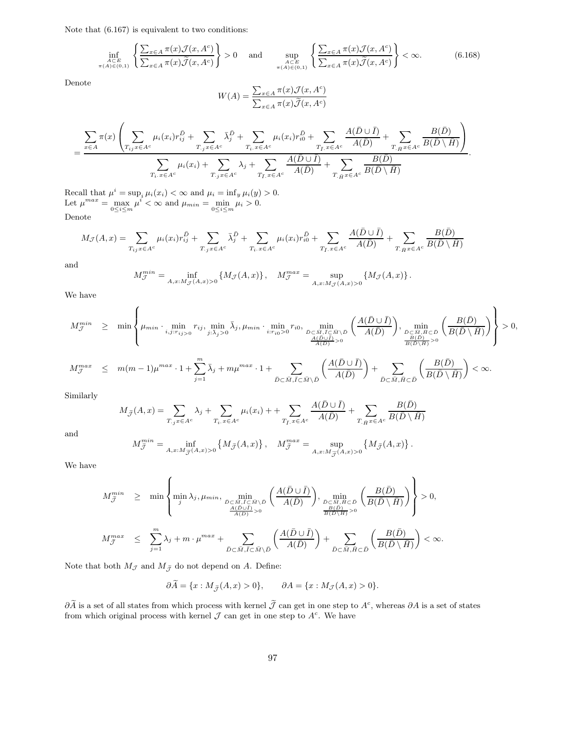Note that (6.167) is equivalent to two conditions:

$$\inf_{\substack{A\subset E\\ \pi(A)\in(0,1)}} \left\{ \frac{\sum_{x\in A}\pi(x)\mathcal{J}(x,A^c)}{\sum_{x\in A}\pi(x)\widetilde{\mathcal{J}}(x,A^c)} \right\} > 0 \quad \text{and} \quad \sup_{\substack{A\subset E\\ \pi(A)\in(0,1)}} \left\{ \frac{\sum_{x\in A}\pi(x)\mathcal{J}(x,A^c)}{\sum_{x\in A}\pi(x)\widetilde{\mathcal{J}}(x,A^c)} \right\} < \infty. \tag{6.168}$$

Denote

$$W(A) = \frac{\sum_{x\in A}\pi(x)\mathcal{J}(x,A^c)}{\sum_{x\in A}\pi(x)\widetilde{\mathcal{J}}(x,A^c)}$$

$$= \frac{\sum_{x\in A}\pi(x)\left(\sum_{T_{ij}x\in A^c}\mu_i(x_i)r_{ij}^{\bar D} + \sum_{T_{\cdot j}x\in A^c}\bar\lambda_j^{\bar D} + \sum_{T_{i\cdot}x\in A^c}\mu_i(x_i)r_{i0}^{\bar D} + \sum_{T_{\bar I\cdot}x\in A^c}\frac{A(\bar D\cup\bar I)}{A(\bar D)} + \sum_{T_{\cdot\bar H}x\in A^c}\frac{B(\bar D)}{B(\bar D\setminus\bar H)}\right)}{\sum_{T_{i\cdot}x\in A^c}\mu_i(x_i) + \sum_{T_{\cdot j}x\in A^c}\lambda_j + \sum_{T_{\bar I\cdot}x\in A^c}\frac{A(\bar D\cup\bar I)}{A(\bar D)} + \sum_{T_{\cdot\bar H}x\in A^c}\frac{B(\bar D)}{B(\bar D\setminus\bar H)}}.$$

Recall that $\mu^i = \sup_i \mu_i(x_i) < \infty$ and $\mu_i = \inf_y \mu_i(y) > 0$.
Let $\mu^{max} = \max_{0\leq i\leq m}\mu^i < \infty$ and $\mu_{min} = \min_{0\leq i\leq m}\mu_i > 0$.
Denote

$$M_{\mathcal{J}}(A,x) = \sum_{T_{ij}x\in A^c}\mu_i(x_i)r_{ij}^{\bar D} + \sum_{T_{\cdot j}x\in A^c}\bar\lambda_j^{\bar D} + \sum_{T_{i\cdot}x\in A^c}\mu_i(x_i)r_{i0}^{\bar D} + \sum_{T_{\bar I\cdot}x\in A^c}\frac{A(\bar D\cup\bar I)}{A(\bar D)} + \sum_{T_{\cdot\bar H}x\in A^c}\frac{B(\bar D)}{B(\bar D\setminus\bar H)}$$

and

$$M_{\mathcal{J}}^{min} = \inf_{A,x:M_{\mathcal{J}}(A,x)>0}\{M_{\mathcal{J}}(A,x)\}, \quad M_{\mathcal{J}}^{max} = \sup_{A,x:M_{\mathcal{J}}(A,x)>0}\{M_{\mathcal{J}}(A,x)\}.$$

We have

$$\begin{aligned}
M_{\mathcal{J}}^{min} &\geq \min\left\{\mu_{min}\cdot\min_{i,j:r_{ij}>0}r_{ij},\ \min_{j:\bar\lambda_j>0}\bar\lambda_j,\ \mu_{min}\cdot\min_{i:r_{i0}>0}r_{i0},\ \min_{\substack{\bar D\subset\bar M,\bar I\subset\bar M\setminus\bar D\\ \frac{A(\bar D\cup\bar I)}{A(\bar D)}>0}}\left(\frac{A(\bar D\cup\bar I)}{A(\bar D)}\right),\ \min_{\substack{\bar D\subset\bar M,\bar H\subset\bar D\\ \frac{B(\bar D)}{B(\bar D\setminus\bar H)}>0}}\left(\frac{B(\bar D)}{B(\bar D\setminus\bar H)}\right)\right\} > 0,\\
M_{\mathcal{J}}^{max} &\leq m(m-1)\mu^{max}\cdot 1 + \sum_{j=1}^m\bar\lambda_j + m\mu^{max}\cdot 1 + \sum_{\bar D\subset\bar M,\bar I\subset\bar M\setminus\bar D}\left(\frac{A(\bar D\cup\bar I)}{A(\bar D)}\right) + \sum_{\bar D\subset\bar M,\bar H\subset\bar D}\left(\frac{B(\bar D)}{B(\bar D\setminus\bar H)}\right) < \infty.
\end{aligned}$$

Similarly

$$M_{\widetilde{\mathcal{J}}}(A,x) = \sum_{T_{\cdot j}x\in A^c}\lambda_j + \sum_{T_{i\cdot}x\in A^c}\mu_i(x_i) + + \sum_{T_{\bar I\cdot}x\in A^c}\frac{A(\bar D\cup\bar I)}{A(\bar D)} + \sum_{T_{\cdot\bar H}x\in A^c}\frac{B(\bar D)}{B(\bar D\setminus\bar H)}$$

and

$$M_{\widetilde{\mathcal{J}}}^{min} = \inf_{A,x:M_{\widetilde{\mathcal{J}}}(A,x)>0}\{M_{\widetilde{\mathcal{J}}}(A,x)\}, \quad M_{\widetilde{\mathcal{J}}}^{max} = \sup_{A,x:M_{\widetilde{\mathcal{J}}}(A,x)>0}\{M_{\widetilde{\mathcal{J}}}(A,x)\}.$$

We have

$$\begin{aligned}
M_{\widetilde{\mathcal{J}}}^{min} &\geq \min\left\{\min_j\lambda_j,\ \mu_{min},\ \min_{\substack{\bar D\subset\bar M,\bar I\subset\bar M\setminus\bar D\\ \frac{A(\bar D\cup\bar I)}{A(D)}>0}}\left(\frac{A(\bar D\cup\bar I)}{A(\bar D)}\right),\ \min_{\substack{\bar D\subset\bar M,\bar H\subset\bar D\\ \frac{B(\bar D)}{B(\bar D\setminus\bar H)}>0}}\left(\frac{B(\bar D)}{B(\bar D\setminus\bar H)}\right)\right\} > 0,\\
M_{\widetilde{\mathcal{J}}}^{max} &\leq \sum_{j=1}^m\lambda_j + m\cdot\mu^{max} + \sum_{\bar D\subset\bar M,\bar I\subset\bar M\setminus\bar D}\left(\frac{A(\bar D\cup\bar I)}{A(\bar D)}\right) + \sum_{\bar D\subset\bar M,\bar H\subset\bar D}\left(\frac{B(\bar D)}{B(\bar D\setminus\bar H)}\right) < \infty.
\end{aligned}$$

Note that both $M_{\mathcal{J}}$ and $M_{\widetilde{\mathcal{J}}}$ do not depend on $A$. Define:

$$\partial\widetilde{A} = \{x : M_{\widetilde{\mathcal{J}}}(A,x) > 0\}, \qquad \partial A = \{x : M_{\mathcal{J}}(A,x) > 0\}.$$

$\partial\widetilde{A}$ is a set of all states from which process with kernel $\widetilde{\mathcal{J}}$ can get in one step to $A^c$, whereas $\partial A$ is a set of states from which original process with kernel $\mathcal{J}$ can get in one step to $A^c$. We have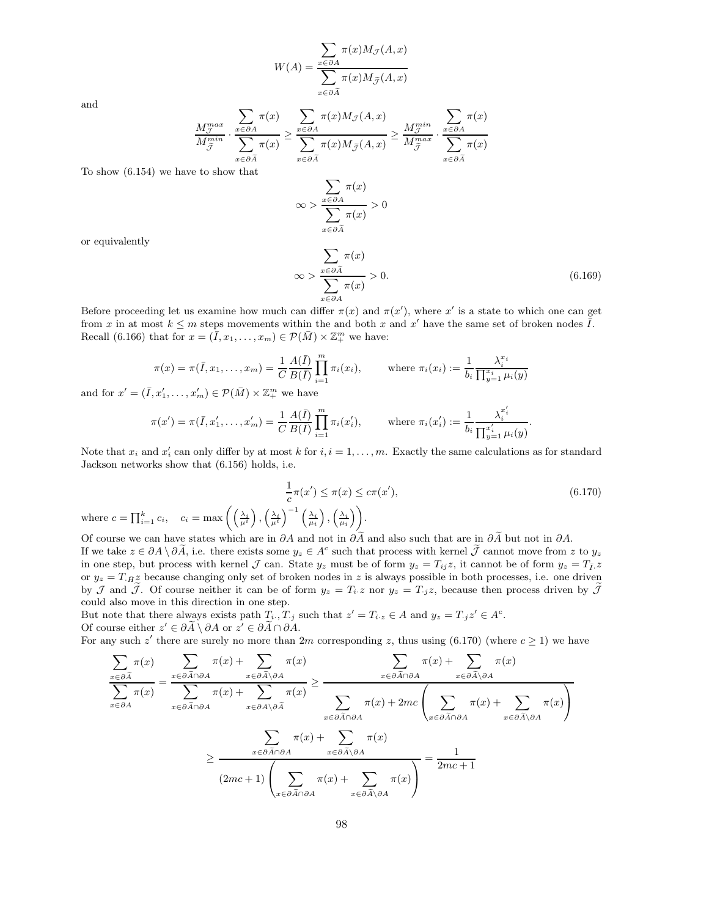$$W(A) = \frac{\sum_{x \in \partial A} \pi(x) M_{\mathcal{J}}(A,x)}{\sum_{x \in \partial \bar{A}} \pi(x) M_{\bar{\mathcal{J}}}(A,x)}$$

and

$$\frac{M^{max}_{\mathcal{J}}}{M^{min}_{\bar{\mathcal{J}}}} \cdot \frac{\sum_{x \in \partial A} \pi(x)}{\sum_{x \in \partial \bar{A}} \pi(x)} \geq \frac{\sum_{x \in \partial A} \pi(x) M_{\mathcal{J}}(A,x)}{\sum_{x \in \partial \bar{A}} \pi(x) M_{\bar{\mathcal{J}}}(A,x)} \geq \frac{M^{min}_{\mathcal{J}}}{M^{max}_{\bar{\mathcal{J}}}} \cdot \frac{\sum_{x \in \partial A} \pi(x)}{\sum_{x \in \partial \bar{A}} \pi(x)}$$

To show (6.154) we have to show that

$$\infty > \frac{\sum_{x \in \partial A} \pi(x)}{\sum_{x \in \partial \bar{A}} \pi(x)} > 0$$

or equivalently

$$\infty > \frac{\sum_{x \in \partial \bar{A}} \pi(x)}{\sum_{x \in \partial A} \pi(x)} > 0. \tag{6.169}$$

Before proceeding let us examine how much can differ $\pi(x)$ and $\pi(x')$, where $x'$ is a state to which one can get from $x$ in at most $k \leq m$ steps movements within the and both $x$ and $x'$ have the same set of broken nodes $\bar{I}$. Recall (6.166) that for $x = (\bar{I}, x_1, \ldots, x_m) \in \mathcal{P}(\bar{M}) \times \mathbb{Z}^m_+$ we have:

$$\pi(x) = \pi(\bar{I}, x_1, \ldots, x_m) = \frac{1}{C} \frac{A(\bar{I})}{B(\bar{I})} \prod_{i=1}^m \pi_i(x_i), \qquad \text{where } \pi_i(x_i) := \frac{1}{b_i} \frac{\lambda_i^{x_i}}{\prod_{y=1}^{x_i} \mu_i(y)}$$

and for $x' = (\bar{I}, x'_1, \ldots, x'_m) \in \mathcal{P}(\bar{M}) \times \mathbb{Z}^m_+$ we have

$$\pi(x') = \pi(\bar{I}, x'_1, \ldots, x'_m) = \frac{1}{C} \frac{A(\bar{I})}{B(\bar{I})} \prod_{i=1}^m \pi_i(x'_i), \qquad \text{where } \pi_i(x'_i) := \frac{1}{b_i} \frac{\lambda_i^{x'_i}}{\prod_{y=1}^{x'_i} \mu_i(y)}.$$

Note that $x_i$ and $x'_i$ can only differ by at most $k$ for $i, i = 1, \ldots, m$. Exactly the same calculations as for standard Jackson networks show that (6.156) holds, i.e.

$$\frac{1}{c}\pi(x') \leq \pi(x) \leq c\pi(x'), \tag{6.170}$$

where $c = \prod_{i=1}^k c_i, \quad c_i = \max\left(\left(\frac{\lambda_i}{\mu^i}\right), \left(\frac{\lambda_i}{\mu^i}\right)^{-1}\left(\frac{\lambda_i}{\mu_i}\right), \left(\frac{\lambda_i}{\mu_i}\right)\right)$.

Of course we can have states which are in $\partial A$ and not in $\partial \widetilde{A}$ and also such that are in $\partial \widetilde{A}$ but not in $\partial A$.
If we take $z \in \partial A \setminus \partial \widetilde{A}$, i.e. there exists some $y_z \in A^c$ such that process with kernel $\widetilde{\mathcal{J}}$ cannot move from $z$ to $y_z$ in one step, but process with kernel $\mathcal{J}$ can. State $y_z$ must be of form $y_z = T_{ij} z$, it cannot be of form $y_z = T_{\bar{I}\cdot} z$ or $y_z = T_{\cdot \bar{H}} z$ because changing only set of broken nodes in $z$ is always possible in both processes, i.e. one driven by $\mathcal{J}$ and $\widetilde{\mathcal{J}}$. Of course neither it can be of form $y_z = T_{i\cdot} z$ nor $y_z = T_{\cdot j} z$, because then process driven by $\widetilde{\mathcal{J}}$ could also move in this direction in one step.
But note that there always exists path $T_{i\cdot}, T_{\cdot j}$ such that $z' = T_{i\cdot z} \in A$ and $y_z = T_{\cdot j} z' \in A^c$.
Of course either $z' \in \partial \widetilde{A} \setminus \partial A$ or $z' \in \partial \widetilde{A} \cap \partial A$.
For any such $z'$ there are surely no more than $2m$ corresponding $z$, thus using (6.170) (where $c \geq 1$) we have

$$\frac{\sum_{x \in \partial \widetilde{A}} \pi(x)}{\sum_{x \in \partial A} \pi(x)} = \frac{\sum_{x \in \partial \widetilde{A} \cap \partial A} \pi(x) + \sum_{x \in \partial \widetilde{A} \setminus \partial A} \pi(x)}{\sum_{x \in \partial \widetilde{A} \cap \partial A} \pi(x) + \sum_{x \in \partial A \setminus \partial \widetilde{A}} \pi(x)} \geq \frac{\sum_{x \in \partial \widetilde{A} \cap \partial A} \pi(x) + \sum_{x \in \partial \widetilde{A} \setminus \partial A} \pi(x)}{\sum_{x \in \partial \widetilde{A} \cap \partial A} \pi(x) + 2mc \left( \sum_{x \in \partial \widetilde{A} \cap \partial A} \pi(x) + \sum_{x \in \partial \widetilde{A} \setminus \partial A} \pi(x) \right)}$$

$$\geq \frac{\sum_{x \in \partial \widetilde{A} \cap \partial A} \pi(x) + \sum_{x \in \partial \widetilde{A} \setminus \partial A} \pi(x)}{(2mc + 1) \left( \sum_{x \in \partial \widetilde{A} \cap \partial A} \pi(x) + \sum_{x \in \partial \widetilde{A} \setminus \partial A} \pi(x) \right)} = \frac{1}{2mc + 1}$$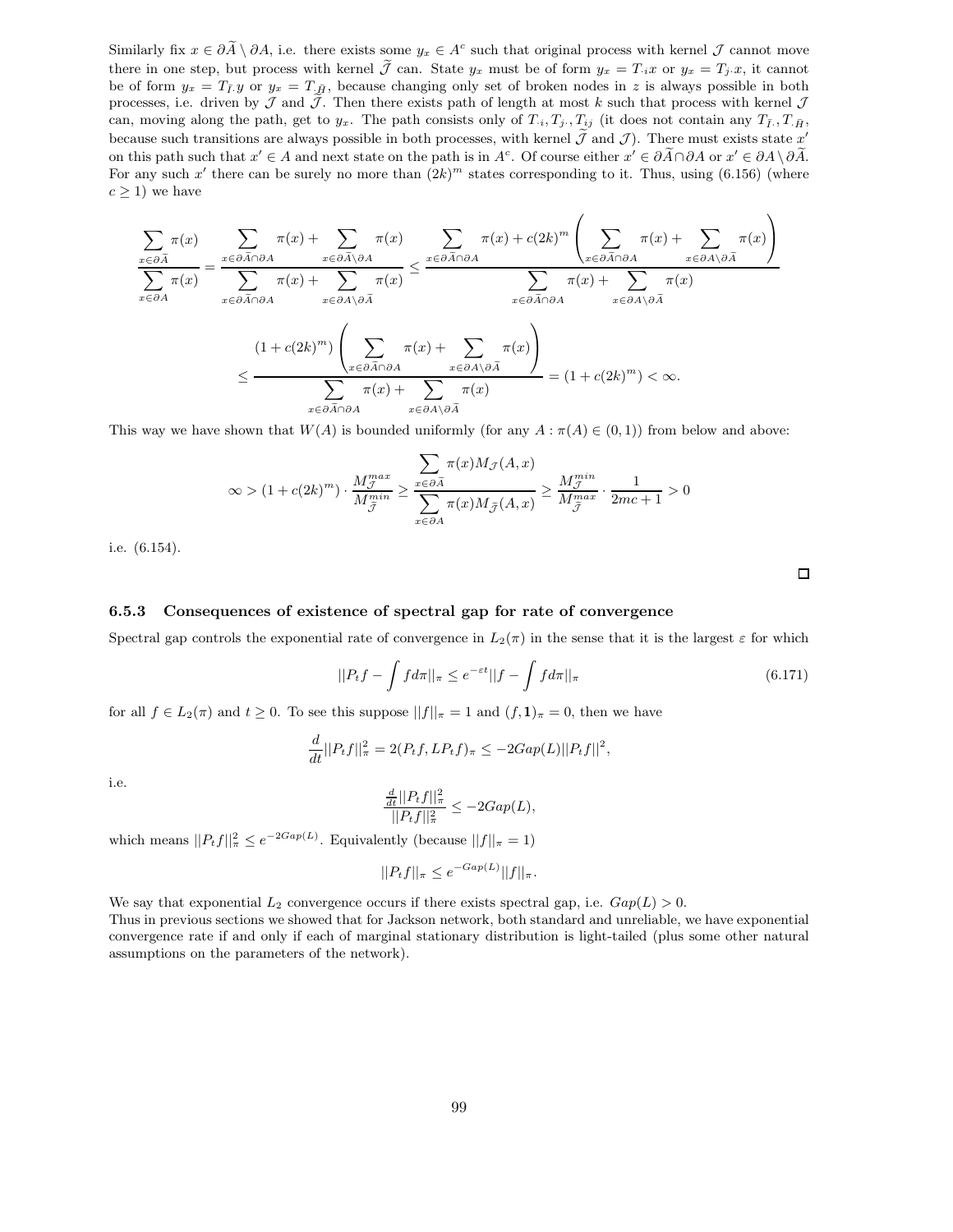Similarly fix $x \in \partial\widetilde{A} \setminus \partial A$, i.e. there exists some $y_x \in A^c$ such that original process with kernel $\mathcal{J}$ cannot move there in one step, but process with kernel $\widetilde{\mathcal{J}}$ can. State $y_x$ must be of form $y_x = T_{\cdot i}x$ or $y_x = T_{j\cdot}x$, it cannot be of form $y_x = T_{\bar{I}\cdot}y$ or $y_x = T_{\cdot\bar{H}}$, because changing only set of broken nodes in $z$ is always possible in both processes, i.e. driven by $\mathcal{J}$ and $\widetilde{\mathcal{J}}$. Then there exists path of length at most $k$ such that process with kernel $\mathcal{J}$ can, moving along the path, get to $y_x$. The path consists only of $T_{\cdot i}, T_{j\cdot}, T_{ij}$ (it does not contain any $T_{\bar{I}\cdot}, T_{\cdot\bar{H}}$, because such transitions are always possible in both processes, with kernel $\widetilde{\mathcal{J}}$ and $\mathcal{J}$). There must exists state $x'$ on this path such that $x' \in A$ and next state on the path is in $A^c$. Of course either $x' \in \partial\widetilde{A} \cap \partial A$ or $x' \in \partial A \setminus \partial\widetilde{A}$. For any such $x'$ there can be surely no more than $(2k)^m$ states corresponding to it. Thus, using (6.156) (where $c \geq 1$) we have

$$
\frac{\sum\limits_{x \in \partial\tilde{A}} \pi(x)}{\sum\limits_{x \in \partial A} \pi(x)} = \frac{\sum\limits_{x \in \partial\tilde{A} \cap \partial A} \pi(x) + \sum\limits_{x \in \partial\tilde{A} \setminus \partial A} \pi(x)}{\sum\limits_{x \in \partial\tilde{A} \cap \partial A} \pi(x) + \sum\limits_{x \in \partial A \setminus \partial\tilde{A}} \pi(x)} \leq \frac{\sum\limits_{x \in \partial\tilde{A} \cap \partial A} \pi(x) + c(2k)^m \left( \sum\limits_{x \in \partial\tilde{A} \cap \partial A} \pi(x) + \sum\limits_{x \in \partial A \setminus \partial\tilde{A}} \pi(x) \right)}{\sum\limits_{x \in \partial\tilde{A} \cap \partial A} \pi(x) + \sum\limits_{x \in \partial A \setminus \partial\tilde{A}} \pi(x)}
$$

$$
\leq \frac{(1 + c(2k)^m) \left( \sum\limits_{x \in \partial\tilde{A} \cap \partial A} \pi(x) + \sum\limits_{x \in \partial A \setminus \partial\tilde{A}} \pi(x) \right)}{\sum\limits_{x \in \partial\tilde{A} \cap \partial A} \pi(x) + \sum\limits_{x \in \partial A \setminus \partial\tilde{A}} \pi(x)} = (1 + c(2k)^m) < \infty.
$$

This way we have shown that $W(A)$ is bounded uniformly (for any $A : \pi(A) \in (0,1)$) from below and above:

$$
\infty > (1 + c(2k)^m) \cdot \frac{M_{\mathcal{J}}^{max}}{M_{\widetilde{\mathcal{J}}}^{min}} \geq \frac{\sum\limits_{x \in \partial\tilde{A}} \pi(x) M_{\mathcal{J}}(A, x)}{\sum\limits_{x \in \partial A} \pi(x) M_{\widetilde{\mathcal{J}}}(A, x)} \geq \frac{M_{\mathcal{J}}^{min}}{M_{\widetilde{\mathcal{J}}}^{max}} \cdot \frac{1}{2mc + 1} > 0
$$

i.e. (6.154).

□

### 6.5.3 Consequences of existence of spectral gap for rate of convergence

Spectral gap controls the exponential rate of convergence in $L_2(\pi)$ in the sense that it is the largest $\varepsilon$ for which

$$
||P_t f - \int f d\pi||_\pi \leq e^{-\varepsilon t} ||f - \int f d\pi||_\pi \tag{6.171}
$$

for all $f \in L_2(\pi)$ and $t \geq 0$. To see this suppose $||f||_\pi = 1$ and $(f, \mathbf{1})_\pi = 0$, then we have

$$
\frac{d}{dt} ||P_t f||_\pi^2 = 2(P_t f, L P_t f)_\pi \leq -2Gap(L) ||P_t f||^2,
$$

i.e.

$$
\frac{\frac{d}{dt} ||P_t f||_\pi^2}{||P_t f||_\pi^2} \leq -2Gap(L),
$$

which means $||P_t f||_\pi^2 \leq e^{-2Gap(L)}$. Equivalently (because $||f||_\pi = 1$)

$$
||P_t f||_\pi \leq e^{-Gap(L)} ||f||_\pi.
$$

We say that exponential $L_2$ convergence occurs if there exists spectral gap, i.e. $Gap(L) > 0$.
Thus in previous sections we showed that for Jackson network, both standard and unreliable, we have exponential convergence rate if and only if each of marginal stationary distribution is light-tailed (plus some other natural assumptions on the parameters of the network).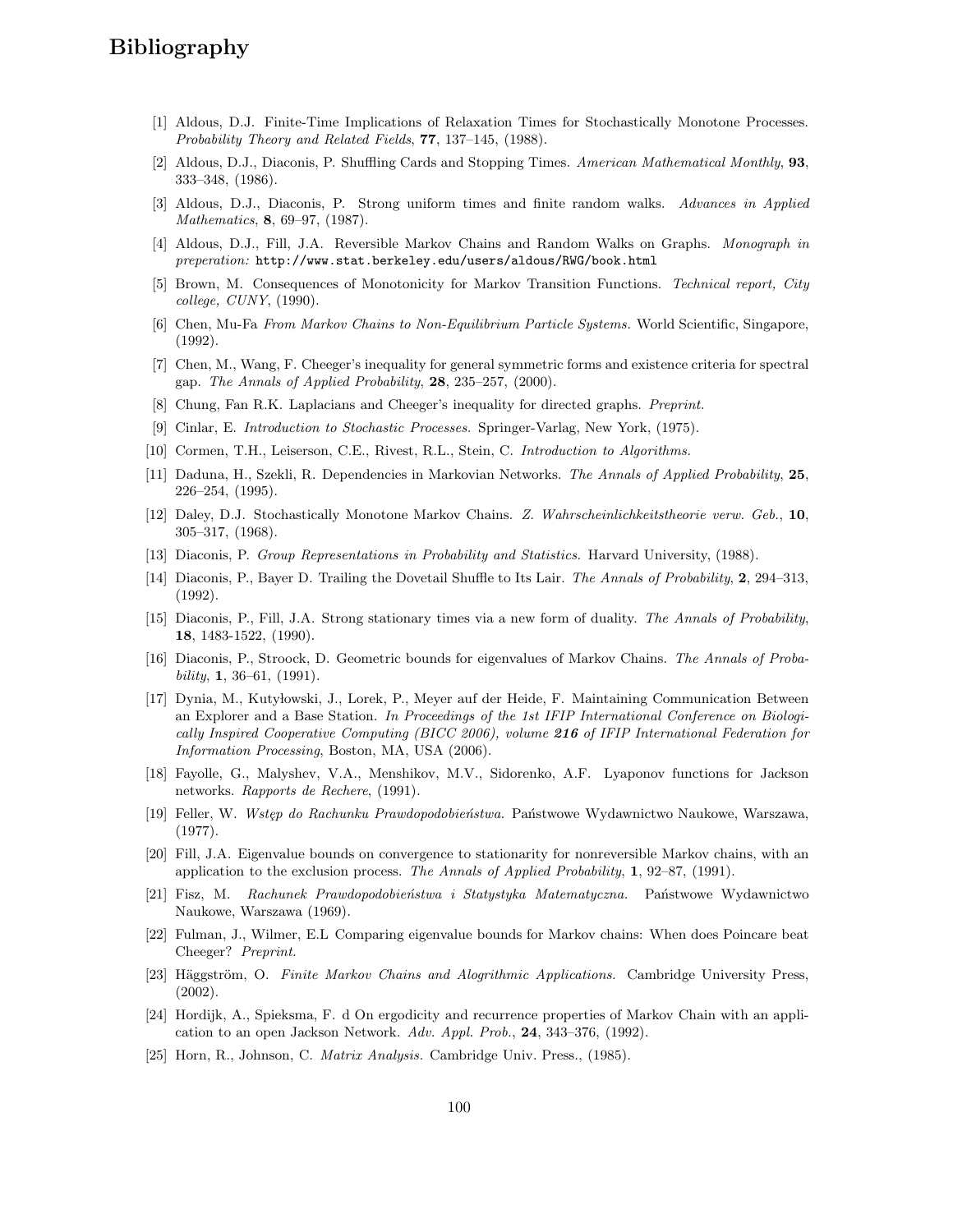# Bibliography

[1] Aldous, D.J. Finite-Time Implications of Relaxation Times for Stochastically Monotone Processes. *Probability Theory and Related Fields*, **77**, 137–145, (1988).

[2] Aldous, D.J., Diaconis, P. Shuffling Cards and Stopping Times. *American Mathematical Monthly*, **93**, 333–348, (1986).

[3] Aldous, D.J., Diaconis, P. Strong uniform times and finite random walks. *Advances in Applied Mathematics*, **8**, 69–97, (1987).

[4] Aldous, D.J., Fill, J.A. Reversible Markov Chains and Random Walks on Graphs. *Monograph in preperation:* `http://www.stat.berkeley.edu/users/aldous/RWG/book.html`

[5] Brown, M. Consequences of Monotonicity for Markov Transition Functions. *Technical report, City college, CUNY*, (1990).

[6] Chen, Mu-Fa *From Markov Chains to Non-Equilibrium Particle Systems.* World Scientific, Singapore, (1992).

[7] Chen, M., Wang, F. Cheeger's inequality for general symmetric forms and existence criteria for spectral gap. *The Annals of Applied Probability*, **28**, 235–257, (2000).

[8] Chung, Fan R.K. Laplacians and Cheeger's inequality for directed graphs. *Preprint.*

[9] Cinlar, E. *Introduction to Stochastic Processes.* Springer-Varlag, New York, (1975).

[10] Cormen, T.H., Leiserson, C.E., Rivest, R.L., Stein, C. *Introduction to Algorithms.*

[11] Daduna, H., Szekli, R. Dependencies in Markovian Networks. *The Annals of Applied Probability*, **25**, 226–254, (1995).

[12] Daley, D.J. Stochastically Monotone Markov Chains. *Z. Wahrscheinlichkeitstheorie verw. Geb.*, **10**, 305–317, (1968).

[13] Diaconis, P. *Group Representations in Probability and Statistics.* Harvard University, (1988).

[14] Diaconis, P., Bayer D. Trailing the Dovetail Shuffle to Its Lair. *The Annals of Probability*, **2**, 294–313, (1992).

[15] Diaconis, P., Fill, J.A. Strong stationary times via a new form of duality. *The Annals of Probability*, **18**, 1483-1522, (1990).

[16] Diaconis, P., Stroock, D. Geometric bounds for eigenvalues of Markov Chains. *The Annals of Probability*, **1**, 36–61, (1991).

[17] Dynia, M., Kutyłowski, J., Lorek, P., Meyer auf der Heide, F. Maintaining Communication Between an Explorer and a Base Station. *In Proceedings of the 1st IFIP International Conference on Biologically Inspired Cooperative Computing (BICC 2006), volume **216** of IFIP International Federation for Information Processing*, Boston, MA, USA (2006).

[18] Fayolle, G., Malyshev, V.A., Menshikov, M.V., Sidorenko, A.F. Lyaponov functions for Jackson networks. *Rapports de Rechere*, (1991).

[19] Feller, W. *Wstęp do Rachunku Prawdopodobieństwa.* Państwowe Wydawnictwo Naukowe, Warszawa, (1977).

[20] Fill, J.A. Eigenvalue bounds on convergence to stationarity for nonreversible Markov chains, with an application to the exclusion process. *The Annals of Applied Probability*, **1**, 92–87, (1991).

[21] Fisz, M. *Rachunek Prawdopodobieństwa i Statystyka Matematyczna.* Państwowe Wydawnictwo Naukowe, Warszawa (1969).

[22] Fulman, J., Wilmer, E.L Comparing eigenvalue bounds for Markov chains: When does Poincare beat Cheeger? *Preprint.*

[23] Häggström, O. *Finite Markov Chains and Alogrithmic Applications.* Cambridge University Press, (2002).

[24] Hordijk, A., Spieksma, F. d On ergodicity and recurrence properties of Markov Chain with an application to an open Jackson Network. *Adv. Appl. Prob.*, **24**, 343–376, (1992).

[25] Horn, R., Johnson, C. *Matrix Analysis.* Cambridge Univ. Press., (1985).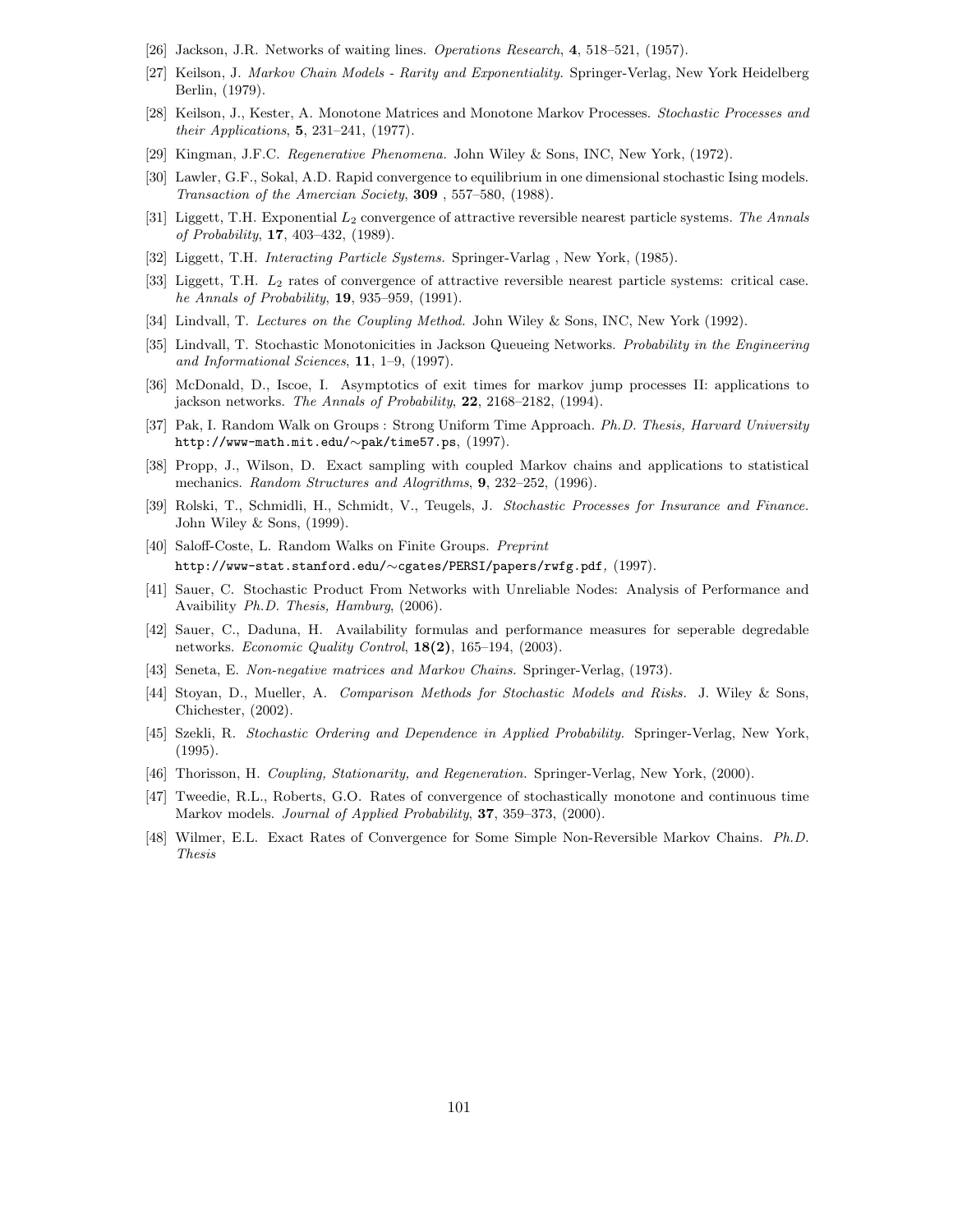[26] Jackson, J.R. Networks of waiting lines. *Operations Research*, **4**, 518–521, (1957).

[27] Keilson, J. *Markov Chain Models - Rarity and Exponentiality.* Springer-Verlag, New York Heidelberg Berlin, (1979).

[28] Keilson, J., Kester, A. Monotone Matrices and Monotone Markov Processes. *Stochastic Processes and their Applications*, **5**, 231–241, (1977).

[29] Kingman, J.F.C. *Regenerative Phenomena.* John Wiley & Sons, INC, New York, (1972).

[30] Lawler, G.F., Sokal, A.D. Rapid convergence to equilibrium in one dimensional stochastic Ising models. *Transaction of the Amercian Society*, **309** , 557–580, (1988).

[31] Liggett, T.H. Exponential $L_2$ convergence of attractive reversible nearest particle systems. *The Annals of Probability*, **17**, 403–432, (1989).

[32] Liggett, T.H. *Interacting Particle Systems.* Springer-Varlag , New York, (1985).

[33] Liggett, T.H. $L_2$ rates of convergence of attractive reversible nearest particle systems: critical case. *he Annals of Probability*, **19**, 935–959, (1991).

[34] Lindvall, T. *Lectures on the Coupling Method.* John Wiley & Sons, INC, New York (1992).

[35] Lindvall, T. Stochastic Monotonicities in Jackson Queueing Networks. *Probability in the Engineering and Informational Sciences*, **11**, 1–9, (1997).

[36] McDonald, D., Iscoe, I. Asymptotics of exit times for markov jump processes II: applications to jackson networks. *The Annals of Probability*, **22**, 2168–2182, (1994).

[37] Pak, I. Random Walk on Groups : Strong Uniform Time Approach. *Ph.D. Thesis, Harvard University* `http://www-math.mit.edu/~pak/time57.ps`, (1997).

[38] Propp, J., Wilson, D. Exact sampling with coupled Markov chains and applications to statistical mechanics. *Random Structures and Alogrithms*, **9**, 232–252, (1996).

[39] Rolski, T., Schmidli, H., Schmidt, V., Teugels, J. *Stochastic Processes for Insurance and Finance.* John Wiley & Sons, (1999).

[40] Saloff-Coste, L. Random Walks on Finite Groups. *Preprint* `http://www-stat.stanford.edu/~cgates/PERSI/papers/rwfg.pdf`, (1997).

[41] Sauer, C. Stochastic Product From Networks with Unreliable Nodes: Analysis of Performance and Avaibility *Ph.D. Thesis, Hamburg*, (2006).

[42] Sauer, C., Daduna, H. Availability formulas and performance measures for seperable degredable networks. *Economic Quality Control*, **18(2)**, 165–194, (2003).

[43] Seneta, E. *Non-negative matrices and Markov Chains.* Springer-Verlag, (1973).

[44] Stoyan, D., Mueller, A. *Comparison Methods for Stochastic Models and Risks.* J. Wiley & Sons, Chichester, (2002).

[45] Szekli, R. *Stochastic Ordering and Dependence in Applied Probability.* Springer-Verlag, New York, (1995).

[46] Thorisson, H. *Coupling, Stationarity, and Regeneration.* Springer-Verlag, New York, (2000).

[47] Tweedie, R.L., Roberts, G.O. Rates of convergence of stochastically monotone and continuous time Markov models. *Journal of Applied Probability*, **37**, 359–373, (2000).

[48] Wilmer, E.L. Exact Rates of Convergence for Some Simple Non-Reversible Markov Chains. *Ph.D. Thesis*